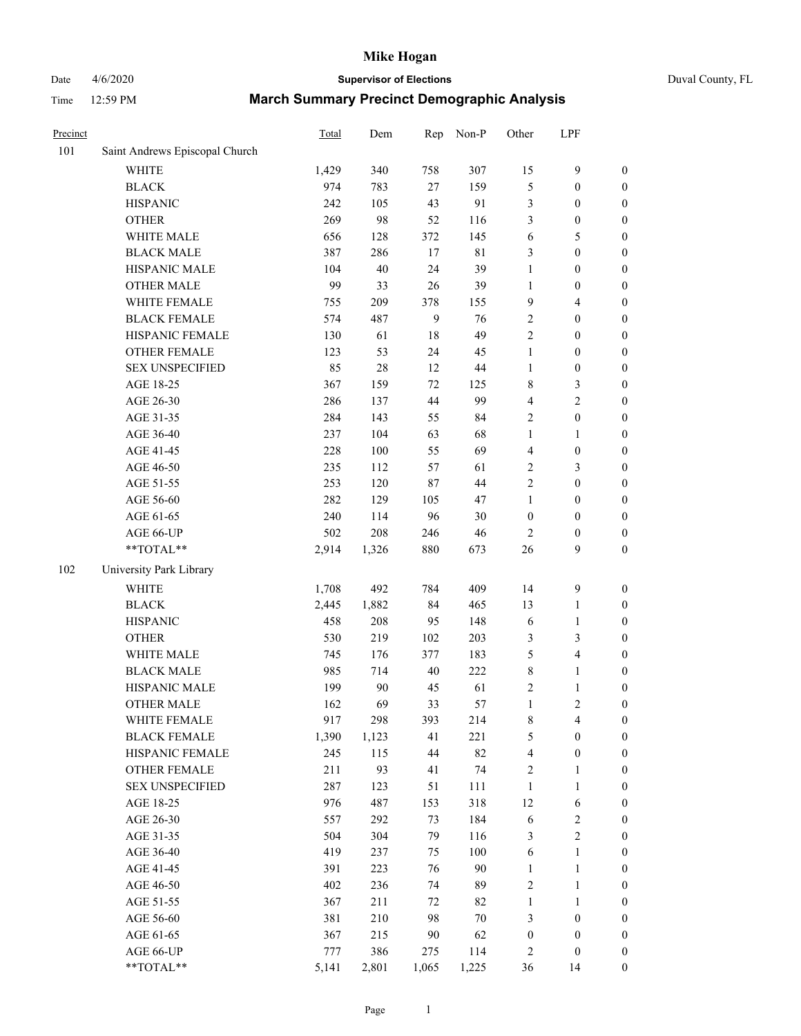# Mike Hogan

Date 4/6/2020 **Supervisor of Elections** Duval County, FL

Time 12:59 PM **March Summary Precinct Demographic Analysis**

| Precinct | | Total | Dem | Rep | Non-P | Other | LPF | |
|---|---|---|---|---|---|---|---|---|
| 101 | Saint Andrews Episcopal Church | | | | | | | |
| | WHITE | 1,429 | 340 | 758 | 307 | 15 | 9 | 0 |
| | BLACK | 974 | 783 | 27 | 159 | 5 | 0 | 0 |
| | HISPANIC | 242 | 105 | 43 | 91 | 3 | 0 | 0 |
| | OTHER | 269 | 98 | 52 | 116 | 3 | 0 | 0 |
| | WHITE MALE | 656 | 128 | 372 | 145 | 6 | 5 | 0 |
| | BLACK MALE | 387 | 286 | 17 | 81 | 3 | 0 | 0 |
| | HISPANIC MALE | 104 | 40 | 24 | 39 | 1 | 0 | 0 |
| | OTHER MALE | 99 | 33 | 26 | 39 | 1 | 0 | 0 |
| | WHITE FEMALE | 755 | 209 | 378 | 155 | 9 | 4 | 0 |
| | BLACK FEMALE | 574 | 487 | 9 | 76 | 2 | 0 | 0 |
| | HISPANIC FEMALE | 130 | 61 | 18 | 49 | 2 | 0 | 0 |
| | OTHER FEMALE | 123 | 53 | 24 | 45 | 1 | 0 | 0 |
| | SEX UNSPECIFIED | 85 | 28 | 12 | 44 | 1 | 0 | 0 |
| | AGE 18-25 | 367 | 159 | 72 | 125 | 8 | 3 | 0 |
| | AGE 26-30 | 286 | 137 | 44 | 99 | 4 | 2 | 0 |
| | AGE 31-35 | 284 | 143 | 55 | 84 | 2 | 0 | 0 |
| | AGE 36-40 | 237 | 104 | 63 | 68 | 1 | 1 | 0 |
| | AGE 41-45 | 228 | 100 | 55 | 69 | 4 | 0 | 0 |
| | AGE 46-50 | 235 | 112 | 57 | 61 | 2 | 3 | 0 |
| | AGE 51-55 | 253 | 120 | 87 | 44 | 2 | 0 | 0 |
| | AGE 56-60 | 282 | 129 | 105 | 47 | 1 | 0 | 0 |
| | AGE 61-65 | 240 | 114 | 96 | 30 | 0 | 0 | 0 |
| | AGE 66-UP | 502 | 208 | 246 | 46 | 2 | 0 | 0 |
| | **TOTAL** | 2,914 | 1,326 | 880 | 673 | 26 | 9 | 0 |
| 102 | University Park Library | | | | | | | |
| | WHITE | 1,708 | 492 | 784 | 409 | 14 | 9 | 0 |
| | BLACK | 2,445 | 1,882 | 84 | 465 | 13 | 1 | 0 |
| | HISPANIC | 458 | 208 | 95 | 148 | 6 | 1 | 0 |
| | OTHER | 530 | 219 | 102 | 203 | 3 | 3 | 0 |
| | WHITE MALE | 745 | 176 | 377 | 183 | 5 | 4 | 0 |
| | BLACK MALE | 985 | 714 | 40 | 222 | 8 | 1 | 0 |
| | HISPANIC MALE | 199 | 90 | 45 | 61 | 2 | 1 | 0 |
| | OTHER MALE | 162 | 69 | 33 | 57 | 1 | 2 | 0 |
| | WHITE FEMALE | 917 | 298 | 393 | 214 | 8 | 4 | 0 |
| | BLACK FEMALE | 1,390 | 1,123 | 41 | 221 | 5 | 0 | 0 |
| | HISPANIC FEMALE | 245 | 115 | 44 | 82 | 4 | 0 | 0 |
| | OTHER FEMALE | 211 | 93 | 41 | 74 | 2 | 1 | 0 |
| | SEX UNSPECIFIED | 287 | 123 | 51 | 111 | 1 | 1 | 0 |
| | AGE 18-25 | 976 | 487 | 153 | 318 | 12 | 6 | 0 |
| | AGE 26-30 | 557 | 292 | 73 | 184 | 6 | 2 | 0 |
| | AGE 31-35 | 504 | 304 | 79 | 116 | 3 | 2 | 0 |
| | AGE 36-40 | 419 | 237 | 75 | 100 | 6 | 1 | 0 |
| | AGE 41-45 | 391 | 223 | 76 | 90 | 1 | 1 | 0 |
| | AGE 46-50 | 402 | 236 | 74 | 89 | 2 | 1 | 0 |
| | AGE 51-55 | 367 | 211 | 72 | 82 | 1 | 1 | 0 |
| | AGE 56-60 | 381 | 210 | 98 | 70 | 3 | 0 | 0 |
| | AGE 61-65 | 367 | 215 | 90 | 62 | 0 | 0 | 0 |
| | AGE 66-UP | 777 | 386 | 275 | 114 | 2 | 0 | 0 |
| | **TOTAL** | 5,141 | 2,801 | 1,065 | 1,225 | 36 | 14 | 0 |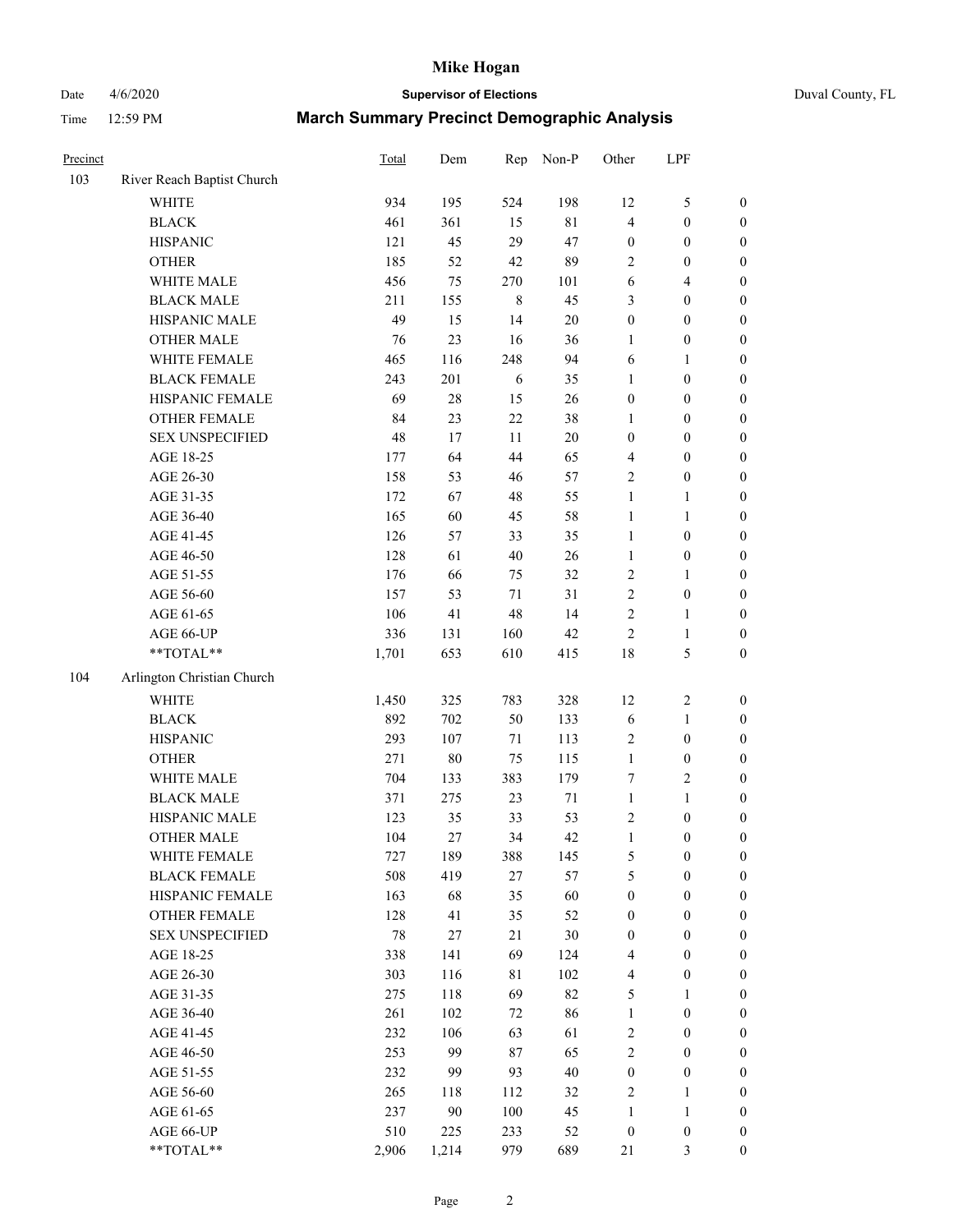# Mike Hogan

Date 4/6/2020 **Supervisor of Elections** Duval County, FL

Time 12:59 PM **March Summary Precinct Demographic Analysis**

| Precinct | | Total | Dem | Rep | Non-P | Other | LPF | |
|---|---|---|---|---|---|---|---|---|
| 103 | River Reach Baptist Church | | | | | | | |
| | WHITE | 934 | 195 | 524 | 198 | 12 | 5 | 0 |
| | BLACK | 461 | 361 | 15 | 81 | 4 | 0 | 0 |
| | HISPANIC | 121 | 45 | 29 | 47 | 0 | 0 | 0 |
| | OTHER | 185 | 52 | 42 | 89 | 2 | 0 | 0 |
| | WHITE MALE | 456 | 75 | 270 | 101 | 6 | 4 | 0 |
| | BLACK MALE | 211 | 155 | 8 | 45 | 3 | 0 | 0 |
| | HISPANIC MALE | 49 | 15 | 14 | 20 | 0 | 0 | 0 |
| | OTHER MALE | 76 | 23 | 16 | 36 | 1 | 0 | 0 |
| | WHITE FEMALE | 465 | 116 | 248 | 94 | 6 | 1 | 0 |
| | BLACK FEMALE | 243 | 201 | 6 | 35 | 1 | 0 | 0 |
| | HISPANIC FEMALE | 69 | 28 | 15 | 26 | 0 | 0 | 0 |
| | OTHER FEMALE | 84 | 23 | 22 | 38 | 1 | 0 | 0 |
| | SEX UNSPECIFIED | 48 | 17 | 11 | 20 | 0 | 0 | 0 |
| | AGE 18-25 | 177 | 64 | 44 | 65 | 4 | 0 | 0 |
| | AGE 26-30 | 158 | 53 | 46 | 57 | 2 | 0 | 0 |
| | AGE 31-35 | 172 | 67 | 48 | 55 | 1 | 1 | 0 |
| | AGE 36-40 | 165 | 60 | 45 | 58 | 1 | 1 | 0 |
| | AGE 41-45 | 126 | 57 | 33 | 35 | 1 | 0 | 0 |
| | AGE 46-50 | 128 | 61 | 40 | 26 | 1 | 0 | 0 |
| | AGE 51-55 | 176 | 66 | 75 | 32 | 2 | 1 | 0 |
| | AGE 56-60 | 157 | 53 | 71 | 31 | 2 | 0 | 0 |
| | AGE 61-65 | 106 | 41 | 48 | 14 | 2 | 1 | 0 |
| | AGE 66-UP | 336 | 131 | 160 | 42 | 2 | 1 | 0 |
| | **TOTAL** | 1,701 | 653 | 610 | 415 | 18 | 5 | 0 |
| 104 | Arlington Christian Church | | | | | | | |
| | WHITE | 1,450 | 325 | 783 | 328 | 12 | 2 | 0 |
| | BLACK | 892 | 702 | 50 | 133 | 6 | 1 | 0 |
| | HISPANIC | 293 | 107 | 71 | 113 | 2 | 0 | 0 |
| | OTHER | 271 | 80 | 75 | 115 | 1 | 0 | 0 |
| | WHITE MALE | 704 | 133 | 383 | 179 | 7 | 2 | 0 |
| | BLACK MALE | 371 | 275 | 23 | 71 | 1 | 1 | 0 |
| | HISPANIC MALE | 123 | 35 | 33 | 53 | 2 | 0 | 0 |
| | OTHER MALE | 104 | 27 | 34 | 42 | 1 | 0 | 0 |
| | WHITE FEMALE | 727 | 189 | 388 | 145 | 5 | 0 | 0 |
| | BLACK FEMALE | 508 | 419 | 27 | 57 | 5 | 0 | 0 |
| | HISPANIC FEMALE | 163 | 68 | 35 | 60 | 0 | 0 | 0 |
| | OTHER FEMALE | 128 | 41 | 35 | 52 | 0 | 0 | 0 |
| | SEX UNSPECIFIED | 78 | 27 | 21 | 30 | 0 | 0 | 0 |
| | AGE 18-25 | 338 | 141 | 69 | 124 | 4 | 0 | 0 |
| | AGE 26-30 | 303 | 116 | 81 | 102 | 4 | 0 | 0 |
| | AGE 31-35 | 275 | 118 | 69 | 82 | 5 | 1 | 0 |
| | AGE 36-40 | 261 | 102 | 72 | 86 | 1 | 0 | 0 |
| | AGE 41-45 | 232 | 106 | 63 | 61 | 2 | 0 | 0 |
| | AGE 46-50 | 253 | 99 | 87 | 65 | 2 | 0 | 0 |
| | AGE 51-55 | 232 | 99 | 93 | 40 | 0 | 0 | 0 |
| | AGE 56-60 | 265 | 118 | 112 | 32 | 2 | 1 | 0 |
| | AGE 61-65 | 237 | 90 | 100 | 45 | 1 | 1 | 0 |
| | AGE 66-UP | 510 | 225 | 233 | 52 | 0 | 0 | 0 |
| | **TOTAL** | 2,906 | 1,214 | 979 | 689 | 21 | 3 | 0 |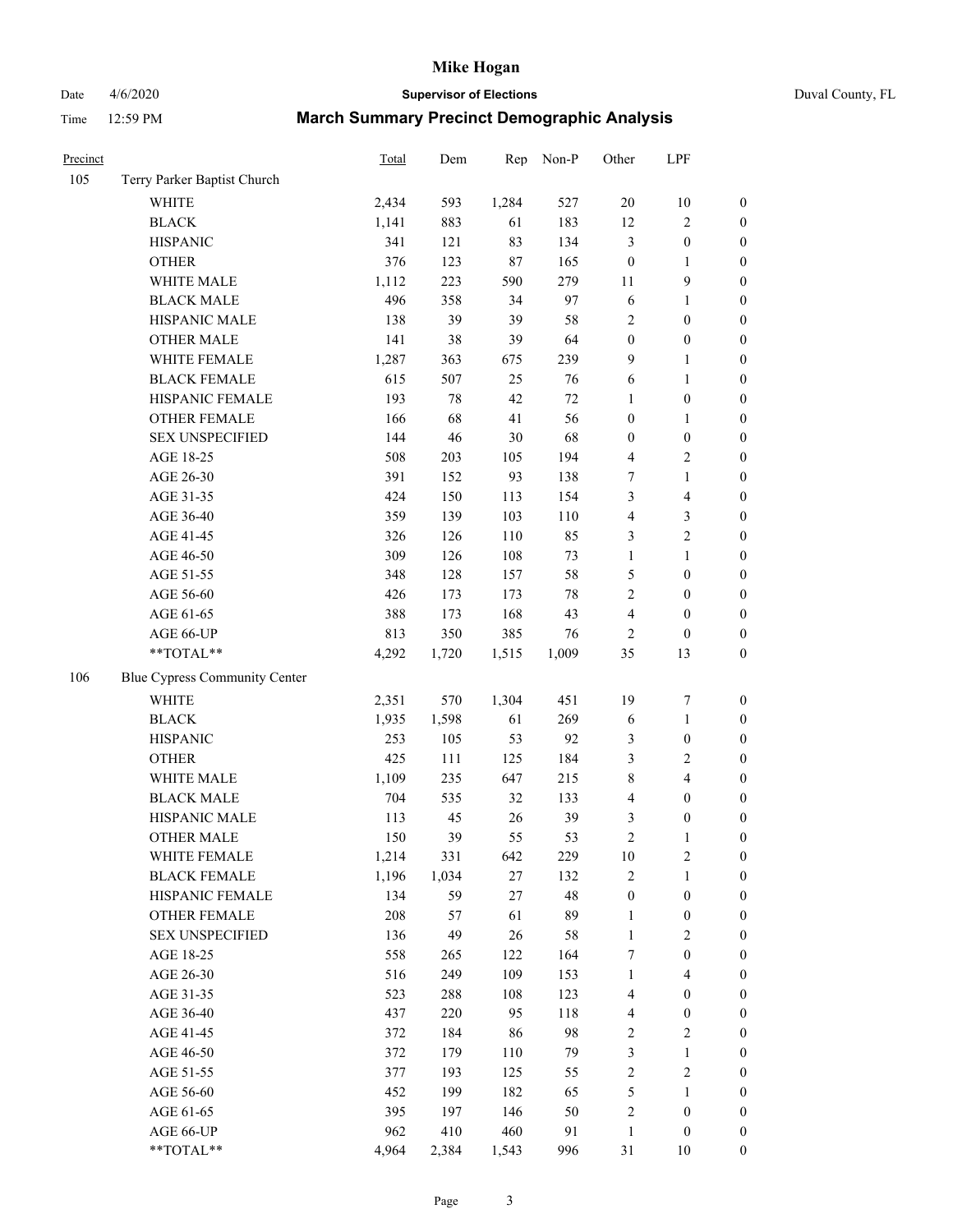# Mike Hogan

**Supervisor of Elections**

Duval County, FL

Date 4/6/2020

Time 12:59 PM

## March Summary Precinct Demographic Analysis

| Precinct | | Total | Dem | Rep | Non-P | Other | LPF | |
|---|---|---|---|---|---|---|---|---|
| 105 | Terry Parker Baptist Church | | | | | | | |
| | WHITE | 2,434 | 593 | 1,284 | 527 | 20 | 10 | 0 |
| | BLACK | 1,141 | 883 | 61 | 183 | 12 | 2 | 0 |
| | HISPANIC | 341 | 121 | 83 | 134 | 3 | 0 | 0 |
| | OTHER | 376 | 123 | 87 | 165 | 0 | 1 | 0 |
| | WHITE MALE | 1,112 | 223 | 590 | 279 | 11 | 9 | 0 |
| | BLACK MALE | 496 | 358 | 34 | 97 | 6 | 1 | 0 |
| | HISPANIC MALE | 138 | 39 | 39 | 58 | 2 | 0 | 0 |
| | OTHER MALE | 141 | 38 | 39 | 64 | 0 | 0 | 0 |
| | WHITE FEMALE | 1,287 | 363 | 675 | 239 | 9 | 1 | 0 |
| | BLACK FEMALE | 615 | 507 | 25 | 76 | 6 | 1 | 0 |
| | HISPANIC FEMALE | 193 | 78 | 42 | 72 | 1 | 0 | 0 |
| | OTHER FEMALE | 166 | 68 | 41 | 56 | 0 | 1 | 0 |
| | SEX UNSPECIFIED | 144 | 46 | 30 | 68 | 0 | 0 | 0 |
| | AGE 18-25 | 508 | 203 | 105 | 194 | 4 | 2 | 0 |
| | AGE 26-30 | 391 | 152 | 93 | 138 | 7 | 1 | 0 |
| | AGE 31-35 | 424 | 150 | 113 | 154 | 3 | 4 | 0 |
| | AGE 36-40 | 359 | 139 | 103 | 110 | 4 | 3 | 0 |
| | AGE 41-45 | 326 | 126 | 110 | 85 | 3 | 2 | 0 |
| | AGE 46-50 | 309 | 126 | 108 | 73 | 1 | 1 | 0 |
| | AGE 51-55 | 348 | 128 | 157 | 58 | 5 | 0 | 0 |
| | AGE 56-60 | 426 | 173 | 173 | 78 | 2 | 0 | 0 |
| | AGE 61-65 | 388 | 173 | 168 | 43 | 4 | 0 | 0 |
| | AGE 66-UP | 813 | 350 | 385 | 76 | 2 | 0 | 0 |
| | **TOTAL** | 4,292 | 1,720 | 1,515 | 1,009 | 35 | 13 | 0 |
| 106 | Blue Cypress Community Center | | | | | | | |
| | WHITE | 2,351 | 570 | 1,304 | 451 | 19 | 7 | 0 |
| | BLACK | 1,935 | 1,598 | 61 | 269 | 6 | 1 | 0 |
| | HISPANIC | 253 | 105 | 53 | 92 | 3 | 0 | 0 |
| | OTHER | 425 | 111 | 125 | 184 | 3 | 2 | 0 |
| | WHITE MALE | 1,109 | 235 | 647 | 215 | 8 | 4 | 0 |
| | BLACK MALE | 704 | 535 | 32 | 133 | 4 | 0 | 0 |
| | HISPANIC MALE | 113 | 45 | 26 | 39 | 3 | 0 | 0 |
| | OTHER MALE | 150 | 39 | 55 | 53 | 2 | 1 | 0 |
| | WHITE FEMALE | 1,214 | 331 | 642 | 229 | 10 | 2 | 0 |
| | BLACK FEMALE | 1,196 | 1,034 | 27 | 132 | 2 | 1 | 0 |
| | HISPANIC FEMALE | 134 | 59 | 27 | 48 | 0 | 0 | 0 |
| | OTHER FEMALE | 208 | 57 | 61 | 89 | 1 | 0 | 0 |
| | SEX UNSPECIFIED | 136 | 49 | 26 | 58 | 1 | 2 | 0 |
| | AGE 18-25 | 558 | 265 | 122 | 164 | 7 | 0 | 0 |
| | AGE 26-30 | 516 | 249 | 109 | 153 | 1 | 4 | 0 |
| | AGE 31-35 | 523 | 288 | 108 | 123 | 4 | 0 | 0 |
| | AGE 36-40 | 437 | 220 | 95 | 118 | 4 | 0 | 0 |
| | AGE 41-45 | 372 | 184 | 86 | 98 | 2 | 2 | 0 |
| | AGE 46-50 | 372 | 179 | 110 | 79 | 3 | 1 | 0 |
| | AGE 51-55 | 377 | 193 | 125 | 55 | 2 | 2 | 0 |
| | AGE 56-60 | 452 | 199 | 182 | 65 | 5 | 1 | 0 |
| | AGE 61-65 | 395 | 197 | 146 | 50 | 2 | 0 | 0 |
| | AGE 66-UP | 962 | 410 | 460 | 91 | 1 | 0 | 0 |
| | **TOTAL** | 4,964 | 2,384 | 1,543 | 996 | 31 | 10 | 0 |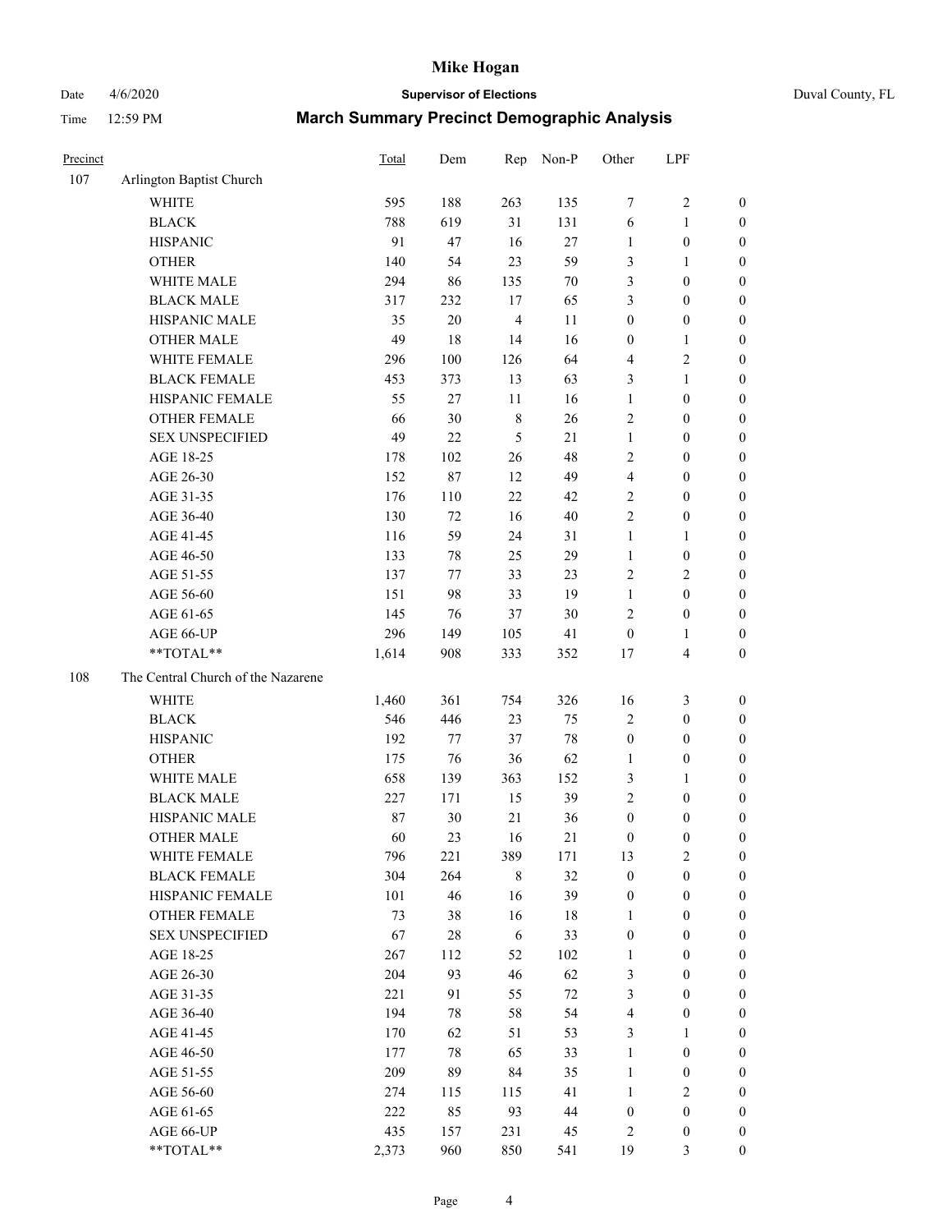# Mike Hogan

Date 4/6/2020 **Supervisor of Elections** Duval County, FL

Time 12:59 PM **March Summary Precinct Demographic Analysis**

| Precinct | | Total | Dem | Rep | Non-P | Other | LPF | |
|---|---|---|---|---|---|---|---|---|
| 107 | Arlington Baptist Church | | | | | | | |
| | WHITE | 595 | 188 | 263 | 135 | 7 | 2 | 0 |
| | BLACK | 788 | 619 | 31 | 131 | 6 | 1 | 0 |
| | HISPANIC | 91 | 47 | 16 | 27 | 1 | 0 | 0 |
| | OTHER | 140 | 54 | 23 | 59 | 3 | 1 | 0 |
| | WHITE MALE | 294 | 86 | 135 | 70 | 3 | 0 | 0 |
| | BLACK MALE | 317 | 232 | 17 | 65 | 3 | 0 | 0 |
| | HISPANIC MALE | 35 | 20 | 4 | 11 | 0 | 0 | 0 |
| | OTHER MALE | 49 | 18 | 14 | 16 | 0 | 1 | 0 |
| | WHITE FEMALE | 296 | 100 | 126 | 64 | 4 | 2 | 0 |
| | BLACK FEMALE | 453 | 373 | 13 | 63 | 3 | 1 | 0 |
| | HISPANIC FEMALE | 55 | 27 | 11 | 16 | 1 | 0 | 0 |
| | OTHER FEMALE | 66 | 30 | 8 | 26 | 2 | 0 | 0 |
| | SEX UNSPECIFIED | 49 | 22 | 5 | 21 | 1 | 0 | 0 |
| | AGE 18-25 | 178 | 102 | 26 | 48 | 2 | 0 | 0 |
| | AGE 26-30 | 152 | 87 | 12 | 49 | 4 | 0 | 0 |
| | AGE 31-35 | 176 | 110 | 22 | 42 | 2 | 0 | 0 |
| | AGE 36-40 | 130 | 72 | 16 | 40 | 2 | 0 | 0 |
| | AGE 41-45 | 116 | 59 | 24 | 31 | 1 | 1 | 0 |
| | AGE 46-50 | 133 | 78 | 25 | 29 | 1 | 0 | 0 |
| | AGE 51-55 | 137 | 77 | 33 | 23 | 2 | 2 | 0 |
| | AGE 56-60 | 151 | 98 | 33 | 19 | 1 | 0 | 0 |
| | AGE 61-65 | 145 | 76 | 37 | 30 | 2 | 0 | 0 |
| | AGE 66-UP | 296 | 149 | 105 | 41 | 0 | 1 | 0 |
| | **TOTAL** | 1,614 | 908 | 333 | 352 | 17 | 4 | 0 |
| 108 | The Central Church of the Nazarene | | | | | | | |
| | WHITE | 1,460 | 361 | 754 | 326 | 16 | 3 | 0 |
| | BLACK | 546 | 446 | 23 | 75 | 2 | 0 | 0 |
| | HISPANIC | 192 | 77 | 37 | 78 | 0 | 0 | 0 |
| | OTHER | 175 | 76 | 36 | 62 | 1 | 0 | 0 |
| | WHITE MALE | 658 | 139 | 363 | 152 | 3 | 1 | 0 |
| | BLACK MALE | 227 | 171 | 15 | 39 | 2 | 0 | 0 |
| | HISPANIC MALE | 87 | 30 | 21 | 36 | 0 | 0 | 0 |
| | OTHER MALE | 60 | 23 | 16 | 21 | 0 | 0 | 0 |
| | WHITE FEMALE | 796 | 221 | 389 | 171 | 13 | 2 | 0 |
| | BLACK FEMALE | 304 | 264 | 8 | 32 | 0 | 0 | 0 |
| | HISPANIC FEMALE | 101 | 46 | 16 | 39 | 0 | 0 | 0 |
| | OTHER FEMALE | 73 | 38 | 16 | 18 | 1 | 0 | 0 |
| | SEX UNSPECIFIED | 67 | 28 | 6 | 33 | 0 | 0 | 0 |
| | AGE 18-25 | 267 | 112 | 52 | 102 | 1 | 0 | 0 |
| | AGE 26-30 | 204 | 93 | 46 | 62 | 3 | 0 | 0 |
| | AGE 31-35 | 221 | 91 | 55 | 72 | 3 | 0 | 0 |
| | AGE 36-40 | 194 | 78 | 58 | 54 | 4 | 0 | 0 |
| | AGE 41-45 | 170 | 62 | 51 | 53 | 3 | 1 | 0 |
| | AGE 46-50 | 177 | 78 | 65 | 33 | 1 | 0 | 0 |
| | AGE 51-55 | 209 | 89 | 84 | 35 | 1 | 0 | 0 |
| | AGE 56-60 | 274 | 115 | 115 | 41 | 1 | 2 | 0 |
| | AGE 61-65 | 222 | 85 | 93 | 44 | 0 | 0 | 0 |
| | AGE 66-UP | 435 | 157 | 231 | 45 | 2 | 0 | 0 |
| | **TOTAL** | 2,373 | 960 | 850 | 541 | 19 | 3 | 0 |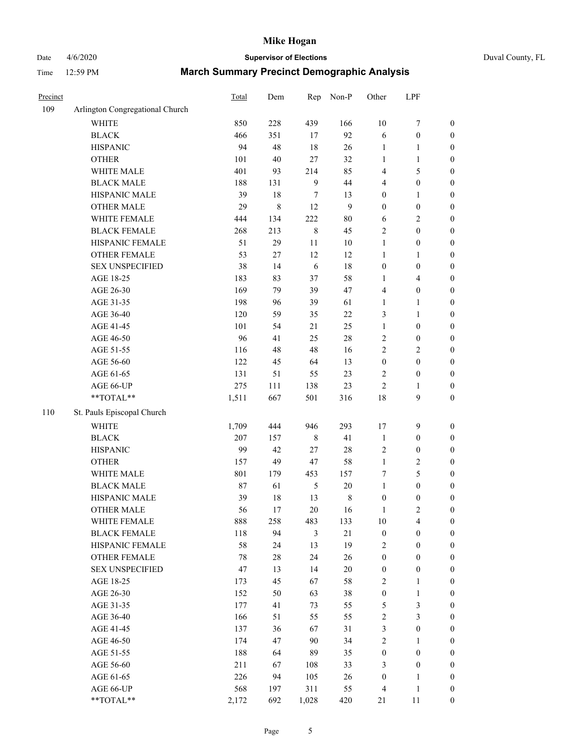# Mike Hogan

**Supervisor of Elections**

Date 4/6/2020

Time 12:59 PM

**March Summary Precinct Demographic Analysis**

Duval County, FL

| Precinct | | Total | Dem | Rep | Non-P | Other | LPF | |
|---|---|---|---|---|---|---|---|---|
| 109 | Arlington Congregational Church | | | | | | | |
| | WHITE | 850 | 228 | 439 | 166 | 10 | 7 | 0 |
| | BLACK | 466 | 351 | 17 | 92 | 6 | 0 | 0 |
| | HISPANIC | 94 | 48 | 18 | 26 | 1 | 1 | 0 |
| | OTHER | 101 | 40 | 27 | 32 | 1 | 1 | 0 |
| | WHITE MALE | 401 | 93 | 214 | 85 | 4 | 5 | 0 |
| | BLACK MALE | 188 | 131 | 9 | 44 | 4 | 0 | 0 |
| | HISPANIC MALE | 39 | 18 | 7 | 13 | 0 | 1 | 0 |
| | OTHER MALE | 29 | 8 | 12 | 9 | 0 | 0 | 0 |
| | WHITE FEMALE | 444 | 134 | 222 | 80 | 6 | 2 | 0 |
| | BLACK FEMALE | 268 | 213 | 8 | 45 | 2 | 0 | 0 |
| | HISPANIC FEMALE | 51 | 29 | 11 | 10 | 1 | 0 | 0 |
| | OTHER FEMALE | 53 | 27 | 12 | 12 | 1 | 1 | 0 |
| | SEX UNSPECIFIED | 38 | 14 | 6 | 18 | 0 | 0 | 0 |
| | AGE 18-25 | 183 | 83 | 37 | 58 | 1 | 4 | 0 |
| | AGE 26-30 | 169 | 79 | 39 | 47 | 4 | 0 | 0 |
| | AGE 31-35 | 198 | 96 | 39 | 61 | 1 | 1 | 0 |
| | AGE 36-40 | 120 | 59 | 35 | 22 | 3 | 1 | 0 |
| | AGE 41-45 | 101 | 54 | 21 | 25 | 1 | 0 | 0 |
| | AGE 46-50 | 96 | 41 | 25 | 28 | 2 | 0 | 0 |
| | AGE 51-55 | 116 | 48 | 48 | 16 | 2 | 2 | 0 |
| | AGE 56-60 | 122 | 45 | 64 | 13 | 0 | 0 | 0 |
| | AGE 61-65 | 131 | 51 | 55 | 23 | 2 | 0 | 0 |
| | AGE 66-UP | 275 | 111 | 138 | 23 | 2 | 1 | 0 |
| | **TOTAL** | 1,511 | 667 | 501 | 316 | 18 | 9 | 0 |
| 110 | St. Pauls Episcopal Church | | | | | | | |
| | WHITE | 1,709 | 444 | 946 | 293 | 17 | 9 | 0 |
| | BLACK | 207 | 157 | 8 | 41 | 1 | 0 | 0 |
| | HISPANIC | 99 | 42 | 27 | 28 | 2 | 0 | 0 |
| | OTHER | 157 | 49 | 47 | 58 | 1 | 2 | 0 |
| | WHITE MALE | 801 | 179 | 453 | 157 | 7 | 5 | 0 |
| | BLACK MALE | 87 | 61 | 5 | 20 | 1 | 0 | 0 |
| | HISPANIC MALE | 39 | 18 | 13 | 8 | 0 | 0 | 0 |
| | OTHER MALE | 56 | 17 | 20 | 16 | 1 | 2 | 0 |
| | WHITE FEMALE | 888 | 258 | 483 | 133 | 10 | 4 | 0 |
| | BLACK FEMALE | 118 | 94 | 3 | 21 | 0 | 0 | 0 |
| | HISPANIC FEMALE | 58 | 24 | 13 | 19 | 2 | 0 | 0 |
| | OTHER FEMALE | 78 | 28 | 24 | 26 | 0 | 0 | 0 |
| | SEX UNSPECIFIED | 47 | 13 | 14 | 20 | 0 | 0 | 0 |
| | AGE 18-25 | 173 | 45 | 67 | 58 | 2 | 1 | 0 |
| | AGE 26-30 | 152 | 50 | 63 | 38 | 0 | 1 | 0 |
| | AGE 31-35 | 177 | 41 | 73 | 55 | 5 | 3 | 0 |
| | AGE 36-40 | 166 | 51 | 55 | 55 | 2 | 3 | 0 |
| | AGE 41-45 | 137 | 36 | 67 | 31 | 3 | 0 | 0 |
| | AGE 46-50 | 174 | 47 | 90 | 34 | 2 | 1 | 0 |
| | AGE 51-55 | 188 | 64 | 89 | 35 | 0 | 0 | 0 |
| | AGE 56-60 | 211 | 67 | 108 | 33 | 3 | 0 | 0 |
| | AGE 61-65 | 226 | 94 | 105 | 26 | 0 | 1 | 0 |
| | AGE 66-UP | 568 | 197 | 311 | 55 | 4 | 1 | 0 |
| | **TOTAL** | 2,172 | 692 | 1,028 | 420 | 21 | 11 | 0 |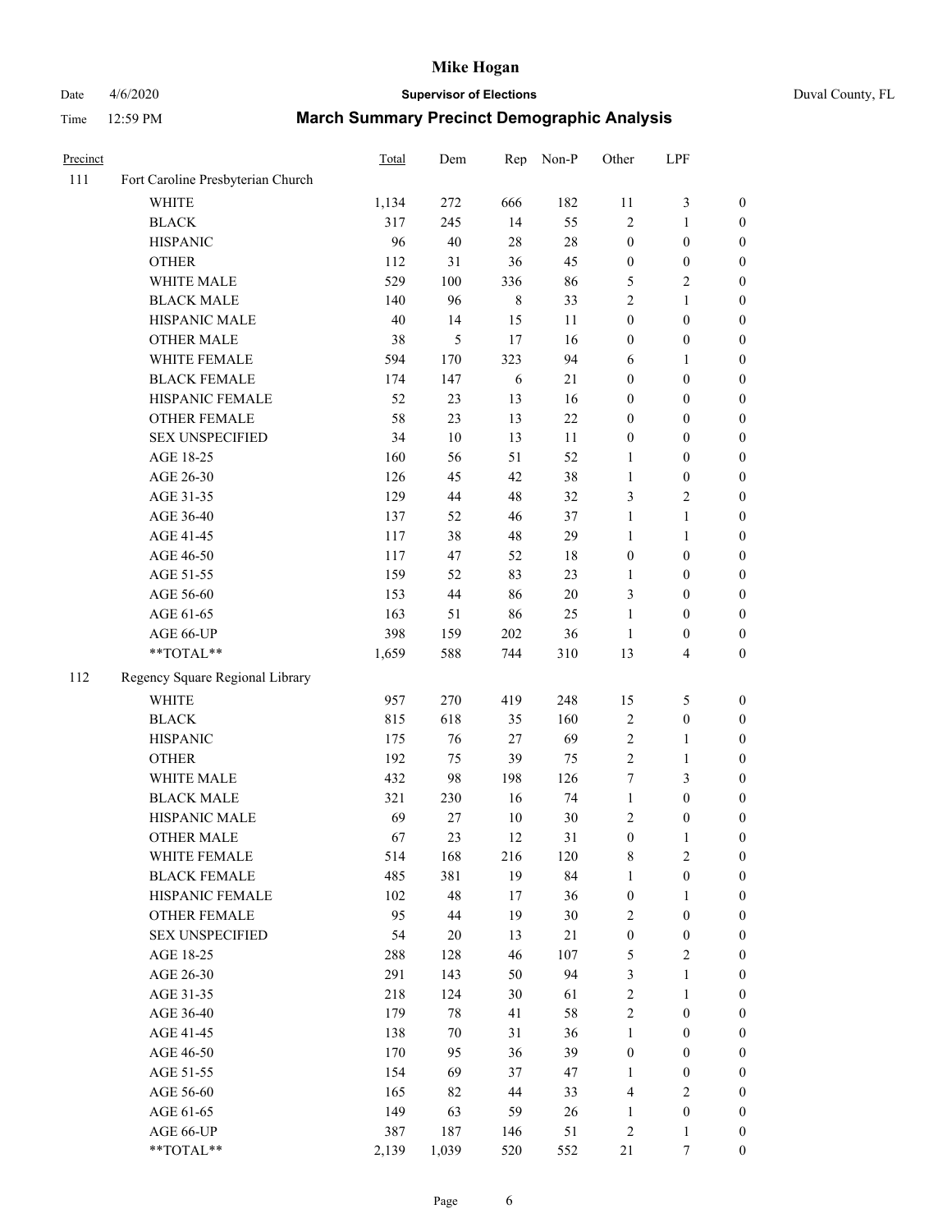# Mike Hogan

Date 4/6/2020 **Supervisor of Elections** Duval County, FL

Time 12:59 PM **March Summary Precinct Demographic Analysis**

| Precinct | | Total | Dem | Rep | Non-P | Other | LPF | |
|---|---|---|---|---|---|---|---|---|
| 111 | Fort Caroline Presbyterian Church | | | | | | | |
| | WHITE | 1,134 | 272 | 666 | 182 | 11 | 3 | 0 |
| | BLACK | 317 | 245 | 14 | 55 | 2 | 1 | 0 |
| | HISPANIC | 96 | 40 | 28 | 28 | 0 | 0 | 0 |
| | OTHER | 112 | 31 | 36 | 45 | 0 | 0 | 0 |
| | WHITE MALE | 529 | 100 | 336 | 86 | 5 | 2 | 0 |
| | BLACK MALE | 140 | 96 | 8 | 33 | 2 | 1 | 0 |
| | HISPANIC MALE | 40 | 14 | 15 | 11 | 0 | 0 | 0 |
| | OTHER MALE | 38 | 5 | 17 | 16 | 0 | 0 | 0 |
| | WHITE FEMALE | 594 | 170 | 323 | 94 | 6 | 1 | 0 |
| | BLACK FEMALE | 174 | 147 | 6 | 21 | 0 | 0 | 0 |
| | HISPANIC FEMALE | 52 | 23 | 13 | 16 | 0 | 0 | 0 |
| | OTHER FEMALE | 58 | 23 | 13 | 22 | 0 | 0 | 0 |
| | SEX UNSPECIFIED | 34 | 10 | 13 | 11 | 0 | 0 | 0 |
| | AGE 18-25 | 160 | 56 | 51 | 52 | 1 | 0 | 0 |
| | AGE 26-30 | 126 | 45 | 42 | 38 | 1 | 0 | 0 |
| | AGE 31-35 | 129 | 44 | 48 | 32 | 3 | 2 | 0 |
| | AGE 36-40 | 137 | 52 | 46 | 37 | 1 | 1 | 0 |
| | AGE 41-45 | 117 | 38 | 48 | 29 | 1 | 1 | 0 |
| | AGE 46-50 | 117 | 47 | 52 | 18 | 0 | 0 | 0 |
| | AGE 51-55 | 159 | 52 | 83 | 23 | 1 | 0 | 0 |
| | AGE 56-60 | 153 | 44 | 86 | 20 | 3 | 0 | 0 |
| | AGE 61-65 | 163 | 51 | 86 | 25 | 1 | 0 | 0 |
| | AGE 66-UP | 398 | 159 | 202 | 36 | 1 | 0 | 0 |
| | **TOTAL** | 1,659 | 588 | 744 | 310 | 13 | 4 | 0 |
| 112 | Regency Square Regional Library | | | | | | | |
| | WHITE | 957 | 270 | 419 | 248 | 15 | 5 | 0 |
| | BLACK | 815 | 618 | 35 | 160 | 2 | 0 | 0 |
| | HISPANIC | 175 | 76 | 27 | 69 | 2 | 1 | 0 |
| | OTHER | 192 | 75 | 39 | 75 | 2 | 1 | 0 |
| | WHITE MALE | 432 | 98 | 198 | 126 | 7 | 3 | 0 |
| | BLACK MALE | 321 | 230 | 16 | 74 | 1 | 0 | 0 |
| | HISPANIC MALE | 69 | 27 | 10 | 30 | 2 | 0 | 0 |
| | OTHER MALE | 67 | 23 | 12 | 31 | 0 | 1 | 0 |
| | WHITE FEMALE | 514 | 168 | 216 | 120 | 8 | 2 | 0 |
| | BLACK FEMALE | 485 | 381 | 19 | 84 | 1 | 0 | 0 |
| | HISPANIC FEMALE | 102 | 48 | 17 | 36 | 0 | 1 | 0 |
| | OTHER FEMALE | 95 | 44 | 19 | 30 | 2 | 0 | 0 |
| | SEX UNSPECIFIED | 54 | 20 | 13 | 21 | 0 | 0 | 0 |
| | AGE 18-25 | 288 | 128 | 46 | 107 | 5 | 2 | 0 |
| | AGE 26-30 | 291 | 143 | 50 | 94 | 3 | 1 | 0 |
| | AGE 31-35 | 218 | 124 | 30 | 61 | 2 | 1 | 0 |
| | AGE 36-40 | 179 | 78 | 41 | 58 | 2 | 0 | 0 |
| | AGE 41-45 | 138 | 70 | 31 | 36 | 1 | 0 | 0 |
| | AGE 46-50 | 170 | 95 | 36 | 39 | 0 | 0 | 0 |
| | AGE 51-55 | 154 | 69 | 37 | 47 | 1 | 0 | 0 |
| | AGE 56-60 | 165 | 82 | 44 | 33 | 4 | 2 | 0 |
| | AGE 61-65 | 149 | 63 | 59 | 26 | 1 | 0 | 0 |
| | AGE 66-UP | 387 | 187 | 146 | 51 | 2 | 1 | 0 |
| | **TOTAL** | 2,139 | 1,039 | 520 | 552 | 21 | 7 | 0 |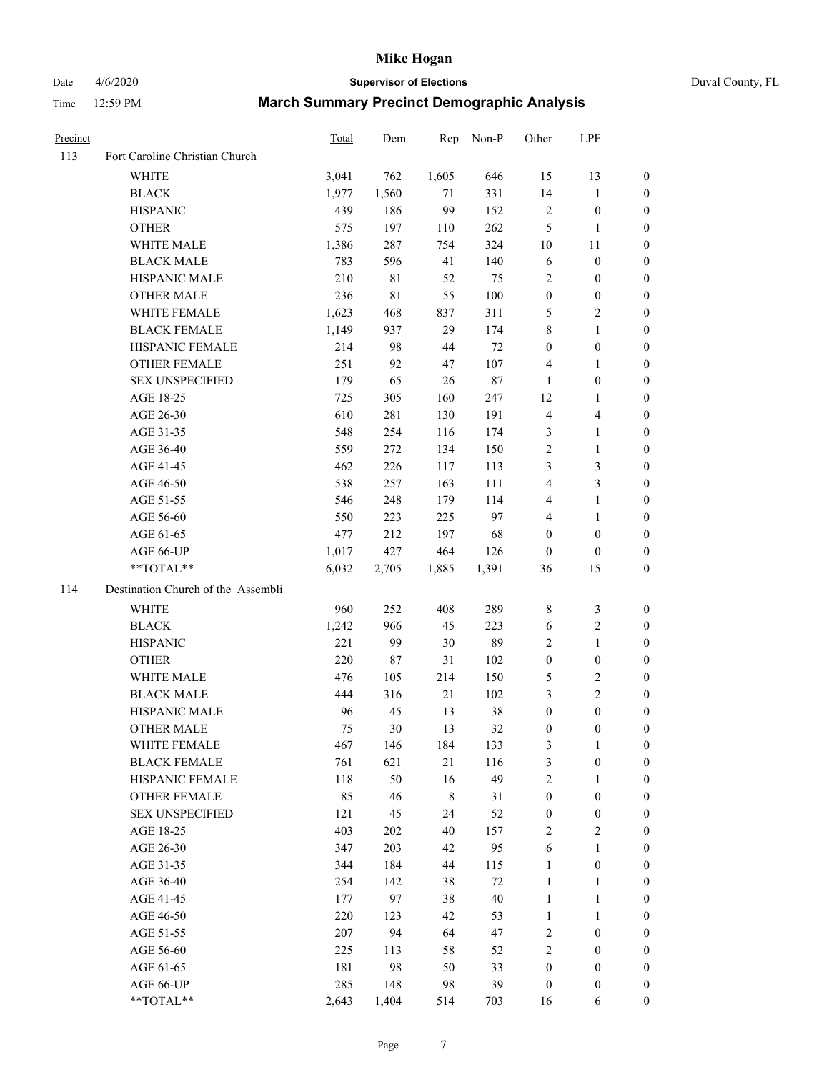# Mike Hogan

Date 4/6/2020 **Supervisor of Elections** Duval County, FL

Time 12:59 PM **March Summary Precinct Demographic Analysis**

| Precinct | | Total | Dem | Rep | Non-P | Other | LPF | |
|---|---|---|---|---|---|---|---|---|
| 113 | Fort Caroline Christian Church | | | | | | | |
| | WHITE | 3,041 | 762 | 1,605 | 646 | 15 | 13 | 0 |
| | BLACK | 1,977 | 1,560 | 71 | 331 | 14 | 1 | 0 |
| | HISPANIC | 439 | 186 | 99 | 152 | 2 | 0 | 0 |
| | OTHER | 575 | 197 | 110 | 262 | 5 | 1 | 0 |
| | WHITE MALE | 1,386 | 287 | 754 | 324 | 10 | 11 | 0 |
| | BLACK MALE | 783 | 596 | 41 | 140 | 6 | 0 | 0 |
| | HISPANIC MALE | 210 | 81 | 52 | 75 | 2 | 0 | 0 |
| | OTHER MALE | 236 | 81 | 55 | 100 | 0 | 0 | 0 |
| | WHITE FEMALE | 1,623 | 468 | 837 | 311 | 5 | 2 | 0 |
| | BLACK FEMALE | 1,149 | 937 | 29 | 174 | 8 | 1 | 0 |
| | HISPANIC FEMALE | 214 | 98 | 44 | 72 | 0 | 0 | 0 |
| | OTHER FEMALE | 251 | 92 | 47 | 107 | 4 | 1 | 0 |
| | SEX UNSPECIFIED | 179 | 65 | 26 | 87 | 1 | 0 | 0 |
| | AGE 18-25 | 725 | 305 | 160 | 247 | 12 | 1 | 0 |
| | AGE 26-30 | 610 | 281 | 130 | 191 | 4 | 4 | 0 |
| | AGE 31-35 | 548 | 254 | 116 | 174 | 3 | 1 | 0 |
| | AGE 36-40 | 559 | 272 | 134 | 150 | 2 | 1 | 0 |
| | AGE 41-45 | 462 | 226 | 117 | 113 | 3 | 3 | 0 |
| | AGE 46-50 | 538 | 257 | 163 | 111 | 4 | 3 | 0 |
| | AGE 51-55 | 546 | 248 | 179 | 114 | 4 | 1 | 0 |
| | AGE 56-60 | 550 | 223 | 225 | 97 | 4 | 1 | 0 |
| | AGE 61-65 | 477 | 212 | 197 | 68 | 0 | 0 | 0 |
| | AGE 66-UP | 1,017 | 427 | 464 | 126 | 0 | 0 | 0 |
| | **TOTAL** | 6,032 | 2,705 | 1,885 | 1,391 | 36 | 15 | 0 |
| 114 | Destination Church of the Assembli | | | | | | | |
| | WHITE | 960 | 252 | 408 | 289 | 8 | 3 | 0 |
| | BLACK | 1,242 | 966 | 45 | 223 | 6 | 2 | 0 |
| | HISPANIC | 221 | 99 | 30 | 89 | 2 | 1 | 0 |
| | OTHER | 220 | 87 | 31 | 102 | 0 | 0 | 0 |
| | WHITE MALE | 476 | 105 | 214 | 150 | 5 | 2 | 0 |
| | BLACK MALE | 444 | 316 | 21 | 102 | 3 | 2 | 0 |
| | HISPANIC MALE | 96 | 45 | 13 | 38 | 0 | 0 | 0 |
| | OTHER MALE | 75 | 30 | 13 | 32 | 0 | 0 | 0 |
| | WHITE FEMALE | 467 | 146 | 184 | 133 | 3 | 1 | 0 |
| | BLACK FEMALE | 761 | 621 | 21 | 116 | 3 | 0 | 0 |
| | HISPANIC FEMALE | 118 | 50 | 16 | 49 | 2 | 1 | 0 |
| | OTHER FEMALE | 85 | 46 | 8 | 31 | 0 | 0 | 0 |
| | SEX UNSPECIFIED | 121 | 45 | 24 | 52 | 0 | 0 | 0 |
| | AGE 18-25 | 403 | 202 | 40 | 157 | 2 | 2 | 0 |
| | AGE 26-30 | 347 | 203 | 42 | 95 | 6 | 1 | 0 |
| | AGE 31-35 | 344 | 184 | 44 | 115 | 1 | 0 | 0 |
| | AGE 36-40 | 254 | 142 | 38 | 72 | 1 | 1 | 0 |
| | AGE 41-45 | 177 | 97 | 38 | 40 | 1 | 1 | 0 |
| | AGE 46-50 | 220 | 123 | 42 | 53 | 1 | 1 | 0 |
| | AGE 51-55 | 207 | 94 | 64 | 47 | 2 | 0 | 0 |
| | AGE 56-60 | 225 | 113 | 58 | 52 | 2 | 0 | 0 |
| | AGE 61-65 | 181 | 98 | 50 | 33 | 0 | 0 | 0 |
| | AGE 66-UP | 285 | 148 | 98 | 39 | 0 | 0 | 0 |
| | **TOTAL** | 2,643 | 1,404 | 514 | 703 | 16 | 6 | 0 |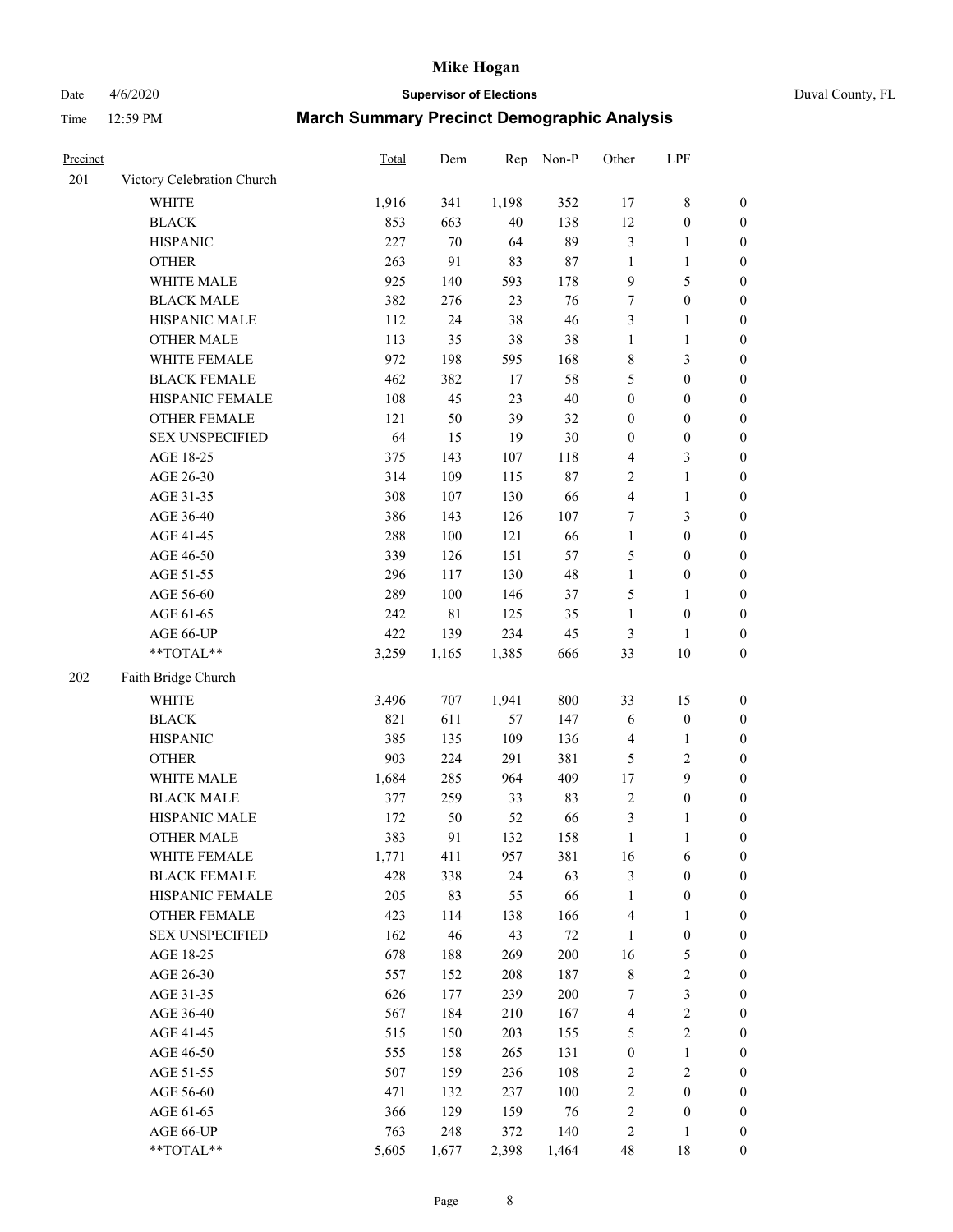# March Summary Precinct Demographic Analysis

| Precinct | | Total | Dem | Rep | Non-P | Other | LPF | |
|---|---|---|---|---|---|---|---|---|
| 201 | Victory Celebration Church | | | | | | | |
| | WHITE | 1,916 | 341 | 1,198 | 352 | 17 | 8 | 0 |
| | BLACK | 853 | 663 | 40 | 138 | 12 | 0 | 0 |
| | HISPANIC | 227 | 70 | 64 | 89 | 3 | 1 | 0 |
| | OTHER | 263 | 91 | 83 | 87 | 1 | 1 | 0 |
| | WHITE MALE | 925 | 140 | 593 | 178 | 9 | 5 | 0 |
| | BLACK MALE | 382 | 276 | 23 | 76 | 7 | 0 | 0 |
| | HISPANIC MALE | 112 | 24 | 38 | 46 | 3 | 1 | 0 |
| | OTHER MALE | 113 | 35 | 38 | 38 | 1 | 1 | 0 |
| | WHITE FEMALE | 972 | 198 | 595 | 168 | 8 | 3 | 0 |
| | BLACK FEMALE | 462 | 382 | 17 | 58 | 5 | 0 | 0 |
| | HISPANIC FEMALE | 108 | 45 | 23 | 40 | 0 | 0 | 0 |
| | OTHER FEMALE | 121 | 50 | 39 | 32 | 0 | 0 | 0 |
| | SEX UNSPECIFIED | 64 | 15 | 19 | 30 | 0 | 0 | 0 |
| | AGE 18-25 | 375 | 143 | 107 | 118 | 4 | 3 | 0 |
| | AGE 26-30 | 314 | 109 | 115 | 87 | 2 | 1 | 0 |
| | AGE 31-35 | 308 | 107 | 130 | 66 | 4 | 1 | 0 |
| | AGE 36-40 | 386 | 143 | 126 | 107 | 7 | 3 | 0 |
| | AGE 41-45 | 288 | 100 | 121 | 66 | 1 | 0 | 0 |
| | AGE 46-50 | 339 | 126 | 151 | 57 | 5 | 0 | 0 |
| | AGE 51-55 | 296 | 117 | 130 | 48 | 1 | 0 | 0 |
| | AGE 56-60 | 289 | 100 | 146 | 37 | 5 | 1 | 0 |
| | AGE 61-65 | 242 | 81 | 125 | 35 | 1 | 0 | 0 |
| | AGE 66-UP | 422 | 139 | 234 | 45 | 3 | 1 | 0 |
| | **TOTAL** | 3,259 | 1,165 | 1,385 | 666 | 33 | 10 | 0 |
| 202 | Faith Bridge Church | | | | | | | |
| | WHITE | 3,496 | 707 | 1,941 | 800 | 33 | 15 | 0 |
| | BLACK | 821 | 611 | 57 | 147 | 6 | 0 | 0 |
| | HISPANIC | 385 | 135 | 109 | 136 | 4 | 1 | 0 |
| | OTHER | 903 | 224 | 291 | 381 | 5 | 2 | 0 |
| | WHITE MALE | 1,684 | 285 | 964 | 409 | 17 | 9 | 0 |
| | BLACK MALE | 377 | 259 | 33 | 83 | 2 | 0 | 0 |
| | HISPANIC MALE | 172 | 50 | 52 | 66 | 3 | 1 | 0 |
| | OTHER MALE | 383 | 91 | 132 | 158 | 1 | 1 | 0 |
| | WHITE FEMALE | 1,771 | 411 | 957 | 381 | 16 | 6 | 0 |
| | BLACK FEMALE | 428 | 338 | 24 | 63 | 3 | 0 | 0 |
| | HISPANIC FEMALE | 205 | 83 | 55 | 66 | 1 | 0 | 0 |
| | OTHER FEMALE | 423 | 114 | 138 | 166 | 4 | 1 | 0 |
| | SEX UNSPECIFIED | 162 | 46 | 43 | 72 | 1 | 0 | 0 |
| | AGE 18-25 | 678 | 188 | 269 | 200 | 16 | 5 | 0 |
| | AGE 26-30 | 557 | 152 | 208 | 187 | 8 | 2 | 0 |
| | AGE 31-35 | 626 | 177 | 239 | 200 | 7 | 3 | 0 |
| | AGE 36-40 | 567 | 184 | 210 | 167 | 4 | 2 | 0 |
| | AGE 41-45 | 515 | 150 | 203 | 155 | 5 | 2 | 0 |
| | AGE 46-50 | 555 | 158 | 265 | 131 | 0 | 1 | 0 |
| | AGE 51-55 | 507 | 159 | 236 | 108 | 2 | 2 | 0 |
| | AGE 56-60 | 471 | 132 | 237 | 100 | 2 | 0 | 0 |
| | AGE 61-65 | 366 | 129 | 159 | 76 | 2 | 0 | 0 |
| | AGE 66-UP | 763 | 248 | 372 | 140 | 2 | 1 | 0 |
| | **TOTAL** | 5,605 | 1,677 | 2,398 | 1,464 | 48 | 18 | 0 |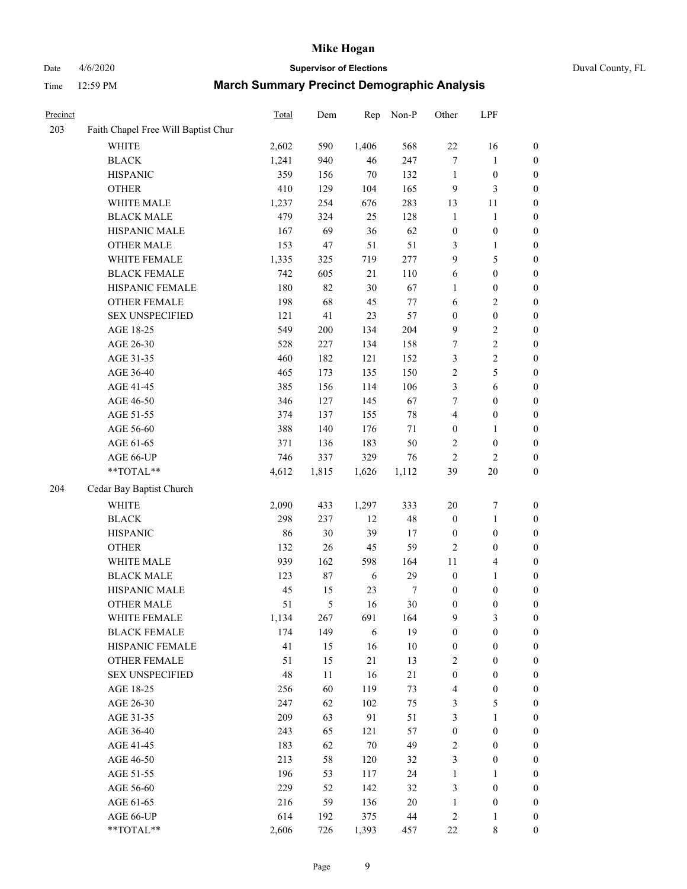# Mike Hogan

Date 4/6/2020 **Supervisor of Elections** Duval County, FL

Time 12:59 PM **March Summary Precinct Demographic Analysis**

| Precinct | | Total | Dem | Rep | Non-P | Other | LPF | |
|---|---|---|---|---|---|---|---|---|
| 203 | Faith Chapel Free Will Baptist Chur | | | | | | | |
| | WHITE | 2,602 | 590 | 1,406 | 568 | 22 | 16 | 0 |
| | BLACK | 1,241 | 940 | 46 | 247 | 7 | 1 | 0 |
| | HISPANIC | 359 | 156 | 70 | 132 | 1 | 0 | 0 |
| | OTHER | 410 | 129 | 104 | 165 | 9 | 3 | 0 |
| | WHITE MALE | 1,237 | 254 | 676 | 283 | 13 | 11 | 0 |
| | BLACK MALE | 479 | 324 | 25 | 128 | 1 | 1 | 0 |
| | HISPANIC MALE | 167 | 69 | 36 | 62 | 0 | 0 | 0 |
| | OTHER MALE | 153 | 47 | 51 | 51 | 3 | 1 | 0 |
| | WHITE FEMALE | 1,335 | 325 | 719 | 277 | 9 | 5 | 0 |
| | BLACK FEMALE | 742 | 605 | 21 | 110 | 6 | 0 | 0 |
| | HISPANIC FEMALE | 180 | 82 | 30 | 67 | 1 | 0 | 0 |
| | OTHER FEMALE | 198 | 68 | 45 | 77 | 6 | 2 | 0 |
| | SEX UNSPECIFIED | 121 | 41 | 23 | 57 | 0 | 0 | 0 |
| | AGE 18-25 | 549 | 200 | 134 | 204 | 9 | 2 | 0 |
| | AGE 26-30 | 528 | 227 | 134 | 158 | 7 | 2 | 0 |
| | AGE 31-35 | 460 | 182 | 121 | 152 | 3 | 2 | 0 |
| | AGE 36-40 | 465 | 173 | 135 | 150 | 2 | 5 | 0 |
| | AGE 41-45 | 385 | 156 | 114 | 106 | 3 | 6 | 0 |
| | AGE 46-50 | 346 | 127 | 145 | 67 | 7 | 0 | 0 |
| | AGE 51-55 | 374 | 137 | 155 | 78 | 4 | 0 | 0 |
| | AGE 56-60 | 388 | 140 | 176 | 71 | 0 | 1 | 0 |
| | AGE 61-65 | 371 | 136 | 183 | 50 | 2 | 0 | 0 |
| | AGE 66-UP | 746 | 337 | 329 | 76 | 2 | 2 | 0 |
| | **TOTAL** | 4,612 | 1,815 | 1,626 | 1,112 | 39 | 20 | 0 |
| 204 | Cedar Bay Baptist Church | | | | | | | |
| | WHITE | 2,090 | 433 | 1,297 | 333 | 20 | 7 | 0 |
| | BLACK | 298 | 237 | 12 | 48 | 0 | 1 | 0 |
| | HISPANIC | 86 | 30 | 39 | 17 | 0 | 0 | 0 |
| | OTHER | 132 | 26 | 45 | 59 | 2 | 0 | 0 |
| | WHITE MALE | 939 | 162 | 598 | 164 | 11 | 4 | 0 |
| | BLACK MALE | 123 | 87 | 6 | 29 | 0 | 1 | 0 |
| | HISPANIC MALE | 45 | 15 | 23 | 7 | 0 | 0 | 0 |
| | OTHER MALE | 51 | 5 | 16 | 30 | 0 | 0 | 0 |
| | WHITE FEMALE | 1,134 | 267 | 691 | 164 | 9 | 3 | 0 |
| | BLACK FEMALE | 174 | 149 | 6 | 19 | 0 | 0 | 0 |
| | HISPANIC FEMALE | 41 | 15 | 16 | 10 | 0 | 0 | 0 |
| | OTHER FEMALE | 51 | 15 | 21 | 13 | 2 | 0 | 0 |
| | SEX UNSPECIFIED | 48 | 11 | 16 | 21 | 0 | 0 | 0 |
| | AGE 18-25 | 256 | 60 | 119 | 73 | 4 | 0 | 0 |
| | AGE 26-30 | 247 | 62 | 102 | 75 | 3 | 5 | 0 |
| | AGE 31-35 | 209 | 63 | 91 | 51 | 3 | 1 | 0 |
| | AGE 36-40 | 243 | 65 | 121 | 57 | 0 | 0 | 0 |
| | AGE 41-45 | 183 | 62 | 70 | 49 | 2 | 0 | 0 |
| | AGE 46-50 | 213 | 58 | 120 | 32 | 3 | 0 | 0 |
| | AGE 51-55 | 196 | 53 | 117 | 24 | 1 | 1 | 0 |
| | AGE 56-60 | 229 | 52 | 142 | 32 | 3 | 0 | 0 |
| | AGE 61-65 | 216 | 59 | 136 | 20 | 1 | 0 | 0 |
| | AGE 66-UP | 614 | 192 | 375 | 44 | 2 | 1 | 0 |
| | **TOTAL** | 2,606 | 726 | 1,393 | 457 | 22 | 8 | 0 |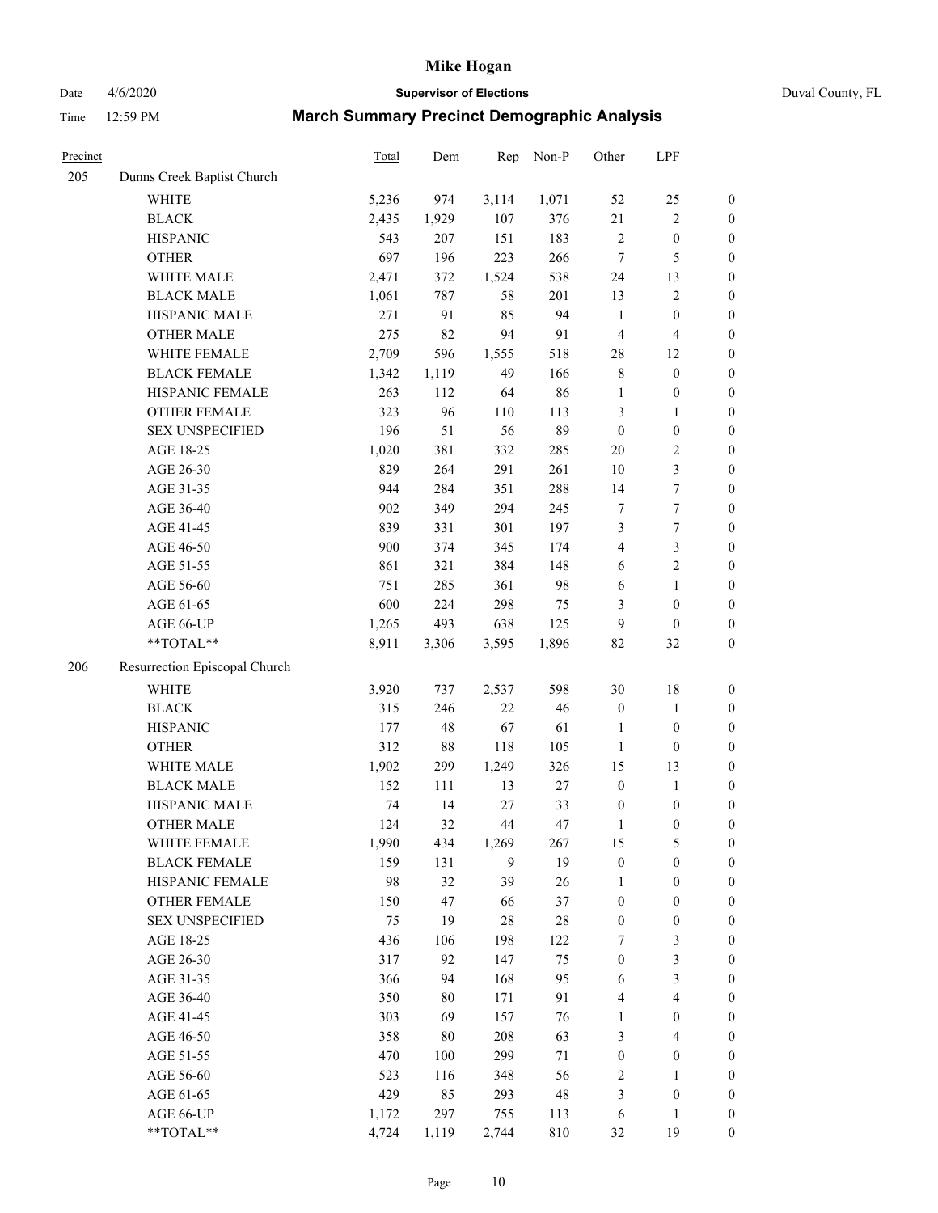# Mike Hogan

Date 4/6/2020 **Supervisor of Elections** Duval County, FL

Time 12:59 PM **March Summary Precinct Demographic Analysis**

| Precinct | | Total | Dem | Rep | Non-P | Other | LPF | |
|---|---|---|---|---|---|---|---|---|
| 205 | Dunns Creek Baptist Church | | | | | | | |
| | WHITE | 5,236 | 974 | 3,114 | 1,071 | 52 | 25 | 0 |
| | BLACK | 2,435 | 1,929 | 107 | 376 | 21 | 2 | 0 |
| | HISPANIC | 543 | 207 | 151 | 183 | 2 | 0 | 0 |
| | OTHER | 697 | 196 | 223 | 266 | 7 | 5 | 0 |
| | WHITE MALE | 2,471 | 372 | 1,524 | 538 | 24 | 13 | 0 |
| | BLACK MALE | 1,061 | 787 | 58 | 201 | 13 | 2 | 0 |
| | HISPANIC MALE | 271 | 91 | 85 | 94 | 1 | 0 | 0 |
| | OTHER MALE | 275 | 82 | 94 | 91 | 4 | 4 | 0 |
| | WHITE FEMALE | 2,709 | 596 | 1,555 | 518 | 28 | 12 | 0 |
| | BLACK FEMALE | 1,342 | 1,119 | 49 | 166 | 8 | 0 | 0 |
| | HISPANIC FEMALE | 263 | 112 | 64 | 86 | 1 | 0 | 0 |
| | OTHER FEMALE | 323 | 96 | 110 | 113 | 3 | 1 | 0 |
| | SEX UNSPECIFIED | 196 | 51 | 56 | 89 | 0 | 0 | 0 |
| | AGE 18-25 | 1,020 | 381 | 332 | 285 | 20 | 2 | 0 |
| | AGE 26-30 | 829 | 264 | 291 | 261 | 10 | 3 | 0 |
| | AGE 31-35 | 944 | 284 | 351 | 288 | 14 | 7 | 0 |
| | AGE 36-40 | 902 | 349 | 294 | 245 | 7 | 7 | 0 |
| | AGE 41-45 | 839 | 331 | 301 | 197 | 3 | 7 | 0 |
| | AGE 46-50 | 900 | 374 | 345 | 174 | 4 | 3 | 0 |
| | AGE 51-55 | 861 | 321 | 384 | 148 | 6 | 2 | 0 |
| | AGE 56-60 | 751 | 285 | 361 | 98 | 6 | 1 | 0 |
| | AGE 61-65 | 600 | 224 | 298 | 75 | 3 | 0 | 0 |
| | AGE 66-UP | 1,265 | 493 | 638 | 125 | 9 | 0 | 0 |
| | **TOTAL** | 8,911 | 3,306 | 3,595 | 1,896 | 82 | 32 | 0 |
| 206 | Resurrection Episcopal Church | | | | | | | |
| | WHITE | 3,920 | 737 | 2,537 | 598 | 30 | 18 | 0 |
| | BLACK | 315 | 246 | 22 | 46 | 0 | 1 | 0 |
| | HISPANIC | 177 | 48 | 67 | 61 | 1 | 0 | 0 |
| | OTHER | 312 | 88 | 118 | 105 | 1 | 0 | 0 |
| | WHITE MALE | 1,902 | 299 | 1,249 | 326 | 15 | 13 | 0 |
| | BLACK MALE | 152 | 111 | 13 | 27 | 0 | 1 | 0 |
| | HISPANIC MALE | 74 | 14 | 27 | 33 | 0 | 0 | 0 |
| | OTHER MALE | 124 | 32 | 44 | 47 | 1 | 0 | 0 |
| | WHITE FEMALE | 1,990 | 434 | 1,269 | 267 | 15 | 5 | 0 |
| | BLACK FEMALE | 159 | 131 | 9 | 19 | 0 | 0 | 0 |
| | HISPANIC FEMALE | 98 | 32 | 39 | 26 | 1 | 0 | 0 |
| | OTHER FEMALE | 150 | 47 | 66 | 37 | 0 | 0 | 0 |
| | SEX UNSPECIFIED | 75 | 19 | 28 | 28 | 0 | 0 | 0 |
| | AGE 18-25 | 436 | 106 | 198 | 122 | 7 | 3 | 0 |
| | AGE 26-30 | 317 | 92 | 147 | 75 | 0 | 3 | 0 |
| | AGE 31-35 | 366 | 94 | 168 | 95 | 6 | 3 | 0 |
| | AGE 36-40 | 350 | 80 | 171 | 91 | 4 | 4 | 0 |
| | AGE 41-45 | 303 | 69 | 157 | 76 | 1 | 0 | 0 |
| | AGE 46-50 | 358 | 80 | 208 | 63 | 3 | 4 | 0 |
| | AGE 51-55 | 470 | 100 | 299 | 71 | 0 | 0 | 0 |
| | AGE 56-60 | 523 | 116 | 348 | 56 | 2 | 1 | 0 |
| | AGE 61-65 | 429 | 85 | 293 | 48 | 3 | 0 | 0 |
| | AGE 66-UP | 1,172 | 297 | 755 | 113 | 6 | 1 | 0 |
| | **TOTAL** | 4,724 | 1,119 | 2,744 | 810 | 32 | 19 | 0 |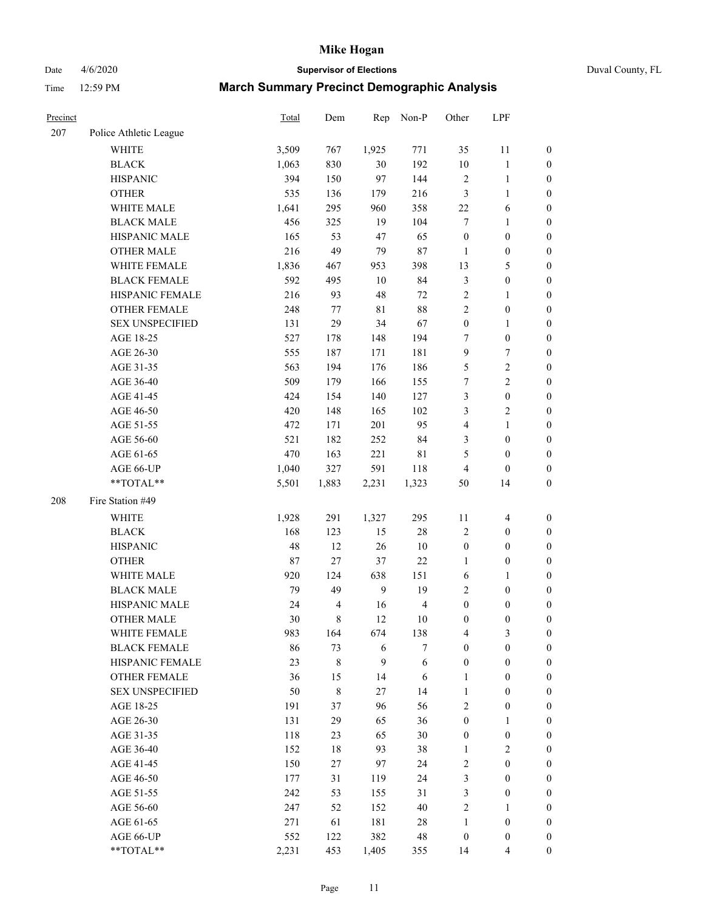# Mike Hogan

Date 4/6/2020 **Supervisor of Elections** Duval County, FL

Time 12:59 PM **March Summary Precinct Demographic Analysis**

| Precinct | | Total | Dem | Rep | Non-P | Other | LPF | |
|---|---|---|---|---|---|---|---|---|
| 207 | Police Athletic League | | | | | | | |
| | WHITE | 3,509 | 767 | 1,925 | 771 | 35 | 11 | 0 |
| | BLACK | 1,063 | 830 | 30 | 192 | 10 | 1 | 0 |
| | HISPANIC | 394 | 150 | 97 | 144 | 2 | 1 | 0 |
| | OTHER | 535 | 136 | 179 | 216 | 3 | 1 | 0 |
| | WHITE MALE | 1,641 | 295 | 960 | 358 | 22 | 6 | 0 |
| | BLACK MALE | 456 | 325 | 19 | 104 | 7 | 1 | 0 |
| | HISPANIC MALE | 165 | 53 | 47 | 65 | 0 | 0 | 0 |
| | OTHER MALE | 216 | 49 | 79 | 87 | 1 | 0 | 0 |
| | WHITE FEMALE | 1,836 | 467 | 953 | 398 | 13 | 5 | 0 |
| | BLACK FEMALE | 592 | 495 | 10 | 84 | 3 | 0 | 0 |
| | HISPANIC FEMALE | 216 | 93 | 48 | 72 | 2 | 1 | 0 |
| | OTHER FEMALE | 248 | 77 | 81 | 88 | 2 | 0 | 0 |
| | SEX UNSPECIFIED | 131 | 29 | 34 | 67 | 0 | 1 | 0 |
| | AGE 18-25 | 527 | 178 | 148 | 194 | 7 | 0 | 0 |
| | AGE 26-30 | 555 | 187 | 171 | 181 | 9 | 7 | 0 |
| | AGE 31-35 | 563 | 194 | 176 | 186 | 5 | 2 | 0 |
| | AGE 36-40 | 509 | 179 | 166 | 155 | 7 | 2 | 0 |
| | AGE 41-45 | 424 | 154 | 140 | 127 | 3 | 0 | 0 |
| | AGE 46-50 | 420 | 148 | 165 | 102 | 3 | 2 | 0 |
| | AGE 51-55 | 472 | 171 | 201 | 95 | 4 | 1 | 0 |
| | AGE 56-60 | 521 | 182 | 252 | 84 | 3 | 0 | 0 |
| | AGE 61-65 | 470 | 163 | 221 | 81 | 5 | 0 | 0 |
| | AGE 66-UP | 1,040 | 327 | 591 | 118 | 4 | 0 | 0 |
| | **TOTAL** | 5,501 | 1,883 | 2,231 | 1,323 | 50 | 14 | 0 |
| 208 | Fire Station #49 | | | | | | | |
| | WHITE | 1,928 | 291 | 1,327 | 295 | 11 | 4 | 0 |
| | BLACK | 168 | 123 | 15 | 28 | 2 | 0 | 0 |
| | HISPANIC | 48 | 12 | 26 | 10 | 0 | 0 | 0 |
| | OTHER | 87 | 27 | 37 | 22 | 1 | 0 | 0 |
| | WHITE MALE | 920 | 124 | 638 | 151 | 6 | 1 | 0 |
| | BLACK MALE | 79 | 49 | 9 | 19 | 2 | 0 | 0 |
| | HISPANIC MALE | 24 | 4 | 16 | 4 | 0 | 0 | 0 |
| | OTHER MALE | 30 | 8 | 12 | 10 | 0 | 0 | 0 |
| | WHITE FEMALE | 983 | 164 | 674 | 138 | 4 | 3 | 0 |
| | BLACK FEMALE | 86 | 73 | 6 | 7 | 0 | 0 | 0 |
| | HISPANIC FEMALE | 23 | 8 | 9 | 6 | 0 | 0 | 0 |
| | OTHER FEMALE | 36 | 15 | 14 | 6 | 1 | 0 | 0 |
| | SEX UNSPECIFIED | 50 | 8 | 27 | 14 | 1 | 0 | 0 |
| | AGE 18-25 | 191 | 37 | 96 | 56 | 2 | 0 | 0 |
| | AGE 26-30 | 131 | 29 | 65 | 36 | 0 | 1 | 0 |
| | AGE 31-35 | 118 | 23 | 65 | 30 | 0 | 0 | 0 |
| | AGE 36-40 | 152 | 18 | 93 | 38 | 1 | 2 | 0 |
| | AGE 41-45 | 150 | 27 | 97 | 24 | 2 | 0 | 0 |
| | AGE 46-50 | 177 | 31 | 119 | 24 | 3 | 0 | 0 |
| | AGE 51-55 | 242 | 53 | 155 | 31 | 3 | 0 | 0 |
| | AGE 56-60 | 247 | 52 | 152 | 40 | 2 | 1 | 0 |
| | AGE 61-65 | 271 | 61 | 181 | 28 | 1 | 0 | 0 |
| | AGE 66-UP | 552 | 122 | 382 | 48 | 0 | 0 | 0 |
| | **TOTAL** | 2,231 | 453 | 1,405 | 355 | 14 | 4 | 0 |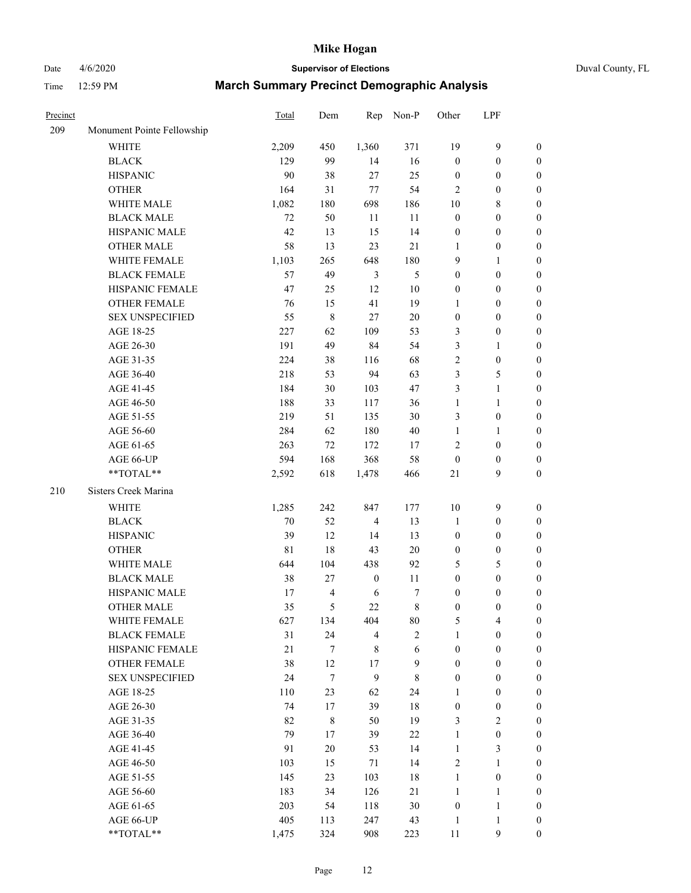# Mike Hogan

Date 4/6/2020 **Supervisor of Elections** Duval County, FL

Time 12:59 PM **March Summary Precinct Demographic Analysis**

| Precinct | | Total | Dem | Rep | Non-P | Other | LPF | |
|---|---|---|---|---|---|---|---|---|
| 209 | Monument Pointe Fellowship | | | | | | | |
| | WHITE | 2,209 | 450 | 1,360 | 371 | 19 | 9 | 0 |
| | BLACK | 129 | 99 | 14 | 16 | 0 | 0 | 0 |
| | HISPANIC | 90 | 38 | 27 | 25 | 0 | 0 | 0 |
| | OTHER | 164 | 31 | 77 | 54 | 2 | 0 | 0 |
| | WHITE MALE | 1,082 | 180 | 698 | 186 | 10 | 8 | 0 |
| | BLACK MALE | 72 | 50 | 11 | 11 | 0 | 0 | 0 |
| | HISPANIC MALE | 42 | 13 | 15 | 14 | 0 | 0 | 0 |
| | OTHER MALE | 58 | 13 | 23 | 21 | 1 | 0 | 0 |
| | WHITE FEMALE | 1,103 | 265 | 648 | 180 | 9 | 1 | 0 |
| | BLACK FEMALE | 57 | 49 | 3 | 5 | 0 | 0 | 0 |
| | HISPANIC FEMALE | 47 | 25 | 12 | 10 | 0 | 0 | 0 |
| | OTHER FEMALE | 76 | 15 | 41 | 19 | 1 | 0 | 0 |
| | SEX UNSPECIFIED | 55 | 8 | 27 | 20 | 0 | 0 | 0 |
| | AGE 18-25 | 227 | 62 | 109 | 53 | 3 | 0 | 0 |
| | AGE 26-30 | 191 | 49 | 84 | 54 | 3 | 1 | 0 |
| | AGE 31-35 | 224 | 38 | 116 | 68 | 2 | 0 | 0 |
| | AGE 36-40 | 218 | 53 | 94 | 63 | 3 | 5 | 0 |
| | AGE 41-45 | 184 | 30 | 103 | 47 | 3 | 1 | 0 |
| | AGE 46-50 | 188 | 33 | 117 | 36 | 1 | 1 | 0 |
| | AGE 51-55 | 219 | 51 | 135 | 30 | 3 | 0 | 0 |
| | AGE 56-60 | 284 | 62 | 180 | 40 | 1 | 1 | 0 |
| | AGE 61-65 | 263 | 72 | 172 | 17 | 2 | 0 | 0 |
| | AGE 66-UP | 594 | 168 | 368 | 58 | 0 | 0 | 0 |
| | **TOTAL** | 2,592 | 618 | 1,478 | 466 | 21 | 9 | 0 |
| 210 | Sisters Creek Marina | | | | | | | |
| | WHITE | 1,285 | 242 | 847 | 177 | 10 | 9 | 0 |
| | BLACK | 70 | 52 | 4 | 13 | 1 | 0 | 0 |
| | HISPANIC | 39 | 12 | 14 | 13 | 0 | 0 | 0 |
| | OTHER | 81 | 18 | 43 | 20 | 0 | 0 | 0 |
| | WHITE MALE | 644 | 104 | 438 | 92 | 5 | 5 | 0 |
| | BLACK MALE | 38 | 27 | 0 | 11 | 0 | 0 | 0 |
| | HISPANIC MALE | 17 | 4 | 6 | 7 | 0 | 0 | 0 |
| | OTHER MALE | 35 | 5 | 22 | 8 | 0 | 0 | 0 |
| | WHITE FEMALE | 627 | 134 | 404 | 80 | 5 | 4 | 0 |
| | BLACK FEMALE | 31 | 24 | 4 | 2 | 1 | 0 | 0 |
| | HISPANIC FEMALE | 21 | 7 | 8 | 6 | 0 | 0 | 0 |
| | OTHER FEMALE | 38 | 12 | 17 | 9 | 0 | 0 | 0 |
| | SEX UNSPECIFIED | 24 | 7 | 9 | 8 | 0 | 0 | 0 |
| | AGE 18-25 | 110 | 23 | 62 | 24 | 1 | 0 | 0 |
| | AGE 26-30 | 74 | 17 | 39 | 18 | 0 | 0 | 0 |
| | AGE 31-35 | 82 | 8 | 50 | 19 | 3 | 2 | 0 |
| | AGE 36-40 | 79 | 17 | 39 | 22 | 1 | 0 | 0 |
| | AGE 41-45 | 91 | 20 | 53 | 14 | 1 | 3 | 0 |
| | AGE 46-50 | 103 | 15 | 71 | 14 | 2 | 1 | 0 |
| | AGE 51-55 | 145 | 23 | 103 | 18 | 1 | 0 | 0 |
| | AGE 56-60 | 183 | 34 | 126 | 21 | 1 | 1 | 0 |
| | AGE 61-65 | 203 | 54 | 118 | 30 | 0 | 1 | 0 |
| | AGE 66-UP | 405 | 113 | 247 | 43 | 1 | 1 | 0 |
| | **TOTAL** | 1,475 | 324 | 908 | 223 | 11 | 9 | 0 |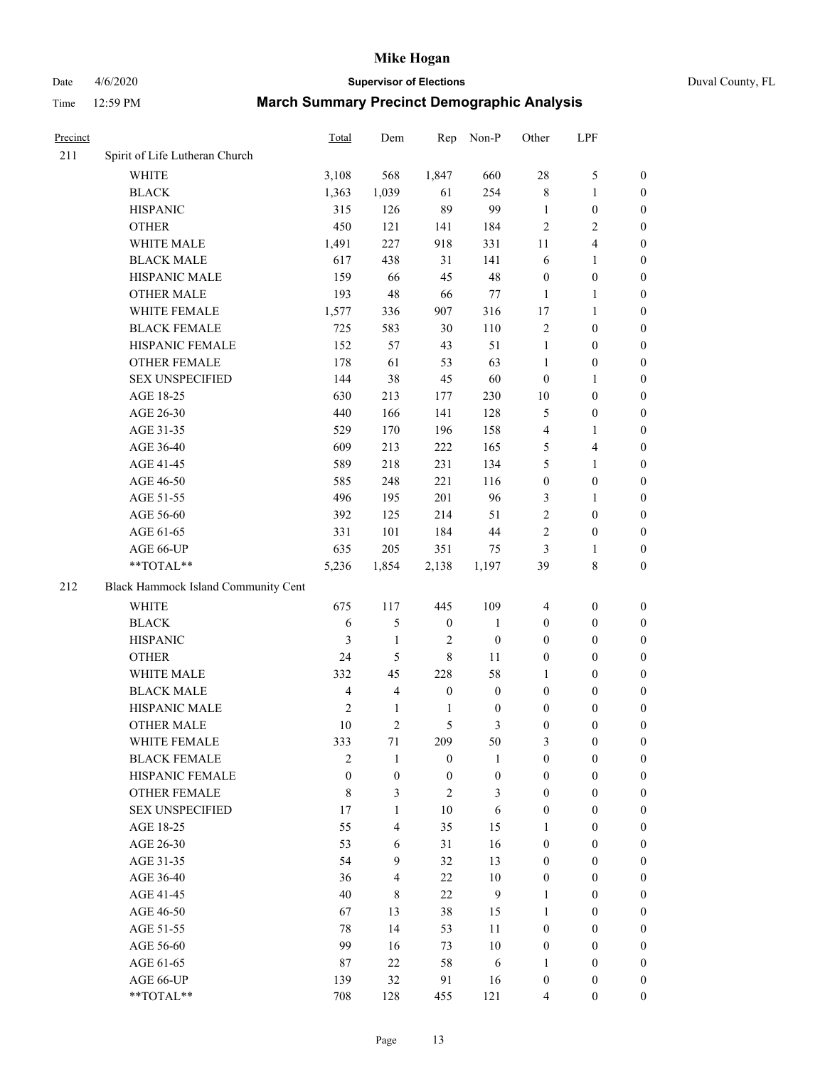# Mike Hogan

Date 4/6/2020 **Supervisor of Elections** Duval County, FL

Time 12:59 PM **March Summary Precinct Demographic Analysis**

| Precinct | | Total | Dem | Rep | Non-P | Other | LPF | |
|---|---|---|---|---|---|---|---|---|
| 211 | Spirit of Life Lutheran Church | | | | | | | |
| | WHITE | 3,108 | 568 | 1,847 | 660 | 28 | 5 | 0 |
| | BLACK | 1,363 | 1,039 | 61 | 254 | 8 | 1 | 0 |
| | HISPANIC | 315 | 126 | 89 | 99 | 1 | 0 | 0 |
| | OTHER | 450 | 121 | 141 | 184 | 2 | 2 | 0 |
| | WHITE MALE | 1,491 | 227 | 918 | 331 | 11 | 4 | 0 |
| | BLACK MALE | 617 | 438 | 31 | 141 | 6 | 1 | 0 |
| | HISPANIC MALE | 159 | 66 | 45 | 48 | 0 | 0 | 0 |
| | OTHER MALE | 193 | 48 | 66 | 77 | 1 | 1 | 0 |
| | WHITE FEMALE | 1,577 | 336 | 907 | 316 | 17 | 1 | 0 |
| | BLACK FEMALE | 725 | 583 | 30 | 110 | 2 | 0 | 0 |
| | HISPANIC FEMALE | 152 | 57 | 43 | 51 | 1 | 0 | 0 |
| | OTHER FEMALE | 178 | 61 | 53 | 63 | 1 | 0 | 0 |
| | SEX UNSPECIFIED | 144 | 38 | 45 | 60 | 0 | 1 | 0 |
| | AGE 18-25 | 630 | 213 | 177 | 230 | 10 | 0 | 0 |
| | AGE 26-30 | 440 | 166 | 141 | 128 | 5 | 0 | 0 |
| | AGE 31-35 | 529 | 170 | 196 | 158 | 4 | 1 | 0 |
| | AGE 36-40 | 609 | 213 | 222 | 165 | 5 | 4 | 0 |
| | AGE 41-45 | 589 | 218 | 231 | 134 | 5 | 1 | 0 |
| | AGE 46-50 | 585 | 248 | 221 | 116 | 0 | 0 | 0 |
| | AGE 51-55 | 496 | 195 | 201 | 96 | 3 | 1 | 0 |
| | AGE 56-60 | 392 | 125 | 214 | 51 | 2 | 0 | 0 |
| | AGE 61-65 | 331 | 101 | 184 | 44 | 2 | 0 | 0 |
| | AGE 66-UP | 635 | 205 | 351 | 75 | 3 | 1 | 0 |
| | **TOTAL** | 5,236 | 1,854 | 2,138 | 1,197 | 39 | 8 | 0 |
| 212 | Black Hammock Island Community Cent | | | | | | | |
| | WHITE | 675 | 117 | 445 | 109 | 4 | 0 | 0 |
| | BLACK | 6 | 5 | 0 | 1 | 0 | 0 | 0 |
| | HISPANIC | 3 | 1 | 2 | 0 | 0 | 0 | 0 |
| | OTHER | 24 | 5 | 8 | 11 | 0 | 0 | 0 |
| | WHITE MALE | 332 | 45 | 228 | 58 | 1 | 0 | 0 |
| | BLACK MALE | 4 | 4 | 0 | 0 | 0 | 0 | 0 |
| | HISPANIC MALE | 2 | 1 | 1 | 0 | 0 | 0 | 0 |
| | OTHER MALE | 10 | 2 | 5 | 3 | 0 | 0 | 0 |
| | WHITE FEMALE | 333 | 71 | 209 | 50 | 3 | 0 | 0 |
| | BLACK FEMALE | 2 | 1 | 0 | 1 | 0 | 0 | 0 |
| | HISPANIC FEMALE | 0 | 0 | 0 | 0 | 0 | 0 | 0 |
| | OTHER FEMALE | 8 | 3 | 2 | 3 | 0 | 0 | 0 |
| | SEX UNSPECIFIED | 17 | 1 | 10 | 6 | 0 | 0 | 0 |
| | AGE 18-25 | 55 | 4 | 35 | 15 | 1 | 0 | 0 |
| | AGE 26-30 | 53 | 6 | 31 | 16 | 0 | 0 | 0 |
| | AGE 31-35 | 54 | 9 | 32 | 13 | 0 | 0 | 0 |
| | AGE 36-40 | 36 | 4 | 22 | 10 | 0 | 0 | 0 |
| | AGE 41-45 | 40 | 8 | 22 | 9 | 1 | 0 | 0 |
| | AGE 46-50 | 67 | 13 | 38 | 15 | 1 | 0 | 0 |
| | AGE 51-55 | 78 | 14 | 53 | 11 | 0 | 0 | 0 |
| | AGE 56-60 | 99 | 16 | 73 | 10 | 0 | 0 | 0 |
| | AGE 61-65 | 87 | 22 | 58 | 6 | 1 | 0 | 0 |
| | AGE 66-UP | 139 | 32 | 91 | 16 | 0 | 0 | 0 |
| | **TOTAL** | 708 | 128 | 455 | 121 | 4 | 0 | 0 |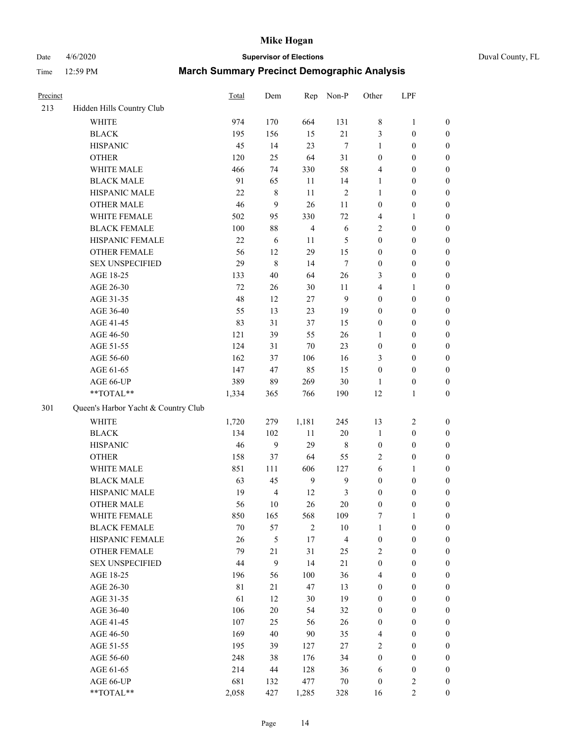# Mike Hogan

Date 4/6/2020 | **Supervisor of Elections** | Duval County, FL

Time 12:59 PM | **March Summary Precinct Demographic Analysis**

| Precinct | | Total | Dem | Rep | Non-P | Other | LPF | |
|---|---|---|---|---|---|---|---|---|
| 213 | Hidden Hills Country Club | | | | | | | |
| | WHITE | 974 | 170 | 664 | 131 | 8 | 1 | 0 |
| | BLACK | 195 | 156 | 15 | 21 | 3 | 0 | 0 |
| | HISPANIC | 45 | 14 | 23 | 7 | 1 | 0 | 0 |
| | OTHER | 120 | 25 | 64 | 31 | 0 | 0 | 0 |
| | WHITE MALE | 466 | 74 | 330 | 58 | 4 | 0 | 0 |
| | BLACK MALE | 91 | 65 | 11 | 14 | 1 | 0 | 0 |
| | HISPANIC MALE | 22 | 8 | 11 | 2 | 1 | 0 | 0 |
| | OTHER MALE | 46 | 9 | 26 | 11 | 0 | 0 | 0 |
| | WHITE FEMALE | 502 | 95 | 330 | 72 | 4 | 1 | 0 |
| | BLACK FEMALE | 100 | 88 | 4 | 6 | 2 | 0 | 0 |
| | HISPANIC FEMALE | 22 | 6 | 11 | 5 | 0 | 0 | 0 |
| | OTHER FEMALE | 56 | 12 | 29 | 15 | 0 | 0 | 0 |
| | SEX UNSPECIFIED | 29 | 8 | 14 | 7 | 0 | 0 | 0 |
| | AGE 18-25 | 133 | 40 | 64 | 26 | 3 | 0 | 0 |
| | AGE 26-30 | 72 | 26 | 30 | 11 | 4 | 1 | 0 |
| | AGE 31-35 | 48 | 12 | 27 | 9 | 0 | 0 | 0 |
| | AGE 36-40 | 55 | 13 | 23 | 19 | 0 | 0 | 0 |
| | AGE 41-45 | 83 | 31 | 37 | 15 | 0 | 0 | 0 |
| | AGE 46-50 | 121 | 39 | 55 | 26 | 1 | 0 | 0 |
| | AGE 51-55 | 124 | 31 | 70 | 23 | 0 | 0 | 0 |
| | AGE 56-60 | 162 | 37 | 106 | 16 | 3 | 0 | 0 |
| | AGE 61-65 | 147 | 47 | 85 | 15 | 0 | 0 | 0 |
| | AGE 66-UP | 389 | 89 | 269 | 30 | 1 | 0 | 0 |
| | **TOTAL** | 1,334 | 365 | 766 | 190 | 12 | 1 | 0 |
| 301 | Queen's Harbor Yacht & Country Club | | | | | | | |
| | WHITE | 1,720 | 279 | 1,181 | 245 | 13 | 2 | 0 |
| | BLACK | 134 | 102 | 11 | 20 | 1 | 0 | 0 |
| | HISPANIC | 46 | 9 | 29 | 8 | 0 | 0 | 0 |
| | OTHER | 158 | 37 | 64 | 55 | 2 | 0 | 0 |
| | WHITE MALE | 851 | 111 | 606 | 127 | 6 | 1 | 0 |
| | BLACK MALE | 63 | 45 | 9 | 9 | 0 | 0 | 0 |
| | HISPANIC MALE | 19 | 4 | 12 | 3 | 0 | 0 | 0 |
| | OTHER MALE | 56 | 10 | 26 | 20 | 0 | 0 | 0 |
| | WHITE FEMALE | 850 | 165 | 568 | 109 | 7 | 1 | 0 |
| | BLACK FEMALE | 70 | 57 | 2 | 10 | 1 | 0 | 0 |
| | HISPANIC FEMALE | 26 | 5 | 17 | 4 | 0 | 0 | 0 |
| | OTHER FEMALE | 79 | 21 | 31 | 25 | 2 | 0 | 0 |
| | SEX UNSPECIFIED | 44 | 9 | 14 | 21 | 0 | 0 | 0 |
| | AGE 18-25 | 196 | 56 | 100 | 36 | 4 | 0 | 0 |
| | AGE 26-30 | 81 | 21 | 47 | 13 | 0 | 0 | 0 |
| | AGE 31-35 | 61 | 12 | 30 | 19 | 0 | 0 | 0 |
| | AGE 36-40 | 106 | 20 | 54 | 32 | 0 | 0 | 0 |
| | AGE 41-45 | 107 | 25 | 56 | 26 | 0 | 0 | 0 |
| | AGE 46-50 | 169 | 40 | 90 | 35 | 4 | 0 | 0 |
| | AGE 51-55 | 195 | 39 | 127 | 27 | 2 | 0 | 0 |
| | AGE 56-60 | 248 | 38 | 176 | 34 | 0 | 0 | 0 |
| | AGE 61-65 | 214 | 44 | 128 | 36 | 6 | 0 | 0 |
| | AGE 66-UP | 681 | 132 | 477 | 70 | 0 | 2 | 0 |
| | **TOTAL** | 2,058 | 427 | 1,285 | 328 | 16 | 2 | 0 |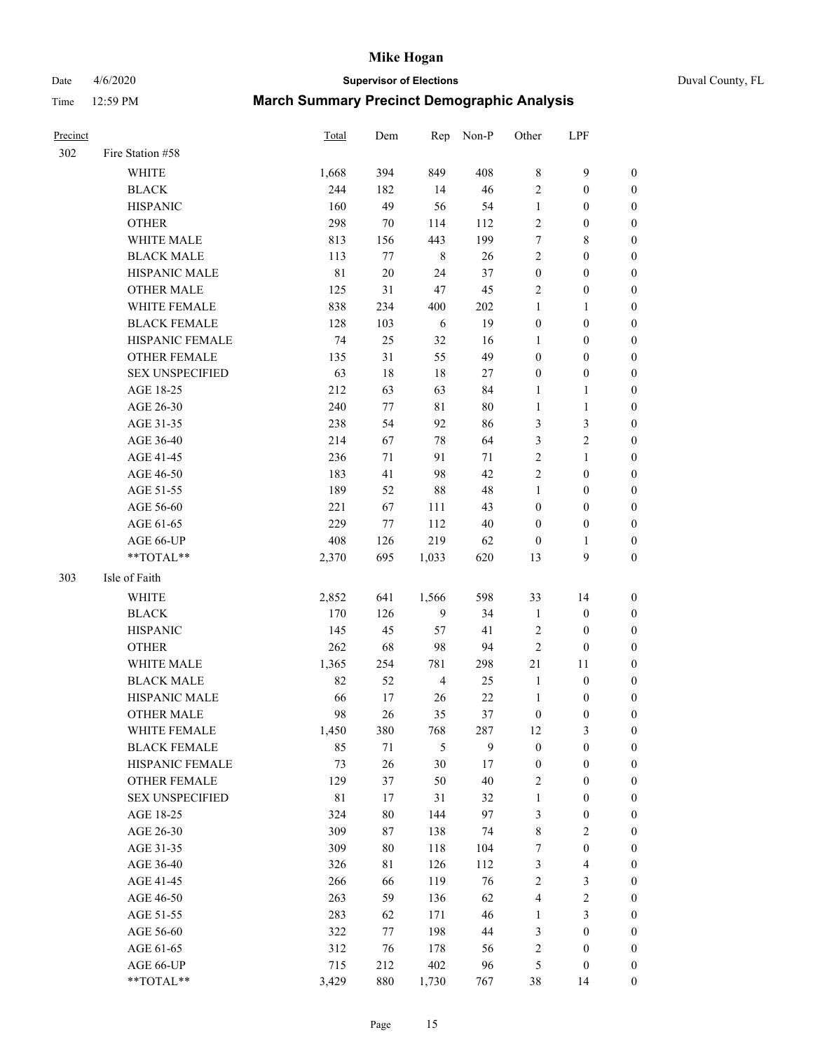| Precinct | | Total | Dem | Rep | Non-P | Other | LPF | |
|---|---|---|---|---|---|---|---|---|
| 302 | Fire Station #58 | | | | | | | |
| | WHITE | 1,668 | 394 | 849 | 408 | 8 | 9 | 0 |
| | BLACK | 244 | 182 | 14 | 46 | 2 | 0 | 0 |
| | HISPANIC | 160 | 49 | 56 | 54 | 1 | 0 | 0 |
| | OTHER | 298 | 70 | 114 | 112 | 2 | 0 | 0 |
| | WHITE MALE | 813 | 156 | 443 | 199 | 7 | 8 | 0 |
| | BLACK MALE | 113 | 77 | 8 | 26 | 2 | 0 | 0 |
| | HISPANIC MALE | 81 | 20 | 24 | 37 | 0 | 0 | 0 |
| | OTHER MALE | 125 | 31 | 47 | 45 | 2 | 0 | 0 |
| | WHITE FEMALE | 838 | 234 | 400 | 202 | 1 | 1 | 0 |
| | BLACK FEMALE | 128 | 103 | 6 | 19 | 0 | 0 | 0 |
| | HISPANIC FEMALE | 74 | 25 | 32 | 16 | 1 | 0 | 0 |
| | OTHER FEMALE | 135 | 31 | 55 | 49 | 0 | 0 | 0 |
| | SEX UNSPECIFIED | 63 | 18 | 18 | 27 | 0 | 0 | 0 |
| | AGE 18-25 | 212 | 63 | 63 | 84 | 1 | 1 | 0 |
| | AGE 26-30 | 240 | 77 | 81 | 80 | 1 | 1 | 0 |
| | AGE 31-35 | 238 | 54 | 92 | 86 | 3 | 3 | 0 |
| | AGE 36-40 | 214 | 67 | 78 | 64 | 3 | 2 | 0 |
| | AGE 41-45 | 236 | 71 | 91 | 71 | 2 | 1 | 0 |
| | AGE 46-50 | 183 | 41 | 98 | 42 | 2 | 0 | 0 |
| | AGE 51-55 | 189 | 52 | 88 | 48 | 1 | 0 | 0 |
| | AGE 56-60 | 221 | 67 | 111 | 43 | 0 | 0 | 0 |
| | AGE 61-65 | 229 | 77 | 112 | 40 | 0 | 0 | 0 |
| | AGE 66-UP | 408 | 126 | 219 | 62 | 0 | 1 | 0 |
| | **TOTAL** | 2,370 | 695 | 1,033 | 620 | 13 | 9 | 0 |
| 303 | Isle of Faith | | | | | | | |
| | WHITE | 2,852 | 641 | 1,566 | 598 | 33 | 14 | 0 |
| | BLACK | 170 | 126 | 9 | 34 | 1 | 0 | 0 |
| | HISPANIC | 145 | 45 | 57 | 41 | 2 | 0 | 0 |
| | OTHER | 262 | 68 | 98 | 94 | 2 | 0 | 0 |
| | WHITE MALE | 1,365 | 254 | 781 | 298 | 21 | 11 | 0 |
| | BLACK MALE | 82 | 52 | 4 | 25 | 1 | 0 | 0 |
| | HISPANIC MALE | 66 | 17 | 26 | 22 | 1 | 0 | 0 |
| | OTHER MALE | 98 | 26 | 35 | 37 | 0 | 0 | 0 |
| | WHITE FEMALE | 1,450 | 380 | 768 | 287 | 12 | 3 | 0 |
| | BLACK FEMALE | 85 | 71 | 5 | 9 | 0 | 0 | 0 |
| | HISPANIC FEMALE | 73 | 26 | 30 | 17 | 0 | 0 | 0 |
| | OTHER FEMALE | 129 | 37 | 50 | 40 | 2 | 0 | 0 |
| | SEX UNSPECIFIED | 81 | 17 | 31 | 32 | 1 | 0 | 0 |
| | AGE 18-25 | 324 | 80 | 144 | 97 | 3 | 0 | 0 |
| | AGE 26-30 | 309 | 87 | 138 | 74 | 8 | 2 | 0 |
| | AGE 31-35 | 309 | 80 | 118 | 104 | 7 | 0 | 0 |
| | AGE 36-40 | 326 | 81 | 126 | 112 | 3 | 4 | 0 |
| | AGE 41-45 | 266 | 66 | 119 | 76 | 2 | 3 | 0 |
| | AGE 46-50 | 263 | 59 | 136 | 62 | 4 | 2 | 0 |
| | AGE 51-55 | 283 | 62 | 171 | 46 | 1 | 3 | 0 |
| | AGE 56-60 | 322 | 77 | 198 | 44 | 3 | 0 | 0 |
| | AGE 61-65 | 312 | 76 | 178 | 56 | 2 | 0 | 0 |
| | AGE 66-UP | 715 | 212 | 402 | 96 | 5 | 0 | 0 |
| | **TOTAL** | 3,429 | 880 | 1,730 | 767 | 38 | 14 | 0 |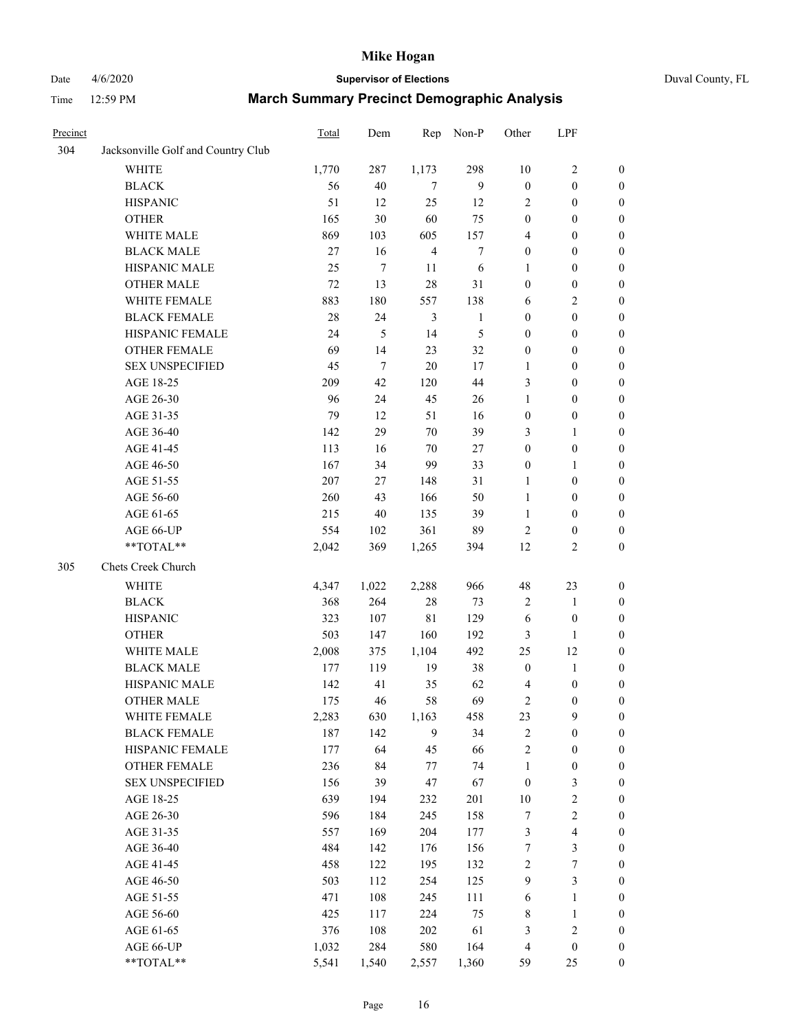# Mike Hogan

Date 4/6/2020 **Supervisor of Elections** Duval County, FL

Time 12:59 PM **March Summary Precinct Demographic Analysis**

| Precinct | | Total | Dem | Rep | Non-P | Other | LPF | |
|---|---|---|---|---|---|---|---|---|
| 304 | Jacksonville Golf and Country Club | | | | | | | |
| | WHITE | 1,770 | 287 | 1,173 | 298 | 10 | 2 | 0 |
| | BLACK | 56 | 40 | 7 | 9 | 0 | 0 | 0 |
| | HISPANIC | 51 | 12 | 25 | 12 | 2 | 0 | 0 |
| | OTHER | 165 | 30 | 60 | 75 | 0 | 0 | 0 |
| | WHITE MALE | 869 | 103 | 605 | 157 | 4 | 0 | 0 |
| | BLACK MALE | 27 | 16 | 4 | 7 | 0 | 0 | 0 |
| | HISPANIC MALE | 25 | 7 | 11 | 6 | 1 | 0 | 0 |
| | OTHER MALE | 72 | 13 | 28 | 31 | 0 | 0 | 0 |
| | WHITE FEMALE | 883 | 180 | 557 | 138 | 6 | 2 | 0 |
| | BLACK FEMALE | 28 | 24 | 3 | 1 | 0 | 0 | 0 |
| | HISPANIC FEMALE | 24 | 5 | 14 | 5 | 0 | 0 | 0 |
| | OTHER FEMALE | 69 | 14 | 23 | 32 | 0 | 0 | 0 |
| | SEX UNSPECIFIED | 45 | 7 | 20 | 17 | 1 | 0 | 0 |
| | AGE 18-25 | 209 | 42 | 120 | 44 | 3 | 0 | 0 |
| | AGE 26-30 | 96 | 24 | 45 | 26 | 1 | 0 | 0 |
| | AGE 31-35 | 79 | 12 | 51 | 16 | 0 | 0 | 0 |
| | AGE 36-40 | 142 | 29 | 70 | 39 | 3 | 1 | 0 |
| | AGE 41-45 | 113 | 16 | 70 | 27 | 0 | 0 | 0 |
| | AGE 46-50 | 167 | 34 | 99 | 33 | 0 | 1 | 0 |
| | AGE 51-55 | 207 | 27 | 148 | 31 | 1 | 0 | 0 |
| | AGE 56-60 | 260 | 43 | 166 | 50 | 1 | 0 | 0 |
| | AGE 61-65 | 215 | 40 | 135 | 39 | 1 | 0 | 0 |
| | AGE 66-UP | 554 | 102 | 361 | 89 | 2 | 0 | 0 |
| | **TOTAL** | 2,042 | 369 | 1,265 | 394 | 12 | 2 | 0 |
| 305 | Chets Creek Church | | | | | | | |
| | WHITE | 4,347 | 1,022 | 2,288 | 966 | 48 | 23 | 0 |
| | BLACK | 368 | 264 | 28 | 73 | 2 | 1 | 0 |
| | HISPANIC | 323 | 107 | 81 | 129 | 6 | 0 | 0 |
| | OTHER | 503 | 147 | 160 | 192 | 3 | 1 | 0 |
| | WHITE MALE | 2,008 | 375 | 1,104 | 492 | 25 | 12 | 0 |
| | BLACK MALE | 177 | 119 | 19 | 38 | 0 | 1 | 0 |
| | HISPANIC MALE | 142 | 41 | 35 | 62 | 4 | 0 | 0 |
| | OTHER MALE | 175 | 46 | 58 | 69 | 2 | 0 | 0 |
| | WHITE FEMALE | 2,283 | 630 | 1,163 | 458 | 23 | 9 | 0 |
| | BLACK FEMALE | 187 | 142 | 9 | 34 | 2 | 0 | 0 |
| | HISPANIC FEMALE | 177 | 64 | 45 | 66 | 2 | 0 | 0 |
| | OTHER FEMALE | 236 | 84 | 77 | 74 | 1 | 0 | 0 |
| | SEX UNSPECIFIED | 156 | 39 | 47 | 67 | 0 | 3 | 0 |
| | AGE 18-25 | 639 | 194 | 232 | 201 | 10 | 2 | 0 |
| | AGE 26-30 | 596 | 184 | 245 | 158 | 7 | 2 | 0 |
| | AGE 31-35 | 557 | 169 | 204 | 177 | 3 | 4 | 0 |
| | AGE 36-40 | 484 | 142 | 176 | 156 | 7 | 3 | 0 |
| | AGE 41-45 | 458 | 122 | 195 | 132 | 2 | 7 | 0 |
| | AGE 46-50 | 503 | 112 | 254 | 125 | 9 | 3 | 0 |
| | AGE 51-55 | 471 | 108 | 245 | 111 | 6 | 1 | 0 |
| | AGE 56-60 | 425 | 117 | 224 | 75 | 8 | 1 | 0 |
| | AGE 61-65 | 376 | 108 | 202 | 61 | 3 | 2 | 0 |
| | AGE 66-UP | 1,032 | 284 | 580 | 164 | 4 | 0 | 0 |
| | **TOTAL** | 5,541 | 1,540 | 2,557 | 1,360 | 59 | 25 | 0 |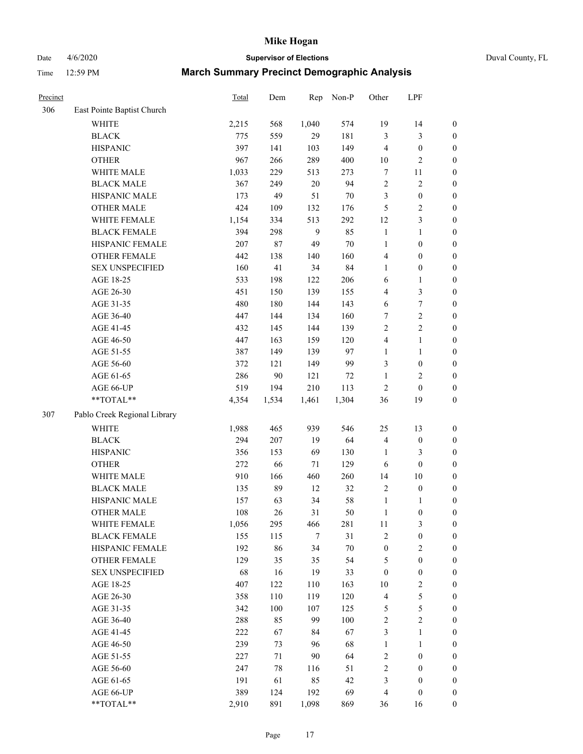# Mike Hogan

Date 4/6/2020 **Supervisor of Elections** Duval County, FL

Time 12:59 PM **March Summary Precinct Demographic Analysis**

| Precinct | | Total | Dem | Rep | Non-P | Other | LPF | |
|---|---|---|---|---|---|---|---|---|
| 306 | East Pointe Baptist Church | | | | | | | |
| | WHITE | 2,215 | 568 | 1,040 | 574 | 19 | 14 | 0 |
| | BLACK | 775 | 559 | 29 | 181 | 3 | 3 | 0 |
| | HISPANIC | 397 | 141 | 103 | 149 | 4 | 0 | 0 |
| | OTHER | 967 | 266 | 289 | 400 | 10 | 2 | 0 |
| | WHITE MALE | 1,033 | 229 | 513 | 273 | 7 | 11 | 0 |
| | BLACK MALE | 367 | 249 | 20 | 94 | 2 | 2 | 0 |
| | HISPANIC MALE | 173 | 49 | 51 | 70 | 3 | 0 | 0 |
| | OTHER MALE | 424 | 109 | 132 | 176 | 5 | 2 | 0 |
| | WHITE FEMALE | 1,154 | 334 | 513 | 292 | 12 | 3 | 0 |
| | BLACK FEMALE | 394 | 298 | 9 | 85 | 1 | 1 | 0 |
| | HISPANIC FEMALE | 207 | 87 | 49 | 70 | 1 | 0 | 0 |
| | OTHER FEMALE | 442 | 138 | 140 | 160 | 4 | 0 | 0 |
| | SEX UNSPECIFIED | 160 | 41 | 34 | 84 | 1 | 0 | 0 |
| | AGE 18-25 | 533 | 198 | 122 | 206 | 6 | 1 | 0 |
| | AGE 26-30 | 451 | 150 | 139 | 155 | 4 | 3 | 0 |
| | AGE 31-35 | 480 | 180 | 144 | 143 | 6 | 7 | 0 |
| | AGE 36-40 | 447 | 144 | 134 | 160 | 7 | 2 | 0 |
| | AGE 41-45 | 432 | 145 | 144 | 139 | 2 | 2 | 0 |
| | AGE 46-50 | 447 | 163 | 159 | 120 | 4 | 1 | 0 |
| | AGE 51-55 | 387 | 149 | 139 | 97 | 1 | 1 | 0 |
| | AGE 56-60 | 372 | 121 | 149 | 99 | 3 | 0 | 0 |
| | AGE 61-65 | 286 | 90 | 121 | 72 | 1 | 2 | 0 |
| | AGE 66-UP | 519 | 194 | 210 | 113 | 2 | 0 | 0 |
| | **TOTAL** | 4,354 | 1,534 | 1,461 | 1,304 | 36 | 19 | 0 |
| 307 | Pablo Creek Regional Library | | | | | | | |
| | WHITE | 1,988 | 465 | 939 | 546 | 25 | 13 | 0 |
| | BLACK | 294 | 207 | 19 | 64 | 4 | 0 | 0 |
| | HISPANIC | 356 | 153 | 69 | 130 | 1 | 3 | 0 |
| | OTHER | 272 | 66 | 71 | 129 | 6 | 0 | 0 |
| | WHITE MALE | 910 | 166 | 460 | 260 | 14 | 10 | 0 |
| | BLACK MALE | 135 | 89 | 12 | 32 | 2 | 0 | 0 |
| | HISPANIC MALE | 157 | 63 | 34 | 58 | 1 | 1 | 0 |
| | OTHER MALE | 108 | 26 | 31 | 50 | 1 | 0 | 0 |
| | WHITE FEMALE | 1,056 | 295 | 466 | 281 | 11 | 3 | 0 |
| | BLACK FEMALE | 155 | 115 | 7 | 31 | 2 | 0 | 0 |
| | HISPANIC FEMALE | 192 | 86 | 34 | 70 | 0 | 2 | 0 |
| | OTHER FEMALE | 129 | 35 | 35 | 54 | 5 | 0 | 0 |
| | SEX UNSPECIFIED | 68 | 16 | 19 | 33 | 0 | 0 | 0 |
| | AGE 18-25 | 407 | 122 | 110 | 163 | 10 | 2 | 0 |
| | AGE 26-30 | 358 | 110 | 119 | 120 | 4 | 5 | 0 |
| | AGE 31-35 | 342 | 100 | 107 | 125 | 5 | 5 | 0 |
| | AGE 36-40 | 288 | 85 | 99 | 100 | 2 | 2 | 0 |
| | AGE 41-45 | 222 | 67 | 84 | 67 | 3 | 1 | 0 |
| | AGE 46-50 | 239 | 73 | 96 | 68 | 1 | 1 | 0 |
| | AGE 51-55 | 227 | 71 | 90 | 64 | 2 | 0 | 0 |
| | AGE 56-60 | 247 | 78 | 116 | 51 | 2 | 0 | 0 |
| | AGE 61-65 | 191 | 61 | 85 | 42 | 3 | 0 | 0 |
| | AGE 66-UP | 389 | 124 | 192 | 69 | 4 | 0 | 0 |
| | **TOTAL** | 2,910 | 891 | 1,098 | 869 | 36 | 16 | 0 |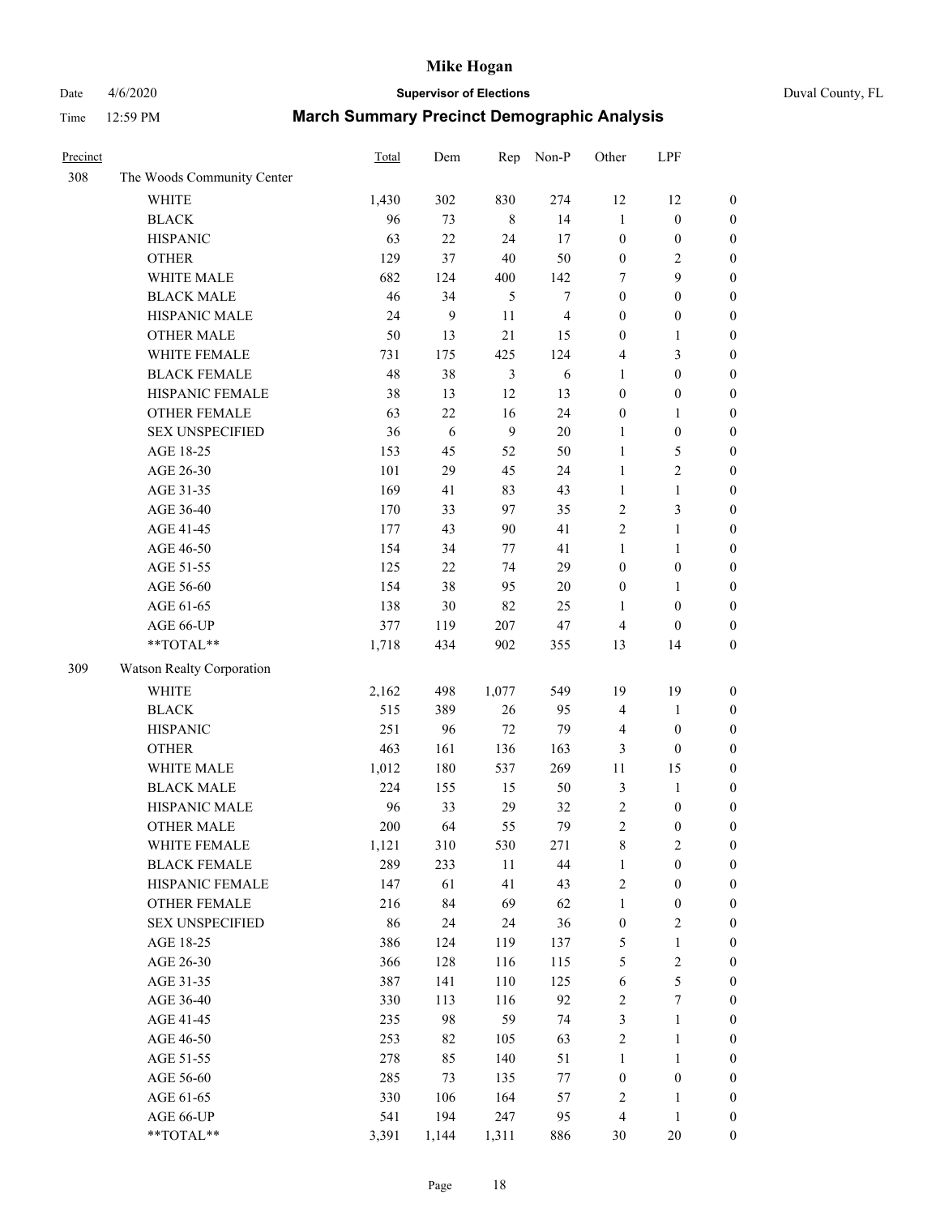| Precinct | | Total | Dem | Rep | Non-P | Other | LPF | |
|---|---|---|---|---|---|---|---|---|
| 308 | The Woods Community Center | | | | | | | |
| | WHITE | 1,430 | 302 | 830 | 274 | 12 | 12 | 0 |
| | BLACK | 96 | 73 | 8 | 14 | 1 | 0 | 0 |
| | HISPANIC | 63 | 22 | 24 | 17 | 0 | 0 | 0 |
| | OTHER | 129 | 37 | 40 | 50 | 0 | 2 | 0 |
| | WHITE MALE | 682 | 124 | 400 | 142 | 7 | 9 | 0 |
| | BLACK MALE | 46 | 34 | 5 | 7 | 0 | 0 | 0 |
| | HISPANIC MALE | 24 | 9 | 11 | 4 | 0 | 0 | 0 |
| | OTHER MALE | 50 | 13 | 21 | 15 | 0 | 1 | 0 |
| | WHITE FEMALE | 731 | 175 | 425 | 124 | 4 | 3 | 0 |
| | BLACK FEMALE | 48 | 38 | 3 | 6 | 1 | 0 | 0 |
| | HISPANIC FEMALE | 38 | 13 | 12 | 13 | 0 | 0 | 0 |
| | OTHER FEMALE | 63 | 22 | 16 | 24 | 0 | 1 | 0 |
| | SEX UNSPECIFIED | 36 | 6 | 9 | 20 | 1 | 0 | 0 |
| | AGE 18-25 | 153 | 45 | 52 | 50 | 1 | 5 | 0 |
| | AGE 26-30 | 101 | 29 | 45 | 24 | 1 | 2 | 0 |
| | AGE 31-35 | 169 | 41 | 83 | 43 | 1 | 1 | 0 |
| | AGE 36-40 | 170 | 33 | 97 | 35 | 2 | 3 | 0 |
| | AGE 41-45 | 177 | 43 | 90 | 41 | 2 | 1 | 0 |
| | AGE 46-50 | 154 | 34 | 77 | 41 | 1 | 1 | 0 |
| | AGE 51-55 | 125 | 22 | 74 | 29 | 0 | 0 | 0 |
| | AGE 56-60 | 154 | 38 | 95 | 20 | 0 | 1 | 0 |
| | AGE 61-65 | 138 | 30 | 82 | 25 | 1 | 0 | 0 |
| | AGE 66-UP | 377 | 119 | 207 | 47 | 4 | 0 | 0 |
| | **TOTAL** | 1,718 | 434 | 902 | 355 | 13 | 14 | 0 |
| 309 | Watson Realty Corporation | | | | | | | |
| | WHITE | 2,162 | 498 | 1,077 | 549 | 19 | 19 | 0 |
| | BLACK | 515 | 389 | 26 | 95 | 4 | 1 | 0 |
| | HISPANIC | 251 | 96 | 72 | 79 | 4 | 0 | 0 |
| | OTHER | 463 | 161 | 136 | 163 | 3 | 0 | 0 |
| | WHITE MALE | 1,012 | 180 | 537 | 269 | 11 | 15 | 0 |
| | BLACK MALE | 224 | 155 | 15 | 50 | 3 | 1 | 0 |
| | HISPANIC MALE | 96 | 33 | 29 | 32 | 2 | 0 | 0 |
| | OTHER MALE | 200 | 64 | 55 | 79 | 2 | 0 | 0 |
| | WHITE FEMALE | 1,121 | 310 | 530 | 271 | 8 | 2 | 0 |
| | BLACK FEMALE | 289 | 233 | 11 | 44 | 1 | 0 | 0 |
| | HISPANIC FEMALE | 147 | 61 | 41 | 43 | 2 | 0 | 0 |
| | OTHER FEMALE | 216 | 84 | 69 | 62 | 1 | 0 | 0 |
| | SEX UNSPECIFIED | 86 | 24 | 24 | 36 | 0 | 2 | 0 |
| | AGE 18-25 | 386 | 124 | 119 | 137 | 5 | 1 | 0 |
| | AGE 26-30 | 366 | 128 | 116 | 115 | 5 | 2 | 0 |
| | AGE 31-35 | 387 | 141 | 110 | 125 | 6 | 5 | 0 |
| | AGE 36-40 | 330 | 113 | 116 | 92 | 2 | 7 | 0 |
| | AGE 41-45 | 235 | 98 | 59 | 74 | 3 | 1 | 0 |
| | AGE 46-50 | 253 | 82 | 105 | 63 | 2 | 1 | 0 |
| | AGE 51-55 | 278 | 85 | 140 | 51 | 1 | 1 | 0 |
| | AGE 56-60 | 285 | 73 | 135 | 77 | 0 | 0 | 0 |
| | AGE 61-65 | 330 | 106 | 164 | 57 | 2 | 1 | 0 |
| | AGE 66-UP | 541 | 194 | 247 | 95 | 4 | 1 | 0 |
| | **TOTAL** | 3,391 | 1,144 | 1,311 | 886 | 30 | 20 | 0 |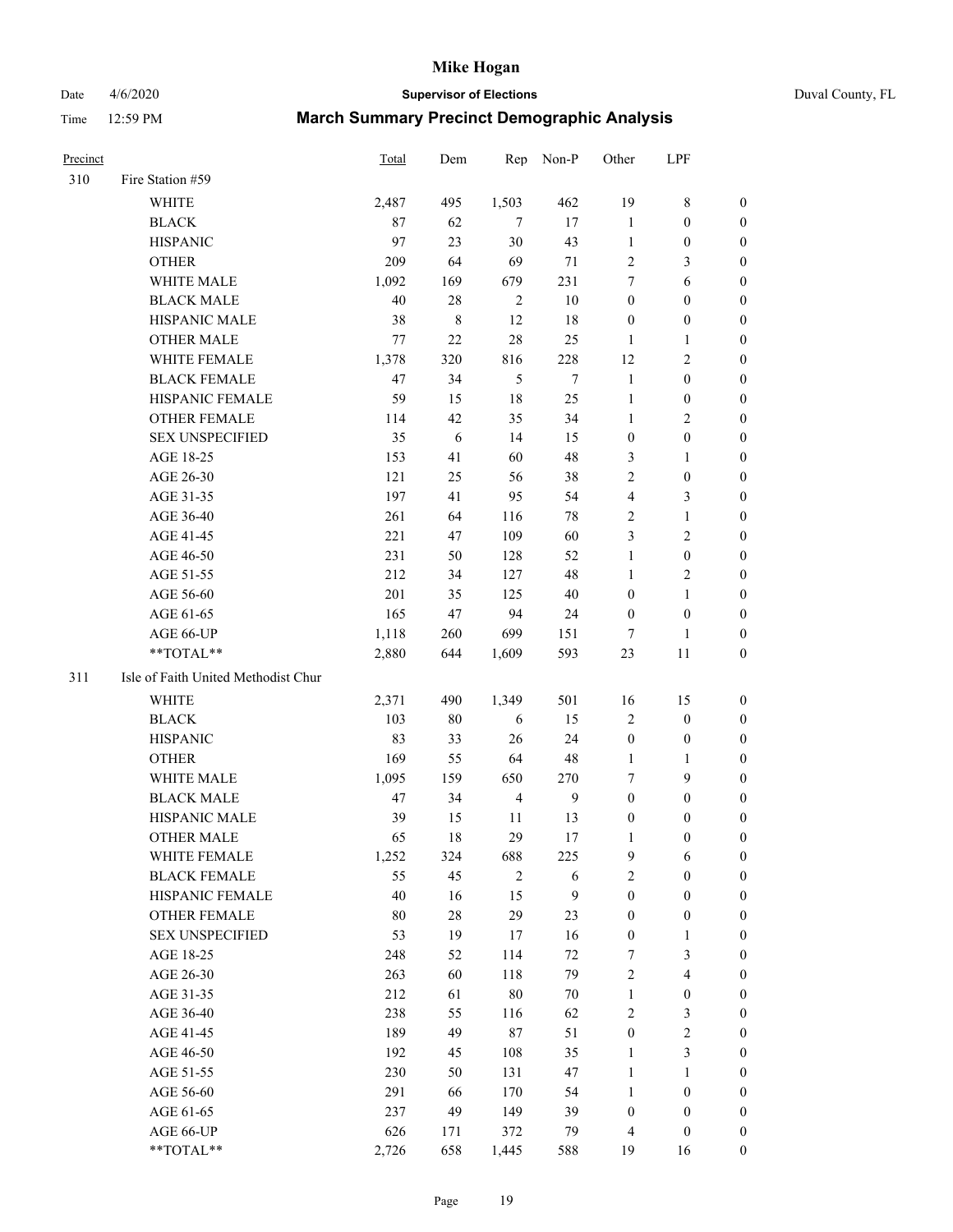# Mike Hogan

Date 4/6/2020 **Supervisor of Elections** Duval County, FL

Time 12:59 PM **March Summary Precinct Demographic Analysis**

| Precinct | | Total | Dem | Rep | Non-P | Other | LPF | |
|---|---|---|---|---|---|---|---|---|
| 310 | Fire Station #59 | | | | | | | |
| | WHITE | 2,487 | 495 | 1,503 | 462 | 19 | 8 | 0 |
| | BLACK | 87 | 62 | 7 | 17 | 1 | 0 | 0 |
| | HISPANIC | 97 | 23 | 30 | 43 | 1 | 0 | 0 |
| | OTHER | 209 | 64 | 69 | 71 | 2 | 3 | 0 |
| | WHITE MALE | 1,092 | 169 | 679 | 231 | 7 | 6 | 0 |
| | BLACK MALE | 40 | 28 | 2 | 10 | 0 | 0 | 0 |
| | HISPANIC MALE | 38 | 8 | 12 | 18 | 0 | 0 | 0 |
| | OTHER MALE | 77 | 22 | 28 | 25 | 1 | 1 | 0 |
| | WHITE FEMALE | 1,378 | 320 | 816 | 228 | 12 | 2 | 0 |
| | BLACK FEMALE | 47 | 34 | 5 | 7 | 1 | 0 | 0 |
| | HISPANIC FEMALE | 59 | 15 | 18 | 25 | 1 | 0 | 0 |
| | OTHER FEMALE | 114 | 42 | 35 | 34 | 1 | 2 | 0 |
| | SEX UNSPECIFIED | 35 | 6 | 14 | 15 | 0 | 0 | 0 |
| | AGE 18-25 | 153 | 41 | 60 | 48 | 3 | 1 | 0 |
| | AGE 26-30 | 121 | 25 | 56 | 38 | 2 | 0 | 0 |
| | AGE 31-35 | 197 | 41 | 95 | 54 | 4 | 3 | 0 |
| | AGE 36-40 | 261 | 64 | 116 | 78 | 2 | 1 | 0 |
| | AGE 41-45 | 221 | 47 | 109 | 60 | 3 | 2 | 0 |
| | AGE 46-50 | 231 | 50 | 128 | 52 | 1 | 0 | 0 |
| | AGE 51-55 | 212 | 34 | 127 | 48 | 1 | 2 | 0 |
| | AGE 56-60 | 201 | 35 | 125 | 40 | 0 | 1 | 0 |
| | AGE 61-65 | 165 | 47 | 94 | 24 | 0 | 0 | 0 |
| | AGE 66-UP | 1,118 | 260 | 699 | 151 | 7 | 1 | 0 |
| | **TOTAL** | 2,880 | 644 | 1,609 | 593 | 23 | 11 | 0 |
| 311 | Isle of Faith United Methodist Chur | | | | | | | |
| | WHITE | 2,371 | 490 | 1,349 | 501 | 16 | 15 | 0 |
| | BLACK | 103 | 80 | 6 | 15 | 2 | 0 | 0 |
| | HISPANIC | 83 | 33 | 26 | 24 | 0 | 0 | 0 |
| | OTHER | 169 | 55 | 64 | 48 | 1 | 1 | 0 |
| | WHITE MALE | 1,095 | 159 | 650 | 270 | 7 | 9 | 0 |
| | BLACK MALE | 47 | 34 | 4 | 9 | 0 | 0 | 0 |
| | HISPANIC MALE | 39 | 15 | 11 | 13 | 0 | 0 | 0 |
| | OTHER MALE | 65 | 18 | 29 | 17 | 1 | 0 | 0 |
| | WHITE FEMALE | 1,252 | 324 | 688 | 225 | 9 | 6 | 0 |
| | BLACK FEMALE | 55 | 45 | 2 | 6 | 2 | 0 | 0 |
| | HISPANIC FEMALE | 40 | 16 | 15 | 9 | 0 | 0 | 0 |
| | OTHER FEMALE | 80 | 28 | 29 | 23 | 0 | 0 | 0 |
| | SEX UNSPECIFIED | 53 | 19 | 17 | 16 | 0 | 1 | 0 |
| | AGE 18-25 | 248 | 52 | 114 | 72 | 7 | 3 | 0 |
| | AGE 26-30 | 263 | 60 | 118 | 79 | 2 | 4 | 0 |
| | AGE 31-35 | 212 | 61 | 80 | 70 | 1 | 0 | 0 |
| | AGE 36-40 | 238 | 55 | 116 | 62 | 2 | 3 | 0 |
| | AGE 41-45 | 189 | 49 | 87 | 51 | 0 | 2 | 0 |
| | AGE 46-50 | 192 | 45 | 108 | 35 | 1 | 3 | 0 |
| | AGE 51-55 | 230 | 50 | 131 | 47 | 1 | 1 | 0 |
| | AGE 56-60 | 291 | 66 | 170 | 54 | 1 | 0 | 0 |
| | AGE 61-65 | 237 | 49 | 149 | 39 | 0 | 0 | 0 |
| | AGE 66-UP | 626 | 171 | 372 | 79 | 4 | 0 | 0 |
| | **TOTAL** | 2,726 | 658 | 1,445 | 588 | 19 | 16 | 0 |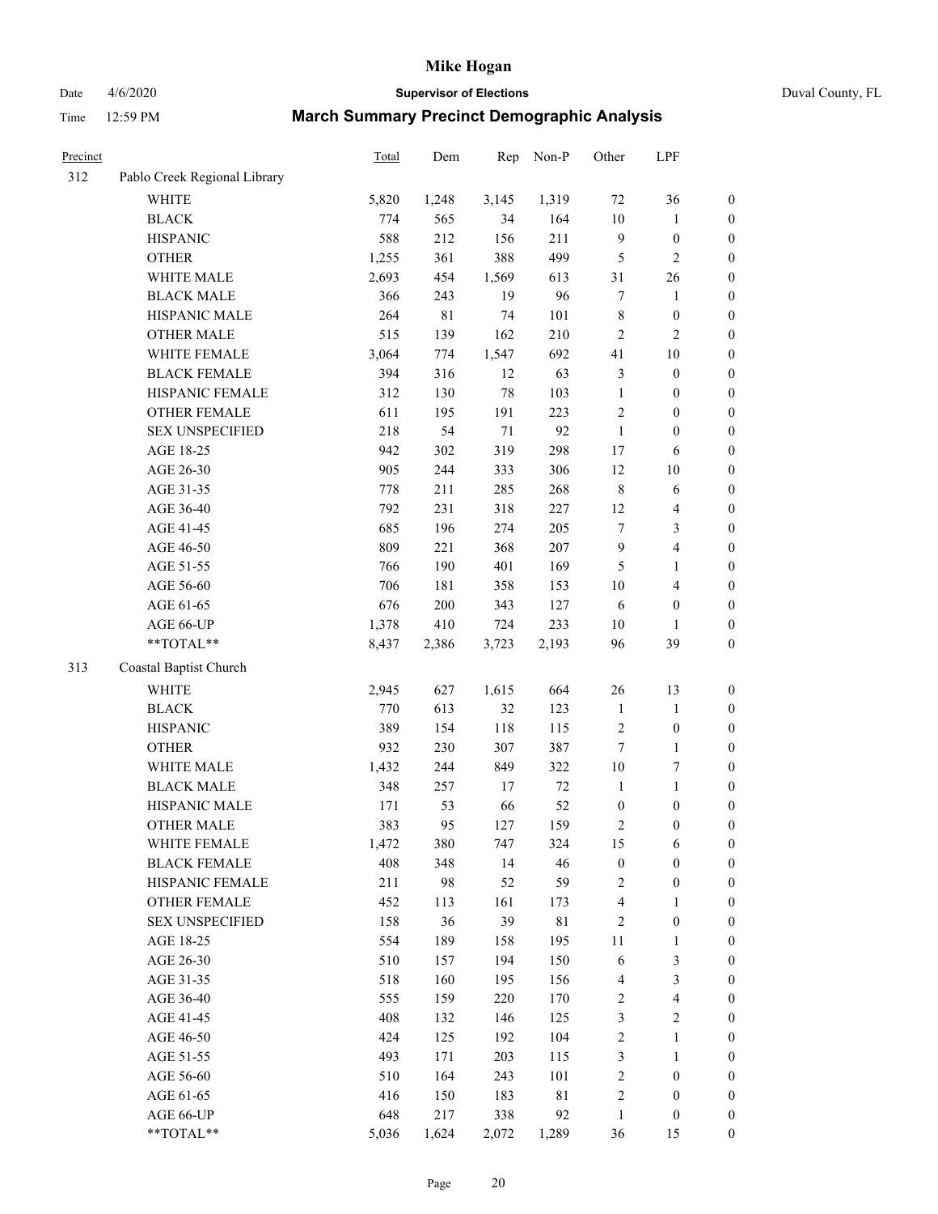# Mike Hogan

Date 4/6/2020 **Supervisor of Elections** Duval County, FL

Time 12:59 PM **March Summary Precinct Demographic Analysis**

| Precinct | | Total | Dem | Rep | Non-P | Other | LPF | |
|---|---|---|---|---|---|---|---|---|
| 312 | Pablo Creek Regional Library | | | | | | | |
| | WHITE | 5,820 | 1,248 | 3,145 | 1,319 | 72 | 36 | 0 |
| | BLACK | 774 | 565 | 34 | 164 | 10 | 1 | 0 |
| | HISPANIC | 588 | 212 | 156 | 211 | 9 | 0 | 0 |
| | OTHER | 1,255 | 361 | 388 | 499 | 5 | 2 | 0 |
| | WHITE MALE | 2,693 | 454 | 1,569 | 613 | 31 | 26 | 0 |
| | BLACK MALE | 366 | 243 | 19 | 96 | 7 | 1 | 0 |
| | HISPANIC MALE | 264 | 81 | 74 | 101 | 8 | 0 | 0 |
| | OTHER MALE | 515 | 139 | 162 | 210 | 2 | 2 | 0 |
| | WHITE FEMALE | 3,064 | 774 | 1,547 | 692 | 41 | 10 | 0 |
| | BLACK FEMALE | 394 | 316 | 12 | 63 | 3 | 0 | 0 |
| | HISPANIC FEMALE | 312 | 130 | 78 | 103 | 1 | 0 | 0 |
| | OTHER FEMALE | 611 | 195 | 191 | 223 | 2 | 0 | 0 |
| | SEX UNSPECIFIED | 218 | 54 | 71 | 92 | 1 | 0 | 0 |
| | AGE 18-25 | 942 | 302 | 319 | 298 | 17 | 6 | 0 |
| | AGE 26-30 | 905 | 244 | 333 | 306 | 12 | 10 | 0 |
| | AGE 31-35 | 778 | 211 | 285 | 268 | 8 | 6 | 0 |
| | AGE 36-40 | 792 | 231 | 318 | 227 | 12 | 4 | 0 |
| | AGE 41-45 | 685 | 196 | 274 | 205 | 7 | 3 | 0 |
| | AGE 46-50 | 809 | 221 | 368 | 207 | 9 | 4 | 0 |
| | AGE 51-55 | 766 | 190 | 401 | 169 | 5 | 1 | 0 |
| | AGE 56-60 | 706 | 181 | 358 | 153 | 10 | 4 | 0 |
| | AGE 61-65 | 676 | 200 | 343 | 127 | 6 | 0 | 0 |
| | AGE 66-UP | 1,378 | 410 | 724 | 233 | 10 | 1 | 0 |
| | **TOTAL** | 8,437 | 2,386 | 3,723 | 2,193 | 96 | 39 | 0 |
| 313 | Coastal Baptist Church | | | | | | | |
| | WHITE | 2,945 | 627 | 1,615 | 664 | 26 | 13 | 0 |
| | BLACK | 770 | 613 | 32 | 123 | 1 | 1 | 0 |
| | HISPANIC | 389 | 154 | 118 | 115 | 2 | 0 | 0 |
| | OTHER | 932 | 230 | 307 | 387 | 7 | 1 | 0 |
| | WHITE MALE | 1,432 | 244 | 849 | 322 | 10 | 7 | 0 |
| | BLACK MALE | 348 | 257 | 17 | 72 | 1 | 1 | 0 |
| | HISPANIC MALE | 171 | 53 | 66 | 52 | 0 | 0 | 0 |
| | OTHER MALE | 383 | 95 | 127 | 159 | 2 | 0 | 0 |
| | WHITE FEMALE | 1,472 | 380 | 747 | 324 | 15 | 6 | 0 |
| | BLACK FEMALE | 408 | 348 | 14 | 46 | 0 | 0 | 0 |
| | HISPANIC FEMALE | 211 | 98 | 52 | 59 | 2 | 0 | 0 |
| | OTHER FEMALE | 452 | 113 | 161 | 173 | 4 | 1 | 0 |
| | SEX UNSPECIFIED | 158 | 36 | 39 | 81 | 2 | 0 | 0 |
| | AGE 18-25 | 554 | 189 | 158 | 195 | 11 | 1 | 0 |
| | AGE 26-30 | 510 | 157 | 194 | 150 | 6 | 3 | 0 |
| | AGE 31-35 | 518 | 160 | 195 | 156 | 4 | 3 | 0 |
| | AGE 36-40 | 555 | 159 | 220 | 170 | 2 | 4 | 0 |
| | AGE 41-45 | 408 | 132 | 146 | 125 | 3 | 2 | 0 |
| | AGE 46-50 | 424 | 125 | 192 | 104 | 2 | 1 | 0 |
| | AGE 51-55 | 493 | 171 | 203 | 115 | 3 | 1 | 0 |
| | AGE 56-60 | 510 | 164 | 243 | 101 | 2 | 0 | 0 |
| | AGE 61-65 | 416 | 150 | 183 | 81 | 2 | 0 | 0 |
| | AGE 66-UP | 648 | 217 | 338 | 92 | 1 | 0 | 0 |
| | **TOTAL** | 5,036 | 1,624 | 2,072 | 1,289 | 36 | 15 | 0 |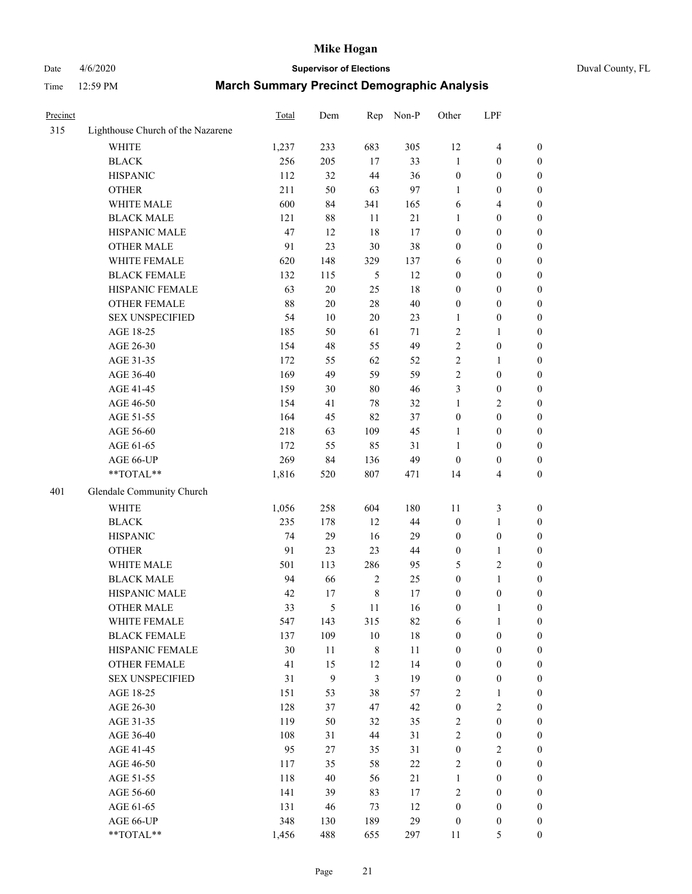# Mike Hogan

Date 4/6/2020 **Supervisor of Elections** Duval County, FL

Time 12:59 PM **March Summary Precinct Demographic Analysis**

| Precinct | | Total | Dem | Rep | Non-P | Other | LPF | |
|---|---|---|---|---|---|---|---|---|
| 315 | Lighthouse Church of the Nazarene | | | | | | | |
| | WHITE | 1,237 | 233 | 683 | 305 | 12 | 4 | 0 |
| | BLACK | 256 | 205 | 17 | 33 | 1 | 0 | 0 |
| | HISPANIC | 112 | 32 | 44 | 36 | 0 | 0 | 0 |
| | OTHER | 211 | 50 | 63 | 97 | 1 | 0 | 0 |
| | WHITE MALE | 600 | 84 | 341 | 165 | 6 | 4 | 0 |
| | BLACK MALE | 121 | 88 | 11 | 21 | 1 | 0 | 0 |
| | HISPANIC MALE | 47 | 12 | 18 | 17 | 0 | 0 | 0 |
| | OTHER MALE | 91 | 23 | 30 | 38 | 0 | 0 | 0 |
| | WHITE FEMALE | 620 | 148 | 329 | 137 | 6 | 0 | 0 |
| | BLACK FEMALE | 132 | 115 | 5 | 12 | 0 | 0 | 0 |
| | HISPANIC FEMALE | 63 | 20 | 25 | 18 | 0 | 0 | 0 |
| | OTHER FEMALE | 88 | 20 | 28 | 40 | 0 | 0 | 0 |
| | SEX UNSPECIFIED | 54 | 10 | 20 | 23 | 1 | 0 | 0 |
| | AGE 18-25 | 185 | 50 | 61 | 71 | 2 | 1 | 0 |
| | AGE 26-30 | 154 | 48 | 55 | 49 | 2 | 0 | 0 |
| | AGE 31-35 | 172 | 55 | 62 | 52 | 2 | 1 | 0 |
| | AGE 36-40 | 169 | 49 | 59 | 59 | 2 | 0 | 0 |
| | AGE 41-45 | 159 | 30 | 80 | 46 | 3 | 0 | 0 |
| | AGE 46-50 | 154 | 41 | 78 | 32 | 1 | 2 | 0 |
| | AGE 51-55 | 164 | 45 | 82 | 37 | 0 | 0 | 0 |
| | AGE 56-60 | 218 | 63 | 109 | 45 | 1 | 0 | 0 |
| | AGE 61-65 | 172 | 55 | 85 | 31 | 1 | 0 | 0 |
| | AGE 66-UP | 269 | 84 | 136 | 49 | 0 | 0 | 0 |
| | **TOTAL** | 1,816 | 520 | 807 | 471 | 14 | 4 | 0 |
| 401 | Glendale Community Church | | | | | | | |
| | WHITE | 1,056 | 258 | 604 | 180 | 11 | 3 | 0 |
| | BLACK | 235 | 178 | 12 | 44 | 0 | 1 | 0 |
| | HISPANIC | 74 | 29 | 16 | 29 | 0 | 0 | 0 |
| | OTHER | 91 | 23 | 23 | 44 | 0 | 1 | 0 |
| | WHITE MALE | 501 | 113 | 286 | 95 | 5 | 2 | 0 |
| | BLACK MALE | 94 | 66 | 2 | 25 | 0 | 1 | 0 |
| | HISPANIC MALE | 42 | 17 | 8 | 17 | 0 | 0 | 0 |
| | OTHER MALE | 33 | 5 | 11 | 16 | 0 | 1 | 0 |
| | WHITE FEMALE | 547 | 143 | 315 | 82 | 6 | 1 | 0 |
| | BLACK FEMALE | 137 | 109 | 10 | 18 | 0 | 0 | 0 |
| | HISPANIC FEMALE | 30 | 11 | 8 | 11 | 0 | 0 | 0 |
| | OTHER FEMALE | 41 | 15 | 12 | 14 | 0 | 0 | 0 |
| | SEX UNSPECIFIED | 31 | 9 | 3 | 19 | 0 | 0 | 0 |
| | AGE 18-25 | 151 | 53 | 38 | 57 | 2 | 1 | 0 |
| | AGE 26-30 | 128 | 37 | 47 | 42 | 0 | 2 | 0 |
| | AGE 31-35 | 119 | 50 | 32 | 35 | 2 | 0 | 0 |
| | AGE 36-40 | 108 | 31 | 44 | 31 | 2 | 0 | 0 |
| | AGE 41-45 | 95 | 27 | 35 | 31 | 0 | 2 | 0 |
| | AGE 46-50 | 117 | 35 | 58 | 22 | 2 | 0 | 0 |
| | AGE 51-55 | 118 | 40 | 56 | 21 | 1 | 0 | 0 |
| | AGE 56-60 | 141 | 39 | 83 | 17 | 2 | 0 | 0 |
| | AGE 61-65 | 131 | 46 | 73 | 12 | 0 | 0 | 0 |
| | AGE 66-UP | 348 | 130 | 189 | 29 | 0 | 0 | 0 |
| | **TOTAL** | 1,456 | 488 | 655 | 297 | 11 | 5 | 0 |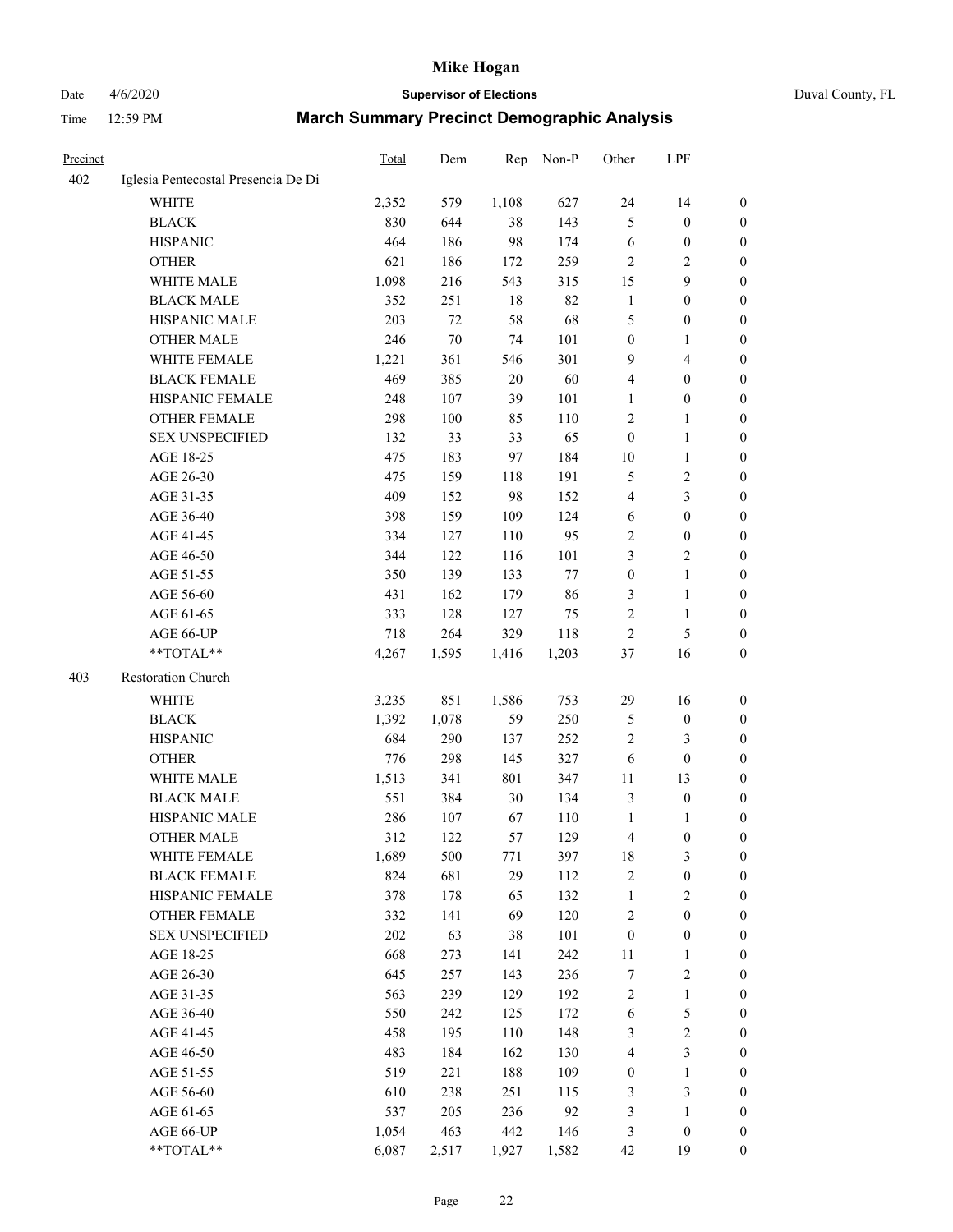| Precinct | | Total | Dem | Rep | Non-P | Other | LPF | |
|---|---|---|---|---|---|---|---|---|
| 402 | Iglesia Pentecostal Presencia De Di | | | | | | | |
| | WHITE | 2,352 | 579 | 1,108 | 627 | 24 | 14 | 0 |
| | BLACK | 830 | 644 | 38 | 143 | 5 | 0 | 0 |
| | HISPANIC | 464 | 186 | 98 | 174 | 6 | 0 | 0 |
| | OTHER | 621 | 186 | 172 | 259 | 2 | 2 | 0 |
| | WHITE MALE | 1,098 | 216 | 543 | 315 | 15 | 9 | 0 |
| | BLACK MALE | 352 | 251 | 18 | 82 | 1 | 0 | 0 |
| | HISPANIC MALE | 203 | 72 | 58 | 68 | 5 | 0 | 0 |
| | OTHER MALE | 246 | 70 | 74 | 101 | 0 | 1 | 0 |
| | WHITE FEMALE | 1,221 | 361 | 546 | 301 | 9 | 4 | 0 |
| | BLACK FEMALE | 469 | 385 | 20 | 60 | 4 | 0 | 0 |
| | HISPANIC FEMALE | 248 | 107 | 39 | 101 | 1 | 0 | 0 |
| | OTHER FEMALE | 298 | 100 | 85 | 110 | 2 | 1 | 0 |
| | SEX UNSPECIFIED | 132 | 33 | 33 | 65 | 0 | 1 | 0 |
| | AGE 18-25 | 475 | 183 | 97 | 184 | 10 | 1 | 0 |
| | AGE 26-30 | 475 | 159 | 118 | 191 | 5 | 2 | 0 |
| | AGE 31-35 | 409 | 152 | 98 | 152 | 4 | 3 | 0 |
| | AGE 36-40 | 398 | 159 | 109 | 124 | 6 | 0 | 0 |
| | AGE 41-45 | 334 | 127 | 110 | 95 | 2 | 0 | 0 |
| | AGE 46-50 | 344 | 122 | 116 | 101 | 3 | 2 | 0 |
| | AGE 51-55 | 350 | 139 | 133 | 77 | 0 | 1 | 0 |
| | AGE 56-60 | 431 | 162 | 179 | 86 | 3 | 1 | 0 |
| | AGE 61-65 | 333 | 128 | 127 | 75 | 2 | 1 | 0 |
| | AGE 66-UP | 718 | 264 | 329 | 118 | 2 | 5 | 0 |
| | **TOTAL** | 4,267 | 1,595 | 1,416 | 1,203 | 37 | 16 | 0 |
| 403 | Restoration Church | | | | | | | |
| | WHITE | 3,235 | 851 | 1,586 | 753 | 29 | 16 | 0 |
| | BLACK | 1,392 | 1,078 | 59 | 250 | 5 | 0 | 0 |
| | HISPANIC | 684 | 290 | 137 | 252 | 2 | 3 | 0 |
| | OTHER | 776 | 298 | 145 | 327 | 6 | 0 | 0 |
| | WHITE MALE | 1,513 | 341 | 801 | 347 | 11 | 13 | 0 |
| | BLACK MALE | 551 | 384 | 30 | 134 | 3 | 0 | 0 |
| | HISPANIC MALE | 286 | 107 | 67 | 110 | 1 | 1 | 0 |
| | OTHER MALE | 312 | 122 | 57 | 129 | 4 | 0 | 0 |
| | WHITE FEMALE | 1,689 | 500 | 771 | 397 | 18 | 3 | 0 |
| | BLACK FEMALE | 824 | 681 | 29 | 112 | 2 | 0 | 0 |
| | HISPANIC FEMALE | 378 | 178 | 65 | 132 | 1 | 2 | 0 |
| | OTHER FEMALE | 332 | 141 | 69 | 120 | 2 | 0 | 0 |
| | SEX UNSPECIFIED | 202 | 63 | 38 | 101 | 0 | 0 | 0 |
| | AGE 18-25 | 668 | 273 | 141 | 242 | 11 | 1 | 0 |
| | AGE 26-30 | 645 | 257 | 143 | 236 | 7 | 2 | 0 |
| | AGE 31-35 | 563 | 239 | 129 | 192 | 2 | 1 | 0 |
| | AGE 36-40 | 550 | 242 | 125 | 172 | 6 | 5 | 0 |
| | AGE 41-45 | 458 | 195 | 110 | 148 | 3 | 2 | 0 |
| | AGE 46-50 | 483 | 184 | 162 | 130 | 4 | 3 | 0 |
| | AGE 51-55 | 519 | 221 | 188 | 109 | 0 | 1 | 0 |
| | AGE 56-60 | 610 | 238 | 251 | 115 | 3 | 3 | 0 |
| | AGE 61-65 | 537 | 205 | 236 | 92 | 3 | 1 | 0 |
| | AGE 66-UP | 1,054 | 463 | 442 | 146 | 3 | 0 | 0 |
| | **TOTAL** | 6,087 | 2,517 | 1,927 | 1,582 | 42 | 19 | 0 |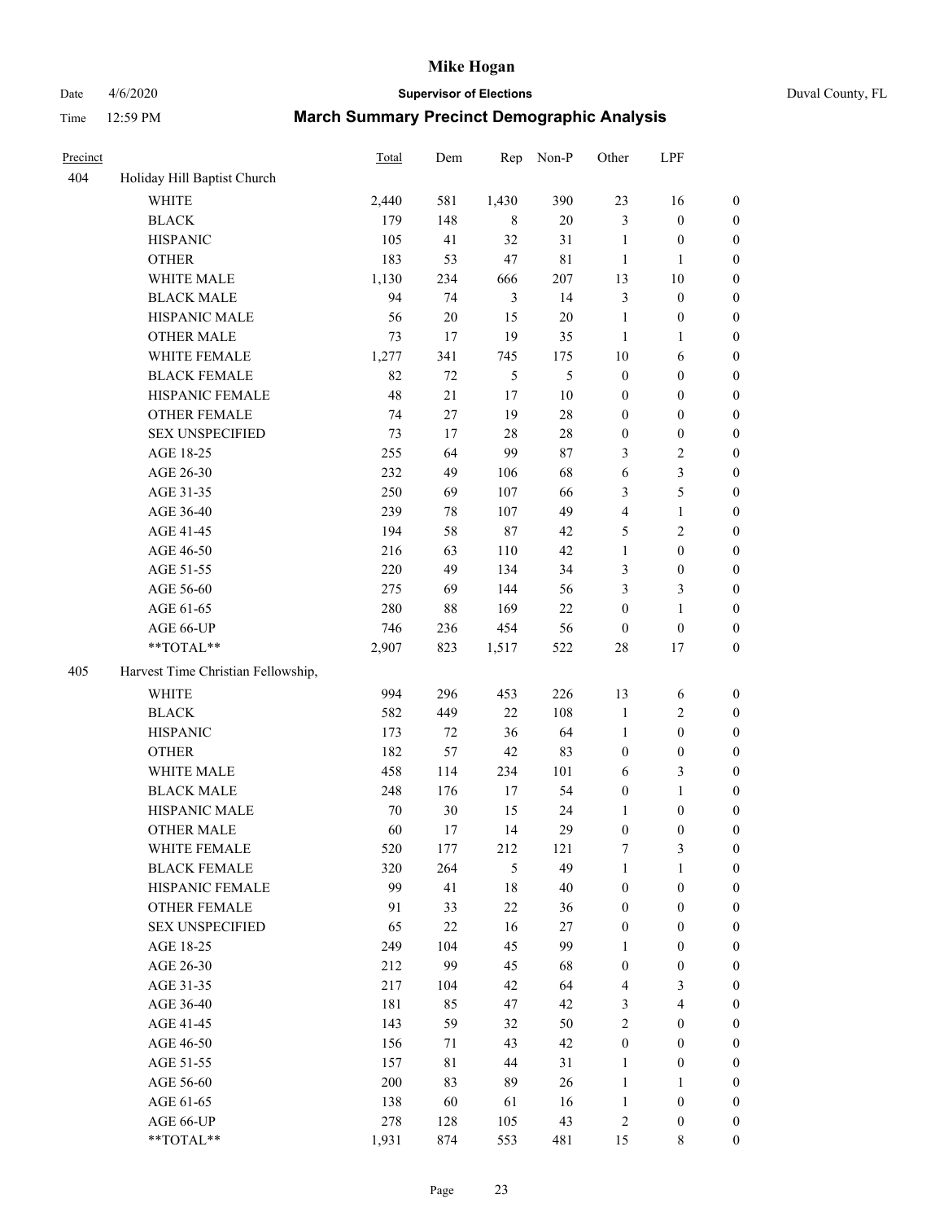# Mike Hogan

Date 4/6/2020 **Supervisor of Elections** Duval County, FL

Time 12:59 PM **March Summary Precinct Demographic Analysis**

| Precinct | | Total | Dem | Rep | Non-P | Other | LPF | |
|---|---|---|---|---|---|---|---|---|
| 404 | Holiday Hill Baptist Church | | | | | | | |
| | WHITE | 2,440 | 581 | 1,430 | 390 | 23 | 16 | 0 |
| | BLACK | 179 | 148 | 8 | 20 | 3 | 0 | 0 |
| | HISPANIC | 105 | 41 | 32 | 31 | 1 | 0 | 0 |
| | OTHER | 183 | 53 | 47 | 81 | 1 | 1 | 0 |
| | WHITE MALE | 1,130 | 234 | 666 | 207 | 13 | 10 | 0 |
| | BLACK MALE | 94 | 74 | 3 | 14 | 3 | 0 | 0 |
| | HISPANIC MALE | 56 | 20 | 15 | 20 | 1 | 0 | 0 |
| | OTHER MALE | 73 | 17 | 19 | 35 | 1 | 1 | 0 |
| | WHITE FEMALE | 1,277 | 341 | 745 | 175 | 10 | 6 | 0 |
| | BLACK FEMALE | 82 | 72 | 5 | 5 | 0 | 0 | 0 |
| | HISPANIC FEMALE | 48 | 21 | 17 | 10 | 0 | 0 | 0 |
| | OTHER FEMALE | 74 | 27 | 19 | 28 | 0 | 0 | 0 |
| | SEX UNSPECIFIED | 73 | 17 | 28 | 28 | 0 | 0 | 0 |
| | AGE 18-25 | 255 | 64 | 99 | 87 | 3 | 2 | 0 |
| | AGE 26-30 | 232 | 49 | 106 | 68 | 6 | 3 | 0 |
| | AGE 31-35 | 250 | 69 | 107 | 66 | 3 | 5 | 0 |
| | AGE 36-40 | 239 | 78 | 107 | 49 | 4 | 1 | 0 |
| | AGE 41-45 | 194 | 58 | 87 | 42 | 5 | 2 | 0 |
| | AGE 46-50 | 216 | 63 | 110 | 42 | 1 | 0 | 0 |
| | AGE 51-55 | 220 | 49 | 134 | 34 | 3 | 0 | 0 |
| | AGE 56-60 | 275 | 69 | 144 | 56 | 3 | 3 | 0 |
| | AGE 61-65 | 280 | 88 | 169 | 22 | 0 | 1 | 0 |
| | AGE 66-UP | 746 | 236 | 454 | 56 | 0 | 0 | 0 |
| | **TOTAL** | 2,907 | 823 | 1,517 | 522 | 28 | 17 | 0 |
| 405 | Harvest Time Christian Fellowship, | | | | | | | |
| | WHITE | 994 | 296 | 453 | 226 | 13 | 6 | 0 |
| | BLACK | 582 | 449 | 22 | 108 | 1 | 2 | 0 |
| | HISPANIC | 173 | 72 | 36 | 64 | 1 | 0 | 0 |
| | OTHER | 182 | 57 | 42 | 83 | 0 | 0 | 0 |
| | WHITE MALE | 458 | 114 | 234 | 101 | 6 | 3 | 0 |
| | BLACK MALE | 248 | 176 | 17 | 54 | 0 | 1 | 0 |
| | HISPANIC MALE | 70 | 30 | 15 | 24 | 1 | 0 | 0 |
| | OTHER MALE | 60 | 17 | 14 | 29 | 0 | 0 | 0 |
| | WHITE FEMALE | 520 | 177 | 212 | 121 | 7 | 3 | 0 |
| | BLACK FEMALE | 320 | 264 | 5 | 49 | 1 | 1 | 0 |
| | HISPANIC FEMALE | 99 | 41 | 18 | 40 | 0 | 0 | 0 |
| | OTHER FEMALE | 91 | 33 | 22 | 36 | 0 | 0 | 0 |
| | SEX UNSPECIFIED | 65 | 22 | 16 | 27 | 0 | 0 | 0 |
| | AGE 18-25 | 249 | 104 | 45 | 99 | 1 | 0 | 0 |
| | AGE 26-30 | 212 | 99 | 45 | 68 | 0 | 0 | 0 |
| | AGE 31-35 | 217 | 104 | 42 | 64 | 4 | 3 | 0 |
| | AGE 36-40 | 181 | 85 | 47 | 42 | 3 | 4 | 0 |
| | AGE 41-45 | 143 | 59 | 32 | 50 | 2 | 0 | 0 |
| | AGE 46-50 | 156 | 71 | 43 | 42 | 0 | 0 | 0 |
| | AGE 51-55 | 157 | 81 | 44 | 31 | 1 | 0 | 0 |
| | AGE 56-60 | 200 | 83 | 89 | 26 | 1 | 1 | 0 |
| | AGE 61-65 | 138 | 60 | 61 | 16 | 1 | 0 | 0 |
| | AGE 66-UP | 278 | 128 | 105 | 43 | 2 | 0 | 0 |
| | **TOTAL** | 1,931 | 874 | 553 | 481 | 15 | 8 | 0 |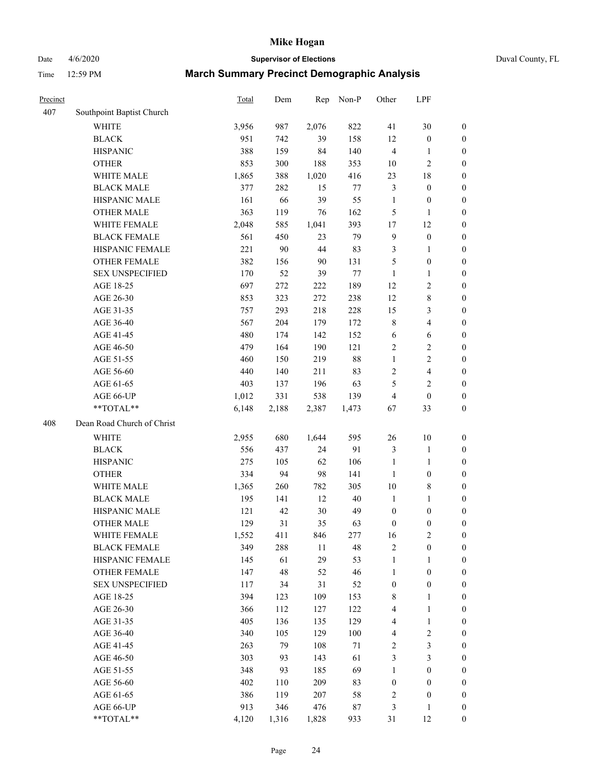# Mike Hogan

Date 4/6/2020 **Supervisor of Elections** Duval County, FL

Time 12:59 PM **March Summary Precinct Demographic Analysis**

| Precinct | | Total | Dem | Rep | Non-P | Other | LPF | |
|---|---|---|---|---|---|---|---|---|
| 407 | Southpoint Baptist Church | | | | | | | |
| | WHITE | 3,956 | 987 | 2,076 | 822 | 41 | 30 | 0 |
| | BLACK | 951 | 742 | 39 | 158 | 12 | 0 | 0 |
| | HISPANIC | 388 | 159 | 84 | 140 | 4 | 1 | 0 |
| | OTHER | 853 | 300 | 188 | 353 | 10 | 2 | 0 |
| | WHITE MALE | 1,865 | 388 | 1,020 | 416 | 23 | 18 | 0 |
| | BLACK MALE | 377 | 282 | 15 | 77 | 3 | 0 | 0 |
| | HISPANIC MALE | 161 | 66 | 39 | 55 | 1 | 0 | 0 |
| | OTHER MALE | 363 | 119 | 76 | 162 | 5 | 1 | 0 |
| | WHITE FEMALE | 2,048 | 585 | 1,041 | 393 | 17 | 12 | 0 |
| | BLACK FEMALE | 561 | 450 | 23 | 79 | 9 | 0 | 0 |
| | HISPANIC FEMALE | 221 | 90 | 44 | 83 | 3 | 1 | 0 |
| | OTHER FEMALE | 382 | 156 | 90 | 131 | 5 | 0 | 0 |
| | SEX UNSPECIFIED | 170 | 52 | 39 | 77 | 1 | 1 | 0 |
| | AGE 18-25 | 697 | 272 | 222 | 189 | 12 | 2 | 0 |
| | AGE 26-30 | 853 | 323 | 272 | 238 | 12 | 8 | 0 |
| | AGE 31-35 | 757 | 293 | 218 | 228 | 15 | 3 | 0 |
| | AGE 36-40 | 567 | 204 | 179 | 172 | 8 | 4 | 0 |
| | AGE 41-45 | 480 | 174 | 142 | 152 | 6 | 6 | 0 |
| | AGE 46-50 | 479 | 164 | 190 | 121 | 2 | 2 | 0 |
| | AGE 51-55 | 460 | 150 | 219 | 88 | 1 | 2 | 0 |
| | AGE 56-60 | 440 | 140 | 211 | 83 | 2 | 4 | 0 |
| | AGE 61-65 | 403 | 137 | 196 | 63 | 5 | 2 | 0 |
| | AGE 66-UP | 1,012 | 331 | 538 | 139 | 4 | 0 | 0 |
| | **TOTAL** | 6,148 | 2,188 | 2,387 | 1,473 | 67 | 33 | 0 |
| 408 | Dean Road Church of Christ | | | | | | | |
| | WHITE | 2,955 | 680 | 1,644 | 595 | 26 | 10 | 0 |
| | BLACK | 556 | 437 | 24 | 91 | 3 | 1 | 0 |
| | HISPANIC | 275 | 105 | 62 | 106 | 1 | 1 | 0 |
| | OTHER | 334 | 94 | 98 | 141 | 1 | 0 | 0 |
| | WHITE MALE | 1,365 | 260 | 782 | 305 | 10 | 8 | 0 |
| | BLACK MALE | 195 | 141 | 12 | 40 | 1 | 1 | 0 |
| | HISPANIC MALE | 121 | 42 | 30 | 49 | 0 | 0 | 0 |
| | OTHER MALE | 129 | 31 | 35 | 63 | 0 | 0 | 0 |
| | WHITE FEMALE | 1,552 | 411 | 846 | 277 | 16 | 2 | 0 |
| | BLACK FEMALE | 349 | 288 | 11 | 48 | 2 | 0 | 0 |
| | HISPANIC FEMALE | 145 | 61 | 29 | 53 | 1 | 1 | 0 |
| | OTHER FEMALE | 147 | 48 | 52 | 46 | 1 | 0 | 0 |
| | SEX UNSPECIFIED | 117 | 34 | 31 | 52 | 0 | 0 | 0 |
| | AGE 18-25 | 394 | 123 | 109 | 153 | 8 | 1 | 0 |
| | AGE 26-30 | 366 | 112 | 127 | 122 | 4 | 1 | 0 |
| | AGE 31-35 | 405 | 136 | 135 | 129 | 4 | 1 | 0 |
| | AGE 36-40 | 340 | 105 | 129 | 100 | 4 | 2 | 0 |
| | AGE 41-45 | 263 | 79 | 108 | 71 | 2 | 3 | 0 |
| | AGE 46-50 | 303 | 93 | 143 | 61 | 3 | 3 | 0 |
| | AGE 51-55 | 348 | 93 | 185 | 69 | 1 | 0 | 0 |
| | AGE 56-60 | 402 | 110 | 209 | 83 | 0 | 0 | 0 |
| | AGE 61-65 | 386 | 119 | 207 | 58 | 2 | 0 | 0 |
| | AGE 66-UP | 913 | 346 | 476 | 87 | 3 | 1 | 0 |
| | **TOTAL** | 4,120 | 1,316 | 1,828 | 933 | 31 | 12 | 0 |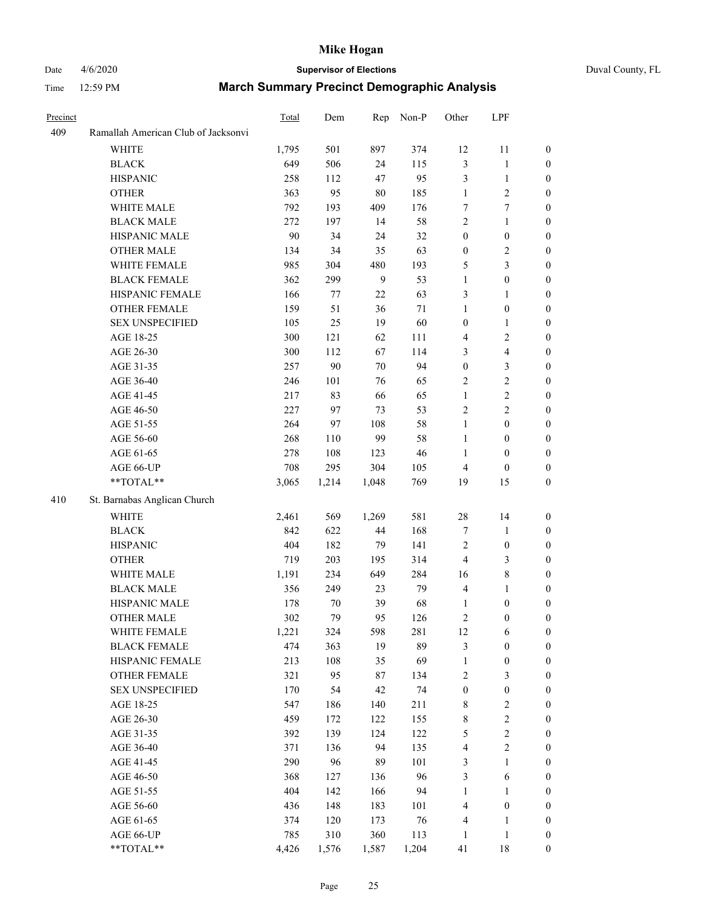# Mike Hogan

Date 4/6/2020 | **Supervisor of Elections** | Duval County, FL

Time 12:59 PM | **March Summary Precinct Demographic Analysis**

| Precinct | | Total | Dem | Rep | Non-P | Other | LPF | |
|---|---|---|---|---|---|---|---|---|
| 409 | Ramallah American Club of Jacksonvi | | | | | | | |
| | WHITE | 1,795 | 501 | 897 | 374 | 12 | 11 | 0 |
| | BLACK | 649 | 506 | 24 | 115 | 3 | 1 | 0 |
| | HISPANIC | 258 | 112 | 47 | 95 | 3 | 1 | 0 |
| | OTHER | 363 | 95 | 80 | 185 | 1 | 2 | 0 |
| | WHITE MALE | 792 | 193 | 409 | 176 | 7 | 7 | 0 |
| | BLACK MALE | 272 | 197 | 14 | 58 | 2 | 1 | 0 |
| | HISPANIC MALE | 90 | 34 | 24 | 32 | 0 | 0 | 0 |
| | OTHER MALE | 134 | 34 | 35 | 63 | 0 | 2 | 0 |
| | WHITE FEMALE | 985 | 304 | 480 | 193 | 5 | 3 | 0 |
| | BLACK FEMALE | 362 | 299 | 9 | 53 | 1 | 0 | 0 |
| | HISPANIC FEMALE | 166 | 77 | 22 | 63 | 3 | 1 | 0 |
| | OTHER FEMALE | 159 | 51 | 36 | 71 | 1 | 0 | 0 |
| | SEX UNSPECIFIED | 105 | 25 | 19 | 60 | 0 | 1 | 0 |
| | AGE 18-25 | 300 | 121 | 62 | 111 | 4 | 2 | 0 |
| | AGE 26-30 | 300 | 112 | 67 | 114 | 3 | 4 | 0 |
| | AGE 31-35 | 257 | 90 | 70 | 94 | 0 | 3 | 0 |
| | AGE 36-40 | 246 | 101 | 76 | 65 | 2 | 2 | 0 |
| | AGE 41-45 | 217 | 83 | 66 | 65 | 1 | 2 | 0 |
| | AGE 46-50 | 227 | 97 | 73 | 53 | 2 | 2 | 0 |
| | AGE 51-55 | 264 | 97 | 108 | 58 | 1 | 0 | 0 |
| | AGE 56-60 | 268 | 110 | 99 | 58 | 1 | 0 | 0 |
| | AGE 61-65 | 278 | 108 | 123 | 46 | 1 | 0 | 0 |
| | AGE 66-UP | 708 | 295 | 304 | 105 | 4 | 0 | 0 |
| | **TOTAL** | 3,065 | 1,214 | 1,048 | 769 | 19 | 15 | 0 |
| 410 | St. Barnabas Anglican Church | | | | | | | |
| | WHITE | 2,461 | 569 | 1,269 | 581 | 28 | 14 | 0 |
| | BLACK | 842 | 622 | 44 | 168 | 7 | 1 | 0 |
| | HISPANIC | 404 | 182 | 79 | 141 | 2 | 0 | 0 |
| | OTHER | 719 | 203 | 195 | 314 | 4 | 3 | 0 |
| | WHITE MALE | 1,191 | 234 | 649 | 284 | 16 | 8 | 0 |
| | BLACK MALE | 356 | 249 | 23 | 79 | 4 | 1 | 0 |
| | HISPANIC MALE | 178 | 70 | 39 | 68 | 1 | 0 | 0 |
| | OTHER MALE | 302 | 79 | 95 | 126 | 2 | 0 | 0 |
| | WHITE FEMALE | 1,221 | 324 | 598 | 281 | 12 | 6 | 0 |
| | BLACK FEMALE | 474 | 363 | 19 | 89 | 3 | 0 | 0 |
| | HISPANIC FEMALE | 213 | 108 | 35 | 69 | 1 | 0 | 0 |
| | OTHER FEMALE | 321 | 95 | 87 | 134 | 2 | 3 | 0 |
| | SEX UNSPECIFIED | 170 | 54 | 42 | 74 | 0 | 0 | 0 |
| | AGE 18-25 | 547 | 186 | 140 | 211 | 8 | 2 | 0 |
| | AGE 26-30 | 459 | 172 | 122 | 155 | 8 | 2 | 0 |
| | AGE 31-35 | 392 | 139 | 124 | 122 | 5 | 2 | 0 |
| | AGE 36-40 | 371 | 136 | 94 | 135 | 4 | 2 | 0 |
| | AGE 41-45 | 290 | 96 | 89 | 101 | 3 | 1 | 0 |
| | AGE 46-50 | 368 | 127 | 136 | 96 | 3 | 6 | 0 |
| | AGE 51-55 | 404 | 142 | 166 | 94 | 1 | 1 | 0 |
| | AGE 56-60 | 436 | 148 | 183 | 101 | 4 | 0 | 0 |
| | AGE 61-65 | 374 | 120 | 173 | 76 | 4 | 1 | 0 |
| | AGE 66-UP | 785 | 310 | 360 | 113 | 1 | 1 | 0 |
| | **TOTAL** | 4,426 | 1,576 | 1,587 | 1,204 | 41 | 18 | 0 |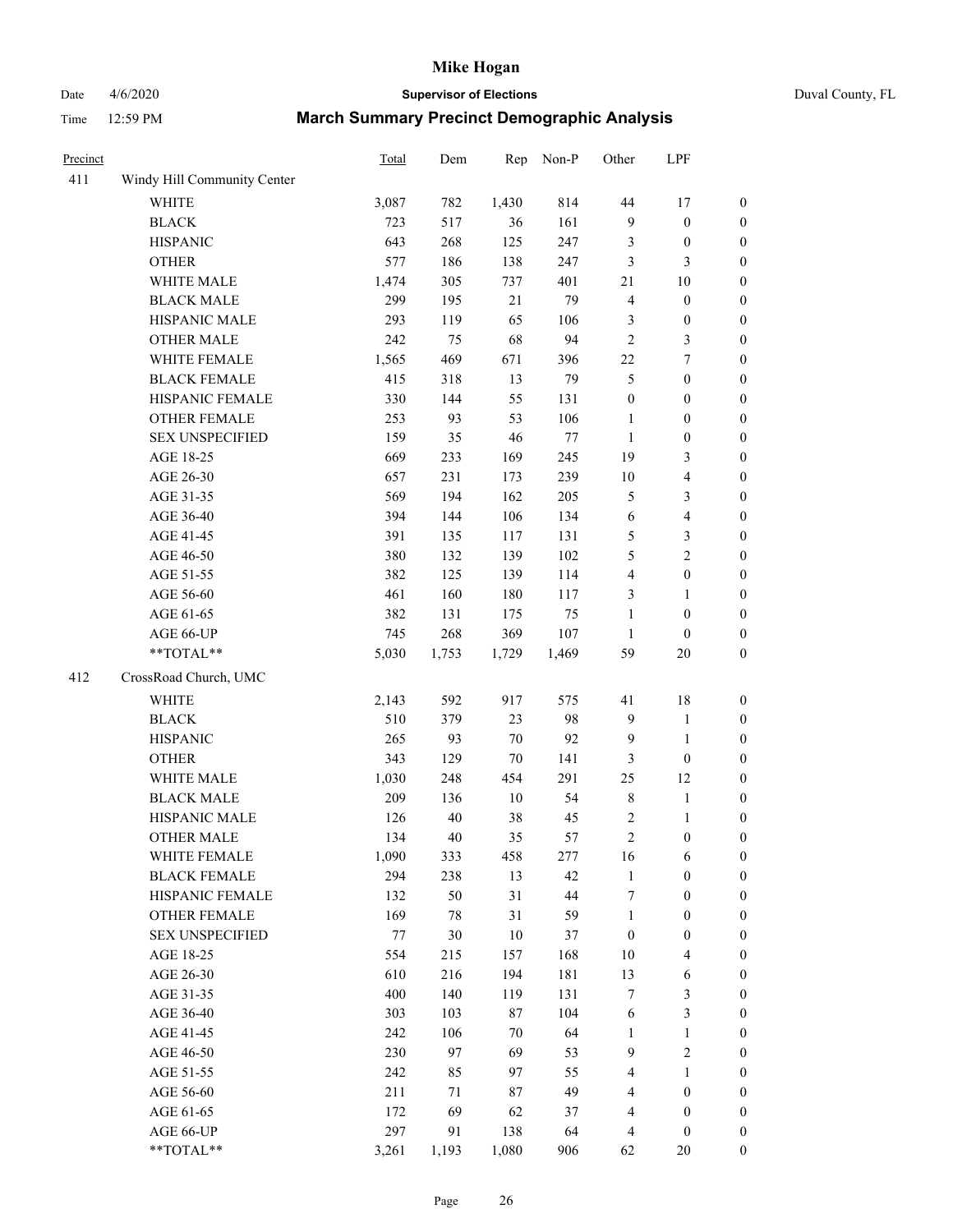# Mike Hogan

Date 4/6/2020 **Supervisor of Elections** Duval County, FL

Time 12:59 PM **March Summary Precinct Demographic Analysis**

| Precinct | | Total | Dem | Rep | Non-P | Other | LPF | |
|---|---|---|---|---|---|---|---|---|
| 411 | Windy Hill Community Center | | | | | | | |
| | WHITE | 3,087 | 782 | 1,430 | 814 | 44 | 17 | 0 |
| | BLACK | 723 | 517 | 36 | 161 | 9 | 0 | 0 |
| | HISPANIC | 643 | 268 | 125 | 247 | 3 | 0 | 0 |
| | OTHER | 577 | 186 | 138 | 247 | 3 | 3 | 0 |
| | WHITE MALE | 1,474 | 305 | 737 | 401 | 21 | 10 | 0 |
| | BLACK MALE | 299 | 195 | 21 | 79 | 4 | 0 | 0 |
| | HISPANIC MALE | 293 | 119 | 65 | 106 | 3 | 0 | 0 |
| | OTHER MALE | 242 | 75 | 68 | 94 | 2 | 3 | 0 |
| | WHITE FEMALE | 1,565 | 469 | 671 | 396 | 22 | 7 | 0 |
| | BLACK FEMALE | 415 | 318 | 13 | 79 | 5 | 0 | 0 |
| | HISPANIC FEMALE | 330 | 144 | 55 | 131 | 0 | 0 | 0 |
| | OTHER FEMALE | 253 | 93 | 53 | 106 | 1 | 0 | 0 |
| | SEX UNSPECIFIED | 159 | 35 | 46 | 77 | 1 | 0 | 0 |
| | AGE 18-25 | 669 | 233 | 169 | 245 | 19 | 3 | 0 |
| | AGE 26-30 | 657 | 231 | 173 | 239 | 10 | 4 | 0 |
| | AGE 31-35 | 569 | 194 | 162 | 205 | 5 | 3 | 0 |
| | AGE 36-40 | 394 | 144 | 106 | 134 | 6 | 4 | 0 |
| | AGE 41-45 | 391 | 135 | 117 | 131 | 5 | 3 | 0 |
| | AGE 46-50 | 380 | 132 | 139 | 102 | 5 | 2 | 0 |
| | AGE 51-55 | 382 | 125 | 139 | 114 | 4 | 0 | 0 |
| | AGE 56-60 | 461 | 160 | 180 | 117 | 3 | 1 | 0 |
| | AGE 61-65 | 382 | 131 | 175 | 75 | 1 | 0 | 0 |
| | AGE 66-UP | 745 | 268 | 369 | 107 | 1 | 0 | 0 |
| | **TOTAL** | 5,030 | 1,753 | 1,729 | 1,469 | 59 | 20 | 0 |
| 412 | CrossRoad Church, UMC | | | | | | | |
| | WHITE | 2,143 | 592 | 917 | 575 | 41 | 18 | 0 |
| | BLACK | 510 | 379 | 23 | 98 | 9 | 1 | 0 |
| | HISPANIC | 265 | 93 | 70 | 92 | 9 | 1 | 0 |
| | OTHER | 343 | 129 | 70 | 141 | 3 | 0 | 0 |
| | WHITE MALE | 1,030 | 248 | 454 | 291 | 25 | 12 | 0 |
| | BLACK MALE | 209 | 136 | 10 | 54 | 8 | 1 | 0 |
| | HISPANIC MALE | 126 | 40 | 38 | 45 | 2 | 1 | 0 |
| | OTHER MALE | 134 | 40 | 35 | 57 | 2 | 0 | 0 |
| | WHITE FEMALE | 1,090 | 333 | 458 | 277 | 16 | 6 | 0 |
| | BLACK FEMALE | 294 | 238 | 13 | 42 | 1 | 0 | 0 |
| | HISPANIC FEMALE | 132 | 50 | 31 | 44 | 7 | 0 | 0 |
| | OTHER FEMALE | 169 | 78 | 31 | 59 | 1 | 0 | 0 |
| | SEX UNSPECIFIED | 77 | 30 | 10 | 37 | 0 | 0 | 0 |
| | AGE 18-25 | 554 | 215 | 157 | 168 | 10 | 4 | 0 |
| | AGE 26-30 | 610 | 216 | 194 | 181 | 13 | 6 | 0 |
| | AGE 31-35 | 400 | 140 | 119 | 131 | 7 | 3 | 0 |
| | AGE 36-40 | 303 | 103 | 87 | 104 | 6 | 3 | 0 |
| | AGE 41-45 | 242 | 106 | 70 | 64 | 1 | 1 | 0 |
| | AGE 46-50 | 230 | 97 | 69 | 53 | 9 | 2 | 0 |
| | AGE 51-55 | 242 | 85 | 97 | 55 | 4 | 1 | 0 |
| | AGE 56-60 | 211 | 71 | 87 | 49 | 4 | 0 | 0 |
| | AGE 61-65 | 172 | 69 | 62 | 37 | 4 | 0 | 0 |
| | AGE 66-UP | 297 | 91 | 138 | 64 | 4 | 0 | 0 |
| | **TOTAL** | 3,261 | 1,193 | 1,080 | 906 | 62 | 20 | 0 |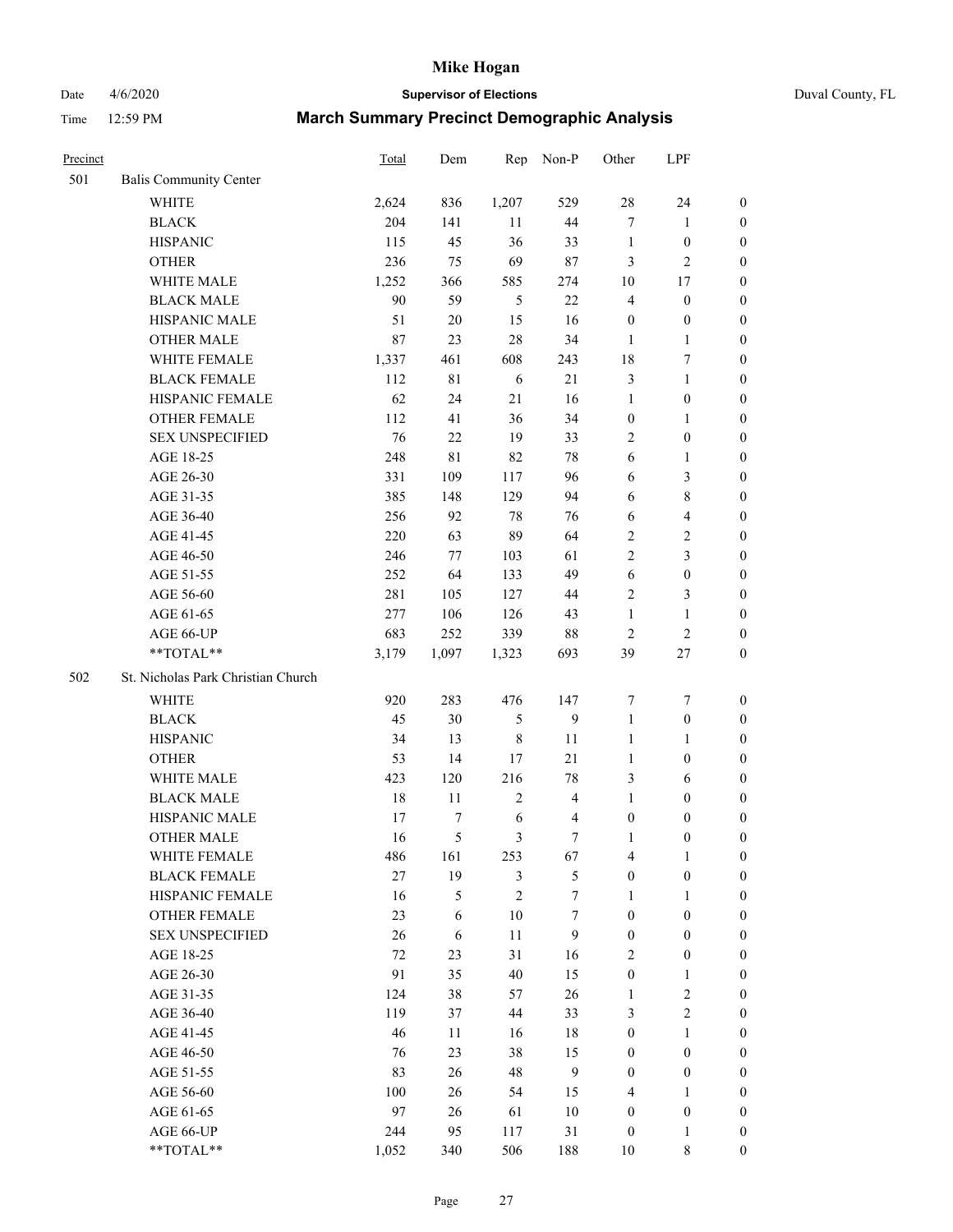# Mike Hogan

Date 4/6/2020 **Supervisor of Elections** Duval County, FL

Time 12:59 PM **March Summary Precinct Demographic Analysis**

| Precinct | | Total | Dem | Rep | Non-P | Other | LPF | |
|---|---|---|---|---|---|---|---|---|
| 501 | Balis Community Center | | | | | | | |
| | WHITE | 2,624 | 836 | 1,207 | 529 | 28 | 24 | 0 |
| | BLACK | 204 | 141 | 11 | 44 | 7 | 1 | 0 |
| | HISPANIC | 115 | 45 | 36 | 33 | 1 | 0 | 0 |
| | OTHER | 236 | 75 | 69 | 87 | 3 | 2 | 0 |
| | WHITE MALE | 1,252 | 366 | 585 | 274 | 10 | 17 | 0 |
| | BLACK MALE | 90 | 59 | 5 | 22 | 4 | 0 | 0 |
| | HISPANIC MALE | 51 | 20 | 15 | 16 | 0 | 0 | 0 |
| | OTHER MALE | 87 | 23 | 28 | 34 | 1 | 1 | 0 |
| | WHITE FEMALE | 1,337 | 461 | 608 | 243 | 18 | 7 | 0 |
| | BLACK FEMALE | 112 | 81 | 6 | 21 | 3 | 1 | 0 |
| | HISPANIC FEMALE | 62 | 24 | 21 | 16 | 1 | 0 | 0 |
| | OTHER FEMALE | 112 | 41 | 36 | 34 | 0 | 1 | 0 |
| | SEX UNSPECIFIED | 76 | 22 | 19 | 33 | 2 | 0 | 0 |
| | AGE 18-25 | 248 | 81 | 82 | 78 | 6 | 1 | 0 |
| | AGE 26-30 | 331 | 109 | 117 | 96 | 6 | 3 | 0 |
| | AGE 31-35 | 385 | 148 | 129 | 94 | 6 | 8 | 0 |
| | AGE 36-40 | 256 | 92 | 78 | 76 | 6 | 4 | 0 |
| | AGE 41-45 | 220 | 63 | 89 | 64 | 2 | 2 | 0 |
| | AGE 46-50 | 246 | 77 | 103 | 61 | 2 | 3 | 0 |
| | AGE 51-55 | 252 | 64 | 133 | 49 | 6 | 0 | 0 |
| | AGE 56-60 | 281 | 105 | 127 | 44 | 2 | 3 | 0 |
| | AGE 61-65 | 277 | 106 | 126 | 43 | 1 | 1 | 0 |
| | AGE 66-UP | 683 | 252 | 339 | 88 | 2 | 2 | 0 |
| | **TOTAL** | 3,179 | 1,097 | 1,323 | 693 | 39 | 27 | 0 |
| 502 | St. Nicholas Park Christian Church | | | | | | | |
| | WHITE | 920 | 283 | 476 | 147 | 7 | 7 | 0 |
| | BLACK | 45 | 30 | 5 | 9 | 1 | 0 | 0 |
| | HISPANIC | 34 | 13 | 8 | 11 | 1 | 1 | 0 |
| | OTHER | 53 | 14 | 17 | 21 | 1 | 0 | 0 |
| | WHITE MALE | 423 | 120 | 216 | 78 | 3 | 6 | 0 |
| | BLACK MALE | 18 | 11 | 2 | 4 | 1 | 0 | 0 |
| | HISPANIC MALE | 17 | 7 | 6 | 4 | 0 | 0 | 0 |
| | OTHER MALE | 16 | 5 | 3 | 7 | 1 | 0 | 0 |
| | WHITE FEMALE | 486 | 161 | 253 | 67 | 4 | 1 | 0 |
| | BLACK FEMALE | 27 | 19 | 3 | 5 | 0 | 0 | 0 |
| | HISPANIC FEMALE | 16 | 5 | 2 | 7 | 1 | 1 | 0 |
| | OTHER FEMALE | 23 | 6 | 10 | 7 | 0 | 0 | 0 |
| | SEX UNSPECIFIED | 26 | 6 | 11 | 9 | 0 | 0 | 0 |
| | AGE 18-25 | 72 | 23 | 31 | 16 | 2 | 0 | 0 |
| | AGE 26-30 | 91 | 35 | 40 | 15 | 0 | 1 | 0 |
| | AGE 31-35 | 124 | 38 | 57 | 26 | 1 | 2 | 0 |
| | AGE 36-40 | 119 | 37 | 44 | 33 | 3 | 2 | 0 |
| | AGE 41-45 | 46 | 11 | 16 | 18 | 0 | 1 | 0 |
| | AGE 46-50 | 76 | 23 | 38 | 15 | 0 | 0 | 0 |
| | AGE 51-55 | 83 | 26 | 48 | 9 | 0 | 0 | 0 |
| | AGE 56-60 | 100 | 26 | 54 | 15 | 4 | 1 | 0 |
| | AGE 61-65 | 97 | 26 | 61 | 10 | 0 | 0 | 0 |
| | AGE 66-UP | 244 | 95 | 117 | 31 | 0 | 1 | 0 |
| | **TOTAL** | 1,052 | 340 | 506 | 188 | 10 | 8 | 0 |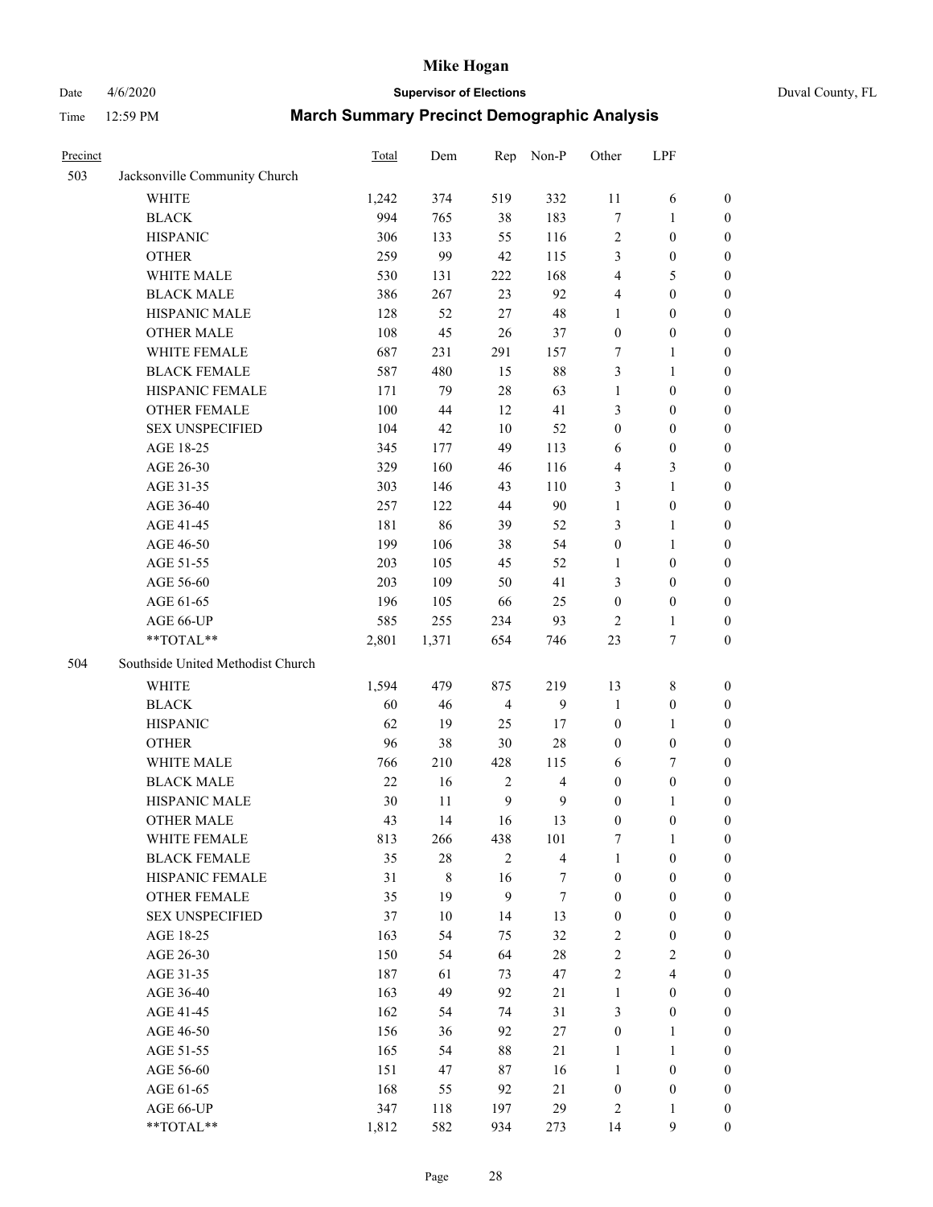# Mike Hogan

Date 4/6/2020 **Supervisor of Elections** Duval County, FL

Time 12:59 PM **March Summary Precinct Demographic Analysis**

| Precinct | | Total | Dem | Rep | Non-P | Other | LPF | |
|---|---|---|---|---|---|---|---|---|
| 503 | Jacksonville Community Church | | | | | | | |
| | WHITE | 1,242 | 374 | 519 | 332 | 11 | 6 | 0 |
| | BLACK | 994 | 765 | 38 | 183 | 7 | 1 | 0 |
| | HISPANIC | 306 | 133 | 55 | 116 | 2 | 0 | 0 |
| | OTHER | 259 | 99 | 42 | 115 | 3 | 0 | 0 |
| | WHITE MALE | 530 | 131 | 222 | 168 | 4 | 5 | 0 |
| | BLACK MALE | 386 | 267 | 23 | 92 | 4 | 0 | 0 |
| | HISPANIC MALE | 128 | 52 | 27 | 48 | 1 | 0 | 0 |
| | OTHER MALE | 108 | 45 | 26 | 37 | 0 | 0 | 0 |
| | WHITE FEMALE | 687 | 231 | 291 | 157 | 7 | 1 | 0 |
| | BLACK FEMALE | 587 | 480 | 15 | 88 | 3 | 1 | 0 |
| | HISPANIC FEMALE | 171 | 79 | 28 | 63 | 1 | 0 | 0 |
| | OTHER FEMALE | 100 | 44 | 12 | 41 | 3 | 0 | 0 |
| | SEX UNSPECIFIED | 104 | 42 | 10 | 52 | 0 | 0 | 0 |
| | AGE 18-25 | 345 | 177 | 49 | 113 | 6 | 0 | 0 |
| | AGE 26-30 | 329 | 160 | 46 | 116 | 4 | 3 | 0 |
| | AGE 31-35 | 303 | 146 | 43 | 110 | 3 | 1 | 0 |
| | AGE 36-40 | 257 | 122 | 44 | 90 | 1 | 0 | 0 |
| | AGE 41-45 | 181 | 86 | 39 | 52 | 3 | 1 | 0 |
| | AGE 46-50 | 199 | 106 | 38 | 54 | 0 | 1 | 0 |
| | AGE 51-55 | 203 | 105 | 45 | 52 | 1 | 0 | 0 |
| | AGE 56-60 | 203 | 109 | 50 | 41 | 3 | 0 | 0 |
| | AGE 61-65 | 196 | 105 | 66 | 25 | 0 | 0 | 0 |
| | AGE 66-UP | 585 | 255 | 234 | 93 | 2 | 1 | 0 |
| | **TOTAL** | 2,801 | 1,371 | 654 | 746 | 23 | 7 | 0 |
| 504 | Southside United Methodist Church | | | | | | | |
| | WHITE | 1,594 | 479 | 875 | 219 | 13 | 8 | 0 |
| | BLACK | 60 | 46 | 4 | 9 | 1 | 0 | 0 |
| | HISPANIC | 62 | 19 | 25 | 17 | 0 | 1 | 0 |
| | OTHER | 96 | 38 | 30 | 28 | 0 | 0 | 0 |
| | WHITE MALE | 766 | 210 | 428 | 115 | 6 | 7 | 0 |
| | BLACK MALE | 22 | 16 | 2 | 4 | 0 | 0 | 0 |
| | HISPANIC MALE | 30 | 11 | 9 | 9 | 0 | 1 | 0 |
| | OTHER MALE | 43 | 14 | 16 | 13 | 0 | 0 | 0 |
| | WHITE FEMALE | 813 | 266 | 438 | 101 | 7 | 1 | 0 |
| | BLACK FEMALE | 35 | 28 | 2 | 4 | 1 | 0 | 0 |
| | HISPANIC FEMALE | 31 | 8 | 16 | 7 | 0 | 0 | 0 |
| | OTHER FEMALE | 35 | 19 | 9 | 7 | 0 | 0 | 0 |
| | SEX UNSPECIFIED | 37 | 10 | 14 | 13 | 0 | 0 | 0 |
| | AGE 18-25 | 163 | 54 | 75 | 32 | 2 | 0 | 0 |
| | AGE 26-30 | 150 | 54 | 64 | 28 | 2 | 2 | 0 |
| | AGE 31-35 | 187 | 61 | 73 | 47 | 2 | 4 | 0 |
| | AGE 36-40 | 163 | 49 | 92 | 21 | 1 | 0 | 0 |
| | AGE 41-45 | 162 | 54 | 74 | 31 | 3 | 0 | 0 |
| | AGE 46-50 | 156 | 36 | 92 | 27 | 0 | 1 | 0 |
| | AGE 51-55 | 165 | 54 | 88 | 21 | 1 | 1 | 0 |
| | AGE 56-60 | 151 | 47 | 87 | 16 | 1 | 0 | 0 |
| | AGE 61-65 | 168 | 55 | 92 | 21 | 0 | 0 | 0 |
| | AGE 66-UP | 347 | 118 | 197 | 29 | 2 | 1 | 0 |
| | **TOTAL** | 1,812 | 582 | 934 | 273 | 14 | 9 | 0 |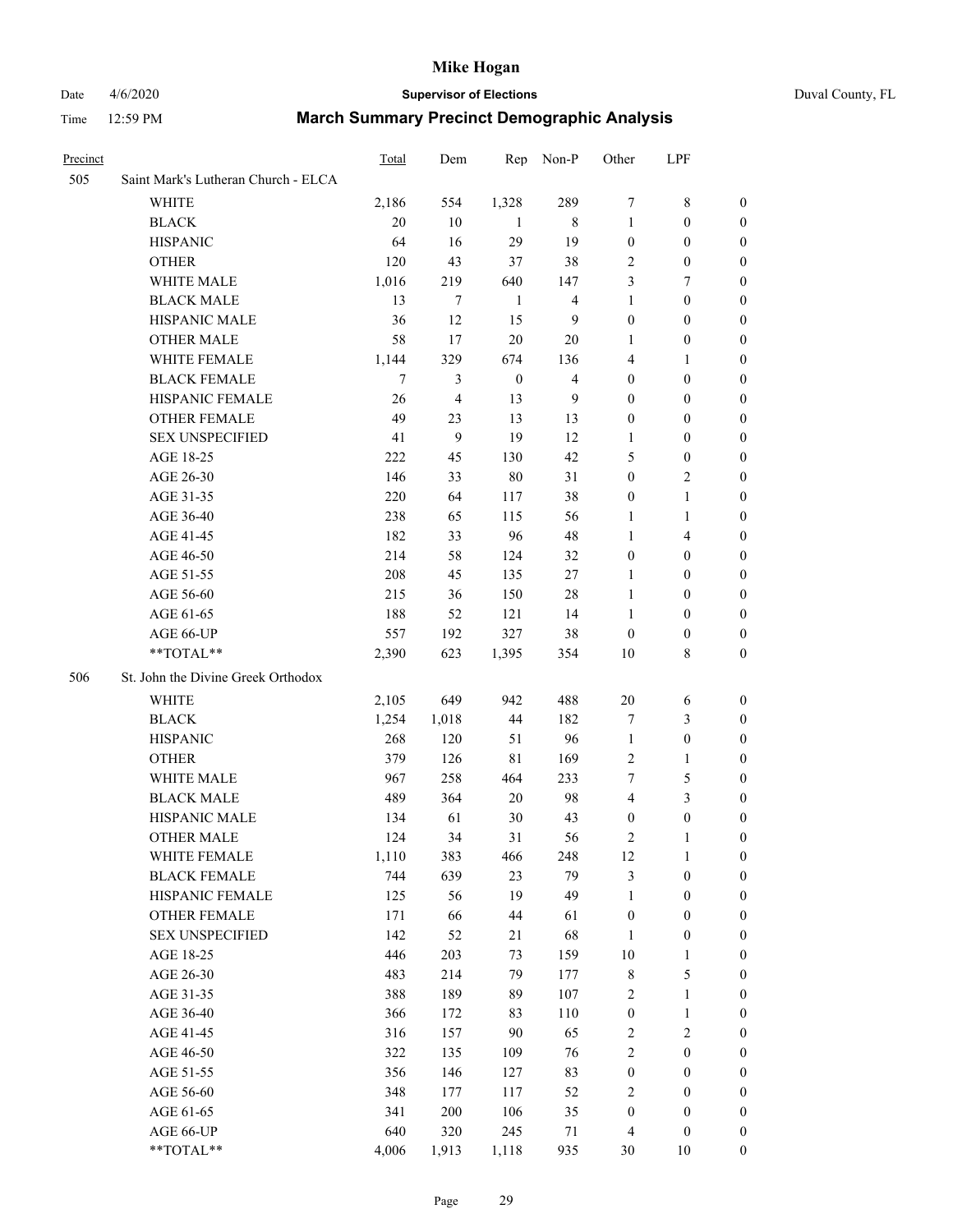# Mike Hogan

Date 4/6/2020 **Supervisor of Elections** Duval County, FL

Time 12:59 PM **March Summary Precinct Demographic Analysis**

| Precinct | | Total | Dem | Rep | Non-P | Other | LPF | |
|---|---|---|---|---|---|---|---|---|
| 505 | Saint Mark's Lutheran Church - ELCA | | | | | | | |
| | WHITE | 2,186 | 554 | 1,328 | 289 | 7 | 8 | 0 |
| | BLACK | 20 | 10 | 1 | 8 | 1 | 0 | 0 |
| | HISPANIC | 64 | 16 | 29 | 19 | 0 | 0 | 0 |
| | OTHER | 120 | 43 | 37 | 38 | 2 | 0 | 0 |
| | WHITE MALE | 1,016 | 219 | 640 | 147 | 3 | 7 | 0 |
| | BLACK MALE | 13 | 7 | 1 | 4 | 1 | 0 | 0 |
| | HISPANIC MALE | 36 | 12 | 15 | 9 | 0 | 0 | 0 |
| | OTHER MALE | 58 | 17 | 20 | 20 | 1 | 0 | 0 |
| | WHITE FEMALE | 1,144 | 329 | 674 | 136 | 4 | 1 | 0 |
| | BLACK FEMALE | 7 | 3 | 0 | 4 | 0 | 0 | 0 |
| | HISPANIC FEMALE | 26 | 4 | 13 | 9 | 0 | 0 | 0 |
| | OTHER FEMALE | 49 | 23 | 13 | 13 | 0 | 0 | 0 |
| | SEX UNSPECIFIED | 41 | 9 | 19 | 12 | 1 | 0 | 0 |
| | AGE 18-25 | 222 | 45 | 130 | 42 | 5 | 0 | 0 |
| | AGE 26-30 | 146 | 33 | 80 | 31 | 0 | 2 | 0 |
| | AGE 31-35 | 220 | 64 | 117 | 38 | 0 | 1 | 0 |
| | AGE 36-40 | 238 | 65 | 115 | 56 | 1 | 1 | 0 |
| | AGE 41-45 | 182 | 33 | 96 | 48 | 1 | 4 | 0 |
| | AGE 46-50 | 214 | 58 | 124 | 32 | 0 | 0 | 0 |
| | AGE 51-55 | 208 | 45 | 135 | 27 | 1 | 0 | 0 |
| | AGE 56-60 | 215 | 36 | 150 | 28 | 1 | 0 | 0 |
| | AGE 61-65 | 188 | 52 | 121 | 14 | 1 | 0 | 0 |
| | AGE 66-UP | 557 | 192 | 327 | 38 | 0 | 0 | 0 |
| | **TOTAL** | 2,390 | 623 | 1,395 | 354 | 10 | 8 | 0 |
| 506 | St. John the Divine Greek Orthodox | | | | | | | |
| | WHITE | 2,105 | 649 | 942 | 488 | 20 | 6 | 0 |
| | BLACK | 1,254 | 1,018 | 44 | 182 | 7 | 3 | 0 |
| | HISPANIC | 268 | 120 | 51 | 96 | 1 | 0 | 0 |
| | OTHER | 379 | 126 | 81 | 169 | 2 | 1 | 0 |
| | WHITE MALE | 967 | 258 | 464 | 233 | 7 | 5 | 0 |
| | BLACK MALE | 489 | 364 | 20 | 98 | 4 | 3 | 0 |
| | HISPANIC MALE | 134 | 61 | 30 | 43 | 0 | 0 | 0 |
| | OTHER MALE | 124 | 34 | 31 | 56 | 2 | 1 | 0 |
| | WHITE FEMALE | 1,110 | 383 | 466 | 248 | 12 | 1 | 0 |
| | BLACK FEMALE | 744 | 639 | 23 | 79 | 3 | 0 | 0 |
| | HISPANIC FEMALE | 125 | 56 | 19 | 49 | 1 | 0 | 0 |
| | OTHER FEMALE | 171 | 66 | 44 | 61 | 0 | 0 | 0 |
| | SEX UNSPECIFIED | 142 | 52 | 21 | 68 | 1 | 0 | 0 |
| | AGE 18-25 | 446 | 203 | 73 | 159 | 10 | 1 | 0 |
| | AGE 26-30 | 483 | 214 | 79 | 177 | 8 | 5 | 0 |
| | AGE 31-35 | 388 | 189 | 89 | 107 | 2 | 1 | 0 |
| | AGE 36-40 | 366 | 172 | 83 | 110 | 0 | 1 | 0 |
| | AGE 41-45 | 316 | 157 | 90 | 65 | 2 | 2 | 0 |
| | AGE 46-50 | 322 | 135 | 109 | 76 | 2 | 0 | 0 |
| | AGE 51-55 | 356 | 146 | 127 | 83 | 0 | 0 | 0 |
| | AGE 56-60 | 348 | 177 | 117 | 52 | 2 | 0 | 0 |
| | AGE 61-65 | 341 | 200 | 106 | 35 | 0 | 0 | 0 |
| | AGE 66-UP | 640 | 320 | 245 | 71 | 4 | 0 | 0 |
| | **TOTAL** | 4,006 | 1,913 | 1,118 | 935 | 30 | 10 | 0 |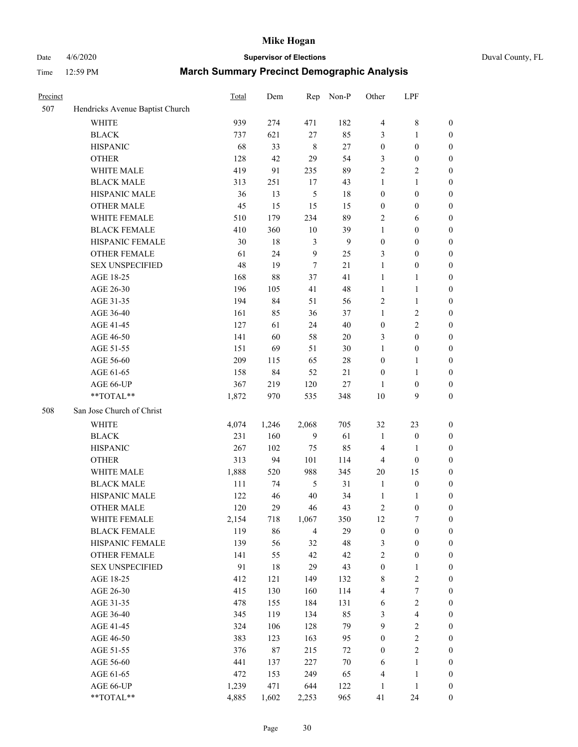# Mike Hogan

Date 4/6/2020 **Supervisor of Elections** Duval County, FL

Time 12:59 PM **March Summary Precinct Demographic Analysis**

| Precinct | | Total | Dem | Rep | Non-P | Other | LPF | |
|---|---|---|---|---|---|---|---|---|
| 507 | Hendricks Avenue Baptist Church | | | | | | | |
| | WHITE | 939 | 274 | 471 | 182 | 4 | 8 | 0 |
| | BLACK | 737 | 621 | 27 | 85 | 3 | 1 | 0 |
| | HISPANIC | 68 | 33 | 8 | 27 | 0 | 0 | 0 |
| | OTHER | 128 | 42 | 29 | 54 | 3 | 0 | 0 |
| | WHITE MALE | 419 | 91 | 235 | 89 | 2 | 2 | 0 |
| | BLACK MALE | 313 | 251 | 17 | 43 | 1 | 1 | 0 |
| | HISPANIC MALE | 36 | 13 | 5 | 18 | 0 | 0 | 0 |
| | OTHER MALE | 45 | 15 | 15 | 15 | 0 | 0 | 0 |
| | WHITE FEMALE | 510 | 179 | 234 | 89 | 2 | 6 | 0 |
| | BLACK FEMALE | 410 | 360 | 10 | 39 | 1 | 0 | 0 |
| | HISPANIC FEMALE | 30 | 18 | 3 | 9 | 0 | 0 | 0 |
| | OTHER FEMALE | 61 | 24 | 9 | 25 | 3 | 0 | 0 |
| | SEX UNSPECIFIED | 48 | 19 | 7 | 21 | 1 | 0 | 0 |
| | AGE 18-25 | 168 | 88 | 37 | 41 | 1 | 1 | 0 |
| | AGE 26-30 | 196 | 105 | 41 | 48 | 1 | 1 | 0 |
| | AGE 31-35 | 194 | 84 | 51 | 56 | 2 | 1 | 0 |
| | AGE 36-40 | 161 | 85 | 36 | 37 | 1 | 2 | 0 |
| | AGE 41-45 | 127 | 61 | 24 | 40 | 0 | 2 | 0 |
| | AGE 46-50 | 141 | 60 | 58 | 20 | 3 | 0 | 0 |
| | AGE 51-55 | 151 | 69 | 51 | 30 | 1 | 0 | 0 |
| | AGE 56-60 | 209 | 115 | 65 | 28 | 0 | 1 | 0 |
| | AGE 61-65 | 158 | 84 | 52 | 21 | 0 | 1 | 0 |
| | AGE 66-UP | 367 | 219 | 120 | 27 | 1 | 0 | 0 |
| | **TOTAL** | 1,872 | 970 | 535 | 348 | 10 | 9 | 0 |
| 508 | San Jose Church of Christ | | | | | | | |
| | WHITE | 4,074 | 1,246 | 2,068 | 705 | 32 | 23 | 0 |
| | BLACK | 231 | 160 | 9 | 61 | 1 | 0 | 0 |
| | HISPANIC | 267 | 102 | 75 | 85 | 4 | 1 | 0 |
| | OTHER | 313 | 94 | 101 | 114 | 4 | 0 | 0 |
| | WHITE MALE | 1,888 | 520 | 988 | 345 | 20 | 15 | 0 |
| | BLACK MALE | 111 | 74 | 5 | 31 | 1 | 0 | 0 |
| | HISPANIC MALE | 122 | 46 | 40 | 34 | 1 | 1 | 0 |
| | OTHER MALE | 120 | 29 | 46 | 43 | 2 | 0 | 0 |
| | WHITE FEMALE | 2,154 | 718 | 1,067 | 350 | 12 | 7 | 0 |
| | BLACK FEMALE | 119 | 86 | 4 | 29 | 0 | 0 | 0 |
| | HISPANIC FEMALE | 139 | 56 | 32 | 48 | 3 | 0 | 0 |
| | OTHER FEMALE | 141 | 55 | 42 | 42 | 2 | 0 | 0 |
| | SEX UNSPECIFIED | 91 | 18 | 29 | 43 | 0 | 1 | 0 |
| | AGE 18-25 | 412 | 121 | 149 | 132 | 8 | 2 | 0 |
| | AGE 26-30 | 415 | 130 | 160 | 114 | 4 | 7 | 0 |
| | AGE 31-35 | 478 | 155 | 184 | 131 | 6 | 2 | 0 |
| | AGE 36-40 | 345 | 119 | 134 | 85 | 3 | 4 | 0 |
| | AGE 41-45 | 324 | 106 | 128 | 79 | 9 | 2 | 0 |
| | AGE 46-50 | 383 | 123 | 163 | 95 | 0 | 2 | 0 |
| | AGE 51-55 | 376 | 87 | 215 | 72 | 0 | 2 | 0 |
| | AGE 56-60 | 441 | 137 | 227 | 70 | 6 | 1 | 0 |
| | AGE 61-65 | 472 | 153 | 249 | 65 | 4 | 1 | 0 |
| | AGE 66-UP | 1,239 | 471 | 644 | 122 | 1 | 1 | 0 |
| | **TOTAL** | 4,885 | 1,602 | 2,253 | 965 | 41 | 24 | 0 |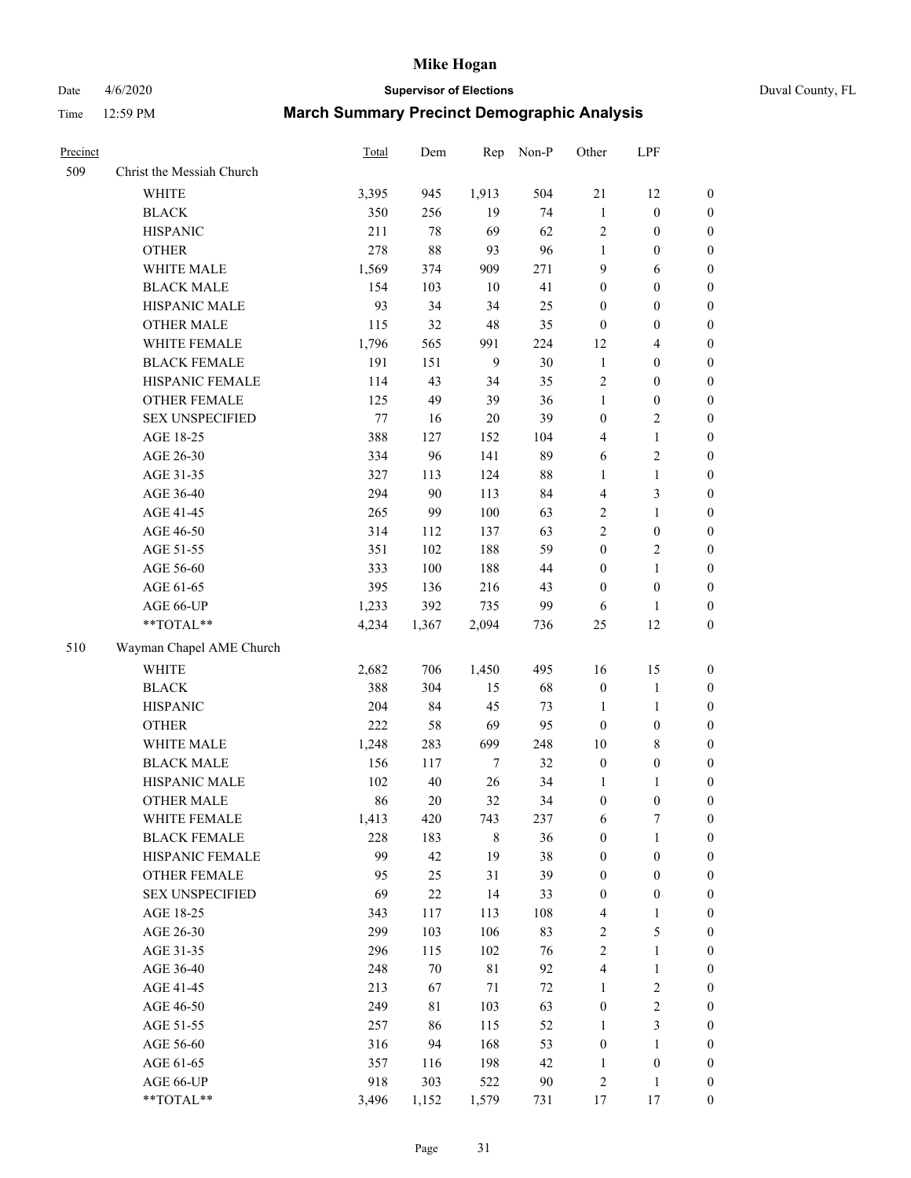# Mike Hogan

**Supervisor of Elections**

Date 4/6/2020 — Duval County, FL

Time 12:59 PM

## March Summary Precinct Demographic Analysis

| Precinct | | Total | Dem | Rep | Non-P | Other | LPF | |
|---|---|---|---|---|---|---|---|---|
| 509 | Christ the Messiah Church | | | | | | | |
| | WHITE | 3,395 | 945 | 1,913 | 504 | 21 | 12 | 0 |
| | BLACK | 350 | 256 | 19 | 74 | 1 | 0 | 0 |
| | HISPANIC | 211 | 78 | 69 | 62 | 2 | 0 | 0 |
| | OTHER | 278 | 88 | 93 | 96 | 1 | 0 | 0 |
| | WHITE MALE | 1,569 | 374 | 909 | 271 | 9 | 6 | 0 |
| | BLACK MALE | 154 | 103 | 10 | 41 | 0 | 0 | 0 |
| | HISPANIC MALE | 93 | 34 | 34 | 25 | 0 | 0 | 0 |
| | OTHER MALE | 115 | 32 | 48 | 35 | 0 | 0 | 0 |
| | WHITE FEMALE | 1,796 | 565 | 991 | 224 | 12 | 4 | 0 |
| | BLACK FEMALE | 191 | 151 | 9 | 30 | 1 | 0 | 0 |
| | HISPANIC FEMALE | 114 | 43 | 34 | 35 | 2 | 0 | 0 |
| | OTHER FEMALE | 125 | 49 | 39 | 36 | 1 | 0 | 0 |
| | SEX UNSPECIFIED | 77 | 16 | 20 | 39 | 0 | 2 | 0 |
| | AGE 18-25 | 388 | 127 | 152 | 104 | 4 | 1 | 0 |
| | AGE 26-30 | 334 | 96 | 141 | 89 | 6 | 2 | 0 |
| | AGE 31-35 | 327 | 113 | 124 | 88 | 1 | 1 | 0 |
| | AGE 36-40 | 294 | 90 | 113 | 84 | 4 | 3 | 0 |
| | AGE 41-45 | 265 | 99 | 100 | 63 | 2 | 1 | 0 |
| | AGE 46-50 | 314 | 112 | 137 | 63 | 2 | 0 | 0 |
| | AGE 51-55 | 351 | 102 | 188 | 59 | 0 | 2 | 0 |
| | AGE 56-60 | 333 | 100 | 188 | 44 | 0 | 1 | 0 |
| | AGE 61-65 | 395 | 136 | 216 | 43 | 0 | 0 | 0 |
| | AGE 66-UP | 1,233 | 392 | 735 | 99 | 6 | 1 | 0 |
| | **TOTAL** | 4,234 | 1,367 | 2,094 | 736 | 25 | 12 | 0 |
| 510 | Wayman Chapel AME Church | | | | | | | |
| | WHITE | 2,682 | 706 | 1,450 | 495 | 16 | 15 | 0 |
| | BLACK | 388 | 304 | 15 | 68 | 0 | 1 | 0 |
| | HISPANIC | 204 | 84 | 45 | 73 | 1 | 1 | 0 |
| | OTHER | 222 | 58 | 69 | 95 | 0 | 0 | 0 |
| | WHITE MALE | 1,248 | 283 | 699 | 248 | 10 | 8 | 0 |
| | BLACK MALE | 156 | 117 | 7 | 32 | 0 | 0 | 0 |
| | HISPANIC MALE | 102 | 40 | 26 | 34 | 1 | 1 | 0 |
| | OTHER MALE | 86 | 20 | 32 | 34 | 0 | 0 | 0 |
| | WHITE FEMALE | 1,413 | 420 | 743 | 237 | 6 | 7 | 0 |
| | BLACK FEMALE | 228 | 183 | 8 | 36 | 0 | 1 | 0 |
| | HISPANIC FEMALE | 99 | 42 | 19 | 38 | 0 | 0 | 0 |
| | OTHER FEMALE | 95 | 25 | 31 | 39 | 0 | 0 | 0 |
| | SEX UNSPECIFIED | 69 | 22 | 14 | 33 | 0 | 0 | 0 |
| | AGE 18-25 | 343 | 117 | 113 | 108 | 4 | 1 | 0 |
| | AGE 26-30 | 299 | 103 | 106 | 83 | 2 | 5 | 0 |
| | AGE 31-35 | 296 | 115 | 102 | 76 | 2 | 1 | 0 |
| | AGE 36-40 | 248 | 70 | 81 | 92 | 4 | 1 | 0 |
| | AGE 41-45 | 213 | 67 | 71 | 72 | 1 | 2 | 0 |
| | AGE 46-50 | 249 | 81 | 103 | 63 | 0 | 2 | 0 |
| | AGE 51-55 | 257 | 86 | 115 | 52 | 1 | 3 | 0 |
| | AGE 56-60 | 316 | 94 | 168 | 53 | 0 | 1 | 0 |
| | AGE 61-65 | 357 | 116 | 198 | 42 | 1 | 0 | 0 |
| | AGE 66-UP | 918 | 303 | 522 | 90 | 2 | 1 | 0 |
| | **TOTAL** | 3,496 | 1,152 | 1,579 | 731 | 17 | 17 | 0 |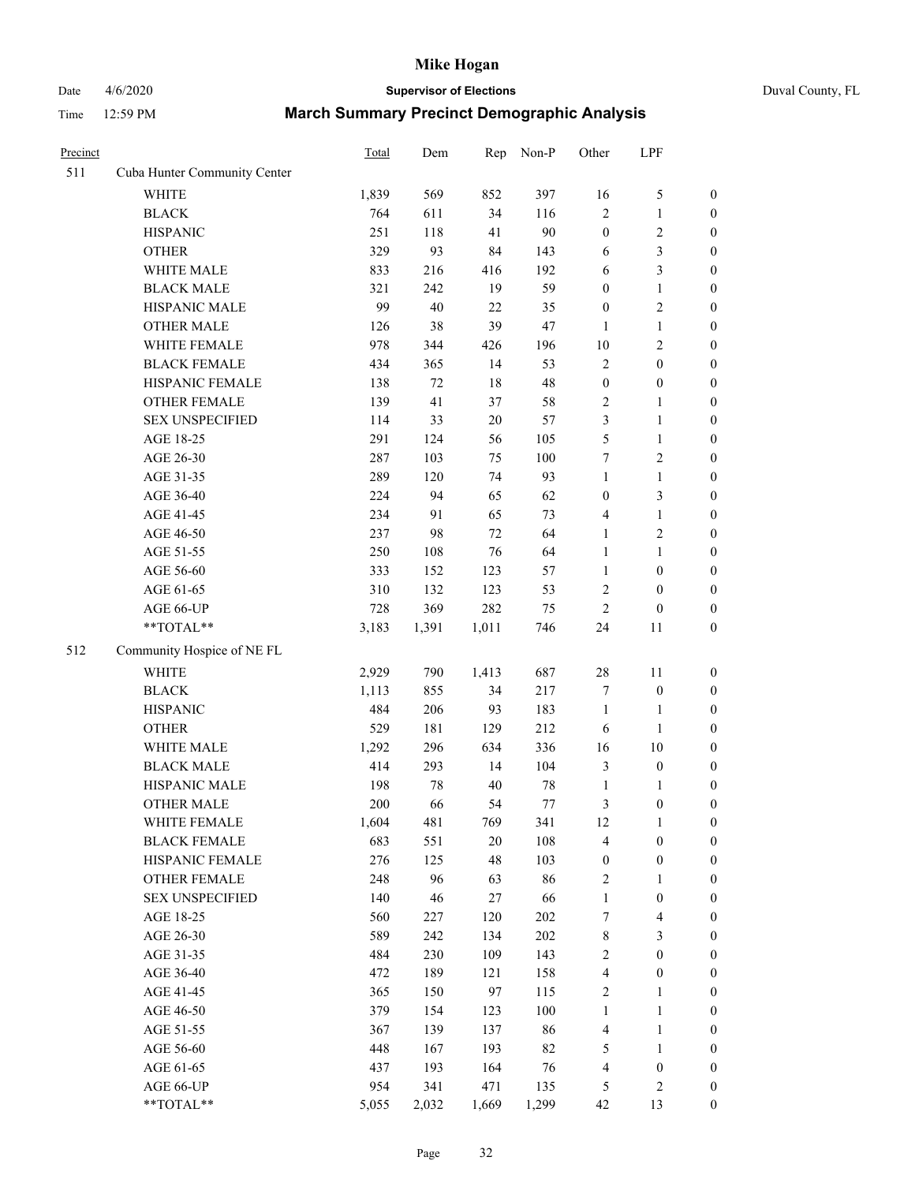# Mike Hogan

Date 4/6/2020 **Supervisor of Elections** Duval County, FL

Time 12:59 PM **March Summary Precinct Demographic Analysis**

| Precinct | | Total | Dem | Rep | Non-P | Other | LPF | |
|---|---|---|---|---|---|---|---|---|
| 511 | Cuba Hunter Community Center | | | | | | | |
| | WHITE | 1,839 | 569 | 852 | 397 | 16 | 5 | 0 |
| | BLACK | 764 | 611 | 34 | 116 | 2 | 1 | 0 |
| | HISPANIC | 251 | 118 | 41 | 90 | 0 | 2 | 0 |
| | OTHER | 329 | 93 | 84 | 143 | 6 | 3 | 0 |
| | WHITE MALE | 833 | 216 | 416 | 192 | 6 | 3 | 0 |
| | BLACK MALE | 321 | 242 | 19 | 59 | 0 | 1 | 0 |
| | HISPANIC MALE | 99 | 40 | 22 | 35 | 0 | 2 | 0 |
| | OTHER MALE | 126 | 38 | 39 | 47 | 1 | 1 | 0 |
| | WHITE FEMALE | 978 | 344 | 426 | 196 | 10 | 2 | 0 |
| | BLACK FEMALE | 434 | 365 | 14 | 53 | 2 | 0 | 0 |
| | HISPANIC FEMALE | 138 | 72 | 18 | 48 | 0 | 0 | 0 |
| | OTHER FEMALE | 139 | 41 | 37 | 58 | 2 | 1 | 0 |
| | SEX UNSPECIFIED | 114 | 33 | 20 | 57 | 3 | 1 | 0 |
| | AGE 18-25 | 291 | 124 | 56 | 105 | 5 | 1 | 0 |
| | AGE 26-30 | 287 | 103 | 75 | 100 | 7 | 2 | 0 |
| | AGE 31-35 | 289 | 120 | 74 | 93 | 1 | 1 | 0 |
| | AGE 36-40 | 224 | 94 | 65 | 62 | 0 | 3 | 0 |
| | AGE 41-45 | 234 | 91 | 65 | 73 | 4 | 1 | 0 |
| | AGE 46-50 | 237 | 98 | 72 | 64 | 1 | 2 | 0 |
| | AGE 51-55 | 250 | 108 | 76 | 64 | 1 | 1 | 0 |
| | AGE 56-60 | 333 | 152 | 123 | 57 | 1 | 0 | 0 |
| | AGE 61-65 | 310 | 132 | 123 | 53 | 2 | 0 | 0 |
| | AGE 66-UP | 728 | 369 | 282 | 75 | 2 | 0 | 0 |
| | **TOTAL** | 3,183 | 1,391 | 1,011 | 746 | 24 | 11 | 0 |
| 512 | Community Hospice of NE FL | | | | | | | |
| | WHITE | 2,929 | 790 | 1,413 | 687 | 28 | 11 | 0 |
| | BLACK | 1,113 | 855 | 34 | 217 | 7 | 0 | 0 |
| | HISPANIC | 484 | 206 | 93 | 183 | 1 | 1 | 0 |
| | OTHER | 529 | 181 | 129 | 212 | 6 | 1 | 0 |
| | WHITE MALE | 1,292 | 296 | 634 | 336 | 16 | 10 | 0 |
| | BLACK MALE | 414 | 293 | 14 | 104 | 3 | 0 | 0 |
| | HISPANIC MALE | 198 | 78 | 40 | 78 | 1 | 1 | 0 |
| | OTHER MALE | 200 | 66 | 54 | 77 | 3 | 0 | 0 |
| | WHITE FEMALE | 1,604 | 481 | 769 | 341 | 12 | 1 | 0 |
| | BLACK FEMALE | 683 | 551 | 20 | 108 | 4 | 0 | 0 |
| | HISPANIC FEMALE | 276 | 125 | 48 | 103 | 0 | 0 | 0 |
| | OTHER FEMALE | 248 | 96 | 63 | 86 | 2 | 1 | 0 |
| | SEX UNSPECIFIED | 140 | 46 | 27 | 66 | 1 | 0 | 0 |
| | AGE 18-25 | 560 | 227 | 120 | 202 | 7 | 4 | 0 |
| | AGE 26-30 | 589 | 242 | 134 | 202 | 8 | 3 | 0 |
| | AGE 31-35 | 484 | 230 | 109 | 143 | 2 | 0 | 0 |
| | AGE 36-40 | 472 | 189 | 121 | 158 | 4 | 0 | 0 |
| | AGE 41-45 | 365 | 150 | 97 | 115 | 2 | 1 | 0 |
| | AGE 46-50 | 379 | 154 | 123 | 100 | 1 | 1 | 0 |
| | AGE 51-55 | 367 | 139 | 137 | 86 | 4 | 1 | 0 |
| | AGE 56-60 | 448 | 167 | 193 | 82 | 5 | 1 | 0 |
| | AGE 61-65 | 437 | 193 | 164 | 76 | 4 | 0 | 0 |
| | AGE 66-UP | 954 | 341 | 471 | 135 | 5 | 2 | 0 |
| | **TOTAL** | 5,055 | 2,032 | 1,669 | 1,299 | 42 | 13 | 0 |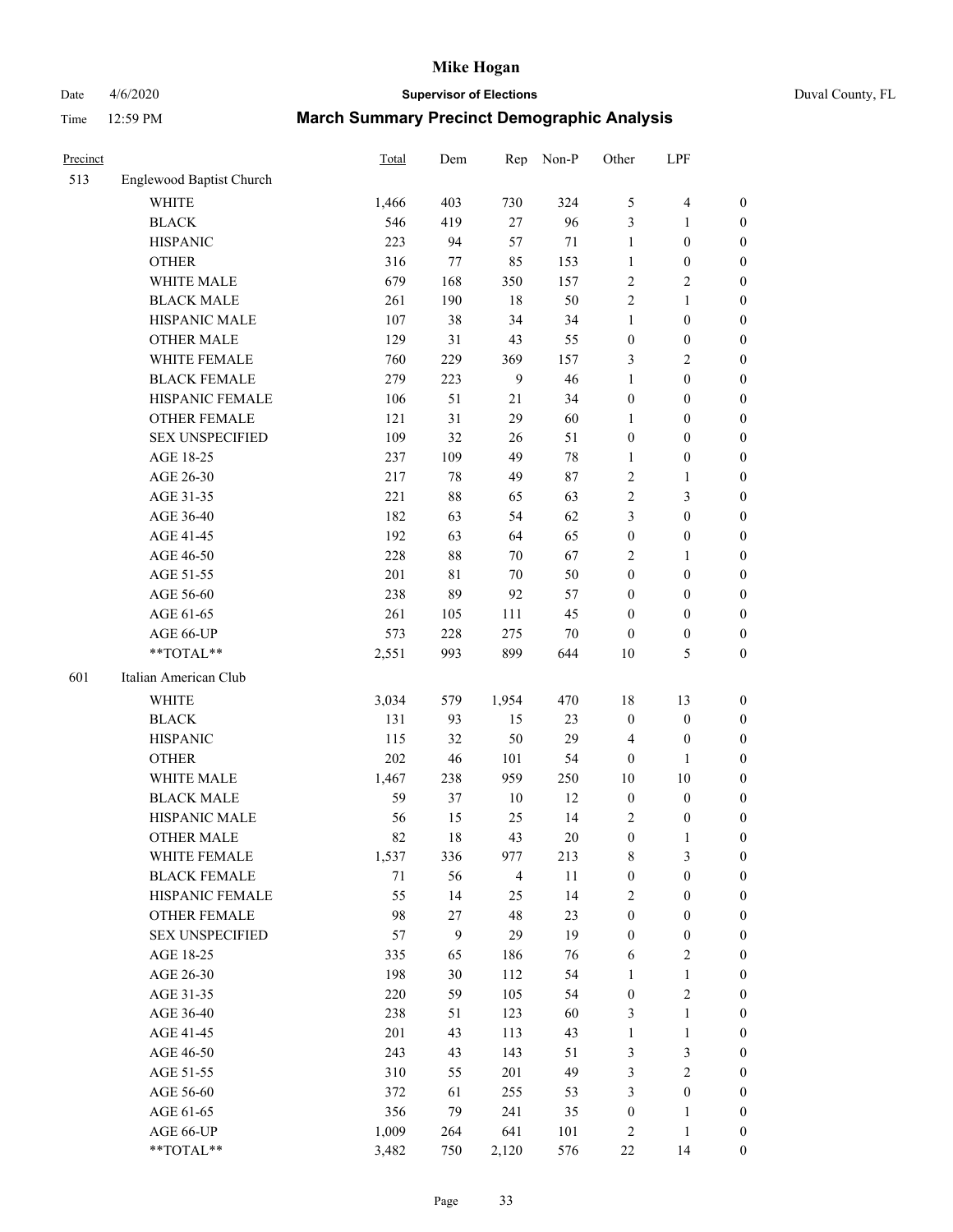# Mike Hogan

Date 4/6/2020 **Supervisor of Elections** Duval County, FL

Time 12:59 PM **March Summary Precinct Demographic Analysis**

| Precinct | | Total | Dem | Rep | Non-P | Other | LPF | |
|---|---|---|---|---|---|---|---|---|
| 513 | Englewood Baptist Church | | | | | | | |
| | WHITE | 1,466 | 403 | 730 | 324 | 5 | 4 | 0 |
| | BLACK | 546 | 419 | 27 | 96 | 3 | 1 | 0 |
| | HISPANIC | 223 | 94 | 57 | 71 | 1 | 0 | 0 |
| | OTHER | 316 | 77 | 85 | 153 | 1 | 0 | 0 |
| | WHITE MALE | 679 | 168 | 350 | 157 | 2 | 2 | 0 |
| | BLACK MALE | 261 | 190 | 18 | 50 | 2 | 1 | 0 |
| | HISPANIC MALE | 107 | 38 | 34 | 34 | 1 | 0 | 0 |
| | OTHER MALE | 129 | 31 | 43 | 55 | 0 | 0 | 0 |
| | WHITE FEMALE | 760 | 229 | 369 | 157 | 3 | 2 | 0 |
| | BLACK FEMALE | 279 | 223 | 9 | 46 | 1 | 0 | 0 |
| | HISPANIC FEMALE | 106 | 51 | 21 | 34 | 0 | 0 | 0 |
| | OTHER FEMALE | 121 | 31 | 29 | 60 | 1 | 0 | 0 |
| | SEX UNSPECIFIED | 109 | 32 | 26 | 51 | 0 | 0 | 0 |
| | AGE 18-25 | 237 | 109 | 49 | 78 | 1 | 0 | 0 |
| | AGE 26-30 | 217 | 78 | 49 | 87 | 2 | 1 | 0 |
| | AGE 31-35 | 221 | 88 | 65 | 63 | 2 | 3 | 0 |
| | AGE 36-40 | 182 | 63 | 54 | 62 | 3 | 0 | 0 |
| | AGE 41-45 | 192 | 63 | 64 | 65 | 0 | 0 | 0 |
| | AGE 46-50 | 228 | 88 | 70 | 67 | 2 | 1 | 0 |
| | AGE 51-55 | 201 | 81 | 70 | 50 | 0 | 0 | 0 |
| | AGE 56-60 | 238 | 89 | 92 | 57 | 0 | 0 | 0 |
| | AGE 61-65 | 261 | 105 | 111 | 45 | 0 | 0 | 0 |
| | AGE 66-UP | 573 | 228 | 275 | 70 | 0 | 0 | 0 |
| | **TOTAL** | 2,551 | 993 | 899 | 644 | 10 | 5 | 0 |
| 601 | Italian American Club | | | | | | | |
| | WHITE | 3,034 | 579 | 1,954 | 470 | 18 | 13 | 0 |
| | BLACK | 131 | 93 | 15 | 23 | 0 | 0 | 0 |
| | HISPANIC | 115 | 32 | 50 | 29 | 4 | 0 | 0 |
| | OTHER | 202 | 46 | 101 | 54 | 0 | 1 | 0 |
| | WHITE MALE | 1,467 | 238 | 959 | 250 | 10 | 10 | 0 |
| | BLACK MALE | 59 | 37 | 10 | 12 | 0 | 0 | 0 |
| | HISPANIC MALE | 56 | 15 | 25 | 14 | 2 | 0 | 0 |
| | OTHER MALE | 82 | 18 | 43 | 20 | 0 | 1 | 0 |
| | WHITE FEMALE | 1,537 | 336 | 977 | 213 | 8 | 3 | 0 |
| | BLACK FEMALE | 71 | 56 | 4 | 11 | 0 | 0 | 0 |
| | HISPANIC FEMALE | 55 | 14 | 25 | 14 | 2 | 0 | 0 |
| | OTHER FEMALE | 98 | 27 | 48 | 23 | 0 | 0 | 0 |
| | SEX UNSPECIFIED | 57 | 9 | 29 | 19 | 0 | 0 | 0 |
| | AGE 18-25 | 335 | 65 | 186 | 76 | 6 | 2 | 0 |
| | AGE 26-30 | 198 | 30 | 112 | 54 | 1 | 1 | 0 |
| | AGE 31-35 | 220 | 59 | 105 | 54 | 0 | 2 | 0 |
| | AGE 36-40 | 238 | 51 | 123 | 60 | 3 | 1 | 0 |
| | AGE 41-45 | 201 | 43 | 113 | 43 | 1 | 1 | 0 |
| | AGE 46-50 | 243 | 43 | 143 | 51 | 3 | 3 | 0 |
| | AGE 51-55 | 310 | 55 | 201 | 49 | 3 | 2 | 0 |
| | AGE 56-60 | 372 | 61 | 255 | 53 | 3 | 0 | 0 |
| | AGE 61-65 | 356 | 79 | 241 | 35 | 0 | 1 | 0 |
| | AGE 66-UP | 1,009 | 264 | 641 | 101 | 2 | 1 | 0 |
| | **TOTAL** | 3,482 | 750 | 2,120 | 576 | 22 | 14 | 0 |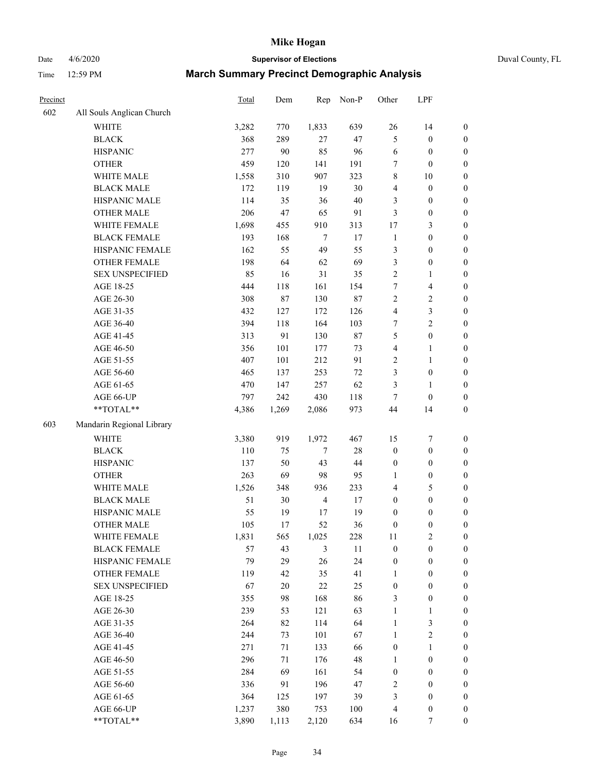# Mike Hogan

Date 4/6/2020 **Supervisor of Elections** Duval County, FL

Time 12:59 PM **March Summary Precinct Demographic Analysis**

| Precinct | | Total | Dem | Rep | Non-P | Other | LPF | |
|---|---|---|---|---|---|---|---|---|
| 602 | All Souls Anglican Church | | | | | | | |
| | WHITE | 3,282 | 770 | 1,833 | 639 | 26 | 14 | 0 |
| | BLACK | 368 | 289 | 27 | 47 | 5 | 0 | 0 |
| | HISPANIC | 277 | 90 | 85 | 96 | 6 | 0 | 0 |
| | OTHER | 459 | 120 | 141 | 191 | 7 | 0 | 0 |
| | WHITE MALE | 1,558 | 310 | 907 | 323 | 8 | 10 | 0 |
| | BLACK MALE | 172 | 119 | 19 | 30 | 4 | 0 | 0 |
| | HISPANIC MALE | 114 | 35 | 36 | 40 | 3 | 0 | 0 |
| | OTHER MALE | 206 | 47 | 65 | 91 | 3 | 0 | 0 |
| | WHITE FEMALE | 1,698 | 455 | 910 | 313 | 17 | 3 | 0 |
| | BLACK FEMALE | 193 | 168 | 7 | 17 | 1 | 0 | 0 |
| | HISPANIC FEMALE | 162 | 55 | 49 | 55 | 3 | 0 | 0 |
| | OTHER FEMALE | 198 | 64 | 62 | 69 | 3 | 0 | 0 |
| | SEX UNSPECIFIED | 85 | 16 | 31 | 35 | 2 | 1 | 0 |
| | AGE 18-25 | 444 | 118 | 161 | 154 | 7 | 4 | 0 |
| | AGE 26-30 | 308 | 87 | 130 | 87 | 2 | 2 | 0 |
| | AGE 31-35 | 432 | 127 | 172 | 126 | 4 | 3 | 0 |
| | AGE 36-40 | 394 | 118 | 164 | 103 | 7 | 2 | 0 |
| | AGE 41-45 | 313 | 91 | 130 | 87 | 5 | 0 | 0 |
| | AGE 46-50 | 356 | 101 | 177 | 73 | 4 | 1 | 0 |
| | AGE 51-55 | 407 | 101 | 212 | 91 | 2 | 1 | 0 |
| | AGE 56-60 | 465 | 137 | 253 | 72 | 3 | 0 | 0 |
| | AGE 61-65 | 470 | 147 | 257 | 62 | 3 | 1 | 0 |
| | AGE 66-UP | 797 | 242 | 430 | 118 | 7 | 0 | 0 |
| | **TOTAL** | 4,386 | 1,269 | 2,086 | 973 | 44 | 14 | 0 |
| 603 | Mandarin Regional Library | | | | | | | |
| | WHITE | 3,380 | 919 | 1,972 | 467 | 15 | 7 | 0 |
| | BLACK | 110 | 75 | 7 | 28 | 0 | 0 | 0 |
| | HISPANIC | 137 | 50 | 43 | 44 | 0 | 0 | 0 |
| | OTHER | 263 | 69 | 98 | 95 | 1 | 0 | 0 |
| | WHITE MALE | 1,526 | 348 | 936 | 233 | 4 | 5 | 0 |
| | BLACK MALE | 51 | 30 | 4 | 17 | 0 | 0 | 0 |
| | HISPANIC MALE | 55 | 19 | 17 | 19 | 0 | 0 | 0 |
| | OTHER MALE | 105 | 17 | 52 | 36 | 0 | 0 | 0 |
| | WHITE FEMALE | 1,831 | 565 | 1,025 | 228 | 11 | 2 | 0 |
| | BLACK FEMALE | 57 | 43 | 3 | 11 | 0 | 0 | 0 |
| | HISPANIC FEMALE | 79 | 29 | 26 | 24 | 0 | 0 | 0 |
| | OTHER FEMALE | 119 | 42 | 35 | 41 | 1 | 0 | 0 |
| | SEX UNSPECIFIED | 67 | 20 | 22 | 25 | 0 | 0 | 0 |
| | AGE 18-25 | 355 | 98 | 168 | 86 | 3 | 0 | 0 |
| | AGE 26-30 | 239 | 53 | 121 | 63 | 1 | 1 | 0 |
| | AGE 31-35 | 264 | 82 | 114 | 64 | 1 | 3 | 0 |
| | AGE 36-40 | 244 | 73 | 101 | 67 | 1 | 2 | 0 |
| | AGE 41-45 | 271 | 71 | 133 | 66 | 0 | 1 | 0 |
| | AGE 46-50 | 296 | 71 | 176 | 48 | 1 | 0 | 0 |
| | AGE 51-55 | 284 | 69 | 161 | 54 | 0 | 0 | 0 |
| | AGE 56-60 | 336 | 91 | 196 | 47 | 2 | 0 | 0 |
| | AGE 61-65 | 364 | 125 | 197 | 39 | 3 | 0 | 0 |
| | AGE 66-UP | 1,237 | 380 | 753 | 100 | 4 | 0 | 0 |
| | **TOTAL** | 3,890 | 1,113 | 2,120 | 634 | 16 | 7 | 0 |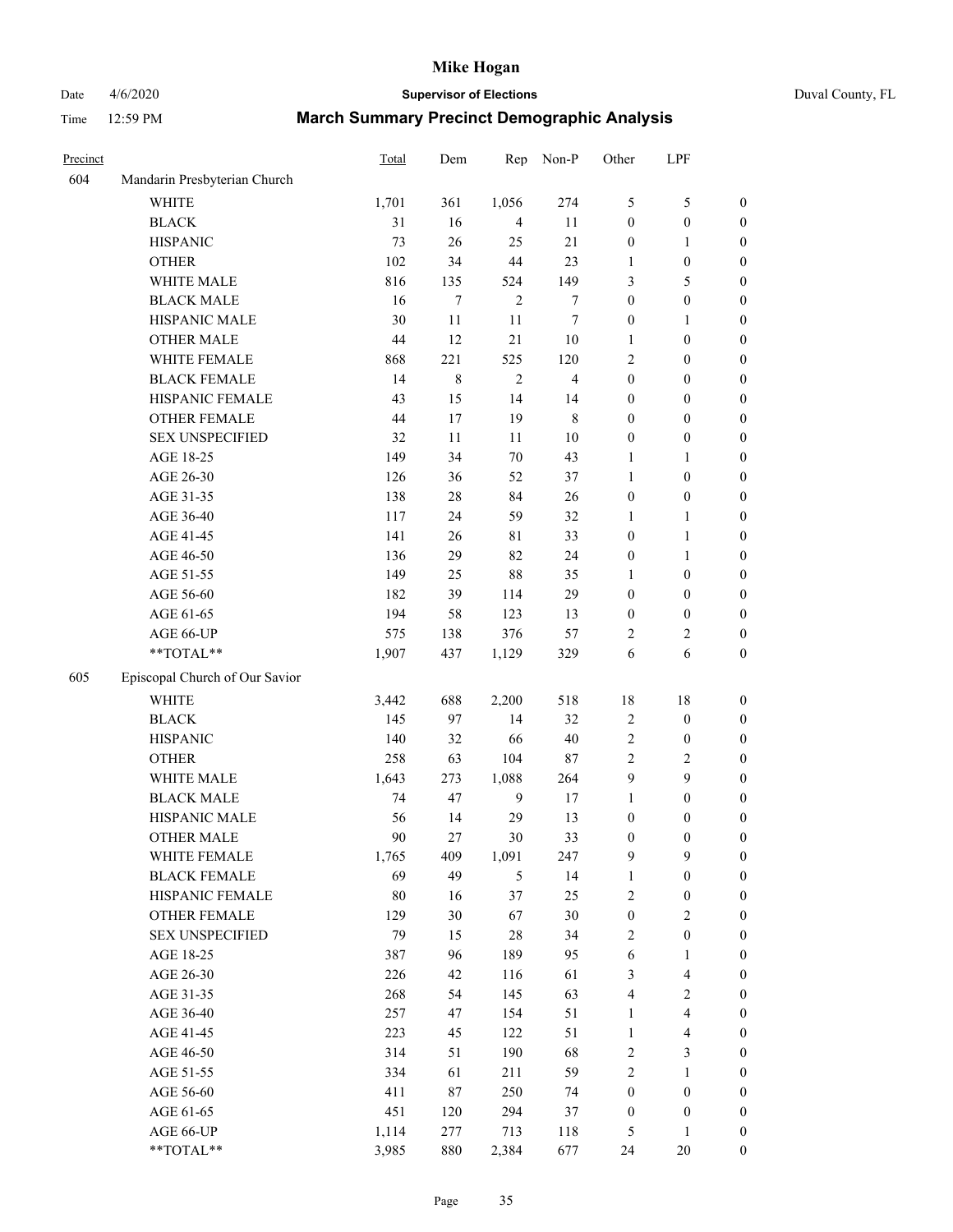# Mike Hogan

Date 4/6/2020 **Supervisor of Elections** Duval County, FL

Time 12:59 PM **March Summary Precinct Demographic Analysis**

| Precinct | | Total | Dem | Rep | Non-P | Other | LPF | |
|---|---|---|---|---|---|---|---|---|
| 604 | Mandarin Presbyterian Church | | | | | | | |
| | WHITE | 1,701 | 361 | 1,056 | 274 | 5 | 5 | 0 |
| | BLACK | 31 | 16 | 4 | 11 | 0 | 0 | 0 |
| | HISPANIC | 73 | 26 | 25 | 21 | 0 | 1 | 0 |
| | OTHER | 102 | 34 | 44 | 23 | 1 | 0 | 0 |
| | WHITE MALE | 816 | 135 | 524 | 149 | 3 | 5 | 0 |
| | BLACK MALE | 16 | 7 | 2 | 7 | 0 | 0 | 0 |
| | HISPANIC MALE | 30 | 11 | 11 | 7 | 0 | 1 | 0 |
| | OTHER MALE | 44 | 12 | 21 | 10 | 1 | 0 | 0 |
| | WHITE FEMALE | 868 | 221 | 525 | 120 | 2 | 0 | 0 |
| | BLACK FEMALE | 14 | 8 | 2 | 4 | 0 | 0 | 0 |
| | HISPANIC FEMALE | 43 | 15 | 14 | 14 | 0 | 0 | 0 |
| | OTHER FEMALE | 44 | 17 | 19 | 8 | 0 | 0 | 0 |
| | SEX UNSPECIFIED | 32 | 11 | 11 | 10 | 0 | 0 | 0 |
| | AGE 18-25 | 149 | 34 | 70 | 43 | 1 | 1 | 0 |
| | AGE 26-30 | 126 | 36 | 52 | 37 | 1 | 0 | 0 |
| | AGE 31-35 | 138 | 28 | 84 | 26 | 0 | 0 | 0 |
| | AGE 36-40 | 117 | 24 | 59 | 32 | 1 | 1 | 0 |
| | AGE 41-45 | 141 | 26 | 81 | 33 | 0 | 1 | 0 |
| | AGE 46-50 | 136 | 29 | 82 | 24 | 0 | 1 | 0 |
| | AGE 51-55 | 149 | 25 | 88 | 35 | 1 | 0 | 0 |
| | AGE 56-60 | 182 | 39 | 114 | 29 | 0 | 0 | 0 |
| | AGE 61-65 | 194 | 58 | 123 | 13 | 0 | 0 | 0 |
| | AGE 66-UP | 575 | 138 | 376 | 57 | 2 | 2 | 0 |
| | **TOTAL** | 1,907 | 437 | 1,129 | 329 | 6 | 6 | 0 |
| 605 | Episcopal Church of Our Savior | | | | | | | |
| | WHITE | 3,442 | 688 | 2,200 | 518 | 18 | 18 | 0 |
| | BLACK | 145 | 97 | 14 | 32 | 2 | 0 | 0 |
| | HISPANIC | 140 | 32 | 66 | 40 | 2 | 0 | 0 |
| | OTHER | 258 | 63 | 104 | 87 | 2 | 2 | 0 |
| | WHITE MALE | 1,643 | 273 | 1,088 | 264 | 9 | 9 | 0 |
| | BLACK MALE | 74 | 47 | 9 | 17 | 1 | 0 | 0 |
| | HISPANIC MALE | 56 | 14 | 29 | 13 | 0 | 0 | 0 |
| | OTHER MALE | 90 | 27 | 30 | 33 | 0 | 0 | 0 |
| | WHITE FEMALE | 1,765 | 409 | 1,091 | 247 | 9 | 9 | 0 |
| | BLACK FEMALE | 69 | 49 | 5 | 14 | 1 | 0 | 0 |
| | HISPANIC FEMALE | 80 | 16 | 37 | 25 | 2 | 0 | 0 |
| | OTHER FEMALE | 129 | 30 | 67 | 30 | 0 | 2 | 0 |
| | SEX UNSPECIFIED | 79 | 15 | 28 | 34 | 2 | 0 | 0 |
| | AGE 18-25 | 387 | 96 | 189 | 95 | 6 | 1 | 0 |
| | AGE 26-30 | 226 | 42 | 116 | 61 | 3 | 4 | 0 |
| | AGE 31-35 | 268 | 54 | 145 | 63 | 4 | 2 | 0 |
| | AGE 36-40 | 257 | 47 | 154 | 51 | 1 | 4 | 0 |
| | AGE 41-45 | 223 | 45 | 122 | 51 | 1 | 4 | 0 |
| | AGE 46-50 | 314 | 51 | 190 | 68 | 2 | 3 | 0 |
| | AGE 51-55 | 334 | 61 | 211 | 59 | 2 | 1 | 0 |
| | AGE 56-60 | 411 | 87 | 250 | 74 | 0 | 0 | 0 |
| | AGE 61-65 | 451 | 120 | 294 | 37 | 0 | 0 | 0 |
| | AGE 66-UP | 1,114 | 277 | 713 | 118 | 5 | 1 | 0 |
| | **TOTAL** | 3,985 | 880 | 2,384 | 677 | 24 | 20 | 0 |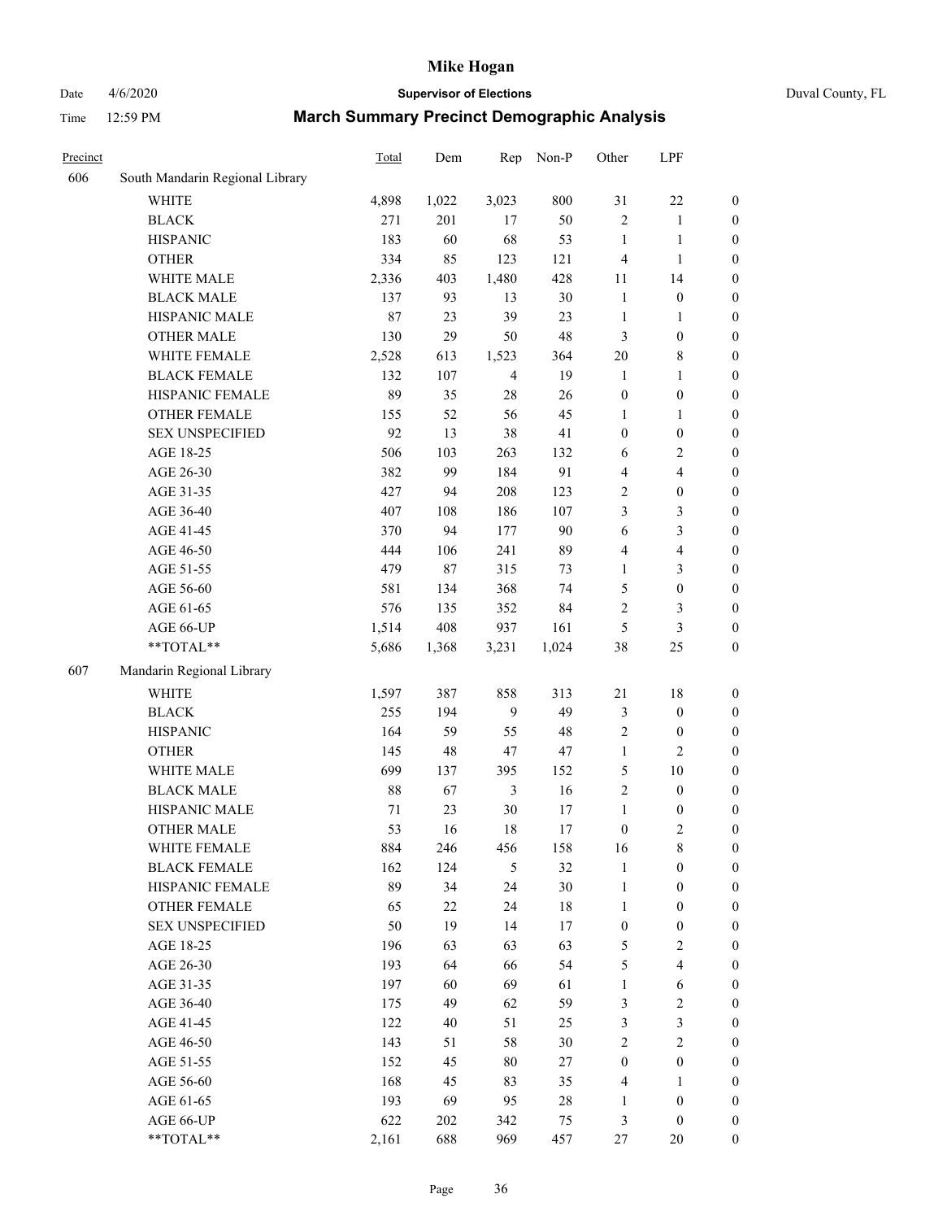# Mike Hogan

Date 4/6/2020 **Supervisor of Elections** Duval County, FL

Time 12:59 PM **March Summary Precinct Demographic Analysis**

| Precinct | | Total | Dem | Rep | Non-P | Other | LPF | |
|---|---|---|---|---|---|---|---|---|
| 606 | South Mandarin Regional Library | | | | | | | |
| | WHITE | 4,898 | 1,022 | 3,023 | 800 | 31 | 22 | 0 |
| | BLACK | 271 | 201 | 17 | 50 | 2 | 1 | 0 |
| | HISPANIC | 183 | 60 | 68 | 53 | 1 | 1 | 0 |
| | OTHER | 334 | 85 | 123 | 121 | 4 | 1 | 0 |
| | WHITE MALE | 2,336 | 403 | 1,480 | 428 | 11 | 14 | 0 |
| | BLACK MALE | 137 | 93 | 13 | 30 | 1 | 0 | 0 |
| | HISPANIC MALE | 87 | 23 | 39 | 23 | 1 | 1 | 0 |
| | OTHER MALE | 130 | 29 | 50 | 48 | 3 | 0 | 0 |
| | WHITE FEMALE | 2,528 | 613 | 1,523 | 364 | 20 | 8 | 0 |
| | BLACK FEMALE | 132 | 107 | 4 | 19 | 1 | 1 | 0 |
| | HISPANIC FEMALE | 89 | 35 | 28 | 26 | 0 | 0 | 0 |
| | OTHER FEMALE | 155 | 52 | 56 | 45 | 1 | 1 | 0 |
| | SEX UNSPECIFIED | 92 | 13 | 38 | 41 | 0 | 0 | 0 |
| | AGE 18-25 | 506 | 103 | 263 | 132 | 6 | 2 | 0 |
| | AGE 26-30 | 382 | 99 | 184 | 91 | 4 | 4 | 0 |
| | AGE 31-35 | 427 | 94 | 208 | 123 | 2 | 0 | 0 |
| | AGE 36-40 | 407 | 108 | 186 | 107 | 3 | 3 | 0 |
| | AGE 41-45 | 370 | 94 | 177 | 90 | 6 | 3 | 0 |
| | AGE 46-50 | 444 | 106 | 241 | 89 | 4 | 4 | 0 |
| | AGE 51-55 | 479 | 87 | 315 | 73 | 1 | 3 | 0 |
| | AGE 56-60 | 581 | 134 | 368 | 74 | 5 | 0 | 0 |
| | AGE 61-65 | 576 | 135 | 352 | 84 | 2 | 3 | 0 |
| | AGE 66-UP | 1,514 | 408 | 937 | 161 | 5 | 3 | 0 |
| | **TOTAL** | 5,686 | 1,368 | 3,231 | 1,024 | 38 | 25 | 0 |
| 607 | Mandarin Regional Library | | | | | | | |
| | WHITE | 1,597 | 387 | 858 | 313 | 21 | 18 | 0 |
| | BLACK | 255 | 194 | 9 | 49 | 3 | 0 | 0 |
| | HISPANIC | 164 | 59 | 55 | 48 | 2 | 0 | 0 |
| | OTHER | 145 | 48 | 47 | 47 | 1 | 2 | 0 |
| | WHITE MALE | 699 | 137 | 395 | 152 | 5 | 10 | 0 |
| | BLACK MALE | 88 | 67 | 3 | 16 | 2 | 0 | 0 |
| | HISPANIC MALE | 71 | 23 | 30 | 17 | 1 | 0 | 0 |
| | OTHER MALE | 53 | 16 | 18 | 17 | 0 | 2 | 0 |
| | WHITE FEMALE | 884 | 246 | 456 | 158 | 16 | 8 | 0 |
| | BLACK FEMALE | 162 | 124 | 5 | 32 | 1 | 0 | 0 |
| | HISPANIC FEMALE | 89 | 34 | 24 | 30 | 1 | 0 | 0 |
| | OTHER FEMALE | 65 | 22 | 24 | 18 | 1 | 0 | 0 |
| | SEX UNSPECIFIED | 50 | 19 | 14 | 17 | 0 | 0 | 0 |
| | AGE 18-25 | 196 | 63 | 63 | 63 | 5 | 2 | 0 |
| | AGE 26-30 | 193 | 64 | 66 | 54 | 5 | 4 | 0 |
| | AGE 31-35 | 197 | 60 | 69 | 61 | 1 | 6 | 0 |
| | AGE 36-40 | 175 | 49 | 62 | 59 | 3 | 2 | 0 |
| | AGE 41-45 | 122 | 40 | 51 | 25 | 3 | 3 | 0 |
| | AGE 46-50 | 143 | 51 | 58 | 30 | 2 | 2 | 0 |
| | AGE 51-55 | 152 | 45 | 80 | 27 | 0 | 0 | 0 |
| | AGE 56-60 | 168 | 45 | 83 | 35 | 4 | 1 | 0 |
| | AGE 61-65 | 193 | 69 | 95 | 28 | 1 | 0 | 0 |
| | AGE 66-UP | 622 | 202 | 342 | 75 | 3 | 0 | 0 |
| | **TOTAL** | 2,161 | 688 | 969 | 457 | 27 | 20 | 0 |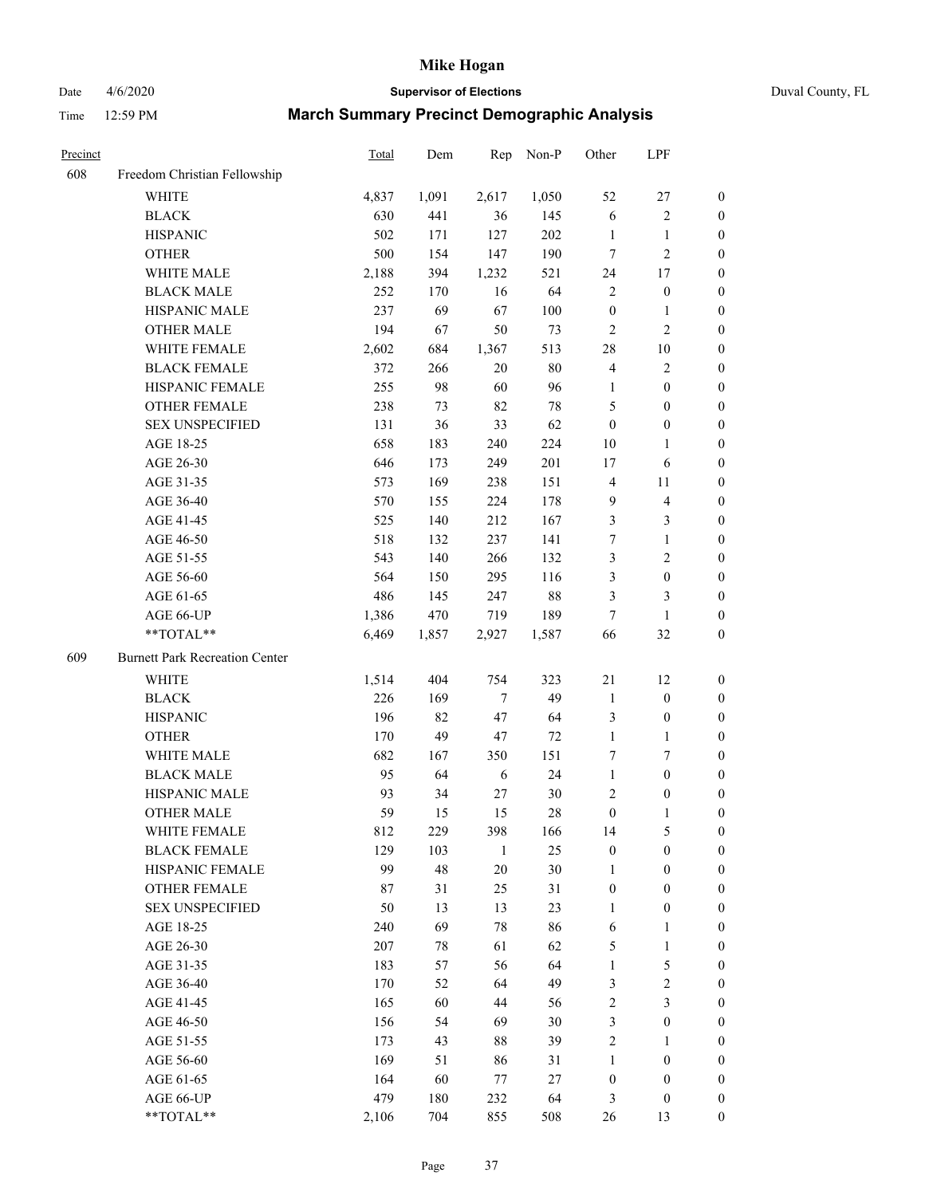| Precinct | | Total | Dem | Rep | Non-P | Other | LPF | |
|---|---|---|---|---|---|---|---|---|
| 608 | Freedom Christian Fellowship | | | | | | | |
| | WHITE | 4,837 | 1,091 | 2,617 | 1,050 | 52 | 27 | 0 |
| | BLACK | 630 | 441 | 36 | 145 | 6 | 2 | 0 |
| | HISPANIC | 502 | 171 | 127 | 202 | 1 | 1 | 0 |
| | OTHER | 500 | 154 | 147 | 190 | 7 | 2 | 0 |
| | WHITE MALE | 2,188 | 394 | 1,232 | 521 | 24 | 17 | 0 |
| | BLACK MALE | 252 | 170 | 16 | 64 | 2 | 0 | 0 |
| | HISPANIC MALE | 237 | 69 | 67 | 100 | 0 | 1 | 0 |
| | OTHER MALE | 194 | 67 | 50 | 73 | 2 | 2 | 0 |
| | WHITE FEMALE | 2,602 | 684 | 1,367 | 513 | 28 | 10 | 0 |
| | BLACK FEMALE | 372 | 266 | 20 | 80 | 4 | 2 | 0 |
| | HISPANIC FEMALE | 255 | 98 | 60 | 96 | 1 | 0 | 0 |
| | OTHER FEMALE | 238 | 73 | 82 | 78 | 5 | 0 | 0 |
| | SEX UNSPECIFIED | 131 | 36 | 33 | 62 | 0 | 0 | 0 |
| | AGE 18-25 | 658 | 183 | 240 | 224 | 10 | 1 | 0 |
| | AGE 26-30 | 646 | 173 | 249 | 201 | 17 | 6 | 0 |
| | AGE 31-35 | 573 | 169 | 238 | 151 | 4 | 11 | 0 |
| | AGE 36-40 | 570 | 155 | 224 | 178 | 9 | 4 | 0 |
| | AGE 41-45 | 525 | 140 | 212 | 167 | 3 | 3 | 0 |
| | AGE 46-50 | 518 | 132 | 237 | 141 | 7 | 1 | 0 |
| | AGE 51-55 | 543 | 140 | 266 | 132 | 3 | 2 | 0 |
| | AGE 56-60 | 564 | 150 | 295 | 116 | 3 | 0 | 0 |
| | AGE 61-65 | 486 | 145 | 247 | 88 | 3 | 3 | 0 |
| | AGE 66-UP | 1,386 | 470 | 719 | 189 | 7 | 1 | 0 |
| | **TOTAL** | 6,469 | 1,857 | 2,927 | 1,587 | 66 | 32 | 0 |
| 609 | Burnett Park Recreation Center | | | | | | | |
| | WHITE | 1,514 | 404 | 754 | 323 | 21 | 12 | 0 |
| | BLACK | 226 | 169 | 7 | 49 | 1 | 0 | 0 |
| | HISPANIC | 196 | 82 | 47 | 64 | 3 | 0 | 0 |
| | OTHER | 170 | 49 | 47 | 72 | 1 | 1 | 0 |
| | WHITE MALE | 682 | 167 | 350 | 151 | 7 | 7 | 0 |
| | BLACK MALE | 95 | 64 | 6 | 24 | 1 | 0 | 0 |
| | HISPANIC MALE | 93 | 34 | 27 | 30 | 2 | 0 | 0 |
| | OTHER MALE | 59 | 15 | 15 | 28 | 0 | 1 | 0 |
| | WHITE FEMALE | 812 | 229 | 398 | 166 | 14 | 5 | 0 |
| | BLACK FEMALE | 129 | 103 | 1 | 25 | 0 | 0 | 0 |
| | HISPANIC FEMALE | 99 | 48 | 20 | 30 | 1 | 0 | 0 |
| | OTHER FEMALE | 87 | 31 | 25 | 31 | 0 | 0 | 0 |
| | SEX UNSPECIFIED | 50 | 13 | 13 | 23 | 1 | 0 | 0 |
| | AGE 18-25 | 240 | 69 | 78 | 86 | 6 | 1 | 0 |
| | AGE 26-30 | 207 | 78 | 61 | 62 | 5 | 1 | 0 |
| | AGE 31-35 | 183 | 57 | 56 | 64 | 1 | 5 | 0 |
| | AGE 36-40 | 170 | 52 | 64 | 49 | 3 | 2 | 0 |
| | AGE 41-45 | 165 | 60 | 44 | 56 | 2 | 3 | 0 |
| | AGE 46-50 | 156 | 54 | 69 | 30 | 3 | 0 | 0 |
| | AGE 51-55 | 173 | 43 | 88 | 39 | 2 | 1 | 0 |
| | AGE 56-60 | 169 | 51 | 86 | 31 | 1 | 0 | 0 |
| | AGE 61-65 | 164 | 60 | 77 | 27 | 0 | 0 | 0 |
| | AGE 66-UP | 479 | 180 | 232 | 64 | 3 | 0 | 0 |
| | **TOTAL** | 2,106 | 704 | 855 | 508 | 26 | 13 | 0 |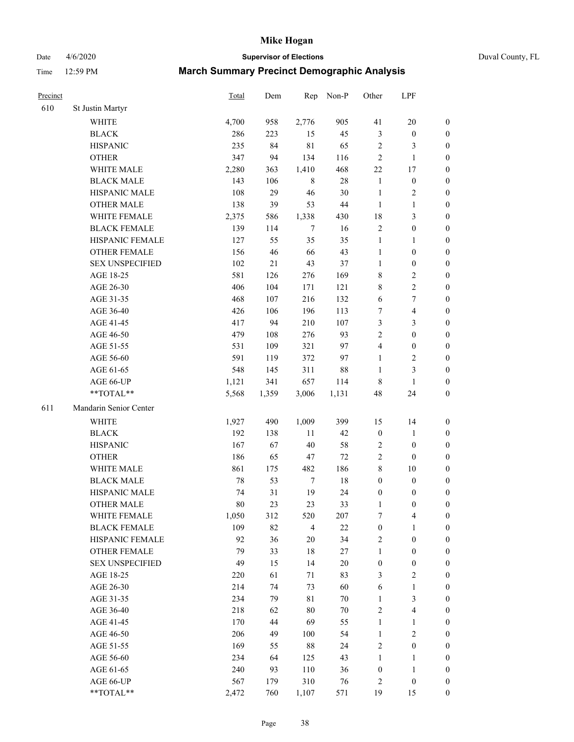# Mike Hogan

Date 4/6/2020 **Supervisor of Elections** Duval County, FL

Time 12:59 PM **March Summary Precinct Demographic Analysis**

| Precinct | | Total | Dem | Rep | Non-P | Other | LPF | |
|---|---|---|---|---|---|---|---|---|
| 610 | St Justin Martyr | | | | | | | |
| | WHITE | 4,700 | 958 | 2,776 | 905 | 41 | 20 | 0 |
| | BLACK | 286 | 223 | 15 | 45 | 3 | 0 | 0 |
| | HISPANIC | 235 | 84 | 81 | 65 | 2 | 3 | 0 |
| | OTHER | 347 | 94 | 134 | 116 | 2 | 1 | 0 |
| | WHITE MALE | 2,280 | 363 | 1,410 | 468 | 22 | 17 | 0 |
| | BLACK MALE | 143 | 106 | 8 | 28 | 1 | 0 | 0 |
| | HISPANIC MALE | 108 | 29 | 46 | 30 | 1 | 2 | 0 |
| | OTHER MALE | 138 | 39 | 53 | 44 | 1 | 1 | 0 |
| | WHITE FEMALE | 2,375 | 586 | 1,338 | 430 | 18 | 3 | 0 |
| | BLACK FEMALE | 139 | 114 | 7 | 16 | 2 | 0 | 0 |
| | HISPANIC FEMALE | 127 | 55 | 35 | 35 | 1 | 1 | 0 |
| | OTHER FEMALE | 156 | 46 | 66 | 43 | 1 | 0 | 0 |
| | SEX UNSPECIFIED | 102 | 21 | 43 | 37 | 1 | 0 | 0 |
| | AGE 18-25 | 581 | 126 | 276 | 169 | 8 | 2 | 0 |
| | AGE 26-30 | 406 | 104 | 171 | 121 | 8 | 2 | 0 |
| | AGE 31-35 | 468 | 107 | 216 | 132 | 6 | 7 | 0 |
| | AGE 36-40 | 426 | 106 | 196 | 113 | 7 | 4 | 0 |
| | AGE 41-45 | 417 | 94 | 210 | 107 | 3 | 3 | 0 |
| | AGE 46-50 | 479 | 108 | 276 | 93 | 2 | 0 | 0 |
| | AGE 51-55 | 531 | 109 | 321 | 97 | 4 | 0 | 0 |
| | AGE 56-60 | 591 | 119 | 372 | 97 | 1 | 2 | 0 |
| | AGE 61-65 | 548 | 145 | 311 | 88 | 1 | 3 | 0 |
| | AGE 66-UP | 1,121 | 341 | 657 | 114 | 8 | 1 | 0 |
| | **TOTAL** | 5,568 | 1,359 | 3,006 | 1,131 | 48 | 24 | 0 |
| 611 | Mandarin Senior Center | | | | | | | |
| | WHITE | 1,927 | 490 | 1,009 | 399 | 15 | 14 | 0 |
| | BLACK | 192 | 138 | 11 | 42 | 0 | 1 | 0 |
| | HISPANIC | 167 | 67 | 40 | 58 | 2 | 0 | 0 |
| | OTHER | 186 | 65 | 47 | 72 | 2 | 0 | 0 |
| | WHITE MALE | 861 | 175 | 482 | 186 | 8 | 10 | 0 |
| | BLACK MALE | 78 | 53 | 7 | 18 | 0 | 0 | 0 |
| | HISPANIC MALE | 74 | 31 | 19 | 24 | 0 | 0 | 0 |
| | OTHER MALE | 80 | 23 | 23 | 33 | 1 | 0 | 0 |
| | WHITE FEMALE | 1,050 | 312 | 520 | 207 | 7 | 4 | 0 |
| | BLACK FEMALE | 109 | 82 | 4 | 22 | 0 | 1 | 0 |
| | HISPANIC FEMALE | 92 | 36 | 20 | 34 | 2 | 0 | 0 |
| | OTHER FEMALE | 79 | 33 | 18 | 27 | 1 | 0 | 0 |
| | SEX UNSPECIFIED | 49 | 15 | 14 | 20 | 0 | 0 | 0 |
| | AGE 18-25 | 220 | 61 | 71 | 83 | 3 | 2 | 0 |
| | AGE 26-30 | 214 | 74 | 73 | 60 | 6 | 1 | 0 |
| | AGE 31-35 | 234 | 79 | 81 | 70 | 1 | 3 | 0 |
| | AGE 36-40 | 218 | 62 | 80 | 70 | 2 | 4 | 0 |
| | AGE 41-45 | 170 | 44 | 69 | 55 | 1 | 1 | 0 |
| | AGE 46-50 | 206 | 49 | 100 | 54 | 1 | 2 | 0 |
| | AGE 51-55 | 169 | 55 | 88 | 24 | 2 | 0 | 0 |
| | AGE 56-60 | 234 | 64 | 125 | 43 | 1 | 1 | 0 |
| | AGE 61-65 | 240 | 93 | 110 | 36 | 0 | 1 | 0 |
| | AGE 66-UP | 567 | 179 | 310 | 76 | 2 | 0 | 0 |
| | **TOTAL** | 2,472 | 760 | 1,107 | 571 | 19 | 15 | 0 |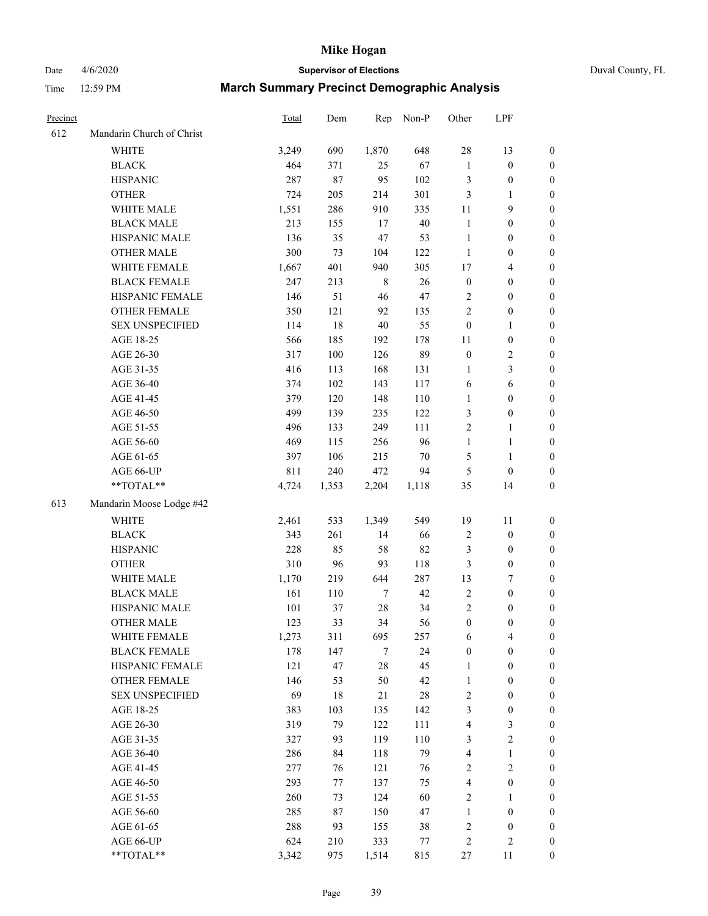| Precinct | | Total | Dem | Rep | Non-P | Other | LPF | |
|---|---|---|---|---|---|---|---|---|
| 612 | Mandarin Church of Christ | | | | | | | |
| | WHITE | 3,249 | 690 | 1,870 | 648 | 28 | 13 | 0 |
| | BLACK | 464 | 371 | 25 | 67 | 1 | 0 | 0 |
| | HISPANIC | 287 | 87 | 95 | 102 | 3 | 0 | 0 |
| | OTHER | 724 | 205 | 214 | 301 | 3 | 1 | 0 |
| | WHITE MALE | 1,551 | 286 | 910 | 335 | 11 | 9 | 0 |
| | BLACK MALE | 213 | 155 | 17 | 40 | 1 | 0 | 0 |
| | HISPANIC MALE | 136 | 35 | 47 | 53 | 1 | 0 | 0 |
| | OTHER MALE | 300 | 73 | 104 | 122 | 1 | 0 | 0 |
| | WHITE FEMALE | 1,667 | 401 | 940 | 305 | 17 | 4 | 0 |
| | BLACK FEMALE | 247 | 213 | 8 | 26 | 0 | 0 | 0 |
| | HISPANIC FEMALE | 146 | 51 | 46 | 47 | 2 | 0 | 0 |
| | OTHER FEMALE | 350 | 121 | 92 | 135 | 2 | 0 | 0 |
| | SEX UNSPECIFIED | 114 | 18 | 40 | 55 | 0 | 1 | 0 |
| | AGE 18-25 | 566 | 185 | 192 | 178 | 11 | 0 | 0 |
| | AGE 26-30 | 317 | 100 | 126 | 89 | 0 | 2 | 0 |
| | AGE 31-35 | 416 | 113 | 168 | 131 | 1 | 3 | 0 |
| | AGE 36-40 | 374 | 102 | 143 | 117 | 6 | 6 | 0 |
| | AGE 41-45 | 379 | 120 | 148 | 110 | 1 | 0 | 0 |
| | AGE 46-50 | 499 | 139 | 235 | 122 | 3 | 0 | 0 |
| | AGE 51-55 | 496 | 133 | 249 | 111 | 2 | 1 | 0 |
| | AGE 56-60 | 469 | 115 | 256 | 96 | 1 | 1 | 0 |
| | AGE 61-65 | 397 | 106 | 215 | 70 | 5 | 1 | 0 |
| | AGE 66-UP | 811 | 240 | 472 | 94 | 5 | 0 | 0 |
| | **TOTAL** | 4,724 | 1,353 | 2,204 | 1,118 | 35 | 14 | 0 |
| 613 | Mandarin Moose Lodge #42 | | | | | | | |
| | WHITE | 2,461 | 533 | 1,349 | 549 | 19 | 11 | 0 |
| | BLACK | 343 | 261 | 14 | 66 | 2 | 0 | 0 |
| | HISPANIC | 228 | 85 | 58 | 82 | 3 | 0 | 0 |
| | OTHER | 310 | 96 | 93 | 118 | 3 | 0 | 0 |
| | WHITE MALE | 1,170 | 219 | 644 | 287 | 13 | 7 | 0 |
| | BLACK MALE | 161 | 110 | 7 | 42 | 2 | 0 | 0 |
| | HISPANIC MALE | 101 | 37 | 28 | 34 | 2 | 0 | 0 |
| | OTHER MALE | 123 | 33 | 34 | 56 | 0 | 0 | 0 |
| | WHITE FEMALE | 1,273 | 311 | 695 | 257 | 6 | 4 | 0 |
| | BLACK FEMALE | 178 | 147 | 7 | 24 | 0 | 0 | 0 |
| | HISPANIC FEMALE | 121 | 47 | 28 | 45 | 1 | 0 | 0 |
| | OTHER FEMALE | 146 | 53 | 50 | 42 | 1 | 0 | 0 |
| | SEX UNSPECIFIED | 69 | 18 | 21 | 28 | 2 | 0 | 0 |
| | AGE 18-25 | 383 | 103 | 135 | 142 | 3 | 0 | 0 |
| | AGE 26-30 | 319 | 79 | 122 | 111 | 4 | 3 | 0 |
| | AGE 31-35 | 327 | 93 | 119 | 110 | 3 | 2 | 0 |
| | AGE 36-40 | 286 | 84 | 118 | 79 | 4 | 1 | 0 |
| | AGE 41-45 | 277 | 76 | 121 | 76 | 2 | 2 | 0 |
| | AGE 46-50 | 293 | 77 | 137 | 75 | 4 | 0 | 0 |
| | AGE 51-55 | 260 | 73 | 124 | 60 | 2 | 1 | 0 |
| | AGE 56-60 | 285 | 87 | 150 | 47 | 1 | 0 | 0 |
| | AGE 61-65 | 288 | 93 | 155 | 38 | 2 | 0 | 0 |
| | AGE 66-UP | 624 | 210 | 333 | 77 | 2 | 2 | 0 |
| | **TOTAL** | 3,342 | 975 | 1,514 | 815 | 27 | 11 | 0 |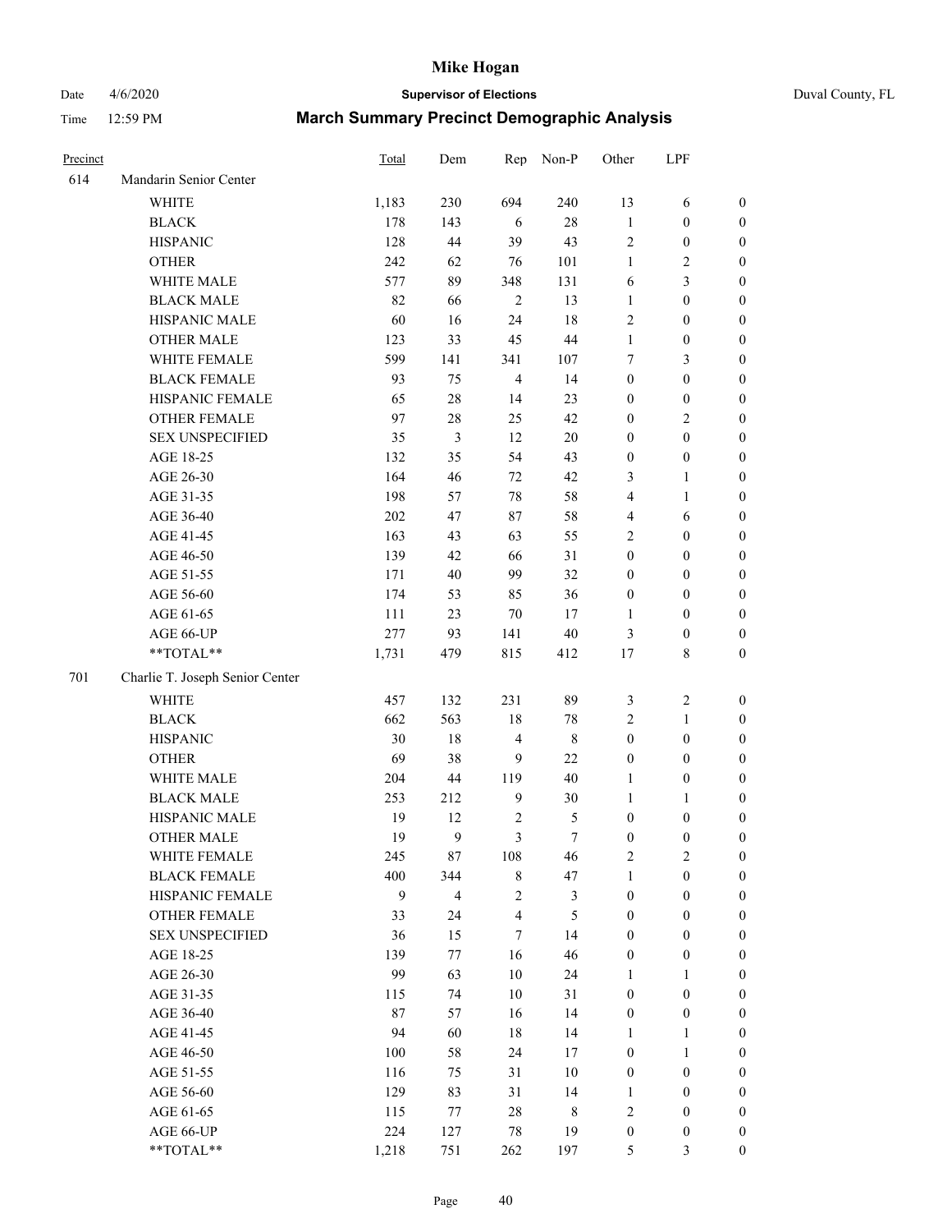# Mike Hogan

Date 4/6/2020 **Supervisor of Elections** Duval County, FL

Time 12:59 PM **March Summary Precinct Demographic Analysis**

| Precinct | | Total | Dem | Rep | Non-P | Other | LPF | |
|---|---|---|---|---|---|---|---|---|
| 614 | Mandarin Senior Center | | | | | | | |
| | WHITE | 1,183 | 230 | 694 | 240 | 13 | 6 | 0 |
| | BLACK | 178 | 143 | 6 | 28 | 1 | 0 | 0 |
| | HISPANIC | 128 | 44 | 39 | 43 | 2 | 0 | 0 |
| | OTHER | 242 | 62 | 76 | 101 | 1 | 2 | 0 |
| | WHITE MALE | 577 | 89 | 348 | 131 | 6 | 3 | 0 |
| | BLACK MALE | 82 | 66 | 2 | 13 | 1 | 0 | 0 |
| | HISPANIC MALE | 60 | 16 | 24 | 18 | 2 | 0 | 0 |
| | OTHER MALE | 123 | 33 | 45 | 44 | 1 | 0 | 0 |
| | WHITE FEMALE | 599 | 141 | 341 | 107 | 7 | 3 | 0 |
| | BLACK FEMALE | 93 | 75 | 4 | 14 | 0 | 0 | 0 |
| | HISPANIC FEMALE | 65 | 28 | 14 | 23 | 0 | 0 | 0 |
| | OTHER FEMALE | 97 | 28 | 25 | 42 | 0 | 2 | 0 |
| | SEX UNSPECIFIED | 35 | 3 | 12 | 20 | 0 | 0 | 0 |
| | AGE 18-25 | 132 | 35 | 54 | 43 | 0 | 0 | 0 |
| | AGE 26-30 | 164 | 46 | 72 | 42 | 3 | 1 | 0 |
| | AGE 31-35 | 198 | 57 | 78 | 58 | 4 | 1 | 0 |
| | AGE 36-40 | 202 | 47 | 87 | 58 | 4 | 6 | 0 |
| | AGE 41-45 | 163 | 43 | 63 | 55 | 2 | 0 | 0 |
| | AGE 46-50 | 139 | 42 | 66 | 31 | 0 | 0 | 0 |
| | AGE 51-55 | 171 | 40 | 99 | 32 | 0 | 0 | 0 |
| | AGE 56-60 | 174 | 53 | 85 | 36 | 0 | 0 | 0 |
| | AGE 61-65 | 111 | 23 | 70 | 17 | 1 | 0 | 0 |
| | AGE 66-UP | 277 | 93 | 141 | 40 | 3 | 0 | 0 |
| | **TOTAL** | 1,731 | 479 | 815 | 412 | 17 | 8 | 0 |
| 701 | Charlie T. Joseph Senior Center | | | | | | | |
| | WHITE | 457 | 132 | 231 | 89 | 3 | 2 | 0 |
| | BLACK | 662 | 563 | 18 | 78 | 2 | 1 | 0 |
| | HISPANIC | 30 | 18 | 4 | 8 | 0 | 0 | 0 |
| | OTHER | 69 | 38 | 9 | 22 | 0 | 0 | 0 |
| | WHITE MALE | 204 | 44 | 119 | 40 | 1 | 0 | 0 |
| | BLACK MALE | 253 | 212 | 9 | 30 | 1 | 1 | 0 |
| | HISPANIC MALE | 19 | 12 | 2 | 5 | 0 | 0 | 0 |
| | OTHER MALE | 19 | 9 | 3 | 7 | 0 | 0 | 0 |
| | WHITE FEMALE | 245 | 87 | 108 | 46 | 2 | 2 | 0 |
| | BLACK FEMALE | 400 | 344 | 8 | 47 | 1 | 0 | 0 |
| | HISPANIC FEMALE | 9 | 4 | 2 | 3 | 0 | 0 | 0 |
| | OTHER FEMALE | 33 | 24 | 4 | 5 | 0 | 0 | 0 |
| | SEX UNSPECIFIED | 36 | 15 | 7 | 14 | 0 | 0 | 0 |
| | AGE 18-25 | 139 | 77 | 16 | 46 | 0 | 0 | 0 |
| | AGE 26-30 | 99 | 63 | 10 | 24 | 1 | 1 | 0 |
| | AGE 31-35 | 115 | 74 | 10 | 31 | 0 | 0 | 0 |
| | AGE 36-40 | 87 | 57 | 16 | 14 | 0 | 0 | 0 |
| | AGE 41-45 | 94 | 60 | 18 | 14 | 1 | 1 | 0 |
| | AGE 46-50 | 100 | 58 | 24 | 17 | 0 | 1 | 0 |
| | AGE 51-55 | 116 | 75 | 31 | 10 | 0 | 0 | 0 |
| | AGE 56-60 | 129 | 83 | 31 | 14 | 1 | 0 | 0 |
| | AGE 61-65 | 115 | 77 | 28 | 8 | 2 | 0 | 0 |
| | AGE 66-UP | 224 | 127 | 78 | 19 | 0 | 0 | 0 |
| | **TOTAL** | 1,218 | 751 | 262 | 197 | 5 | 3 | 0 |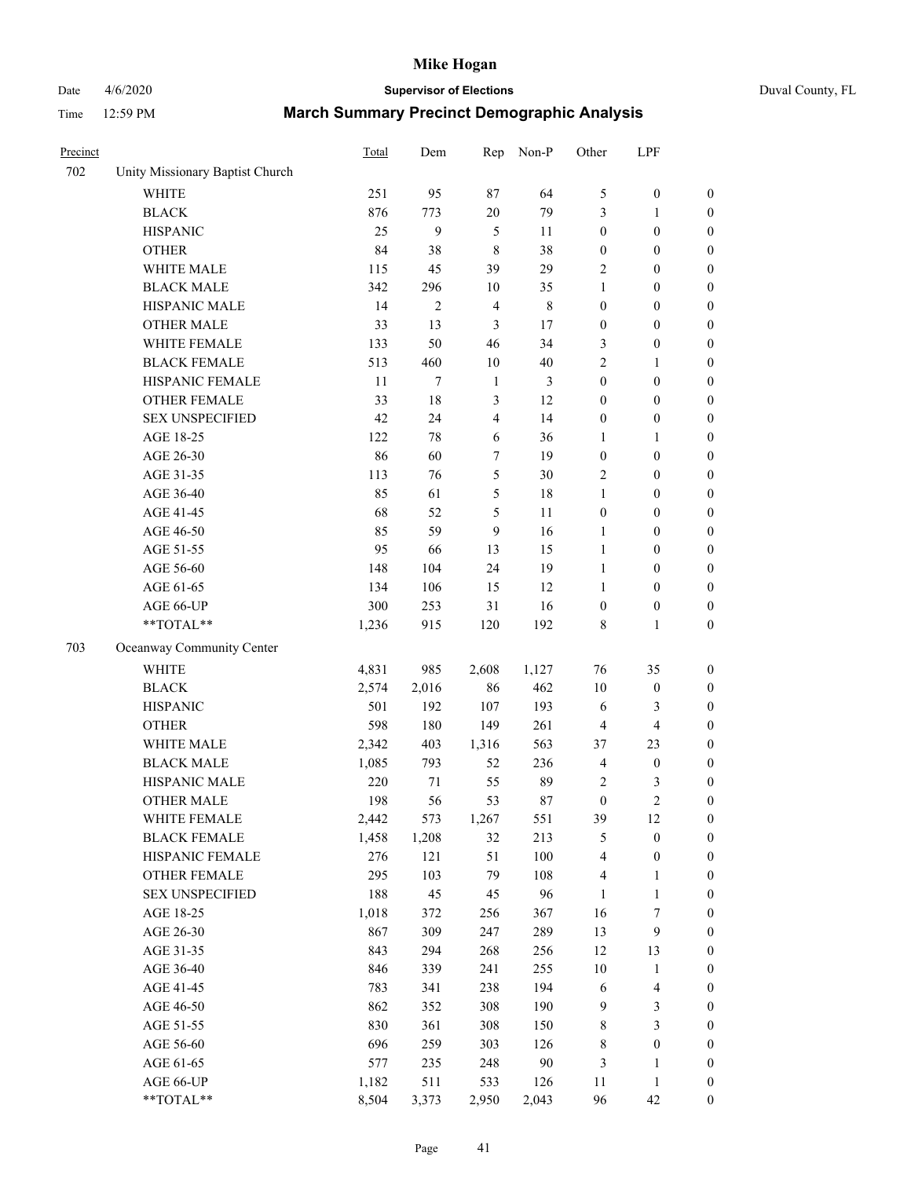# Mike Hogan

Date 4/6/2020 **Supervisor of Elections** Duval County, FL

Time 12:59 PM **March Summary Precinct Demographic Analysis**

| Precinct | | Total | Dem | Rep | Non-P | Other | LPF | |
|---|---|---|---|---|---|---|---|---|
| 702 | Unity Missionary Baptist Church | | | | | | | |
| | WHITE | 251 | 95 | 87 | 64 | 5 | 0 | 0 |
| | BLACK | 876 | 773 | 20 | 79 | 3 | 1 | 0 |
| | HISPANIC | 25 | 9 | 5 | 11 | 0 | 0 | 0 |
| | OTHER | 84 | 38 | 8 | 38 | 0 | 0 | 0 |
| | WHITE MALE | 115 | 45 | 39 | 29 | 2 | 0 | 0 |
| | BLACK MALE | 342 | 296 | 10 | 35 | 1 | 0 | 0 |
| | HISPANIC MALE | 14 | 2 | 4 | 8 | 0 | 0 | 0 |
| | OTHER MALE | 33 | 13 | 3 | 17 | 0 | 0 | 0 |
| | WHITE FEMALE | 133 | 50 | 46 | 34 | 3 | 0 | 0 |
| | BLACK FEMALE | 513 | 460 | 10 | 40 | 2 | 1 | 0 |
| | HISPANIC FEMALE | 11 | 7 | 1 | 3 | 0 | 0 | 0 |
| | OTHER FEMALE | 33 | 18 | 3 | 12 | 0 | 0 | 0 |
| | SEX UNSPECIFIED | 42 | 24 | 4 | 14 | 0 | 0 | 0 |
| | AGE 18-25 | 122 | 78 | 6 | 36 | 1 | 1 | 0 |
| | AGE 26-30 | 86 | 60 | 7 | 19 | 0 | 0 | 0 |
| | AGE 31-35 | 113 | 76 | 5 | 30 | 2 | 0 | 0 |
| | AGE 36-40 | 85 | 61 | 5 | 18 | 1 | 0 | 0 |
| | AGE 41-45 | 68 | 52 | 5 | 11 | 0 | 0 | 0 |
| | AGE 46-50 | 85 | 59 | 9 | 16 | 1 | 0 | 0 |
| | AGE 51-55 | 95 | 66 | 13 | 15 | 1 | 0 | 0 |
| | AGE 56-60 | 148 | 104 | 24 | 19 | 1 | 0 | 0 |
| | AGE 61-65 | 134 | 106 | 15 | 12 | 1 | 0 | 0 |
| | AGE 66-UP | 300 | 253 | 31 | 16 | 0 | 0 | 0 |
| | **TOTAL** | 1,236 | 915 | 120 | 192 | 8 | 1 | 0 |
| 703 | Oceanway Community Center | | | | | | | |
| | WHITE | 4,831 | 985 | 2,608 | 1,127 | 76 | 35 | 0 |
| | BLACK | 2,574 | 2,016 | 86 | 462 | 10 | 0 | 0 |
| | HISPANIC | 501 | 192 | 107 | 193 | 6 | 3 | 0 |
| | OTHER | 598 | 180 | 149 | 261 | 4 | 4 | 0 |
| | WHITE MALE | 2,342 | 403 | 1,316 | 563 | 37 | 23 | 0 |
| | BLACK MALE | 1,085 | 793 | 52 | 236 | 4 | 0 | 0 |
| | HISPANIC MALE | 220 | 71 | 55 | 89 | 2 | 3 | 0 |
| | OTHER MALE | 198 | 56 | 53 | 87 | 0 | 2 | 0 |
| | WHITE FEMALE | 2,442 | 573 | 1,267 | 551 | 39 | 12 | 0 |
| | BLACK FEMALE | 1,458 | 1,208 | 32 | 213 | 5 | 0 | 0 |
| | HISPANIC FEMALE | 276 | 121 | 51 | 100 | 4 | 0 | 0 |
| | OTHER FEMALE | 295 | 103 | 79 | 108 | 4 | 1 | 0 |
| | SEX UNSPECIFIED | 188 | 45 | 45 | 96 | 1 | 1 | 0 |
| | AGE 18-25 | 1,018 | 372 | 256 | 367 | 16 | 7 | 0 |
| | AGE 26-30 | 867 | 309 | 247 | 289 | 13 | 9 | 0 |
| | AGE 31-35 | 843 | 294 | 268 | 256 | 12 | 13 | 0 |
| | AGE 36-40 | 846 | 339 | 241 | 255 | 10 | 1 | 0 |
| | AGE 41-45 | 783 | 341 | 238 | 194 | 6 | 4 | 0 |
| | AGE 46-50 | 862 | 352 | 308 | 190 | 9 | 3 | 0 |
| | AGE 51-55 | 830 | 361 | 308 | 150 | 8 | 3 | 0 |
| | AGE 56-60 | 696 | 259 | 303 | 126 | 8 | 0 | 0 |
| | AGE 61-65 | 577 | 235 | 248 | 90 | 3 | 1 | 0 |
| | AGE 66-UP | 1,182 | 511 | 533 | 126 | 11 | 1 | 0 |
| | **TOTAL** | 8,504 | 3,373 | 2,950 | 2,043 | 96 | 42 | 0 |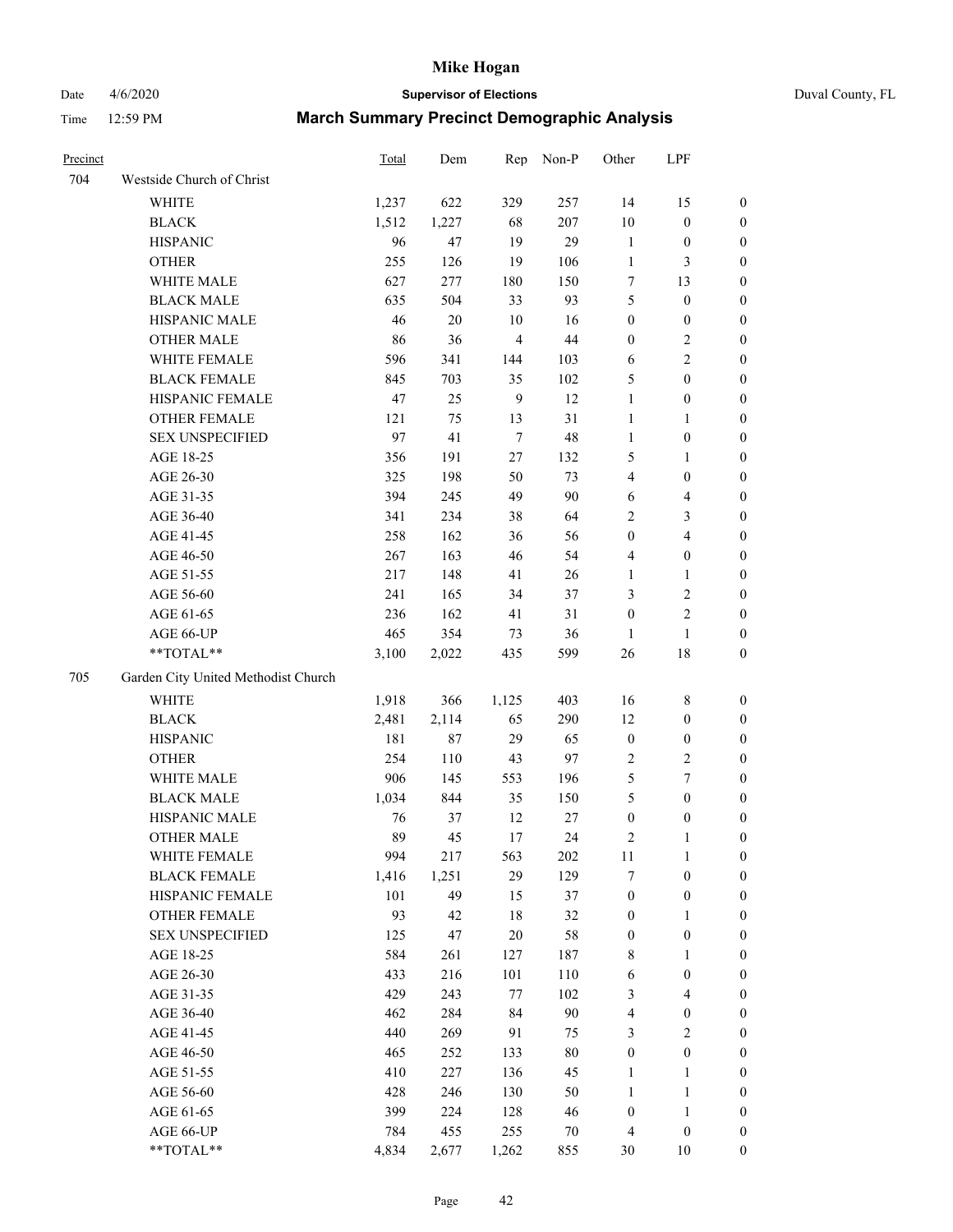# Mike Hogan

Date 4/6/2020 **Supervisor of Elections** Duval County, FL

Time 12:59 PM **March Summary Precinct Demographic Analysis**

| Precinct | | Total | Dem | Rep | Non-P | Other | LPF | |
|---|---|---|---|---|---|---|---|---|
| 704 | Westside Church of Christ | | | | | | | |
| | WHITE | 1,237 | 622 | 329 | 257 | 14 | 15 | 0 |
| | BLACK | 1,512 | 1,227 | 68 | 207 | 10 | 0 | 0 |
| | HISPANIC | 96 | 47 | 19 | 29 | 1 | 0 | 0 |
| | OTHER | 255 | 126 | 19 | 106 | 1 | 3 | 0 |
| | WHITE MALE | 627 | 277 | 180 | 150 | 7 | 13 | 0 |
| | BLACK MALE | 635 | 504 | 33 | 93 | 5 | 0 | 0 |
| | HISPANIC MALE | 46 | 20 | 10 | 16 | 0 | 0 | 0 |
| | OTHER MALE | 86 | 36 | 4 | 44 | 0 | 2 | 0 |
| | WHITE FEMALE | 596 | 341 | 144 | 103 | 6 | 2 | 0 |
| | BLACK FEMALE | 845 | 703 | 35 | 102 | 5 | 0 | 0 |
| | HISPANIC FEMALE | 47 | 25 | 9 | 12 | 1 | 0 | 0 |
| | OTHER FEMALE | 121 | 75 | 13 | 31 | 1 | 1 | 0 |
| | SEX UNSPECIFIED | 97 | 41 | 7 | 48 | 1 | 0 | 0 |
| | AGE 18-25 | 356 | 191 | 27 | 132 | 5 | 1 | 0 |
| | AGE 26-30 | 325 | 198 | 50 | 73 | 4 | 0 | 0 |
| | AGE 31-35 | 394 | 245 | 49 | 90 | 6 | 4 | 0 |
| | AGE 36-40 | 341 | 234 | 38 | 64 | 2 | 3 | 0 |
| | AGE 41-45 | 258 | 162 | 36 | 56 | 0 | 4 | 0 |
| | AGE 46-50 | 267 | 163 | 46 | 54 | 4 | 0 | 0 |
| | AGE 51-55 | 217 | 148 | 41 | 26 | 1 | 1 | 0 |
| | AGE 56-60 | 241 | 165 | 34 | 37 | 3 | 2 | 0 |
| | AGE 61-65 | 236 | 162 | 41 | 31 | 0 | 2 | 0 |
| | AGE 66-UP | 465 | 354 | 73 | 36 | 1 | 1 | 0 |
| | **TOTAL** | 3,100 | 2,022 | 435 | 599 | 26 | 18 | 0 |
| 705 | Garden City United Methodist Church | | | | | | | |
| | WHITE | 1,918 | 366 | 1,125 | 403 | 16 | 8 | 0 |
| | BLACK | 2,481 | 2,114 | 65 | 290 | 12 | 0 | 0 |
| | HISPANIC | 181 | 87 | 29 | 65 | 0 | 0 | 0 |
| | OTHER | 254 | 110 | 43 | 97 | 2 | 2 | 0 |
| | WHITE MALE | 906 | 145 | 553 | 196 | 5 | 7 | 0 |
| | BLACK MALE | 1,034 | 844 | 35 | 150 | 5 | 0 | 0 |
| | HISPANIC MALE | 76 | 37 | 12 | 27 | 0 | 0 | 0 |
| | OTHER MALE | 89 | 45 | 17 | 24 | 2 | 1 | 0 |
| | WHITE FEMALE | 994 | 217 | 563 | 202 | 11 | 1 | 0 |
| | BLACK FEMALE | 1,416 | 1,251 | 29 | 129 | 7 | 0 | 0 |
| | HISPANIC FEMALE | 101 | 49 | 15 | 37 | 0 | 0 | 0 |
| | OTHER FEMALE | 93 | 42 | 18 | 32 | 0 | 1 | 0 |
| | SEX UNSPECIFIED | 125 | 47 | 20 | 58 | 0 | 0 | 0 |
| | AGE 18-25 | 584 | 261 | 127 | 187 | 8 | 1 | 0 |
| | AGE 26-30 | 433 | 216 | 101 | 110 | 6 | 0 | 0 |
| | AGE 31-35 | 429 | 243 | 77 | 102 | 3 | 4 | 0 |
| | AGE 36-40 | 462 | 284 | 84 | 90 | 4 | 0 | 0 |
| | AGE 41-45 | 440 | 269 | 91 | 75 | 3 | 2 | 0 |
| | AGE 46-50 | 465 | 252 | 133 | 80 | 0 | 0 | 0 |
| | AGE 51-55 | 410 | 227 | 136 | 45 | 1 | 1 | 0 |
| | AGE 56-60 | 428 | 246 | 130 | 50 | 1 | 1 | 0 |
| | AGE 61-65 | 399 | 224 | 128 | 46 | 0 | 1 | 0 |
| | AGE 66-UP | 784 | 455 | 255 | 70 | 4 | 0 | 0 |
| | **TOTAL** | 4,834 | 2,677 | 1,262 | 855 | 30 | 10 | 0 |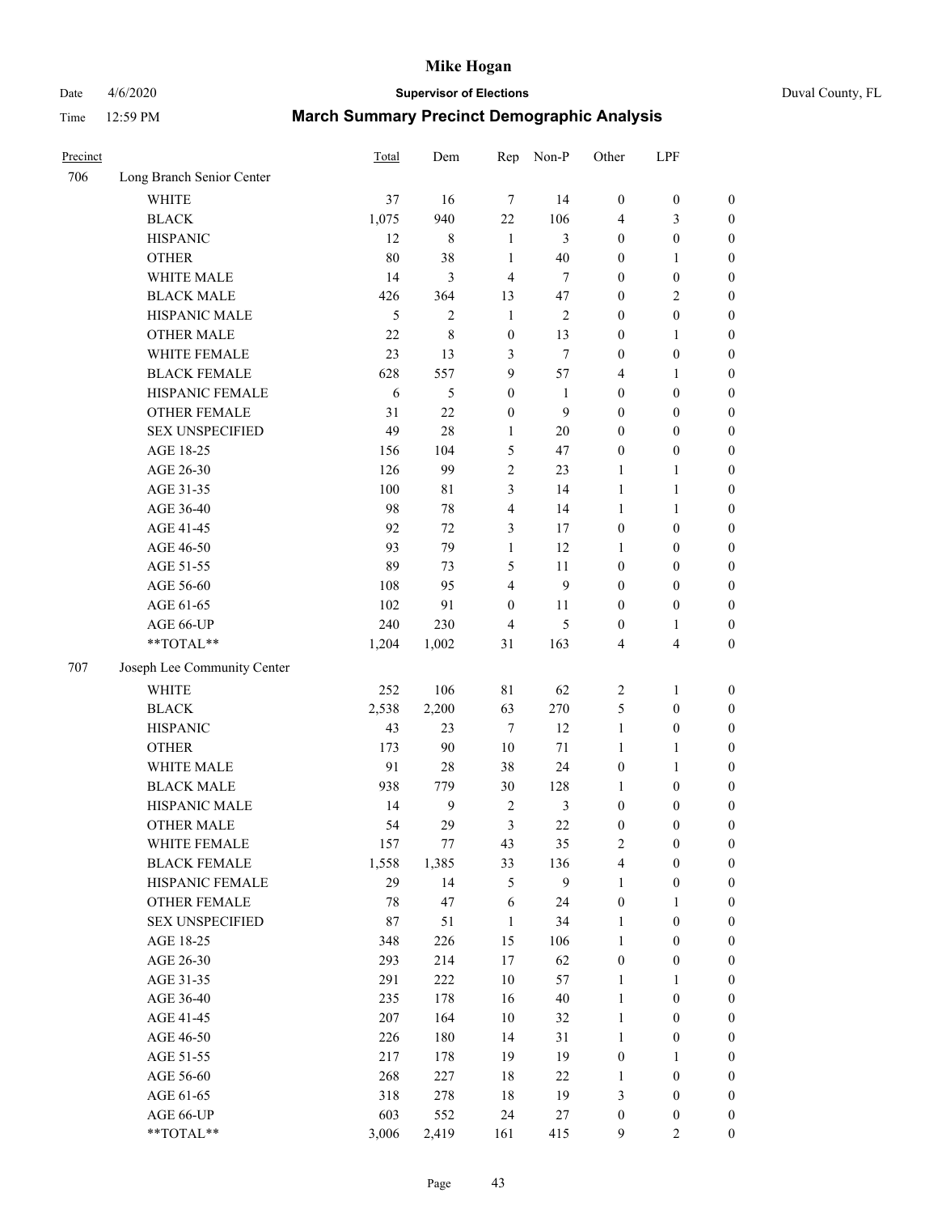# Mike Hogan

Date 4/6/2020 **Supervisor of Elections** Duval County, FL

Time 12:59 PM **March Summary Precinct Demographic Analysis**

| Precinct | | Total | Dem | Rep | Non-P | Other | LPF | |
|---|---|---|---|---|---|---|---|---|
| 706 | Long Branch Senior Center | | | | | | | |
| | WHITE | 37 | 16 | 7 | 14 | 0 | 0 | 0 |
| | BLACK | 1,075 | 940 | 22 | 106 | 4 | 3 | 0 |
| | HISPANIC | 12 | 8 | 1 | 3 | 0 | 0 | 0 |
| | OTHER | 80 | 38 | 1 | 40 | 0 | 1 | 0 |
| | WHITE MALE | 14 | 3 | 4 | 7 | 0 | 0 | 0 |
| | BLACK MALE | 426 | 364 | 13 | 47 | 0 | 2 | 0 |
| | HISPANIC MALE | 5 | 2 | 1 | 2 | 0 | 0 | 0 |
| | OTHER MALE | 22 | 8 | 0 | 13 | 0 | 1 | 0 |
| | WHITE FEMALE | 23 | 13 | 3 | 7 | 0 | 0 | 0 |
| | BLACK FEMALE | 628 | 557 | 9 | 57 | 4 | 1 | 0 |
| | HISPANIC FEMALE | 6 | 5 | 0 | 1 | 0 | 0 | 0 |
| | OTHER FEMALE | 31 | 22 | 0 | 9 | 0 | 0 | 0 |
| | SEX UNSPECIFIED | 49 | 28 | 1 | 20 | 0 | 0 | 0 |
| | AGE 18-25 | 156 | 104 | 5 | 47 | 0 | 0 | 0 |
| | AGE 26-30 | 126 | 99 | 2 | 23 | 1 | 1 | 0 |
| | AGE 31-35 | 100 | 81 | 3 | 14 | 1 | 1 | 0 |
| | AGE 36-40 | 98 | 78 | 4 | 14 | 1 | 1 | 0 |
| | AGE 41-45 | 92 | 72 | 3 | 17 | 0 | 0 | 0 |
| | AGE 46-50 | 93 | 79 | 1 | 12 | 1 | 0 | 0 |
| | AGE 51-55 | 89 | 73 | 5 | 11 | 0 | 0 | 0 |
| | AGE 56-60 | 108 | 95 | 4 | 9 | 0 | 0 | 0 |
| | AGE 61-65 | 102 | 91 | 0 | 11 | 0 | 0 | 0 |
| | AGE 66-UP | 240 | 230 | 4 | 5 | 0 | 1 | 0 |
| | **TOTAL** | 1,204 | 1,002 | 31 | 163 | 4 | 4 | 0 |
| 707 | Joseph Lee Community Center | | | | | | | |
| | WHITE | 252 | 106 | 81 | 62 | 2 | 1 | 0 |
| | BLACK | 2,538 | 2,200 | 63 | 270 | 5 | 0 | 0 |
| | HISPANIC | 43 | 23 | 7 | 12 | 1 | 0 | 0 |
| | OTHER | 173 | 90 | 10 | 71 | 1 | 1 | 0 |
| | WHITE MALE | 91 | 28 | 38 | 24 | 0 | 1 | 0 |
| | BLACK MALE | 938 | 779 | 30 | 128 | 1 | 0 | 0 |
| | HISPANIC MALE | 14 | 9 | 2 | 3 | 0 | 0 | 0 |
| | OTHER MALE | 54 | 29 | 3 | 22 | 0 | 0 | 0 |
| | WHITE FEMALE | 157 | 77 | 43 | 35 | 2 | 0 | 0 |
| | BLACK FEMALE | 1,558 | 1,385 | 33 | 136 | 4 | 0 | 0 |
| | HISPANIC FEMALE | 29 | 14 | 5 | 9 | 1 | 0 | 0 |
| | OTHER FEMALE | 78 | 47 | 6 | 24 | 0 | 1 | 0 |
| | SEX UNSPECIFIED | 87 | 51 | 1 | 34 | 1 | 0 | 0 |
| | AGE 18-25 | 348 | 226 | 15 | 106 | 1 | 0 | 0 |
| | AGE 26-30 | 293 | 214 | 17 | 62 | 0 | 0 | 0 |
| | AGE 31-35 | 291 | 222 | 10 | 57 | 1 | 1 | 0 |
| | AGE 36-40 | 235 | 178 | 16 | 40 | 1 | 0 | 0 |
| | AGE 41-45 | 207 | 164 | 10 | 32 | 1 | 0 | 0 |
| | AGE 46-50 | 226 | 180 | 14 | 31 | 1 | 0 | 0 |
| | AGE 51-55 | 217 | 178 | 19 | 19 | 0 | 1 | 0 |
| | AGE 56-60 | 268 | 227 | 18 | 22 | 1 | 0 | 0 |
| | AGE 61-65 | 318 | 278 | 18 | 19 | 3 | 0 | 0 |
| | AGE 66-UP | 603 | 552 | 24 | 27 | 0 | 0 | 0 |
| | **TOTAL** | 3,006 | 2,419 | 161 | 415 | 9 | 2 | 0 |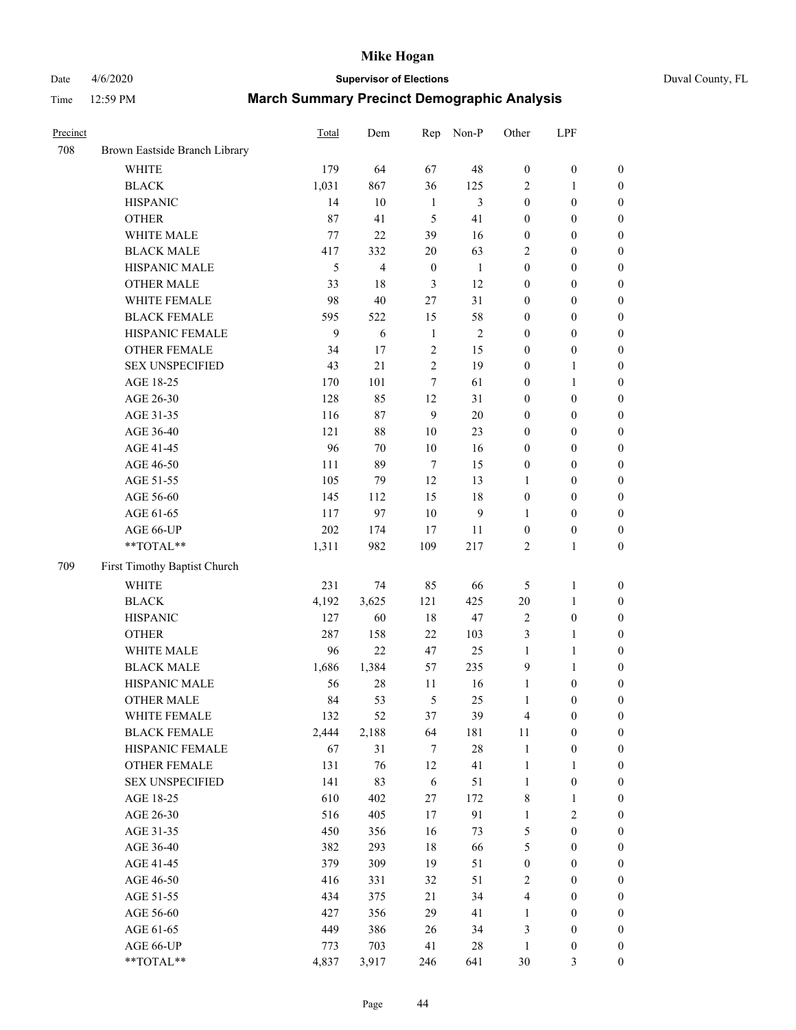| Precinct | | Total | Dem | Rep | Non-P | Other | LPF | |
|---|---|---|---|---|---|---|---|---|
| 708 | Brown Eastside Branch Library | | | | | | | |
| | WHITE | 179 | 64 | 67 | 48 | 0 | 0 | 0 |
| | BLACK | 1,031 | 867 | 36 | 125 | 2 | 1 | 0 |
| | HISPANIC | 14 | 10 | 1 | 3 | 0 | 0 | 0 |
| | OTHER | 87 | 41 | 5 | 41 | 0 | 0 | 0 |
| | WHITE MALE | 77 | 22 | 39 | 16 | 0 | 0 | 0 |
| | BLACK MALE | 417 | 332 | 20 | 63 | 2 | 0 | 0 |
| | HISPANIC MALE | 5 | 4 | 0 | 1 | 0 | 0 | 0 |
| | OTHER MALE | 33 | 18 | 3 | 12 | 0 | 0 | 0 |
| | WHITE FEMALE | 98 | 40 | 27 | 31 | 0 | 0 | 0 |
| | BLACK FEMALE | 595 | 522 | 15 | 58 | 0 | 0 | 0 |
| | HISPANIC FEMALE | 9 | 6 | 1 | 2 | 0 | 0 | 0 |
| | OTHER FEMALE | 34 | 17 | 2 | 15 | 0 | 0 | 0 |
| | SEX UNSPECIFIED | 43 | 21 | 2 | 19 | 0 | 1 | 0 |
| | AGE 18-25 | 170 | 101 | 7 | 61 | 0 | 1 | 0 |
| | AGE 26-30 | 128 | 85 | 12 | 31 | 0 | 0 | 0 |
| | AGE 31-35 | 116 | 87 | 9 | 20 | 0 | 0 | 0 |
| | AGE 36-40 | 121 | 88 | 10 | 23 | 0 | 0 | 0 |
| | AGE 41-45 | 96 | 70 | 10 | 16 | 0 | 0 | 0 |
| | AGE 46-50 | 111 | 89 | 7 | 15 | 0 | 0 | 0 |
| | AGE 51-55 | 105 | 79 | 12 | 13 | 1 | 0 | 0 |
| | AGE 56-60 | 145 | 112 | 15 | 18 | 0 | 0 | 0 |
| | AGE 61-65 | 117 | 97 | 10 | 9 | 1 | 0 | 0 |
| | AGE 66-UP | 202 | 174 | 17 | 11 | 0 | 0 | 0 |
| | **TOTAL** | 1,311 | 982 | 109 | 217 | 2 | 1 | 0 |
| 709 | First Timothy Baptist Church | | | | | | | |
| | WHITE | 231 | 74 | 85 | 66 | 5 | 1 | 0 |
| | BLACK | 4,192 | 3,625 | 121 | 425 | 20 | 1 | 0 |
| | HISPANIC | 127 | 60 | 18 | 47 | 2 | 0 | 0 |
| | OTHER | 287 | 158 | 22 | 103 | 3 | 1 | 0 |
| | WHITE MALE | 96 | 22 | 47 | 25 | 1 | 1 | 0 |
| | BLACK MALE | 1,686 | 1,384 | 57 | 235 | 9 | 1 | 0 |
| | HISPANIC MALE | 56 | 28 | 11 | 16 | 1 | 0 | 0 |
| | OTHER MALE | 84 | 53 | 5 | 25 | 1 | 0 | 0 |
| | WHITE FEMALE | 132 | 52 | 37 | 39 | 4 | 0 | 0 |
| | BLACK FEMALE | 2,444 | 2,188 | 64 | 181 | 11 | 0 | 0 |
| | HISPANIC FEMALE | 67 | 31 | 7 | 28 | 1 | 0 | 0 |
| | OTHER FEMALE | 131 | 76 | 12 | 41 | 1 | 1 | 0 |
| | SEX UNSPECIFIED | 141 | 83 | 6 | 51 | 1 | 0 | 0 |
| | AGE 18-25 | 610 | 402 | 27 | 172 | 8 | 1 | 0 |
| | AGE 26-30 | 516 | 405 | 17 | 91 | 1 | 2 | 0 |
| | AGE 31-35 | 450 | 356 | 16 | 73 | 5 | 0 | 0 |
| | AGE 36-40 | 382 | 293 | 18 | 66 | 5 | 0 | 0 |
| | AGE 41-45 | 379 | 309 | 19 | 51 | 0 | 0 | 0 |
| | AGE 46-50 | 416 | 331 | 32 | 51 | 2 | 0 | 0 |
| | AGE 51-55 | 434 | 375 | 21 | 34 | 4 | 0 | 0 |
| | AGE 56-60 | 427 | 356 | 29 | 41 | 1 | 0 | 0 |
| | AGE 61-65 | 449 | 386 | 26 | 34 | 3 | 0 | 0 |
| | AGE 66-UP | 773 | 703 | 41 | 28 | 1 | 0 | 0 |
| | **TOTAL** | 4,837 | 3,917 | 246 | 641 | 30 | 3 | 0 |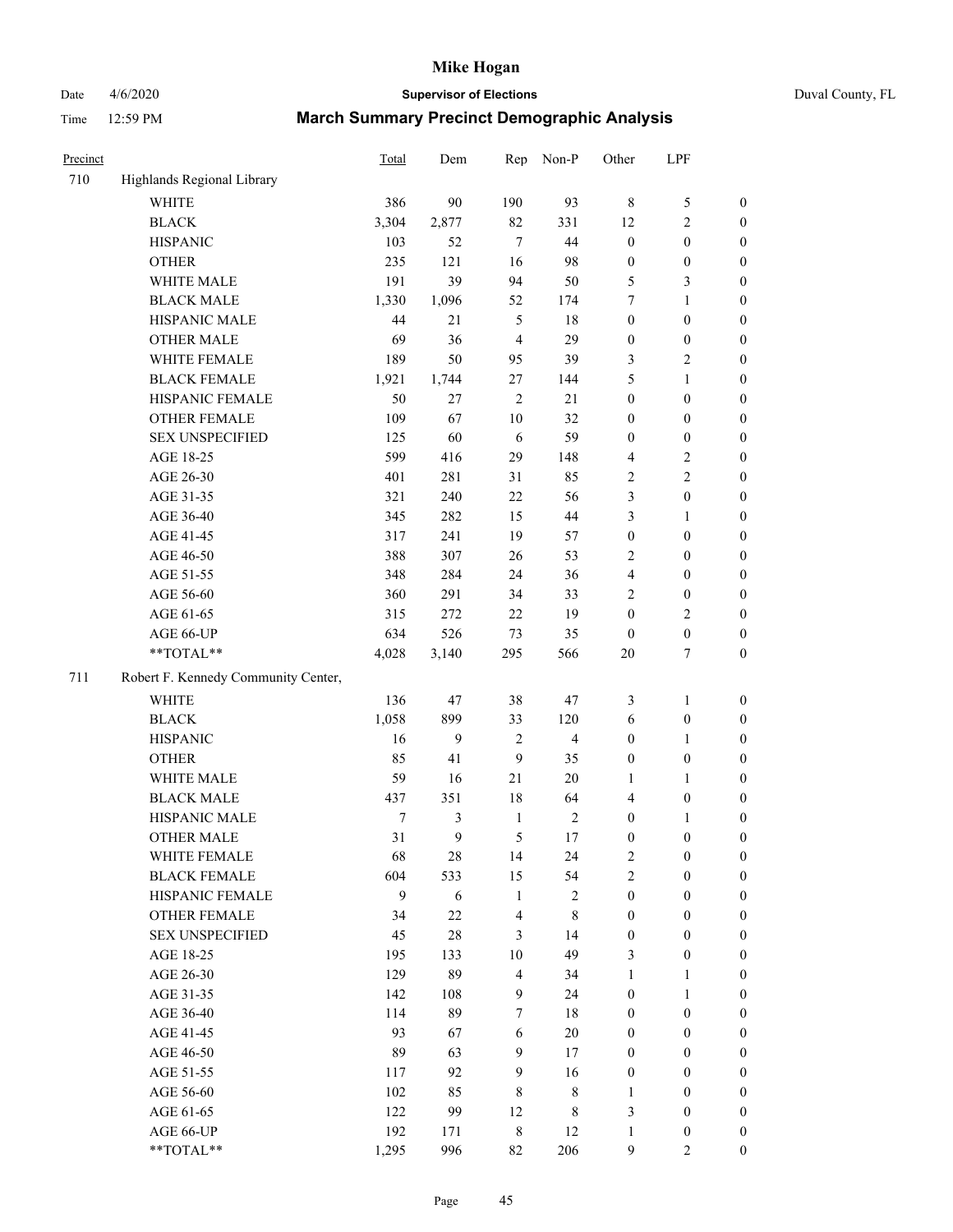# Mike Hogan

Date 4/6/2020 **Supervisor of Elections** Duval County, FL

Time 12:59 PM **March Summary Precinct Demographic Analysis**

| Precinct | | Total | Dem | Rep | Non-P | Other | LPF | |
|---|---|---|---|---|---|---|---|---|
| 710 | Highlands Regional Library | | | | | | | |
| | WHITE | 386 | 90 | 190 | 93 | 8 | 5 | 0 |
| | BLACK | 3,304 | 2,877 | 82 | 331 | 12 | 2 | 0 |
| | HISPANIC | 103 | 52 | 7 | 44 | 0 | 0 | 0 |
| | OTHER | 235 | 121 | 16 | 98 | 0 | 0 | 0 |
| | WHITE MALE | 191 | 39 | 94 | 50 | 5 | 3 | 0 |
| | BLACK MALE | 1,330 | 1,096 | 52 | 174 | 7 | 1 | 0 |
| | HISPANIC MALE | 44 | 21 | 5 | 18 | 0 | 0 | 0 |
| | OTHER MALE | 69 | 36 | 4 | 29 | 0 | 0 | 0 |
| | WHITE FEMALE | 189 | 50 | 95 | 39 | 3 | 2 | 0 |
| | BLACK FEMALE | 1,921 | 1,744 | 27 | 144 | 5 | 1 | 0 |
| | HISPANIC FEMALE | 50 | 27 | 2 | 21 | 0 | 0 | 0 |
| | OTHER FEMALE | 109 | 67 | 10 | 32 | 0 | 0 | 0 |
| | SEX UNSPECIFIED | 125 | 60 | 6 | 59 | 0 | 0 | 0 |
| | AGE 18-25 | 599 | 416 | 29 | 148 | 4 | 2 | 0 |
| | AGE 26-30 | 401 | 281 | 31 | 85 | 2 | 2 | 0 |
| | AGE 31-35 | 321 | 240 | 22 | 56 | 3 | 0 | 0 |
| | AGE 36-40 | 345 | 282 | 15 | 44 | 3 | 1 | 0 |
| | AGE 41-45 | 317 | 241 | 19 | 57 | 0 | 0 | 0 |
| | AGE 46-50 | 388 | 307 | 26 | 53 | 2 | 0 | 0 |
| | AGE 51-55 | 348 | 284 | 24 | 36 | 4 | 0 | 0 |
| | AGE 56-60 | 360 | 291 | 34 | 33 | 2 | 0 | 0 |
| | AGE 61-65 | 315 | 272 | 22 | 19 | 0 | 2 | 0 |
| | AGE 66-UP | 634 | 526 | 73 | 35 | 0 | 0 | 0 |
| | **TOTAL** | 4,028 | 3,140 | 295 | 566 | 20 | 7 | 0 |
| 711 | Robert F. Kennedy Community Center, | | | | | | | |
| | WHITE | 136 | 47 | 38 | 47 | 3 | 1 | 0 |
| | BLACK | 1,058 | 899 | 33 | 120 | 6 | 0 | 0 |
| | HISPANIC | 16 | 9 | 2 | 4 | 0 | 1 | 0 |
| | OTHER | 85 | 41 | 9 | 35 | 0 | 0 | 0 |
| | WHITE MALE | 59 | 16 | 21 | 20 | 1 | 1 | 0 |
| | BLACK MALE | 437 | 351 | 18 | 64 | 4 | 0 | 0 |
| | HISPANIC MALE | 7 | 3 | 1 | 2 | 0 | 1 | 0 |
| | OTHER MALE | 31 | 9 | 5 | 17 | 0 | 0 | 0 |
| | WHITE FEMALE | 68 | 28 | 14 | 24 | 2 | 0 | 0 |
| | BLACK FEMALE | 604 | 533 | 15 | 54 | 2 | 0 | 0 |
| | HISPANIC FEMALE | 9 | 6 | 1 | 2 | 0 | 0 | 0 |
| | OTHER FEMALE | 34 | 22 | 4 | 8 | 0 | 0 | 0 |
| | SEX UNSPECIFIED | 45 | 28 | 3 | 14 | 0 | 0 | 0 |
| | AGE 18-25 | 195 | 133 | 10 | 49 | 3 | 0 | 0 |
| | AGE 26-30 | 129 | 89 | 4 | 34 | 1 | 1 | 0 |
| | AGE 31-35 | 142 | 108 | 9 | 24 | 0 | 1 | 0 |
| | AGE 36-40 | 114 | 89 | 7 | 18 | 0 | 0 | 0 |
| | AGE 41-45 | 93 | 67 | 6 | 20 | 0 | 0 | 0 |
| | AGE 46-50 | 89 | 63 | 9 | 17 | 0 | 0 | 0 |
| | AGE 51-55 | 117 | 92 | 9 | 16 | 0 | 0 | 0 |
| | AGE 56-60 | 102 | 85 | 8 | 8 | 1 | 0 | 0 |
| | AGE 61-65 | 122 | 99 | 12 | 8 | 3 | 0 | 0 |
| | AGE 66-UP | 192 | 171 | 8 | 12 | 1 | 0 | 0 |
| | **TOTAL** | 1,295 | 996 | 82 | 206 | 9 | 2 | 0 |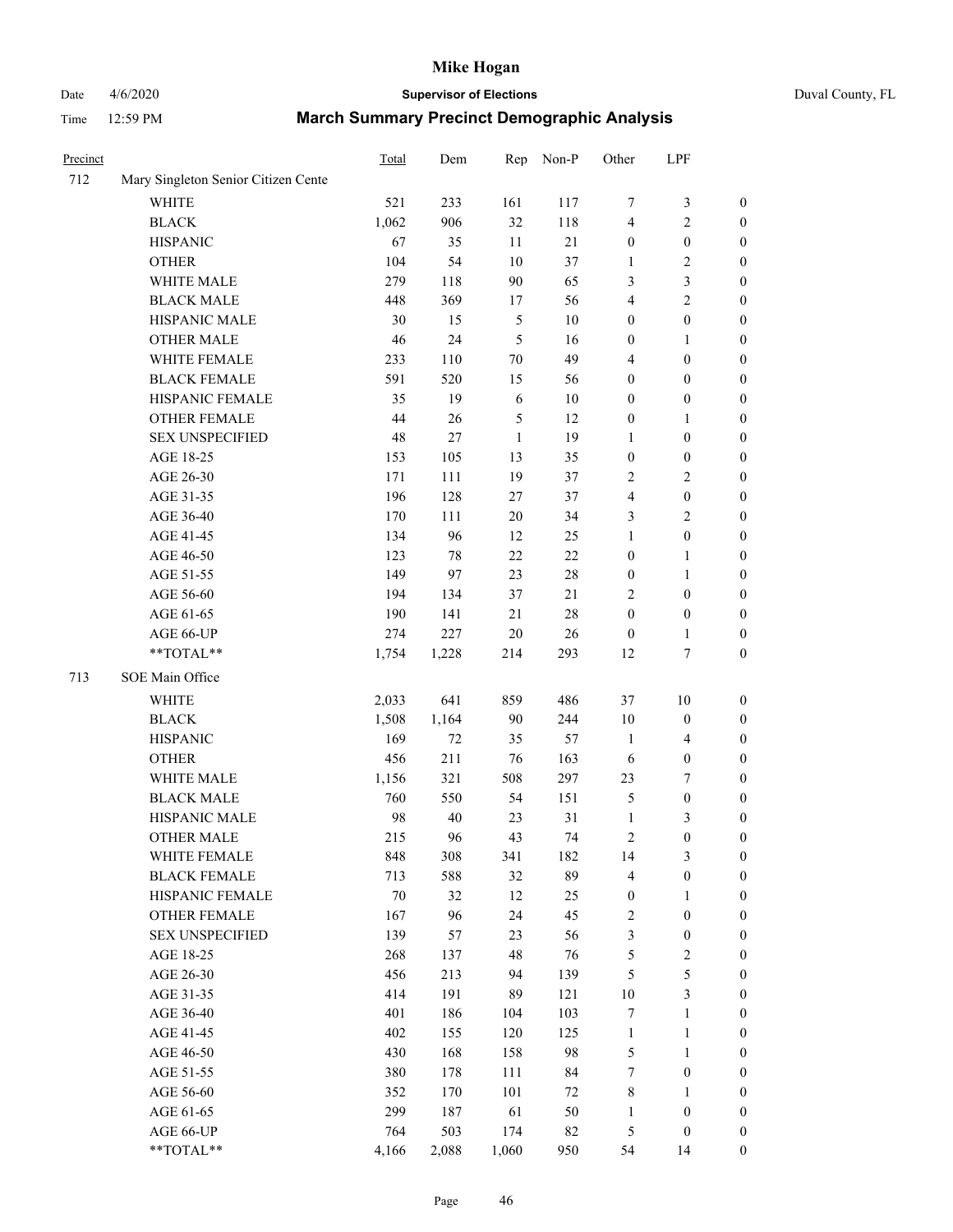| Precinct | | Total | Dem | Rep | Non-P | Other | LPF | |
|---|---|---|---|---|---|---|---|---|
| 712 | Mary Singleton Senior Citizen Cente | | | | | | | |
| | WHITE | 521 | 233 | 161 | 117 | 7 | 3 | 0 |
| | BLACK | 1,062 | 906 | 32 | 118 | 4 | 2 | 0 |
| | HISPANIC | 67 | 35 | 11 | 21 | 0 | 0 | 0 |
| | OTHER | 104 | 54 | 10 | 37 | 1 | 2 | 0 |
| | WHITE MALE | 279 | 118 | 90 | 65 | 3 | 3 | 0 |
| | BLACK MALE | 448 | 369 | 17 | 56 | 4 | 2 | 0 |
| | HISPANIC MALE | 30 | 15 | 5 | 10 | 0 | 0 | 0 |
| | OTHER MALE | 46 | 24 | 5 | 16 | 0 | 1 | 0 |
| | WHITE FEMALE | 233 | 110 | 70 | 49 | 4 | 0 | 0 |
| | BLACK FEMALE | 591 | 520 | 15 | 56 | 0 | 0 | 0 |
| | HISPANIC FEMALE | 35 | 19 | 6 | 10 | 0 | 0 | 0 |
| | OTHER FEMALE | 44 | 26 | 5 | 12 | 0 | 1 | 0 |
| | SEX UNSPECIFIED | 48 | 27 | 1 | 19 | 1 | 0 | 0 |
| | AGE 18-25 | 153 | 105 | 13 | 35 | 0 | 0 | 0 |
| | AGE 26-30 | 171 | 111 | 19 | 37 | 2 | 2 | 0 |
| | AGE 31-35 | 196 | 128 | 27 | 37 | 4 | 0 | 0 |
| | AGE 36-40 | 170 | 111 | 20 | 34 | 3 | 2 | 0 |
| | AGE 41-45 | 134 | 96 | 12 | 25 | 1 | 0 | 0 |
| | AGE 46-50 | 123 | 78 | 22 | 22 | 0 | 1 | 0 |
| | AGE 51-55 | 149 | 97 | 23 | 28 | 0 | 1 | 0 |
| | AGE 56-60 | 194 | 134 | 37 | 21 | 2 | 0 | 0 |
| | AGE 61-65 | 190 | 141 | 21 | 28 | 0 | 0 | 0 |
| | AGE 66-UP | 274 | 227 | 20 | 26 | 0 | 1 | 0 |
| | **TOTAL** | 1,754 | 1,228 | 214 | 293 | 12 | 7 | 0 |
| 713 | SOE Main Office | | | | | | | |
| | WHITE | 2,033 | 641 | 859 | 486 | 37 | 10 | 0 |
| | BLACK | 1,508 | 1,164 | 90 | 244 | 10 | 0 | 0 |
| | HISPANIC | 169 | 72 | 35 | 57 | 1 | 4 | 0 |
| | OTHER | 456 | 211 | 76 | 163 | 6 | 0 | 0 |
| | WHITE MALE | 1,156 | 321 | 508 | 297 | 23 | 7 | 0 |
| | BLACK MALE | 760 | 550 | 54 | 151 | 5 | 0 | 0 |
| | HISPANIC MALE | 98 | 40 | 23 | 31 | 1 | 3 | 0 |
| | OTHER MALE | 215 | 96 | 43 | 74 | 2 | 0 | 0 |
| | WHITE FEMALE | 848 | 308 | 341 | 182 | 14 | 3 | 0 |
| | BLACK FEMALE | 713 | 588 | 32 | 89 | 4 | 0 | 0 |
| | HISPANIC FEMALE | 70 | 32 | 12 | 25 | 0 | 1 | 0 |
| | OTHER FEMALE | 167 | 96 | 24 | 45 | 2 | 0 | 0 |
| | SEX UNSPECIFIED | 139 | 57 | 23 | 56 | 3 | 0 | 0 |
| | AGE 18-25 | 268 | 137 | 48 | 76 | 5 | 2 | 0 |
| | AGE 26-30 | 456 | 213 | 94 | 139 | 5 | 5 | 0 |
| | AGE 31-35 | 414 | 191 | 89 | 121 | 10 | 3 | 0 |
| | AGE 36-40 | 401 | 186 | 104 | 103 | 7 | 1 | 0 |
| | AGE 41-45 | 402 | 155 | 120 | 125 | 1 | 1 | 0 |
| | AGE 46-50 | 430 | 168 | 158 | 98 | 5 | 1 | 0 |
| | AGE 51-55 | 380 | 178 | 111 | 84 | 7 | 0 | 0 |
| | AGE 56-60 | 352 | 170 | 101 | 72 | 8 | 1 | 0 |
| | AGE 61-65 | 299 | 187 | 61 | 50 | 1 | 0 | 0 |
| | AGE 66-UP | 764 | 503 | 174 | 82 | 5 | 0 | 0 |
| | **TOTAL** | 4,166 | 2,088 | 1,060 | 950 | 54 | 14 | 0 |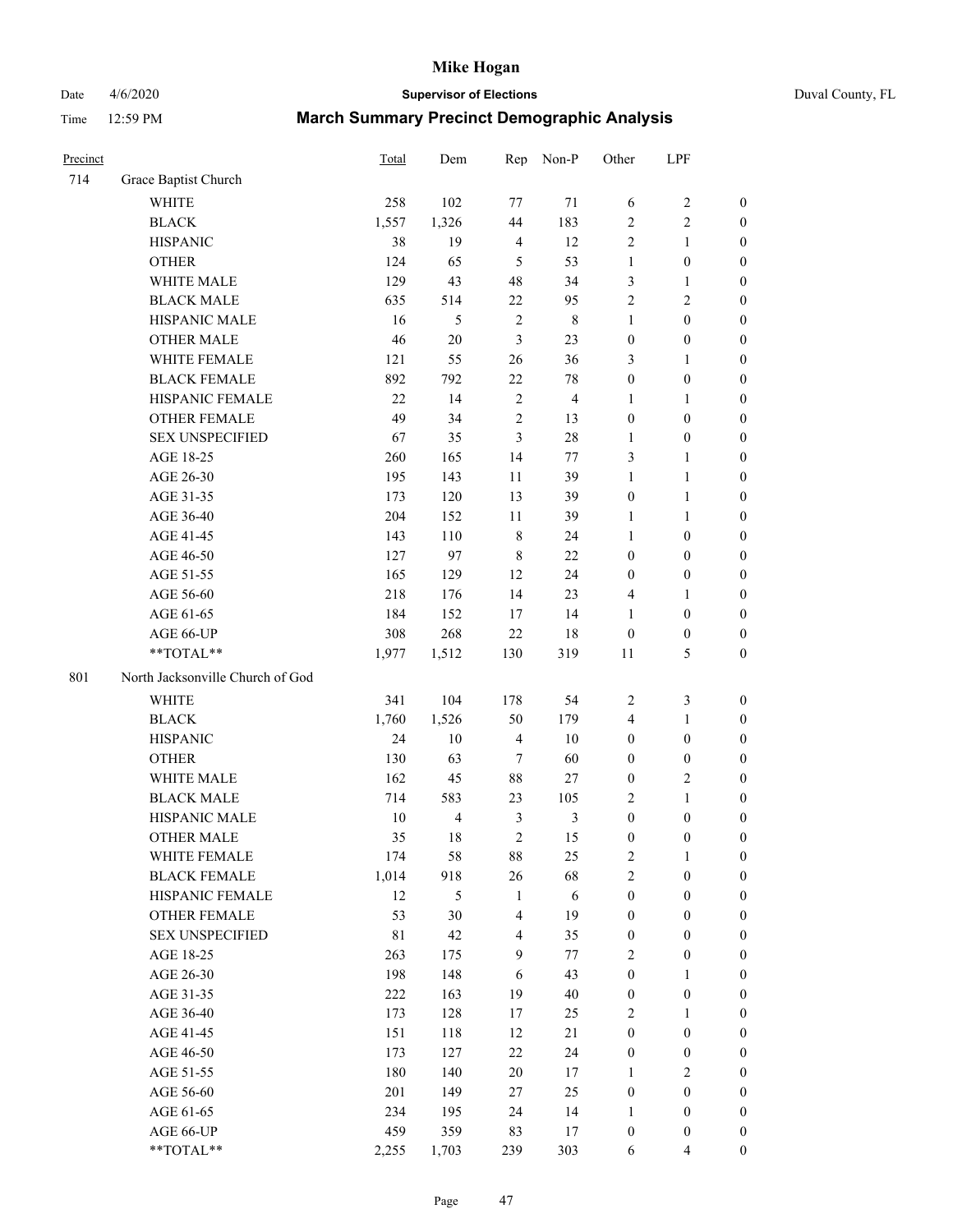# Mike Hogan

Date 4/6/2020 **Supervisor of Elections** Duval County, FL

Time 12:59 PM **March Summary Precinct Demographic Analysis**

| Precinct | | Total | Dem | Rep | Non-P | Other | LPF | |
|---|---|---|---|---|---|---|---|---|
| 714 | Grace Baptist Church | | | | | | | |
| | WHITE | 258 | 102 | 77 | 71 | 6 | 2 | 0 |
| | BLACK | 1,557 | 1,326 | 44 | 183 | 2 | 2 | 0 |
| | HISPANIC | 38 | 19 | 4 | 12 | 2 | 1 | 0 |
| | OTHER | 124 | 65 | 5 | 53 | 1 | 0 | 0 |
| | WHITE MALE | 129 | 43 | 48 | 34 | 3 | 1 | 0 |
| | BLACK MALE | 635 | 514 | 22 | 95 | 2 | 2 | 0 |
| | HISPANIC MALE | 16 | 5 | 2 | 8 | 1 | 0 | 0 |
| | OTHER MALE | 46 | 20 | 3 | 23 | 0 | 0 | 0 |
| | WHITE FEMALE | 121 | 55 | 26 | 36 | 3 | 1 | 0 |
| | BLACK FEMALE | 892 | 792 | 22 | 78 | 0 | 0 | 0 |
| | HISPANIC FEMALE | 22 | 14 | 2 | 4 | 1 | 1 | 0 |
| | OTHER FEMALE | 49 | 34 | 2 | 13 | 0 | 0 | 0 |
| | SEX UNSPECIFIED | 67 | 35 | 3 | 28 | 1 | 0 | 0 |
| | AGE 18-25 | 260 | 165 | 14 | 77 | 3 | 1 | 0 |
| | AGE 26-30 | 195 | 143 | 11 | 39 | 1 | 1 | 0 |
| | AGE 31-35 | 173 | 120 | 13 | 39 | 0 | 1 | 0 |
| | AGE 36-40 | 204 | 152 | 11 | 39 | 1 | 1 | 0 |
| | AGE 41-45 | 143 | 110 | 8 | 24 | 1 | 0 | 0 |
| | AGE 46-50 | 127 | 97 | 8 | 22 | 0 | 0 | 0 |
| | AGE 51-55 | 165 | 129 | 12 | 24 | 0 | 0 | 0 |
| | AGE 56-60 | 218 | 176 | 14 | 23 | 4 | 1 | 0 |
| | AGE 61-65 | 184 | 152 | 17 | 14 | 1 | 0 | 0 |
| | AGE 66-UP | 308 | 268 | 22 | 18 | 0 | 0 | 0 |
| | **TOTAL** | 1,977 | 1,512 | 130 | 319 | 11 | 5 | 0 |
| 801 | North Jacksonville Church of God | | | | | | | |
| | WHITE | 341 | 104 | 178 | 54 | 2 | 3 | 0 |
| | BLACK | 1,760 | 1,526 | 50 | 179 | 4 | 1 | 0 |
| | HISPANIC | 24 | 10 | 4 | 10 | 0 | 0 | 0 |
| | OTHER | 130 | 63 | 7 | 60 | 0 | 0 | 0 |
| | WHITE MALE | 162 | 45 | 88 | 27 | 0 | 2 | 0 |
| | BLACK MALE | 714 | 583 | 23 | 105 | 2 | 1 | 0 |
| | HISPANIC MALE | 10 | 4 | 3 | 3 | 0 | 0 | 0 |
| | OTHER MALE | 35 | 18 | 2 | 15 | 0 | 0 | 0 |
| | WHITE FEMALE | 174 | 58 | 88 | 25 | 2 | 1 | 0 |
| | BLACK FEMALE | 1,014 | 918 | 26 | 68 | 2 | 0 | 0 |
| | HISPANIC FEMALE | 12 | 5 | 1 | 6 | 0 | 0 | 0 |
| | OTHER FEMALE | 53 | 30 | 4 | 19 | 0 | 0 | 0 |
| | SEX UNSPECIFIED | 81 | 42 | 4 | 35 | 0 | 0 | 0 |
| | AGE 18-25 | 263 | 175 | 9 | 77 | 2 | 0 | 0 |
| | AGE 26-30 | 198 | 148 | 6 | 43 | 0 | 1 | 0 |
| | AGE 31-35 | 222 | 163 | 19 | 40 | 0 | 0 | 0 |
| | AGE 36-40 | 173 | 128 | 17 | 25 | 2 | 1 | 0 |
| | AGE 41-45 | 151 | 118 | 12 | 21 | 0 | 0 | 0 |
| | AGE 46-50 | 173 | 127 | 22 | 24 | 0 | 0 | 0 |
| | AGE 51-55 | 180 | 140 | 20 | 17 | 1 | 2 | 0 |
| | AGE 56-60 | 201 | 149 | 27 | 25 | 0 | 0 | 0 |
| | AGE 61-65 | 234 | 195 | 24 | 14 | 1 | 0 | 0 |
| | AGE 66-UP | 459 | 359 | 83 | 17 | 0 | 0 | 0 |
| | **TOTAL** | 2,255 | 1,703 | 239 | 303 | 6 | 4 | 0 |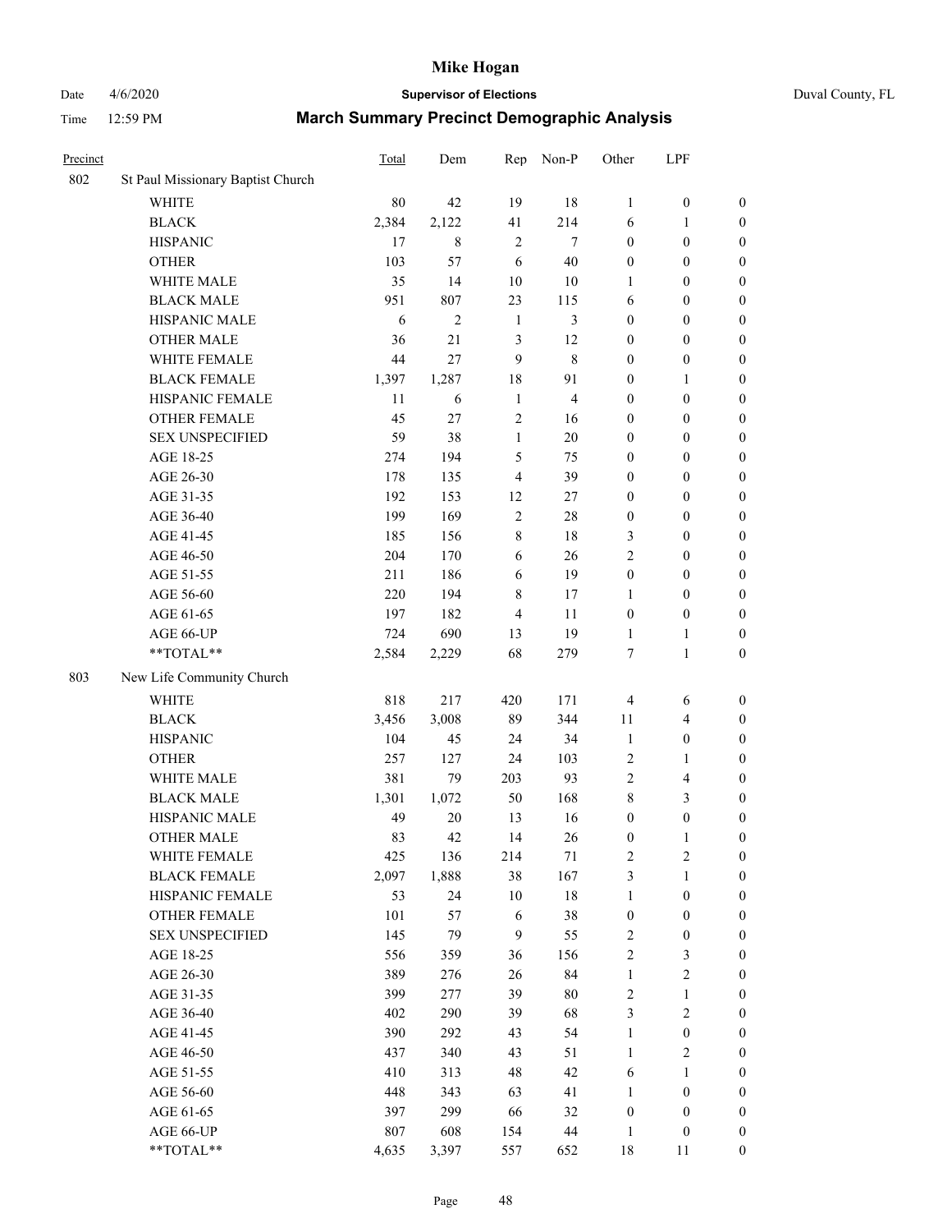# Mike Hogan

Date 4/6/2020 **Supervisor of Elections** Duval County, FL

Time 12:59 PM **March Summary Precinct Demographic Analysis**

| Precinct | | Total | Dem | Rep | Non-P | Other | LPF | |
|---|---|---|---|---|---|---|---|---|
| 802 | St Paul Missionary Baptist Church | | | | | | | |
| | WHITE | 80 | 42 | 19 | 18 | 1 | 0 | 0 |
| | BLACK | 2,384 | 2,122 | 41 | 214 | 6 | 1 | 0 |
| | HISPANIC | 17 | 8 | 2 | 7 | 0 | 0 | 0 |
| | OTHER | 103 | 57 | 6 | 40 | 0 | 0 | 0 |
| | WHITE MALE | 35 | 14 | 10 | 10 | 1 | 0 | 0 |
| | BLACK MALE | 951 | 807 | 23 | 115 | 6 | 0 | 0 |
| | HISPANIC MALE | 6 | 2 | 1 | 3 | 0 | 0 | 0 |
| | OTHER MALE | 36 | 21 | 3 | 12 | 0 | 0 | 0 |
| | WHITE FEMALE | 44 | 27 | 9 | 8 | 0 | 0 | 0 |
| | BLACK FEMALE | 1,397 | 1,287 | 18 | 91 | 0 | 1 | 0 |
| | HISPANIC FEMALE | 11 | 6 | 1 | 4 | 0 | 0 | 0 |
| | OTHER FEMALE | 45 | 27 | 2 | 16 | 0 | 0 | 0 |
| | SEX UNSPECIFIED | 59 | 38 | 1 | 20 | 0 | 0 | 0 |
| | AGE 18-25 | 274 | 194 | 5 | 75 | 0 | 0 | 0 |
| | AGE 26-30 | 178 | 135 | 4 | 39 | 0 | 0 | 0 |
| | AGE 31-35 | 192 | 153 | 12 | 27 | 0 | 0 | 0 |
| | AGE 36-40 | 199 | 169 | 2 | 28 | 0 | 0 | 0 |
| | AGE 41-45 | 185 | 156 | 8 | 18 | 3 | 0 | 0 |
| | AGE 46-50 | 204 | 170 | 6 | 26 | 2 | 0 | 0 |
| | AGE 51-55 | 211 | 186 | 6 | 19 | 0 | 0 | 0 |
| | AGE 56-60 | 220 | 194 | 8 | 17 | 1 | 0 | 0 |
| | AGE 61-65 | 197 | 182 | 4 | 11 | 0 | 0 | 0 |
| | AGE 66-UP | 724 | 690 | 13 | 19 | 1 | 1 | 0 |
| | **TOTAL** | 2,584 | 2,229 | 68 | 279 | 7 | 1 | 0 |
| 803 | New Life Community Church | | | | | | | |
| | WHITE | 818 | 217 | 420 | 171 | 4 | 6 | 0 |
| | BLACK | 3,456 | 3,008 | 89 | 344 | 11 | 4 | 0 |
| | HISPANIC | 104 | 45 | 24 | 34 | 1 | 0 | 0 |
| | OTHER | 257 | 127 | 24 | 103 | 2 | 1 | 0 |
| | WHITE MALE | 381 | 79 | 203 | 93 | 2 | 4 | 0 |
| | BLACK MALE | 1,301 | 1,072 | 50 | 168 | 8 | 3 | 0 |
| | HISPANIC MALE | 49 | 20 | 13 | 16 | 0 | 0 | 0 |
| | OTHER MALE | 83 | 42 | 14 | 26 | 0 | 1 | 0 |
| | WHITE FEMALE | 425 | 136 | 214 | 71 | 2 | 2 | 0 |
| | BLACK FEMALE | 2,097 | 1,888 | 38 | 167 | 3 | 1 | 0 |
| | HISPANIC FEMALE | 53 | 24 | 10 | 18 | 1 | 0 | 0 |
| | OTHER FEMALE | 101 | 57 | 6 | 38 | 0 | 0 | 0 |
| | SEX UNSPECIFIED | 145 | 79 | 9 | 55 | 2 | 0 | 0 |
| | AGE 18-25 | 556 | 359 | 36 | 156 | 2 | 3 | 0 |
| | AGE 26-30 | 389 | 276 | 26 | 84 | 1 | 2 | 0 |
| | AGE 31-35 | 399 | 277 | 39 | 80 | 2 | 1 | 0 |
| | AGE 36-40 | 402 | 290 | 39 | 68 | 3 | 2 | 0 |
| | AGE 41-45 | 390 | 292 | 43 | 54 | 1 | 0 | 0 |
| | AGE 46-50 | 437 | 340 | 43 | 51 | 1 | 2 | 0 |
| | AGE 51-55 | 410 | 313 | 48 | 42 | 6 | 1 | 0 |
| | AGE 56-60 | 448 | 343 | 63 | 41 | 1 | 0 | 0 |
| | AGE 61-65 | 397 | 299 | 66 | 32 | 0 | 0 | 0 |
| | AGE 66-UP | 807 | 608 | 154 | 44 | 1 | 0 | 0 |
| | **TOTAL** | 4,635 | 3,397 | 557 | 652 | 18 | 11 | 0 |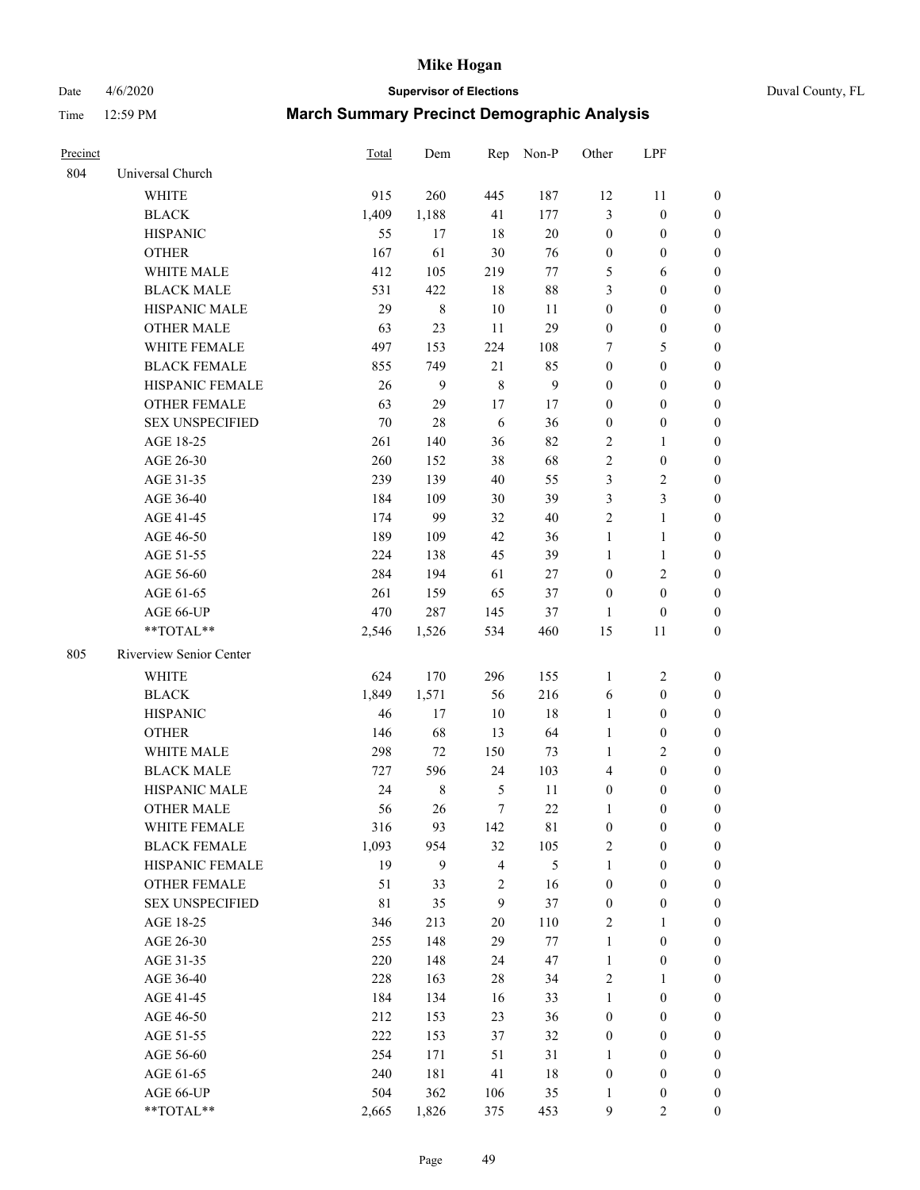# Mike Hogan

Date 4/6/2020 **Supervisor of Elections** Duval County, FL

Time 12:59 PM **March Summary Precinct Demographic Analysis**

| Precinct | | Total | Dem | Rep | Non-P | Other | LPF | |
|---|---|---|---|---|---|---|---|---|
| 804 | Universal Church | | | | | | | |
| | WHITE | 915 | 260 | 445 | 187 | 12 | 11 | 0 |
| | BLACK | 1,409 | 1,188 | 41 | 177 | 3 | 0 | 0 |
| | HISPANIC | 55 | 17 | 18 | 20 | 0 | 0 | 0 |
| | OTHER | 167 | 61 | 30 | 76 | 0 | 0 | 0 |
| | WHITE MALE | 412 | 105 | 219 | 77 | 5 | 6 | 0 |
| | BLACK MALE | 531 | 422 | 18 | 88 | 3 | 0 | 0 |
| | HISPANIC MALE | 29 | 8 | 10 | 11 | 0 | 0 | 0 |
| | OTHER MALE | 63 | 23 | 11 | 29 | 0 | 0 | 0 |
| | WHITE FEMALE | 497 | 153 | 224 | 108 | 7 | 5 | 0 |
| | BLACK FEMALE | 855 | 749 | 21 | 85 | 0 | 0 | 0 |
| | HISPANIC FEMALE | 26 | 9 | 8 | 9 | 0 | 0 | 0 |
| | OTHER FEMALE | 63 | 29 | 17 | 17 | 0 | 0 | 0 |
| | SEX UNSPECIFIED | 70 | 28 | 6 | 36 | 0 | 0 | 0 |
| | AGE 18-25 | 261 | 140 | 36 | 82 | 2 | 1 | 0 |
| | AGE 26-30 | 260 | 152 | 38 | 68 | 2 | 0 | 0 |
| | AGE 31-35 | 239 | 139 | 40 | 55 | 3 | 2 | 0 |
| | AGE 36-40 | 184 | 109 | 30 | 39 | 3 | 3 | 0 |
| | AGE 41-45 | 174 | 99 | 32 | 40 | 2 | 1 | 0 |
| | AGE 46-50 | 189 | 109 | 42 | 36 | 1 | 1 | 0 |
| | AGE 51-55 | 224 | 138 | 45 | 39 | 1 | 1 | 0 |
| | AGE 56-60 | 284 | 194 | 61 | 27 | 0 | 2 | 0 |
| | AGE 61-65 | 261 | 159 | 65 | 37 | 0 | 0 | 0 |
| | AGE 66-UP | 470 | 287 | 145 | 37 | 1 | 0 | 0 |
| | **TOTAL** | 2,546 | 1,526 | 534 | 460 | 15 | 11 | 0 |
| 805 | Riverview Senior Center | | | | | | | |
| | WHITE | 624 | 170 | 296 | 155 | 1 | 2 | 0 |
| | BLACK | 1,849 | 1,571 | 56 | 216 | 6 | 0 | 0 |
| | HISPANIC | 46 | 17 | 10 | 18 | 1 | 0 | 0 |
| | OTHER | 146 | 68 | 13 | 64 | 1 | 0 | 0 |
| | WHITE MALE | 298 | 72 | 150 | 73 | 1 | 2 | 0 |
| | BLACK MALE | 727 | 596 | 24 | 103 | 4 | 0 | 0 |
| | HISPANIC MALE | 24 | 8 | 5 | 11 | 0 | 0 | 0 |
| | OTHER MALE | 56 | 26 | 7 | 22 | 1 | 0 | 0 |
| | WHITE FEMALE | 316 | 93 | 142 | 81 | 0 | 0 | 0 |
| | BLACK FEMALE | 1,093 | 954 | 32 | 105 | 2 | 0 | 0 |
| | HISPANIC FEMALE | 19 | 9 | 4 | 5 | 1 | 0 | 0 |
| | OTHER FEMALE | 51 | 33 | 2 | 16 | 0 | 0 | 0 |
| | SEX UNSPECIFIED | 81 | 35 | 9 | 37 | 0 | 0 | 0 |
| | AGE 18-25 | 346 | 213 | 20 | 110 | 2 | 1 | 0 |
| | AGE 26-30 | 255 | 148 | 29 | 77 | 1 | 0 | 0 |
| | AGE 31-35 | 220 | 148 | 24 | 47 | 1 | 0 | 0 |
| | AGE 36-40 | 228 | 163 | 28 | 34 | 2 | 1 | 0 |
| | AGE 41-45 | 184 | 134 | 16 | 33 | 1 | 0 | 0 |
| | AGE 46-50 | 212 | 153 | 23 | 36 | 0 | 0 | 0 |
| | AGE 51-55 | 222 | 153 | 37 | 32 | 0 | 0 | 0 |
| | AGE 56-60 | 254 | 171 | 51 | 31 | 1 | 0 | 0 |
| | AGE 61-65 | 240 | 181 | 41 | 18 | 0 | 0 | 0 |
| | AGE 66-UP | 504 | 362 | 106 | 35 | 1 | 0 | 0 |
| | **TOTAL** | 2,665 | 1,826 | 375 | 453 | 9 | 2 | 0 |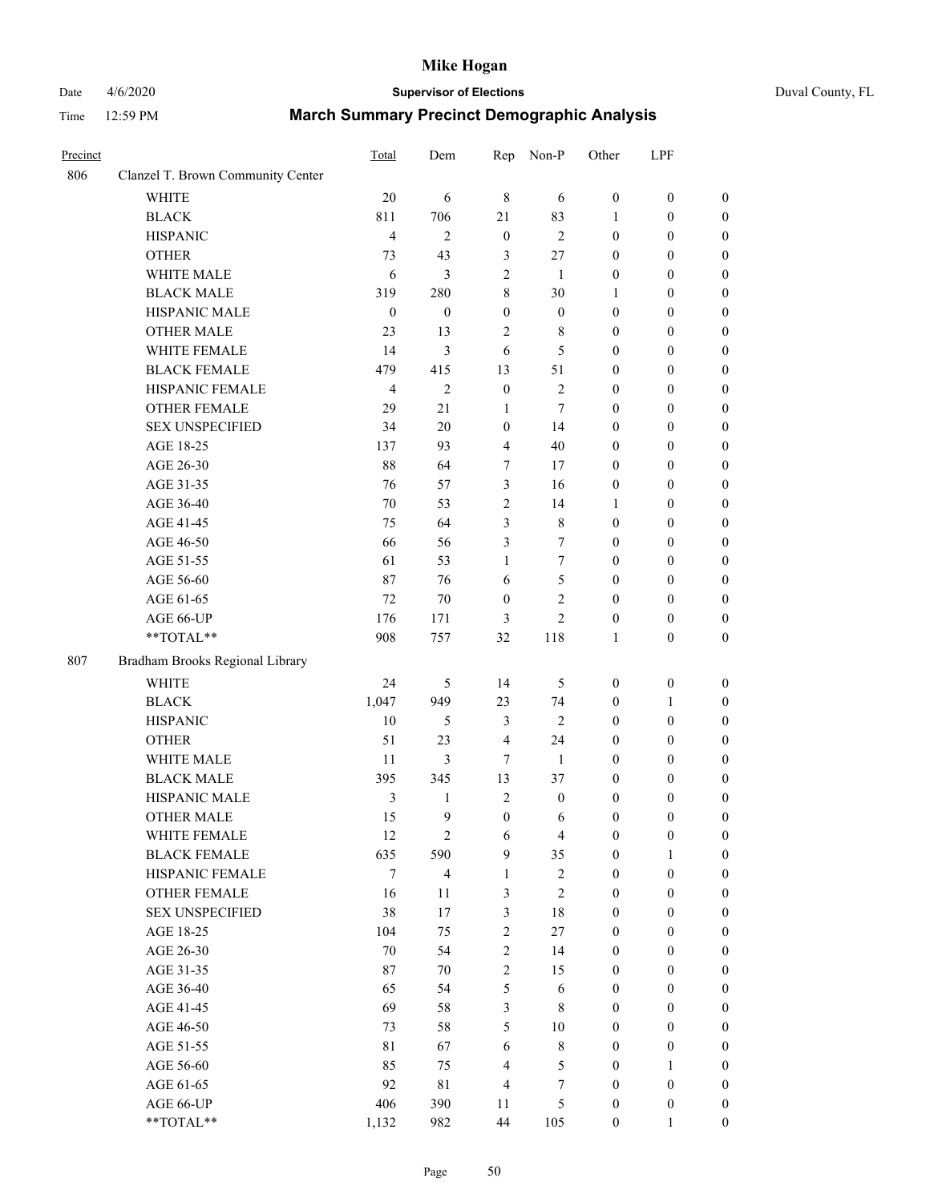# Mike Hogan

Date 4/6/2020 **Supervisor of Elections** Duval County, FL

Time 12:59 PM **March Summary Precinct Demographic Analysis**

| Precinct | | Total | Dem | Rep | Non-P | Other | LPF | |
|---|---|---|---|---|---|---|---|---|
| 806 | Clanzel T. Brown Community Center | | | | | | | |
| | WHITE | 20 | 6 | 8 | 6 | 0 | 0 | 0 |
| | BLACK | 811 | 706 | 21 | 83 | 1 | 0 | 0 |
| | HISPANIC | 4 | 2 | 0 | 2 | 0 | 0 | 0 |
| | OTHER | 73 | 43 | 3 | 27 | 0 | 0 | 0 |
| | WHITE MALE | 6 | 3 | 2 | 1 | 0 | 0 | 0 |
| | BLACK MALE | 319 | 280 | 8 | 30 | 1 | 0 | 0 |
| | HISPANIC MALE | 0 | 0 | 0 | 0 | 0 | 0 | 0 |
| | OTHER MALE | 23 | 13 | 2 | 8 | 0 | 0 | 0 |
| | WHITE FEMALE | 14 | 3 | 6 | 5 | 0 | 0 | 0 |
| | BLACK FEMALE | 479 | 415 | 13 | 51 | 0 | 0 | 0 |
| | HISPANIC FEMALE | 4 | 2 | 0 | 2 | 0 | 0 | 0 |
| | OTHER FEMALE | 29 | 21 | 1 | 7 | 0 | 0 | 0 |
| | SEX UNSPECIFIED | 34 | 20 | 0 | 14 | 0 | 0 | 0 |
| | AGE 18-25 | 137 | 93 | 4 | 40 | 0 | 0 | 0 |
| | AGE 26-30 | 88 | 64 | 7 | 17 | 0 | 0 | 0 |
| | AGE 31-35 | 76 | 57 | 3 | 16 | 0 | 0 | 0 |
| | AGE 36-40 | 70 | 53 | 2 | 14 | 1 | 0 | 0 |
| | AGE 41-45 | 75 | 64 | 3 | 8 | 0 | 0 | 0 |
| | AGE 46-50 | 66 | 56 | 3 | 7 | 0 | 0 | 0 |
| | AGE 51-55 | 61 | 53 | 1 | 7 | 0 | 0 | 0 |
| | AGE 56-60 | 87 | 76 | 6 | 5 | 0 | 0 | 0 |
| | AGE 61-65 | 72 | 70 | 0 | 2 | 0 | 0 | 0 |
| | AGE 66-UP | 176 | 171 | 3 | 2 | 0 | 0 | 0 |
| | **TOTAL** | 908 | 757 | 32 | 118 | 1 | 0 | 0 |
| 807 | Bradham Brooks Regional Library | | | | | | | |
| | WHITE | 24 | 5 | 14 | 5 | 0 | 0 | 0 |
| | BLACK | 1,047 | 949 | 23 | 74 | 0 | 1 | 0 |
| | HISPANIC | 10 | 5 | 3 | 2 | 0 | 0 | 0 |
| | OTHER | 51 | 23 | 4 | 24 | 0 | 0 | 0 |
| | WHITE MALE | 11 | 3 | 7 | 1 | 0 | 0 | 0 |
| | BLACK MALE | 395 | 345 | 13 | 37 | 0 | 0 | 0 |
| | HISPANIC MALE | 3 | 1 | 2 | 0 | 0 | 0 | 0 |
| | OTHER MALE | 15 | 9 | 0 | 6 | 0 | 0 | 0 |
| | WHITE FEMALE | 12 | 2 | 6 | 4 | 0 | 0 | 0 |
| | BLACK FEMALE | 635 | 590 | 9 | 35 | 0 | 1 | 0 |
| | HISPANIC FEMALE | 7 | 4 | 1 | 2 | 0 | 0 | 0 |
| | OTHER FEMALE | 16 | 11 | 3 | 2 | 0 | 0 | 0 |
| | SEX UNSPECIFIED | 38 | 17 | 3 | 18 | 0 | 0 | 0 |
| | AGE 18-25 | 104 | 75 | 2 | 27 | 0 | 0 | 0 |
| | AGE 26-30 | 70 | 54 | 2 | 14 | 0 | 0 | 0 |
| | AGE 31-35 | 87 | 70 | 2 | 15 | 0 | 0 | 0 |
| | AGE 36-40 | 65 | 54 | 5 | 6 | 0 | 0 | 0 |
| | AGE 41-45 | 69 | 58 | 3 | 8 | 0 | 0 | 0 |
| | AGE 46-50 | 73 | 58 | 5 | 10 | 0 | 0 | 0 |
| | AGE 51-55 | 81 | 67 | 6 | 8 | 0 | 0 | 0 |
| | AGE 56-60 | 85 | 75 | 4 | 5 | 0 | 1 | 0 |
| | AGE 61-65 | 92 | 81 | 4 | 7 | 0 | 0 | 0 |
| | AGE 66-UP | 406 | 390 | 11 | 5 | 0 | 0 | 0 |
| | **TOTAL** | 1,132 | 982 | 44 | 105 | 0 | 1 | 0 |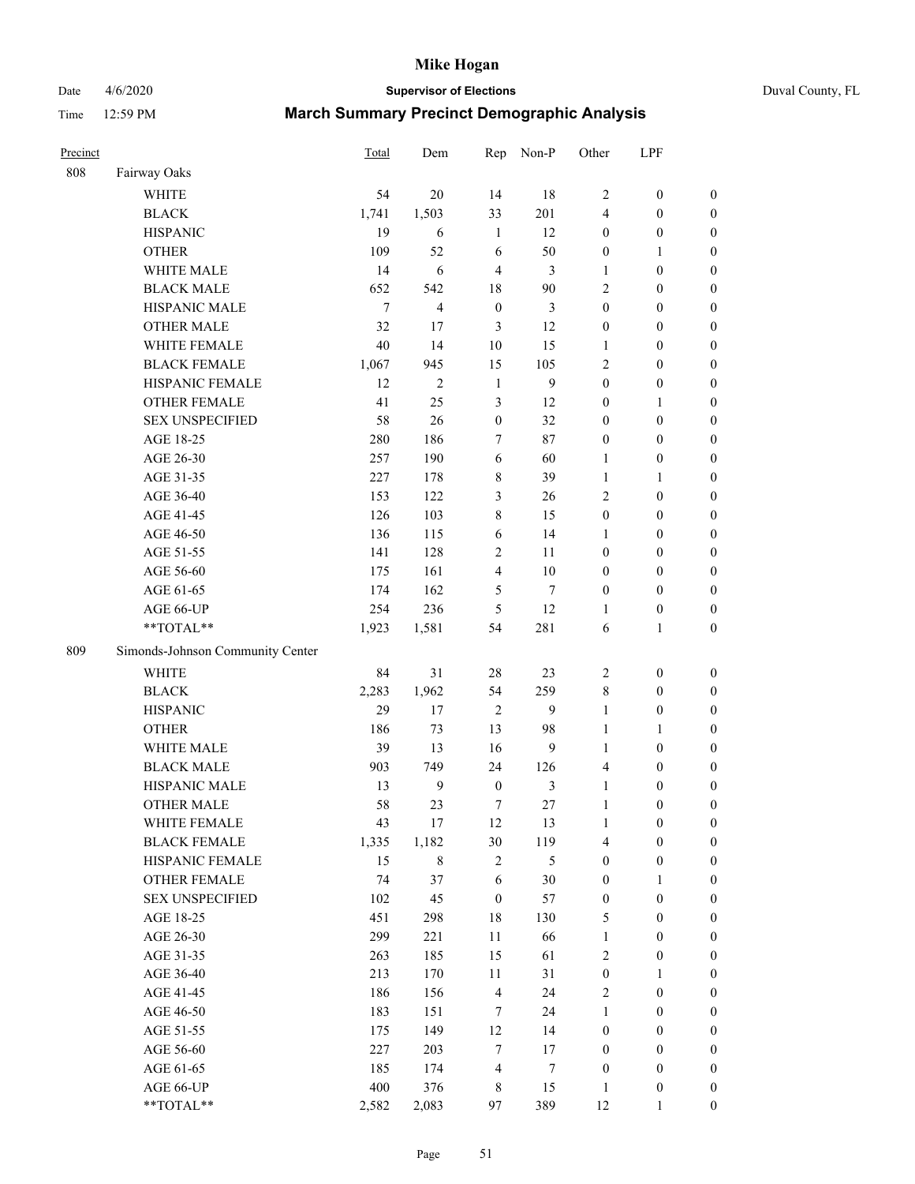# Mike Hogan

Date 4/6/2020 | **Supervisor of Elections** | Duval County, FL

Time 12:59 PM | **March Summary Precinct Demographic Analysis**

| Precinct | | Total | Dem | Rep | Non-P | Other | LPF | |
|---|---|---|---|---|---|---|---|---|
| 808 | Fairway Oaks | | | | | | | |
| | WHITE | 54 | 20 | 14 | 18 | 2 | 0 | 0 |
| | BLACK | 1,741 | 1,503 | 33 | 201 | 4 | 0 | 0 |
| | HISPANIC | 19 | 6 | 1 | 12 | 0 | 0 | 0 |
| | OTHER | 109 | 52 | 6 | 50 | 0 | 1 | 0 |
| | WHITE MALE | 14 | 6 | 4 | 3 | 1 | 0 | 0 |
| | BLACK MALE | 652 | 542 | 18 | 90 | 2 | 0 | 0 |
| | HISPANIC MALE | 7 | 4 | 0 | 3 | 0 | 0 | 0 |
| | OTHER MALE | 32 | 17 | 3 | 12 | 0 | 0 | 0 |
| | WHITE FEMALE | 40 | 14 | 10 | 15 | 1 | 0 | 0 |
| | BLACK FEMALE | 1,067 | 945 | 15 | 105 | 2 | 0 | 0 |
| | HISPANIC FEMALE | 12 | 2 | 1 | 9 | 0 | 0 | 0 |
| | OTHER FEMALE | 41 | 25 | 3 | 12 | 0 | 1 | 0 |
| | SEX UNSPECIFIED | 58 | 26 | 0 | 32 | 0 | 0 | 0 |
| | AGE 18-25 | 280 | 186 | 7 | 87 | 0 | 0 | 0 |
| | AGE 26-30 | 257 | 190 | 6 | 60 | 1 | 0 | 0 |
| | AGE 31-35 | 227 | 178 | 8 | 39 | 1 | 1 | 0 |
| | AGE 36-40 | 153 | 122 | 3 | 26 | 2 | 0 | 0 |
| | AGE 41-45 | 126 | 103 | 8 | 15 | 0 | 0 | 0 |
| | AGE 46-50 | 136 | 115 | 6 | 14 | 1 | 0 | 0 |
| | AGE 51-55 | 141 | 128 | 2 | 11 | 0 | 0 | 0 |
| | AGE 56-60 | 175 | 161 | 4 | 10 | 0 | 0 | 0 |
| | AGE 61-65 | 174 | 162 | 5 | 7 | 0 | 0 | 0 |
| | AGE 66-UP | 254 | 236 | 5 | 12 | 1 | 0 | 0 |
| | **TOTAL** | 1,923 | 1,581 | 54 | 281 | 6 | 1 | 0 |
| 809 | Simonds-Johnson Community Center | | | | | | | |
| | WHITE | 84 | 31 | 28 | 23 | 2 | 0 | 0 |
| | BLACK | 2,283 | 1,962 | 54 | 259 | 8 | 0 | 0 |
| | HISPANIC | 29 | 17 | 2 | 9 | 1 | 0 | 0 |
| | OTHER | 186 | 73 | 13 | 98 | 1 | 1 | 0 |
| | WHITE MALE | 39 | 13 | 16 | 9 | 1 | 0 | 0 |
| | BLACK MALE | 903 | 749 | 24 | 126 | 4 | 0 | 0 |
| | HISPANIC MALE | 13 | 9 | 0 | 3 | 1 | 0 | 0 |
| | OTHER MALE | 58 | 23 | 7 | 27 | 1 | 0 | 0 |
| | WHITE FEMALE | 43 | 17 | 12 | 13 | 1 | 0 | 0 |
| | BLACK FEMALE | 1,335 | 1,182 | 30 | 119 | 4 | 0 | 0 |
| | HISPANIC FEMALE | 15 | 8 | 2 | 5 | 0 | 0 | 0 |
| | OTHER FEMALE | 74 | 37 | 6 | 30 | 0 | 1 | 0 |
| | SEX UNSPECIFIED | 102 | 45 | 0 | 57 | 0 | 0 | 0 |
| | AGE 18-25 | 451 | 298 | 18 | 130 | 5 | 0 | 0 |
| | AGE 26-30 | 299 | 221 | 11 | 66 | 1 | 0 | 0 |
| | AGE 31-35 | 263 | 185 | 15 | 61 | 2 | 0 | 0 |
| | AGE 36-40 | 213 | 170 | 11 | 31 | 0 | 1 | 0 |
| | AGE 41-45 | 186 | 156 | 4 | 24 | 2 | 0 | 0 |
| | AGE 46-50 | 183 | 151 | 7 | 24 | 1 | 0 | 0 |
| | AGE 51-55 | 175 | 149 | 12 | 14 | 0 | 0 | 0 |
| | AGE 56-60 | 227 | 203 | 7 | 17 | 0 | 0 | 0 |
| | AGE 61-65 | 185 | 174 | 4 | 7 | 0 | 0 | 0 |
| | AGE 66-UP | 400 | 376 | 8 | 15 | 1 | 0 | 0 |
| | **TOTAL** | 2,582 | 2,083 | 97 | 389 | 12 | 1 | 0 |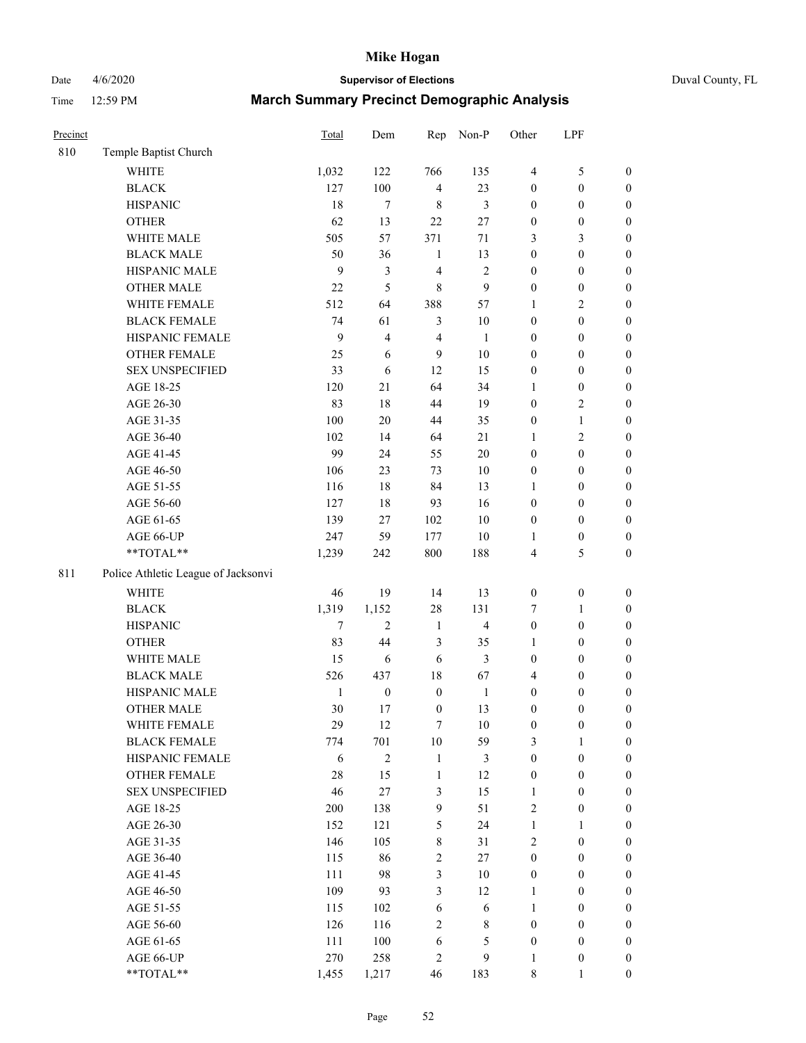# Mike Hogan

Date 4/6/2020 **Supervisor of Elections** Duval County, FL

Time 12:59 PM **March Summary Precinct Demographic Analysis**

| Precinct | | Total | Dem | Rep | Non-P | Other | LPF | |
|---|---|---|---|---|---|---|---|---|
| 810 | Temple Baptist Church | | | | | | | |
| | WHITE | 1,032 | 122 | 766 | 135 | 4 | 5 | 0 |
| | BLACK | 127 | 100 | 4 | 23 | 0 | 0 | 0 |
| | HISPANIC | 18 | 7 | 8 | 3 | 0 | 0 | 0 |
| | OTHER | 62 | 13 | 22 | 27 | 0 | 0 | 0 |
| | WHITE MALE | 505 | 57 | 371 | 71 | 3 | 3 | 0 |
| | BLACK MALE | 50 | 36 | 1 | 13 | 0 | 0 | 0 |
| | HISPANIC MALE | 9 | 3 | 4 | 2 | 0 | 0 | 0 |
| | OTHER MALE | 22 | 5 | 8 | 9 | 0 | 0 | 0 |
| | WHITE FEMALE | 512 | 64 | 388 | 57 | 1 | 2 | 0 |
| | BLACK FEMALE | 74 | 61 | 3 | 10 | 0 | 0 | 0 |
| | HISPANIC FEMALE | 9 | 4 | 4 | 1 | 0 | 0 | 0 |
| | OTHER FEMALE | 25 | 6 | 9 | 10 | 0 | 0 | 0 |
| | SEX UNSPECIFIED | 33 | 6 | 12 | 15 | 0 | 0 | 0 |
| | AGE 18-25 | 120 | 21 | 64 | 34 | 1 | 0 | 0 |
| | AGE 26-30 | 83 | 18 | 44 | 19 | 0 | 2 | 0 |
| | AGE 31-35 | 100 | 20 | 44 | 35 | 0 | 1 | 0 |
| | AGE 36-40 | 102 | 14 | 64 | 21 | 1 | 2 | 0 |
| | AGE 41-45 | 99 | 24 | 55 | 20 | 0 | 0 | 0 |
| | AGE 46-50 | 106 | 23 | 73 | 10 | 0 | 0 | 0 |
| | AGE 51-55 | 116 | 18 | 84 | 13 | 1 | 0 | 0 |
| | AGE 56-60 | 127 | 18 | 93 | 16 | 0 | 0 | 0 |
| | AGE 61-65 | 139 | 27 | 102 | 10 | 0 | 0 | 0 |
| | AGE 66-UP | 247 | 59 | 177 | 10 | 1 | 0 | 0 |
| | **TOTAL** | 1,239 | 242 | 800 | 188 | 4 | 5 | 0 |
| 811 | Police Athletic League of Jacksonvi | | | | | | | |
| | WHITE | 46 | 19 | 14 | 13 | 0 | 0 | 0 |
| | BLACK | 1,319 | 1,152 | 28 | 131 | 7 | 1 | 0 |
| | HISPANIC | 7 | 2 | 1 | 4 | 0 | 0 | 0 |
| | OTHER | 83 | 44 | 3 | 35 | 1 | 0 | 0 |
| | WHITE MALE | 15 | 6 | 6 | 3 | 0 | 0 | 0 |
| | BLACK MALE | 526 | 437 | 18 | 67 | 4 | 0 | 0 |
| | HISPANIC MALE | 1 | 0 | 0 | 1 | 0 | 0 | 0 |
| | OTHER MALE | 30 | 17 | 0 | 13 | 0 | 0 | 0 |
| | WHITE FEMALE | 29 | 12 | 7 | 10 | 0 | 0 | 0 |
| | BLACK FEMALE | 774 | 701 | 10 | 59 | 3 | 1 | 0 |
| | HISPANIC FEMALE | 6 | 2 | 1 | 3 | 0 | 0 | 0 |
| | OTHER FEMALE | 28 | 15 | 1 | 12 | 0 | 0 | 0 |
| | SEX UNSPECIFIED | 46 | 27 | 3 | 15 | 1 | 0 | 0 |
| | AGE 18-25 | 200 | 138 | 9 | 51 | 2 | 0 | 0 |
| | AGE 26-30 | 152 | 121 | 5 | 24 | 1 | 1 | 0 |
| | AGE 31-35 | 146 | 105 | 8 | 31 | 2 | 0 | 0 |
| | AGE 36-40 | 115 | 86 | 2 | 27 | 0 | 0 | 0 |
| | AGE 41-45 | 111 | 98 | 3 | 10 | 0 | 0 | 0 |
| | AGE 46-50 | 109 | 93 | 3 | 12 | 1 | 0 | 0 |
| | AGE 51-55 | 115 | 102 | 6 | 6 | 1 | 0 | 0 |
| | AGE 56-60 | 126 | 116 | 2 | 8 | 0 | 0 | 0 |
| | AGE 61-65 | 111 | 100 | 6 | 5 | 0 | 0 | 0 |
| | AGE 66-UP | 270 | 258 | 2 | 9 | 1 | 0 | 0 |
| | **TOTAL** | 1,455 | 1,217 | 46 | 183 | 8 | 1 | 0 |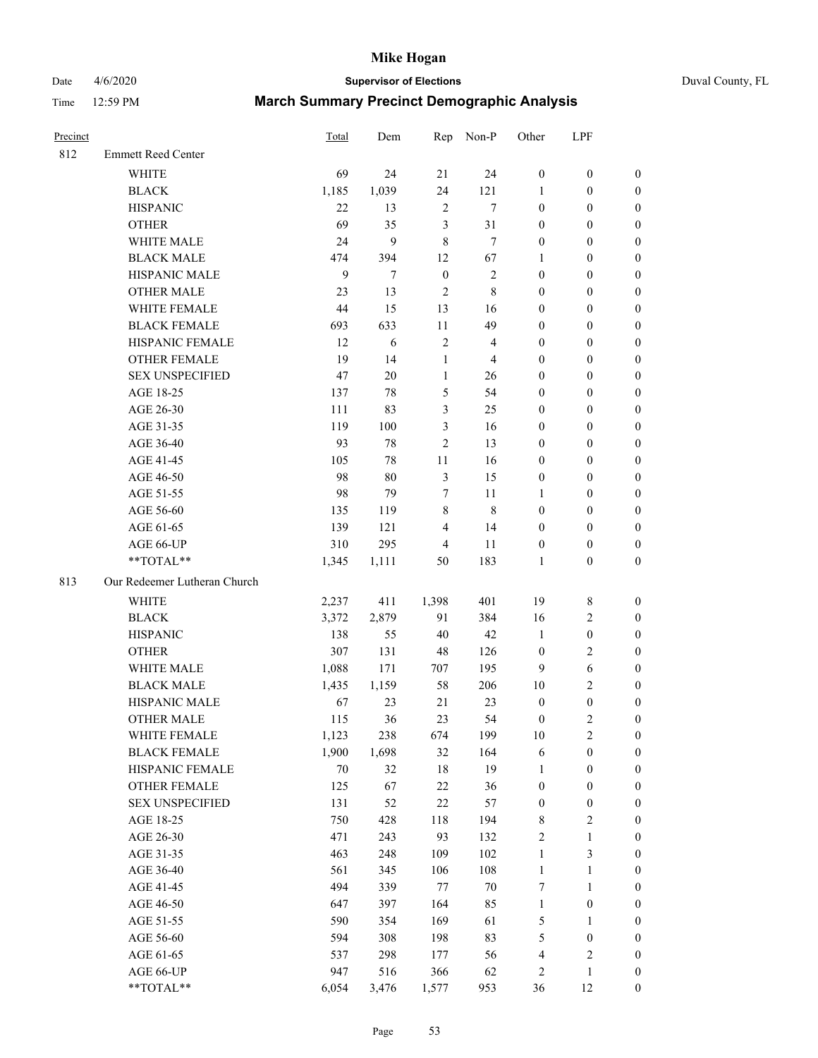# Mike Hogan

Date 4/6/2020 **Supervisor of Elections** Duval County, FL

Time 12:59 PM **March Summary Precinct Demographic Analysis**

| Precinct | | Total | Dem | Rep | Non-P | Other | LPF | |
|---|---|---|---|---|---|---|---|---|
| 812 | Emmett Reed Center | | | | | | | |
| | WHITE | 69 | 24 | 21 | 24 | 0 | 0 | 0 |
| | BLACK | 1,185 | 1,039 | 24 | 121 | 1 | 0 | 0 |
| | HISPANIC | 22 | 13 | 2 | 7 | 0 | 0 | 0 |
| | OTHER | 69 | 35 | 3 | 31 | 0 | 0 | 0 |
| | WHITE MALE | 24 | 9 | 8 | 7 | 0 | 0 | 0 |
| | BLACK MALE | 474 | 394 | 12 | 67 | 1 | 0 | 0 |
| | HISPANIC MALE | 9 | 7 | 0 | 2 | 0 | 0 | 0 |
| | OTHER MALE | 23 | 13 | 2 | 8 | 0 | 0 | 0 |
| | WHITE FEMALE | 44 | 15 | 13 | 16 | 0 | 0 | 0 |
| | BLACK FEMALE | 693 | 633 | 11 | 49 | 0 | 0 | 0 |
| | HISPANIC FEMALE | 12 | 6 | 2 | 4 | 0 | 0 | 0 |
| | OTHER FEMALE | 19 | 14 | 1 | 4 | 0 | 0 | 0 |
| | SEX UNSPECIFIED | 47 | 20 | 1 | 26 | 0 | 0 | 0 |
| | AGE 18-25 | 137 | 78 | 5 | 54 | 0 | 0 | 0 |
| | AGE 26-30 | 111 | 83 | 3 | 25 | 0 | 0 | 0 |
| | AGE 31-35 | 119 | 100 | 3 | 16 | 0 | 0 | 0 |
| | AGE 36-40 | 93 | 78 | 2 | 13 | 0 | 0 | 0 |
| | AGE 41-45 | 105 | 78 | 11 | 16 | 0 | 0 | 0 |
| | AGE 46-50 | 98 | 80 | 3 | 15 | 0 | 0 | 0 |
| | AGE 51-55 | 98 | 79 | 7 | 11 | 1 | 0 | 0 |
| | AGE 56-60 | 135 | 119 | 8 | 8 | 0 | 0 | 0 |
| | AGE 61-65 | 139 | 121 | 4 | 14 | 0 | 0 | 0 |
| | AGE 66-UP | 310 | 295 | 4 | 11 | 0 | 0 | 0 |
| | **TOTAL** | 1,345 | 1,111 | 50 | 183 | 1 | 0 | 0 |
| 813 | Our Redeemer Lutheran Church | | | | | | | |
| | WHITE | 2,237 | 411 | 1,398 | 401 | 19 | 8 | 0 |
| | BLACK | 3,372 | 2,879 | 91 | 384 | 16 | 2 | 0 |
| | HISPANIC | 138 | 55 | 40 | 42 | 1 | 0 | 0 |
| | OTHER | 307 | 131 | 48 | 126 | 0 | 2 | 0 |
| | WHITE MALE | 1,088 | 171 | 707 | 195 | 9 | 6 | 0 |
| | BLACK MALE | 1,435 | 1,159 | 58 | 206 | 10 | 2 | 0 |
| | HISPANIC MALE | 67 | 23 | 21 | 23 | 0 | 0 | 0 |
| | OTHER MALE | 115 | 36 | 23 | 54 | 0 | 2 | 0 |
| | WHITE FEMALE | 1,123 | 238 | 674 | 199 | 10 | 2 | 0 |
| | BLACK FEMALE | 1,900 | 1,698 | 32 | 164 | 6 | 0 | 0 |
| | HISPANIC FEMALE | 70 | 32 | 18 | 19 | 1 | 0 | 0 |
| | OTHER FEMALE | 125 | 67 | 22 | 36 | 0 | 0 | 0 |
| | SEX UNSPECIFIED | 131 | 52 | 22 | 57 | 0 | 0 | 0 |
| | AGE 18-25 | 750 | 428 | 118 | 194 | 8 | 2 | 0 |
| | AGE 26-30 | 471 | 243 | 93 | 132 | 2 | 1 | 0 |
| | AGE 31-35 | 463 | 248 | 109 | 102 | 1 | 3 | 0 |
| | AGE 36-40 | 561 | 345 | 106 | 108 | 1 | 1 | 0 |
| | AGE 41-45 | 494 | 339 | 77 | 70 | 7 | 1 | 0 |
| | AGE 46-50 | 647 | 397 | 164 | 85 | 1 | 0 | 0 |
| | AGE 51-55 | 590 | 354 | 169 | 61 | 5 | 1 | 0 |
| | AGE 56-60 | 594 | 308 | 198 | 83 | 5 | 0 | 0 |
| | AGE 61-65 | 537 | 298 | 177 | 56 | 4 | 2 | 0 |
| | AGE 66-UP | 947 | 516 | 366 | 62 | 2 | 1 | 0 |
| | **TOTAL** | 6,054 | 3,476 | 1,577 | 953 | 36 | 12 | 0 |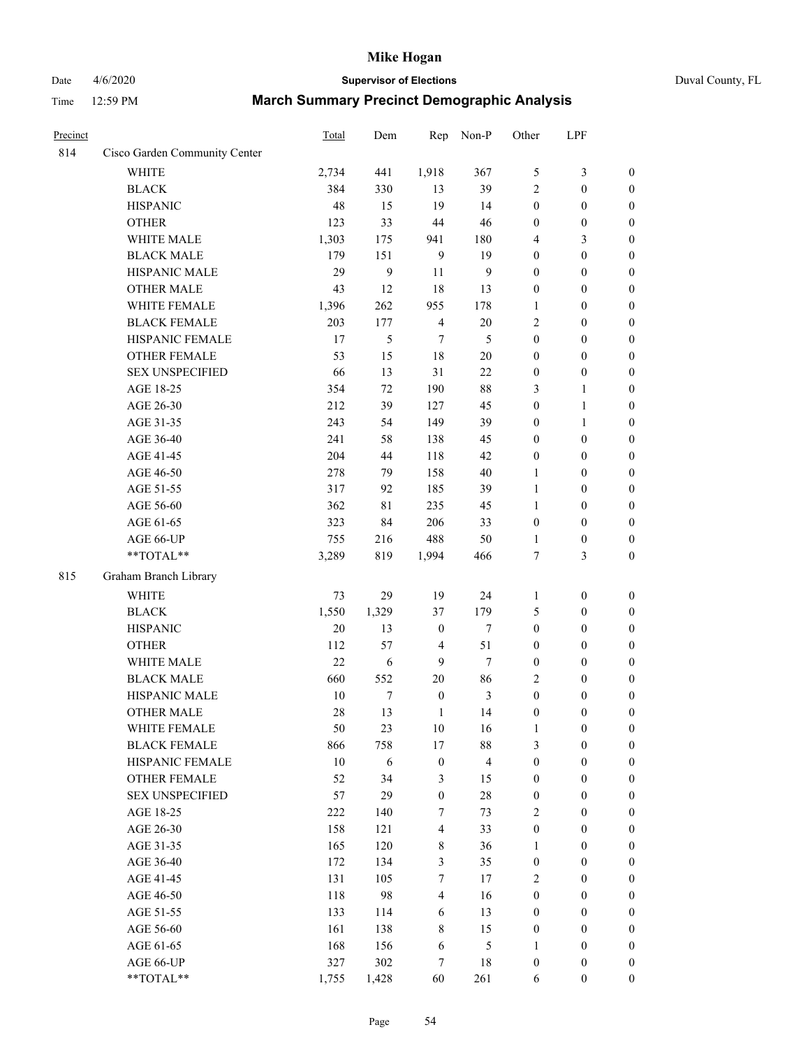# Mike Hogan

Date 4/6/2020 **Supervisor of Elections** Duval County, FL

Time 12:59 PM **March Summary Precinct Demographic Analysis**

| Precinct | | Total | Dem | Rep | Non-P | Other | LPF | |
|---|---|---|---|---|---|---|---|---|
| 814 | Cisco Garden Community Center | | | | | | | |
| | WHITE | 2,734 | 441 | 1,918 | 367 | 5 | 3 | 0 |
| | BLACK | 384 | 330 | 13 | 39 | 2 | 0 | 0 |
| | HISPANIC | 48 | 15 | 19 | 14 | 0 | 0 | 0 |
| | OTHER | 123 | 33 | 44 | 46 | 0 | 0 | 0 |
| | WHITE MALE | 1,303 | 175 | 941 | 180 | 4 | 3 | 0 |
| | BLACK MALE | 179 | 151 | 9 | 19 | 0 | 0 | 0 |
| | HISPANIC MALE | 29 | 9 | 11 | 9 | 0 | 0 | 0 |
| | OTHER MALE | 43 | 12 | 18 | 13 | 0 | 0 | 0 |
| | WHITE FEMALE | 1,396 | 262 | 955 | 178 | 1 | 0 | 0 |
| | BLACK FEMALE | 203 | 177 | 4 | 20 | 2 | 0 | 0 |
| | HISPANIC FEMALE | 17 | 5 | 7 | 5 | 0 | 0 | 0 |
| | OTHER FEMALE | 53 | 15 | 18 | 20 | 0 | 0 | 0 |
| | SEX UNSPECIFIED | 66 | 13 | 31 | 22 | 0 | 0 | 0 |
| | AGE 18-25 | 354 | 72 | 190 | 88 | 3 | 1 | 0 |
| | AGE 26-30 | 212 | 39 | 127 | 45 | 0 | 1 | 0 |
| | AGE 31-35 | 243 | 54 | 149 | 39 | 0 | 1 | 0 |
| | AGE 36-40 | 241 | 58 | 138 | 45 | 0 | 0 | 0 |
| | AGE 41-45 | 204 | 44 | 118 | 42 | 0 | 0 | 0 |
| | AGE 46-50 | 278 | 79 | 158 | 40 | 1 | 0 | 0 |
| | AGE 51-55 | 317 | 92 | 185 | 39 | 1 | 0 | 0 |
| | AGE 56-60 | 362 | 81 | 235 | 45 | 1 | 0 | 0 |
| | AGE 61-65 | 323 | 84 | 206 | 33 | 0 | 0 | 0 |
| | AGE 66-UP | 755 | 216 | 488 | 50 | 1 | 0 | 0 |
| | **TOTAL** | 3,289 | 819 | 1,994 | 466 | 7 | 3 | 0 |
| 815 | Graham Branch Library | | | | | | | |
| | WHITE | 73 | 29 | 19 | 24 | 1 | 0 | 0 |
| | BLACK | 1,550 | 1,329 | 37 | 179 | 5 | 0 | 0 |
| | HISPANIC | 20 | 13 | 0 | 7 | 0 | 0 | 0 |
| | OTHER | 112 | 57 | 4 | 51 | 0 | 0 | 0 |
| | WHITE MALE | 22 | 6 | 9 | 7 | 0 | 0 | 0 |
| | BLACK MALE | 660 | 552 | 20 | 86 | 2 | 0 | 0 |
| | HISPANIC MALE | 10 | 7 | 0 | 3 | 0 | 0 | 0 |
| | OTHER MALE | 28 | 13 | 1 | 14 | 0 | 0 | 0 |
| | WHITE FEMALE | 50 | 23 | 10 | 16 | 1 | 0 | 0 |
| | BLACK FEMALE | 866 | 758 | 17 | 88 | 3 | 0 | 0 |
| | HISPANIC FEMALE | 10 | 6 | 0 | 4 | 0 | 0 | 0 |
| | OTHER FEMALE | 52 | 34 | 3 | 15 | 0 | 0 | 0 |
| | SEX UNSPECIFIED | 57 | 29 | 0 | 28 | 0 | 0 | 0 |
| | AGE 18-25 | 222 | 140 | 7 | 73 | 2 | 0 | 0 |
| | AGE 26-30 | 158 | 121 | 4 | 33 | 0 | 0 | 0 |
| | AGE 31-35 | 165 | 120 | 8 | 36 | 1 | 0 | 0 |
| | AGE 36-40 | 172 | 134 | 3 | 35 | 0 | 0 | 0 |
| | AGE 41-45 | 131 | 105 | 7 | 17 | 2 | 0 | 0 |
| | AGE 46-50 | 118 | 98 | 4 | 16 | 0 | 0 | 0 |
| | AGE 51-55 | 133 | 114 | 6 | 13 | 0 | 0 | 0 |
| | AGE 56-60 | 161 | 138 | 8 | 15 | 0 | 0 | 0 |
| | AGE 61-65 | 168 | 156 | 6 | 5 | 1 | 0 | 0 |
| | AGE 66-UP | 327 | 302 | 7 | 18 | 0 | 0 | 0 |
| | **TOTAL** | 1,755 | 1,428 | 60 | 261 | 6 | 0 | 0 |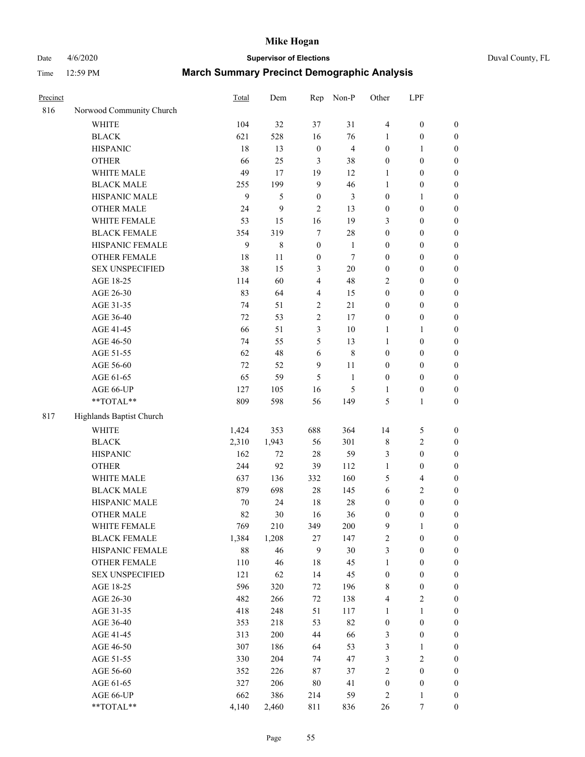# Mike Hogan

Date 4/6/2020 **Supervisor of Elections** Duval County, FL

Time 12:59 PM **March Summary Precinct Demographic Analysis**

| Precinct | | Total | Dem | Rep | Non-P | Other | LPF | |
|---|---|---|---|---|---|---|---|---|
| 816 | Norwood Community Church | | | | | | | |
| | WHITE | 104 | 32 | 37 | 31 | 4 | 0 | 0 |
| | BLACK | 621 | 528 | 16 | 76 | 1 | 0 | 0 |
| | HISPANIC | 18 | 13 | 0 | 4 | 0 | 1 | 0 |
| | OTHER | 66 | 25 | 3 | 38 | 0 | 0 | 0 |
| | WHITE MALE | 49 | 17 | 19 | 12 | 1 | 0 | 0 |
| | BLACK MALE | 255 | 199 | 9 | 46 | 1 | 0 | 0 |
| | HISPANIC MALE | 9 | 5 | 0 | 3 | 0 | 1 | 0 |
| | OTHER MALE | 24 | 9 | 2 | 13 | 0 | 0 | 0 |
| | WHITE FEMALE | 53 | 15 | 16 | 19 | 3 | 0 | 0 |
| | BLACK FEMALE | 354 | 319 | 7 | 28 | 0 | 0 | 0 |
| | HISPANIC FEMALE | 9 | 8 | 0 | 1 | 0 | 0 | 0 |
| | OTHER FEMALE | 18 | 11 | 0 | 7 | 0 | 0 | 0 |
| | SEX UNSPECIFIED | 38 | 15 | 3 | 20 | 0 | 0 | 0 |
| | AGE 18-25 | 114 | 60 | 4 | 48 | 2 | 0 | 0 |
| | AGE 26-30 | 83 | 64 | 4 | 15 | 0 | 0 | 0 |
| | AGE 31-35 | 74 | 51 | 2 | 21 | 0 | 0 | 0 |
| | AGE 36-40 | 72 | 53 | 2 | 17 | 0 | 0 | 0 |
| | AGE 41-45 | 66 | 51 | 3 | 10 | 1 | 1 | 0 |
| | AGE 46-50 | 74 | 55 | 5 | 13 | 1 | 0 | 0 |
| | AGE 51-55 | 62 | 48 | 6 | 8 | 0 | 0 | 0 |
| | AGE 56-60 | 72 | 52 | 9 | 11 | 0 | 0 | 0 |
| | AGE 61-65 | 65 | 59 | 5 | 1 | 0 | 0 | 0 |
| | AGE 66-UP | 127 | 105 | 16 | 5 | 1 | 0 | 0 |
| | **TOTAL** | 809 | 598 | 56 | 149 | 5 | 1 | 0 |
| 817 | Highlands Baptist Church | | | | | | | |
| | WHITE | 1,424 | 353 | 688 | 364 | 14 | 5 | 0 |
| | BLACK | 2,310 | 1,943 | 56 | 301 | 8 | 2 | 0 |
| | HISPANIC | 162 | 72 | 28 | 59 | 3 | 0 | 0 |
| | OTHER | 244 | 92 | 39 | 112 | 1 | 0 | 0 |
| | WHITE MALE | 637 | 136 | 332 | 160 | 5 | 4 | 0 |
| | BLACK MALE | 879 | 698 | 28 | 145 | 6 | 2 | 0 |
| | HISPANIC MALE | 70 | 24 | 18 | 28 | 0 | 0 | 0 |
| | OTHER MALE | 82 | 30 | 16 | 36 | 0 | 0 | 0 |
| | WHITE FEMALE | 769 | 210 | 349 | 200 | 9 | 1 | 0 |
| | BLACK FEMALE | 1,384 | 1,208 | 27 | 147 | 2 | 0 | 0 |
| | HISPANIC FEMALE | 88 | 46 | 9 | 30 | 3 | 0 | 0 |
| | OTHER FEMALE | 110 | 46 | 18 | 45 | 1 | 0 | 0 |
| | SEX UNSPECIFIED | 121 | 62 | 14 | 45 | 0 | 0 | 0 |
| | AGE 18-25 | 596 | 320 | 72 | 196 | 8 | 0 | 0 |
| | AGE 26-30 | 482 | 266 | 72 | 138 | 4 | 2 | 0 |
| | AGE 31-35 | 418 | 248 | 51 | 117 | 1 | 1 | 0 |
| | AGE 36-40 | 353 | 218 | 53 | 82 | 0 | 0 | 0 |
| | AGE 41-45 | 313 | 200 | 44 | 66 | 3 | 0 | 0 |
| | AGE 46-50 | 307 | 186 | 64 | 53 | 3 | 1 | 0 |
| | AGE 51-55 | 330 | 204 | 74 | 47 | 3 | 2 | 0 |
| | AGE 56-60 | 352 | 226 | 87 | 37 | 2 | 0 | 0 |
| | AGE 61-65 | 327 | 206 | 80 | 41 | 0 | 0 | 0 |
| | AGE 66-UP | 662 | 386 | 214 | 59 | 2 | 1 | 0 |
| | **TOTAL** | 4,140 | 2,460 | 811 | 836 | 26 | 7 | 0 |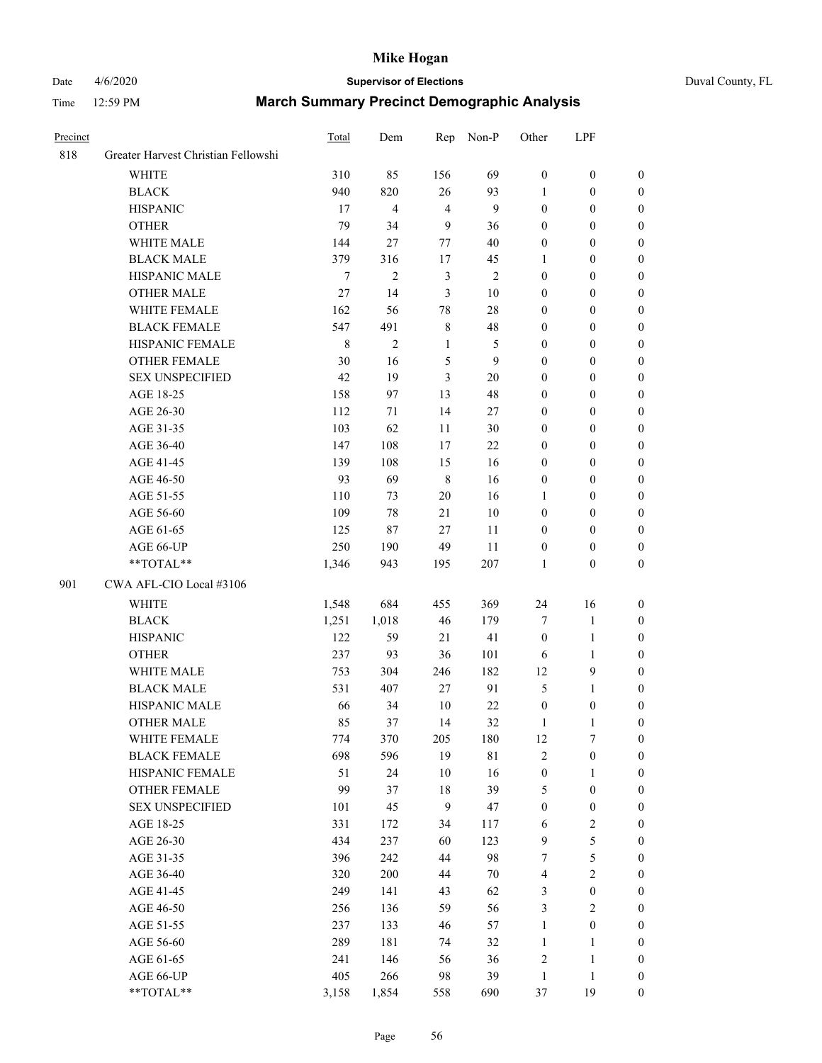# Mike Hogan

Date 4/6/2020 **Supervisor of Elections** Duval County, FL

Time 12:59 PM **March Summary Precinct Demographic Analysis**

| Precinct | | Total | Dem | Rep | Non-P | Other | LPF | |
|---|---|---|---|---|---|---|---|---|
| 818 | Greater Harvest Christian Fellowshi | | | | | | | |
| | WHITE | 310 | 85 | 156 | 69 | 0 | 0 | 0 |
| | BLACK | 940 | 820 | 26 | 93 | 1 | 0 | 0 |
| | HISPANIC | 17 | 4 | 4 | 9 | 0 | 0 | 0 |
| | OTHER | 79 | 34 | 9 | 36 | 0 | 0 | 0 |
| | WHITE MALE | 144 | 27 | 77 | 40 | 0 | 0 | 0 |
| | BLACK MALE | 379 | 316 | 17 | 45 | 1 | 0 | 0 |
| | HISPANIC MALE | 7 | 2 | 3 | 2 | 0 | 0 | 0 |
| | OTHER MALE | 27 | 14 | 3 | 10 | 0 | 0 | 0 |
| | WHITE FEMALE | 162 | 56 | 78 | 28 | 0 | 0 | 0 |
| | BLACK FEMALE | 547 | 491 | 8 | 48 | 0 | 0 | 0 |
| | HISPANIC FEMALE | 8 | 2 | 1 | 5 | 0 | 0 | 0 |
| | OTHER FEMALE | 30 | 16 | 5 | 9 | 0 | 0 | 0 |
| | SEX UNSPECIFIED | 42 | 19 | 3 | 20 | 0 | 0 | 0 |
| | AGE 18-25 | 158 | 97 | 13 | 48 | 0 | 0 | 0 |
| | AGE 26-30 | 112 | 71 | 14 | 27 | 0 | 0 | 0 |
| | AGE 31-35 | 103 | 62 | 11 | 30 | 0 | 0 | 0 |
| | AGE 36-40 | 147 | 108 | 17 | 22 | 0 | 0 | 0 |
| | AGE 41-45 | 139 | 108 | 15 | 16 | 0 | 0 | 0 |
| | AGE 46-50 | 93 | 69 | 8 | 16 | 0 | 0 | 0 |
| | AGE 51-55 | 110 | 73 | 20 | 16 | 1 | 0 | 0 |
| | AGE 56-60 | 109 | 78 | 21 | 10 | 0 | 0 | 0 |
| | AGE 61-65 | 125 | 87 | 27 | 11 | 0 | 0 | 0 |
| | AGE 66-UP | 250 | 190 | 49 | 11 | 0 | 0 | 0 |
| | **TOTAL** | 1,346 | 943 | 195 | 207 | 1 | 0 | 0 |
| 901 | CWA AFL-CIO Local #3106 | | | | | | | |
| | WHITE | 1,548 | 684 | 455 | 369 | 24 | 16 | 0 |
| | BLACK | 1,251 | 1,018 | 46 | 179 | 7 | 1 | 0 |
| | HISPANIC | 122 | 59 | 21 | 41 | 0 | 1 | 0 |
| | OTHER | 237 | 93 | 36 | 101 | 6 | 1 | 0 |
| | WHITE MALE | 753 | 304 | 246 | 182 | 12 | 9 | 0 |
| | BLACK MALE | 531 | 407 | 27 | 91 | 5 | 1 | 0 |
| | HISPANIC MALE | 66 | 34 | 10 | 22 | 0 | 0 | 0 |
| | OTHER MALE | 85 | 37 | 14 | 32 | 1 | 1 | 0 |
| | WHITE FEMALE | 774 | 370 | 205 | 180 | 12 | 7 | 0 |
| | BLACK FEMALE | 698 | 596 | 19 | 81 | 2 | 0 | 0 |
| | HISPANIC FEMALE | 51 | 24 | 10 | 16 | 0 | 1 | 0 |
| | OTHER FEMALE | 99 | 37 | 18 | 39 | 5 | 0 | 0 |
| | SEX UNSPECIFIED | 101 | 45 | 9 | 47 | 0 | 0 | 0 |
| | AGE 18-25 | 331 | 172 | 34 | 117 | 6 | 2 | 0 |
| | AGE 26-30 | 434 | 237 | 60 | 123 | 9 | 5 | 0 |
| | AGE 31-35 | 396 | 242 | 44 | 98 | 7 | 5 | 0 |
| | AGE 36-40 | 320 | 200 | 44 | 70 | 4 | 2 | 0 |
| | AGE 41-45 | 249 | 141 | 43 | 62 | 3 | 0 | 0 |
| | AGE 46-50 | 256 | 136 | 59 | 56 | 3 | 2 | 0 |
| | AGE 51-55 | 237 | 133 | 46 | 57 | 1 | 0 | 0 |
| | AGE 56-60 | 289 | 181 | 74 | 32 | 1 | 1 | 0 |
| | AGE 61-65 | 241 | 146 | 56 | 36 | 2 | 1 | 0 |
| | AGE 66-UP | 405 | 266 | 98 | 39 | 1 | 1 | 0 |
| | **TOTAL** | 3,158 | 1,854 | 558 | 690 | 37 | 19 | 0 |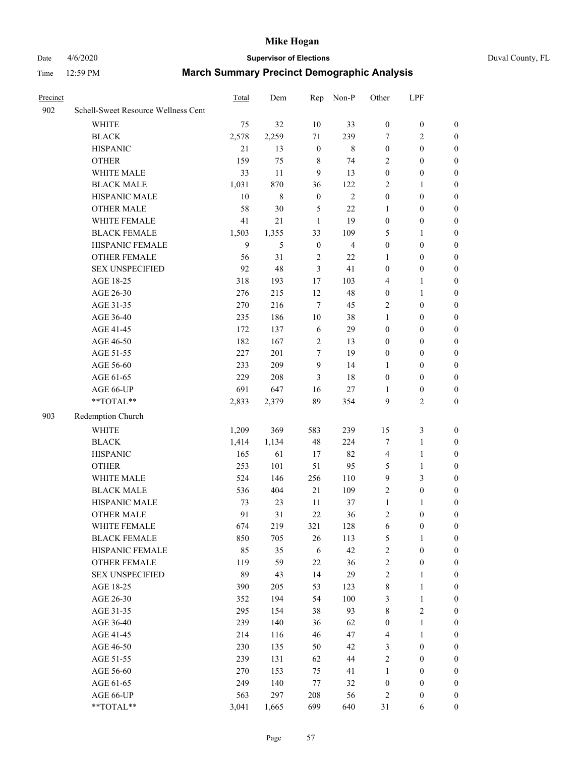# Mike Hogan

Date 4/6/2020 **Supervisor of Elections** Duval County, FL

Time 12:59 PM **March Summary Precinct Demographic Analysis**

| Precinct | | Total | Dem | Rep | Non-P | Other | LPF | |
|---|---|---|---|---|---|---|---|---|
| 902 | Schell-Sweet Resource Wellness Cent | | | | | | | |
| | WHITE | 75 | 32 | 10 | 33 | 0 | 0 | 0 |
| | BLACK | 2,578 | 2,259 | 71 | 239 | 7 | 2 | 0 |
| | HISPANIC | 21 | 13 | 0 | 8 | 0 | 0 | 0 |
| | OTHER | 159 | 75 | 8 | 74 | 2 | 0 | 0 |
| | WHITE MALE | 33 | 11 | 9 | 13 | 0 | 0 | 0 |
| | BLACK MALE | 1,031 | 870 | 36 | 122 | 2 | 1 | 0 |
| | HISPANIC MALE | 10 | 8 | 0 | 2 | 0 | 0 | 0 |
| | OTHER MALE | 58 | 30 | 5 | 22 | 1 | 0 | 0 |
| | WHITE FEMALE | 41 | 21 | 1 | 19 | 0 | 0 | 0 |
| | BLACK FEMALE | 1,503 | 1,355 | 33 | 109 | 5 | 1 | 0 |
| | HISPANIC FEMALE | 9 | 5 | 0 | 4 | 0 | 0 | 0 |
| | OTHER FEMALE | 56 | 31 | 2 | 22 | 1 | 0 | 0 |
| | SEX UNSPECIFIED | 92 | 48 | 3 | 41 | 0 | 0 | 0 |
| | AGE 18-25 | 318 | 193 | 17 | 103 | 4 | 1 | 0 |
| | AGE 26-30 | 276 | 215 | 12 | 48 | 0 | 1 | 0 |
| | AGE 31-35 | 270 | 216 | 7 | 45 | 2 | 0 | 0 |
| | AGE 36-40 | 235 | 186 | 10 | 38 | 1 | 0 | 0 |
| | AGE 41-45 | 172 | 137 | 6 | 29 | 0 | 0 | 0 |
| | AGE 46-50 | 182 | 167 | 2 | 13 | 0 | 0 | 0 |
| | AGE 51-55 | 227 | 201 | 7 | 19 | 0 | 0 | 0 |
| | AGE 56-60 | 233 | 209 | 9 | 14 | 1 | 0 | 0 |
| | AGE 61-65 | 229 | 208 | 3 | 18 | 0 | 0 | 0 |
| | AGE 66-UP | 691 | 647 | 16 | 27 | 1 | 0 | 0 |
| | **TOTAL** | 2,833 | 2,379 | 89 | 354 | 9 | 2 | 0 |
| 903 | Redemption Church | | | | | | | |
| | WHITE | 1,209 | 369 | 583 | 239 | 15 | 3 | 0 |
| | BLACK | 1,414 | 1,134 | 48 | 224 | 7 | 1 | 0 |
| | HISPANIC | 165 | 61 | 17 | 82 | 4 | 1 | 0 |
| | OTHER | 253 | 101 | 51 | 95 | 5 | 1 | 0 |
| | WHITE MALE | 524 | 146 | 256 | 110 | 9 | 3 | 0 |
| | BLACK MALE | 536 | 404 | 21 | 109 | 2 | 0 | 0 |
| | HISPANIC MALE | 73 | 23 | 11 | 37 | 1 | 1 | 0 |
| | OTHER MALE | 91 | 31 | 22 | 36 | 2 | 0 | 0 |
| | WHITE FEMALE | 674 | 219 | 321 | 128 | 6 | 0 | 0 |
| | BLACK FEMALE | 850 | 705 | 26 | 113 | 5 | 1 | 0 |
| | HISPANIC FEMALE | 85 | 35 | 6 | 42 | 2 | 0 | 0 |
| | OTHER FEMALE | 119 | 59 | 22 | 36 | 2 | 0 | 0 |
| | SEX UNSPECIFIED | 89 | 43 | 14 | 29 | 2 | 1 | 0 |
| | AGE 18-25 | 390 | 205 | 53 | 123 | 8 | 1 | 0 |
| | AGE 26-30 | 352 | 194 | 54 | 100 | 3 | 1 | 0 |
| | AGE 31-35 | 295 | 154 | 38 | 93 | 8 | 2 | 0 |
| | AGE 36-40 | 239 | 140 | 36 | 62 | 0 | 1 | 0 |
| | AGE 41-45 | 214 | 116 | 46 | 47 | 4 | 1 | 0 |
| | AGE 46-50 | 230 | 135 | 50 | 42 | 3 | 0 | 0 |
| | AGE 51-55 | 239 | 131 | 62 | 44 | 2 | 0 | 0 |
| | AGE 56-60 | 270 | 153 | 75 | 41 | 1 | 0 | 0 |
| | AGE 61-65 | 249 | 140 | 77 | 32 | 0 | 0 | 0 |
| | AGE 66-UP | 563 | 297 | 208 | 56 | 2 | 0 | 0 |
| | **TOTAL** | 3,041 | 1,665 | 699 | 640 | 31 | 6 | 0 |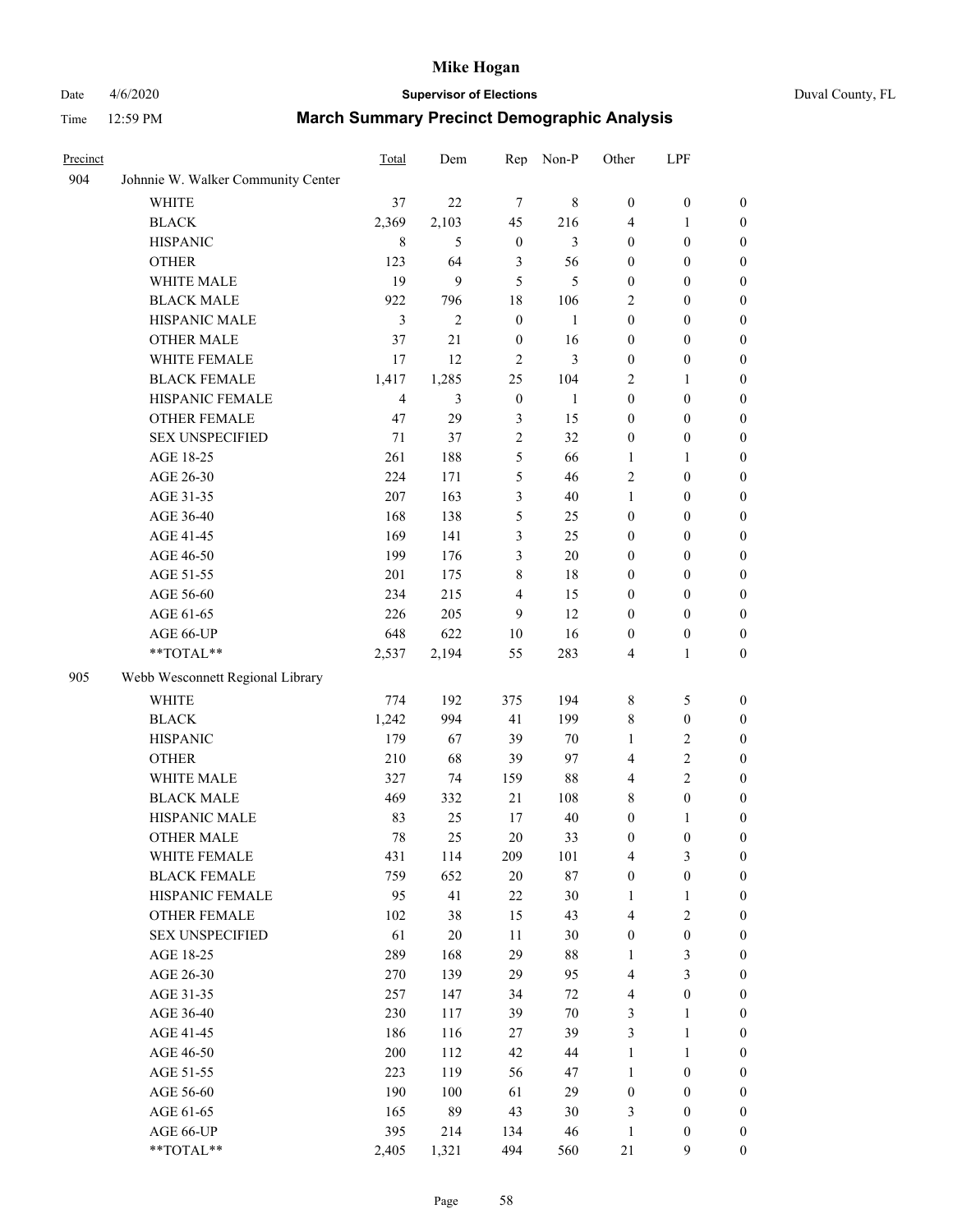# Mike Hogan

**Supervisor of Elections**

Duval County, FL

Date 4/6/2020

Time 12:59 PM

## March Summary Precinct Demographic Analysis

| Precinct | | Total | Dem | Rep | Non-P | Other | LPF | |
|---|---|---|---|---|---|---|---|---|
| 904 | Johnnie W. Walker Community Center | | | | | | | |
| | WHITE | 37 | 22 | 7 | 8 | 0 | 0 | 0 |
| | BLACK | 2,369 | 2,103 | 45 | 216 | 4 | 1 | 0 |
| | HISPANIC | 8 | 5 | 0 | 3 | 0 | 0 | 0 |
| | OTHER | 123 | 64 | 3 | 56 | 0 | 0 | 0 |
| | WHITE MALE | 19 | 9 | 5 | 5 | 0 | 0 | 0 |
| | BLACK MALE | 922 | 796 | 18 | 106 | 2 | 0 | 0 |
| | HISPANIC MALE | 3 | 2 | 0 | 1 | 0 | 0 | 0 |
| | OTHER MALE | 37 | 21 | 0 | 16 | 0 | 0 | 0 |
| | WHITE FEMALE | 17 | 12 | 2 | 3 | 0 | 0 | 0 |
| | BLACK FEMALE | 1,417 | 1,285 | 25 | 104 | 2 | 1 | 0 |
| | HISPANIC FEMALE | 4 | 3 | 0 | 1 | 0 | 0 | 0 |
| | OTHER FEMALE | 47 | 29 | 3 | 15 | 0 | 0 | 0 |
| | SEX UNSPECIFIED | 71 | 37 | 2 | 32 | 0 | 0 | 0 |
| | AGE 18-25 | 261 | 188 | 5 | 66 | 1 | 1 | 0 |
| | AGE 26-30 | 224 | 171 | 5 | 46 | 2 | 0 | 0 |
| | AGE 31-35 | 207 | 163 | 3 | 40 | 1 | 0 | 0 |
| | AGE 36-40 | 168 | 138 | 5 | 25 | 0 | 0 | 0 |
| | AGE 41-45 | 169 | 141 | 3 | 25 | 0 | 0 | 0 |
| | AGE 46-50 | 199 | 176 | 3 | 20 | 0 | 0 | 0 |
| | AGE 51-55 | 201 | 175 | 8 | 18 | 0 | 0 | 0 |
| | AGE 56-60 | 234 | 215 | 4 | 15 | 0 | 0 | 0 |
| | AGE 61-65 | 226 | 205 | 9 | 12 | 0 | 0 | 0 |
| | AGE 66-UP | 648 | 622 | 10 | 16 | 0 | 0 | 0 |
| | **TOTAL** | 2,537 | 2,194 | 55 | 283 | 4 | 1 | 0 |
| 905 | Webb Wesconnett Regional Library | | | | | | | |
| | WHITE | 774 | 192 | 375 | 194 | 8 | 5 | 0 |
| | BLACK | 1,242 | 994 | 41 | 199 | 8 | 0 | 0 |
| | HISPANIC | 179 | 67 | 39 | 70 | 1 | 2 | 0 |
| | OTHER | 210 | 68 | 39 | 97 | 4 | 2 | 0 |
| | WHITE MALE | 327 | 74 | 159 | 88 | 4 | 2 | 0 |
| | BLACK MALE | 469 | 332 | 21 | 108 | 8 | 0 | 0 |
| | HISPANIC MALE | 83 | 25 | 17 | 40 | 0 | 1 | 0 |
| | OTHER MALE | 78 | 25 | 20 | 33 | 0 | 0 | 0 |
| | WHITE FEMALE | 431 | 114 | 209 | 101 | 4 | 3 | 0 |
| | BLACK FEMALE | 759 | 652 | 20 | 87 | 0 | 0 | 0 |
| | HISPANIC FEMALE | 95 | 41 | 22 | 30 | 1 | 1 | 0 |
| | OTHER FEMALE | 102 | 38 | 15 | 43 | 4 | 2 | 0 |
| | SEX UNSPECIFIED | 61 | 20 | 11 | 30 | 0 | 0 | 0 |
| | AGE 18-25 | 289 | 168 | 29 | 88 | 1 | 3 | 0 |
| | AGE 26-30 | 270 | 139 | 29 | 95 | 4 | 3 | 0 |
| | AGE 31-35 | 257 | 147 | 34 | 72 | 4 | 0 | 0 |
| | AGE 36-40 | 230 | 117 | 39 | 70 | 3 | 1 | 0 |
| | AGE 41-45 | 186 | 116 | 27 | 39 | 3 | 1 | 0 |
| | AGE 46-50 | 200 | 112 | 42 | 44 | 1 | 1 | 0 |
| | AGE 51-55 | 223 | 119 | 56 | 47 | 1 | 0 | 0 |
| | AGE 56-60 | 190 | 100 | 61 | 29 | 0 | 0 | 0 |
| | AGE 61-65 | 165 | 89 | 43 | 30 | 3 | 0 | 0 |
| | AGE 66-UP | 395 | 214 | 134 | 46 | 1 | 0 | 0 |
| | **TOTAL** | 2,405 | 1,321 | 494 | 560 | 21 | 9 | 0 |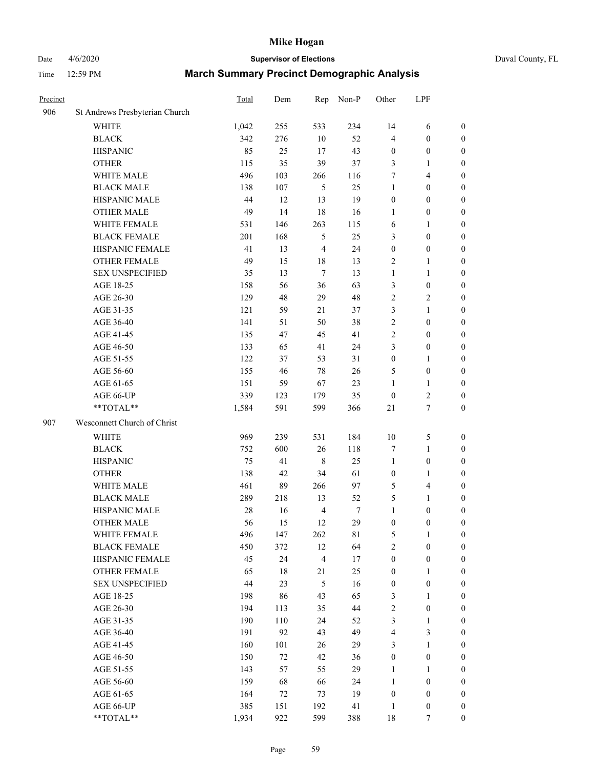# Mike Hogan

Date 4/6/2020 **Supervisor of Elections** Duval County, FL

Time 12:59 PM **March Summary Precinct Demographic Analysis**

| Precinct | | Total | Dem | Rep | Non-P | Other | LPF | |
|---|---|---|---|---|---|---|---|---|
| 906 | St Andrews Presbyterian Church | | | | | | | |
| | WHITE | 1,042 | 255 | 533 | 234 | 14 | 6 | 0 |
| | BLACK | 342 | 276 | 10 | 52 | 4 | 0 | 0 |
| | HISPANIC | 85 | 25 | 17 | 43 | 0 | 0 | 0 |
| | OTHER | 115 | 35 | 39 | 37 | 3 | 1 | 0 |
| | WHITE MALE | 496 | 103 | 266 | 116 | 7 | 4 | 0 |
| | BLACK MALE | 138 | 107 | 5 | 25 | 1 | 0 | 0 |
| | HISPANIC MALE | 44 | 12 | 13 | 19 | 0 | 0 | 0 |
| | OTHER MALE | 49 | 14 | 18 | 16 | 1 | 0 | 0 |
| | WHITE FEMALE | 531 | 146 | 263 | 115 | 6 | 1 | 0 |
| | BLACK FEMALE | 201 | 168 | 5 | 25 | 3 | 0 | 0 |
| | HISPANIC FEMALE | 41 | 13 | 4 | 24 | 0 | 0 | 0 |
| | OTHER FEMALE | 49 | 15 | 18 | 13 | 2 | 1 | 0 |
| | SEX UNSPECIFIED | 35 | 13 | 7 | 13 | 1 | 1 | 0 |
| | AGE 18-25 | 158 | 56 | 36 | 63 | 3 | 0 | 0 |
| | AGE 26-30 | 129 | 48 | 29 | 48 | 2 | 2 | 0 |
| | AGE 31-35 | 121 | 59 | 21 | 37 | 3 | 1 | 0 |
| | AGE 36-40 | 141 | 51 | 50 | 38 | 2 | 0 | 0 |
| | AGE 41-45 | 135 | 47 | 45 | 41 | 2 | 0 | 0 |
| | AGE 46-50 | 133 | 65 | 41 | 24 | 3 | 0 | 0 |
| | AGE 51-55 | 122 | 37 | 53 | 31 | 0 | 1 | 0 |
| | AGE 56-60 | 155 | 46 | 78 | 26 | 5 | 0 | 0 |
| | AGE 61-65 | 151 | 59 | 67 | 23 | 1 | 1 | 0 |
| | AGE 66-UP | 339 | 123 | 179 | 35 | 0 | 2 | 0 |
| | **TOTAL** | 1,584 | 591 | 599 | 366 | 21 | 7 | 0 |
| 907 | Wesconnett Church of Christ | | | | | | | |
| | WHITE | 969 | 239 | 531 | 184 | 10 | 5 | 0 |
| | BLACK | 752 | 600 | 26 | 118 | 7 | 1 | 0 |
| | HISPANIC | 75 | 41 | 8 | 25 | 1 | 0 | 0 |
| | OTHER | 138 | 42 | 34 | 61 | 0 | 1 | 0 |
| | WHITE MALE | 461 | 89 | 266 | 97 | 5 | 4 | 0 |
| | BLACK MALE | 289 | 218 | 13 | 52 | 5 | 1 | 0 |
| | HISPANIC MALE | 28 | 16 | 4 | 7 | 1 | 0 | 0 |
| | OTHER MALE | 56 | 15 | 12 | 29 | 0 | 0 | 0 |
| | WHITE FEMALE | 496 | 147 | 262 | 81 | 5 | 1 | 0 |
| | BLACK FEMALE | 450 | 372 | 12 | 64 | 2 | 0 | 0 |
| | HISPANIC FEMALE | 45 | 24 | 4 | 17 | 0 | 0 | 0 |
| | OTHER FEMALE | 65 | 18 | 21 | 25 | 0 | 1 | 0 |
| | SEX UNSPECIFIED | 44 | 23 | 5 | 16 | 0 | 0 | 0 |
| | AGE 18-25 | 198 | 86 | 43 | 65 | 3 | 1 | 0 |
| | AGE 26-30 | 194 | 113 | 35 | 44 | 2 | 0 | 0 |
| | AGE 31-35 | 190 | 110 | 24 | 52 | 3 | 1 | 0 |
| | AGE 36-40 | 191 | 92 | 43 | 49 | 4 | 3 | 0 |
| | AGE 41-45 | 160 | 101 | 26 | 29 | 3 | 1 | 0 |
| | AGE 46-50 | 150 | 72 | 42 | 36 | 0 | 0 | 0 |
| | AGE 51-55 | 143 | 57 | 55 | 29 | 1 | 1 | 0 |
| | AGE 56-60 | 159 | 68 | 66 | 24 | 1 | 0 | 0 |
| | AGE 61-65 | 164 | 72 | 73 | 19 | 0 | 0 | 0 |
| | AGE 66-UP | 385 | 151 | 192 | 41 | 1 | 0 | 0 |
| | **TOTAL** | 1,934 | 922 | 599 | 388 | 18 | 7 | 0 |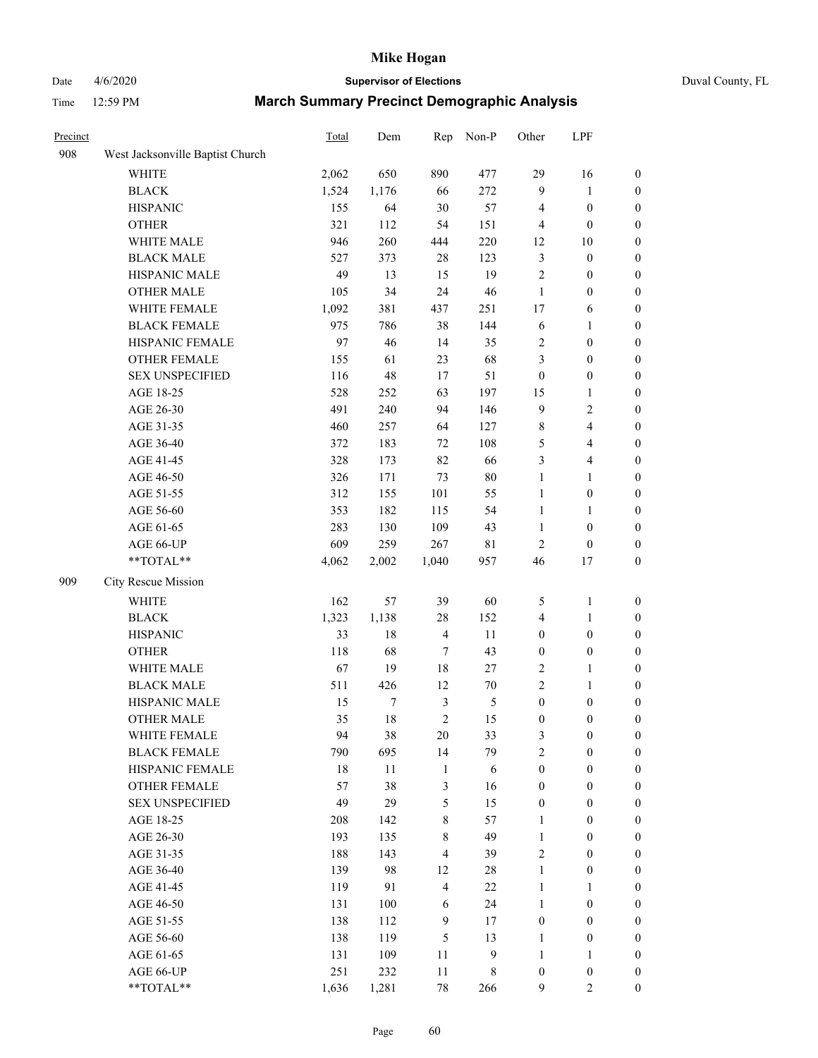# Mike Hogan

Date 4/6/2020 **Supervisor of Elections** Duval County, FL

Time 12:59 PM **March Summary Precinct Demographic Analysis**

| Precinct | | Total | Dem | Rep | Non-P | Other | LPF | |
|---|---|---|---|---|---|---|---|---|
| 908 | West Jacksonville Baptist Church | | | | | | | |
| | WHITE | 2,062 | 650 | 890 | 477 | 29 | 16 | 0 |
| | BLACK | 1,524 | 1,176 | 66 | 272 | 9 | 1 | 0 |
| | HISPANIC | 155 | 64 | 30 | 57 | 4 | 0 | 0 |
| | OTHER | 321 | 112 | 54 | 151 | 4 | 0 | 0 |
| | WHITE MALE | 946 | 260 | 444 | 220 | 12 | 10 | 0 |
| | BLACK MALE | 527 | 373 | 28 | 123 | 3 | 0 | 0 |
| | HISPANIC MALE | 49 | 13 | 15 | 19 | 2 | 0 | 0 |
| | OTHER MALE | 105 | 34 | 24 | 46 | 1 | 0 | 0 |
| | WHITE FEMALE | 1,092 | 381 | 437 | 251 | 17 | 6 | 0 |
| | BLACK FEMALE | 975 | 786 | 38 | 144 | 6 | 1 | 0 |
| | HISPANIC FEMALE | 97 | 46 | 14 | 35 | 2 | 0 | 0 |
| | OTHER FEMALE | 155 | 61 | 23 | 68 | 3 | 0 | 0 |
| | SEX UNSPECIFIED | 116 | 48 | 17 | 51 | 0 | 0 | 0 |
| | AGE 18-25 | 528 | 252 | 63 | 197 | 15 | 1 | 0 |
| | AGE 26-30 | 491 | 240 | 94 | 146 | 9 | 2 | 0 |
| | AGE 31-35 | 460 | 257 | 64 | 127 | 8 | 4 | 0 |
| | AGE 36-40 | 372 | 183 | 72 | 108 | 5 | 4 | 0 |
| | AGE 41-45 | 328 | 173 | 82 | 66 | 3 | 4 | 0 |
| | AGE 46-50 | 326 | 171 | 73 | 80 | 1 | 1 | 0 |
| | AGE 51-55 | 312 | 155 | 101 | 55 | 1 | 0 | 0 |
| | AGE 56-60 | 353 | 182 | 115 | 54 | 1 | 1 | 0 |
| | AGE 61-65 | 283 | 130 | 109 | 43 | 1 | 0 | 0 |
| | AGE 66-UP | 609 | 259 | 267 | 81 | 2 | 0 | 0 |
| | **TOTAL** | 4,062 | 2,002 | 1,040 | 957 | 46 | 17 | 0 |
| 909 | City Rescue Mission | | | | | | | |
| | WHITE | 162 | 57 | 39 | 60 | 5 | 1 | 0 |
| | BLACK | 1,323 | 1,138 | 28 | 152 | 4 | 1 | 0 |
| | HISPANIC | 33 | 18 | 4 | 11 | 0 | 0 | 0 |
| | OTHER | 118 | 68 | 7 | 43 | 0 | 0 | 0 |
| | WHITE MALE | 67 | 19 | 18 | 27 | 2 | 1 | 0 |
| | BLACK MALE | 511 | 426 | 12 | 70 | 2 | 1 | 0 |
| | HISPANIC MALE | 15 | 7 | 3 | 5 | 0 | 0 | 0 |
| | OTHER MALE | 35 | 18 | 2 | 15 | 0 | 0 | 0 |
| | WHITE FEMALE | 94 | 38 | 20 | 33 | 3 | 0 | 0 |
| | BLACK FEMALE | 790 | 695 | 14 | 79 | 2 | 0 | 0 |
| | HISPANIC FEMALE | 18 | 11 | 1 | 6 | 0 | 0 | 0 |
| | OTHER FEMALE | 57 | 38 | 3 | 16 | 0 | 0 | 0 |
| | SEX UNSPECIFIED | 49 | 29 | 5 | 15 | 0 | 0 | 0 |
| | AGE 18-25 | 208 | 142 | 8 | 57 | 1 | 0 | 0 |
| | AGE 26-30 | 193 | 135 | 8 | 49 | 1 | 0 | 0 |
| | AGE 31-35 | 188 | 143 | 4 | 39 | 2 | 0 | 0 |
| | AGE 36-40 | 139 | 98 | 12 | 28 | 1 | 0 | 0 |
| | AGE 41-45 | 119 | 91 | 4 | 22 | 1 | 1 | 0 |
| | AGE 46-50 | 131 | 100 | 6 | 24 | 1 | 0 | 0 |
| | AGE 51-55 | 138 | 112 | 9 | 17 | 0 | 0 | 0 |
| | AGE 56-60 | 138 | 119 | 5 | 13 | 1 | 0 | 0 |
| | AGE 61-65 | 131 | 109 | 11 | 9 | 1 | 1 | 0 |
| | AGE 66-UP | 251 | 232 | 11 | 8 | 0 | 0 | 0 |
| | **TOTAL** | 1,636 | 1,281 | 78 | 266 | 9 | 2 | 0 |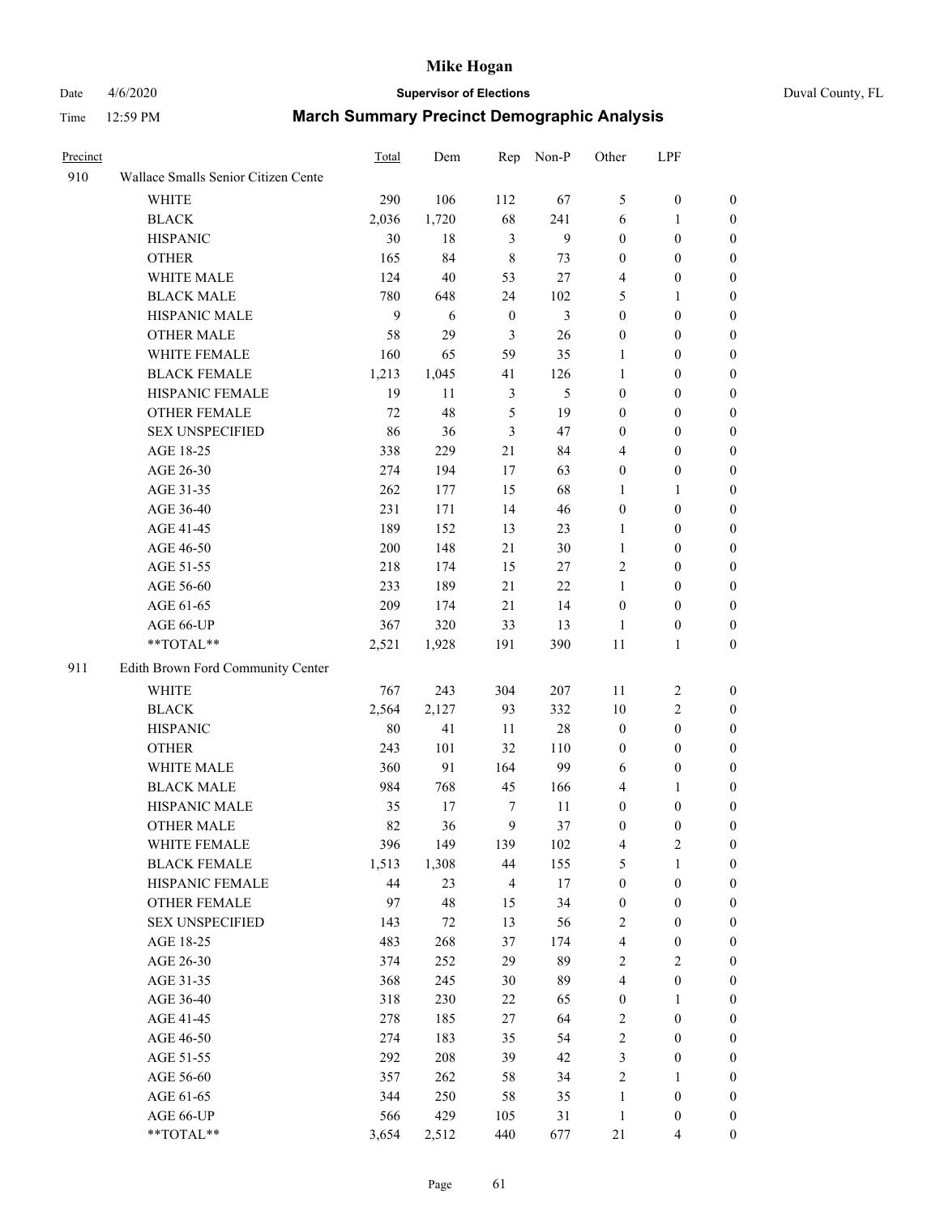# Mike Hogan

Date 4/6/2020 **Supervisor of Elections** Duval County, FL

Time 12:59 PM **March Summary Precinct Demographic Analysis**

| Precinct | | Total | Dem | Rep | Non-P | Other | LPF | |
|---|---|---|---|---|---|---|---|---|
| 910 | Wallace Smalls Senior Citizen Cente | | | | | | | |
| | WHITE | 290 | 106 | 112 | 67 | 5 | 0 | 0 |
| | BLACK | 2,036 | 1,720 | 68 | 241 | 6 | 1 | 0 |
| | HISPANIC | 30 | 18 | 3 | 9 | 0 | 0 | 0 |
| | OTHER | 165 | 84 | 8 | 73 | 0 | 0 | 0 |
| | WHITE MALE | 124 | 40 | 53 | 27 | 4 | 0 | 0 |
| | BLACK MALE | 780 | 648 | 24 | 102 | 5 | 1 | 0 |
| | HISPANIC MALE | 9 | 6 | 0 | 3 | 0 | 0 | 0 |
| | OTHER MALE | 58 | 29 | 3 | 26 | 0 | 0 | 0 |
| | WHITE FEMALE | 160 | 65 | 59 | 35 | 1 | 0 | 0 |
| | BLACK FEMALE | 1,213 | 1,045 | 41 | 126 | 1 | 0 | 0 |
| | HISPANIC FEMALE | 19 | 11 | 3 | 5 | 0 | 0 | 0 |
| | OTHER FEMALE | 72 | 48 | 5 | 19 | 0 | 0 | 0 |
| | SEX UNSPECIFIED | 86 | 36 | 3 | 47 | 0 | 0 | 0 |
| | AGE 18-25 | 338 | 229 | 21 | 84 | 4 | 0 | 0 |
| | AGE 26-30 | 274 | 194 | 17 | 63 | 0 | 0 | 0 |
| | AGE 31-35 | 262 | 177 | 15 | 68 | 1 | 1 | 0 |
| | AGE 36-40 | 231 | 171 | 14 | 46 | 0 | 0 | 0 |
| | AGE 41-45 | 189 | 152 | 13 | 23 | 1 | 0 | 0 |
| | AGE 46-50 | 200 | 148 | 21 | 30 | 1 | 0 | 0 |
| | AGE 51-55 | 218 | 174 | 15 | 27 | 2 | 0 | 0 |
| | AGE 56-60 | 233 | 189 | 21 | 22 | 1 | 0 | 0 |
| | AGE 61-65 | 209 | 174 | 21 | 14 | 0 | 0 | 0 |
| | AGE 66-UP | 367 | 320 | 33 | 13 | 1 | 0 | 0 |
| | **TOTAL** | 2,521 | 1,928 | 191 | 390 | 11 | 1 | 0 |
| 911 | Edith Brown Ford Community Center | | | | | | | |
| | WHITE | 767 | 243 | 304 | 207 | 11 | 2 | 0 |
| | BLACK | 2,564 | 2,127 | 93 | 332 | 10 | 2 | 0 |
| | HISPANIC | 80 | 41 | 11 | 28 | 0 | 0 | 0 |
| | OTHER | 243 | 101 | 32 | 110 | 0 | 0 | 0 |
| | WHITE MALE | 360 | 91 | 164 | 99 | 6 | 0 | 0 |
| | BLACK MALE | 984 | 768 | 45 | 166 | 4 | 1 | 0 |
| | HISPANIC MALE | 35 | 17 | 7 | 11 | 0 | 0 | 0 |
| | OTHER MALE | 82 | 36 | 9 | 37 | 0 | 0 | 0 |
| | WHITE FEMALE | 396 | 149 | 139 | 102 | 4 | 2 | 0 |
| | BLACK FEMALE | 1,513 | 1,308 | 44 | 155 | 5 | 1 | 0 |
| | HISPANIC FEMALE | 44 | 23 | 4 | 17 | 0 | 0 | 0 |
| | OTHER FEMALE | 97 | 48 | 15 | 34 | 0 | 0 | 0 |
| | SEX UNSPECIFIED | 143 | 72 | 13 | 56 | 2 | 0 | 0 |
| | AGE 18-25 | 483 | 268 | 37 | 174 | 4 | 0 | 0 |
| | AGE 26-30 | 374 | 252 | 29 | 89 | 2 | 2 | 0 |
| | AGE 31-35 | 368 | 245 | 30 | 89 | 4 | 0 | 0 |
| | AGE 36-40 | 318 | 230 | 22 | 65 | 0 | 1 | 0 |
| | AGE 41-45 | 278 | 185 | 27 | 64 | 2 | 0 | 0 |
| | AGE 46-50 | 274 | 183 | 35 | 54 | 2 | 0 | 0 |
| | AGE 51-55 | 292 | 208 | 39 | 42 | 3 | 0 | 0 |
| | AGE 56-60 | 357 | 262 | 58 | 34 | 2 | 1 | 0 |
| | AGE 61-65 | 344 | 250 | 58 | 35 | 1 | 0 | 0 |
| | AGE 66-UP | 566 | 429 | 105 | 31 | 1 | 0 | 0 |
| | **TOTAL** | 3,654 | 2,512 | 440 | 677 | 21 | 4 | 0 |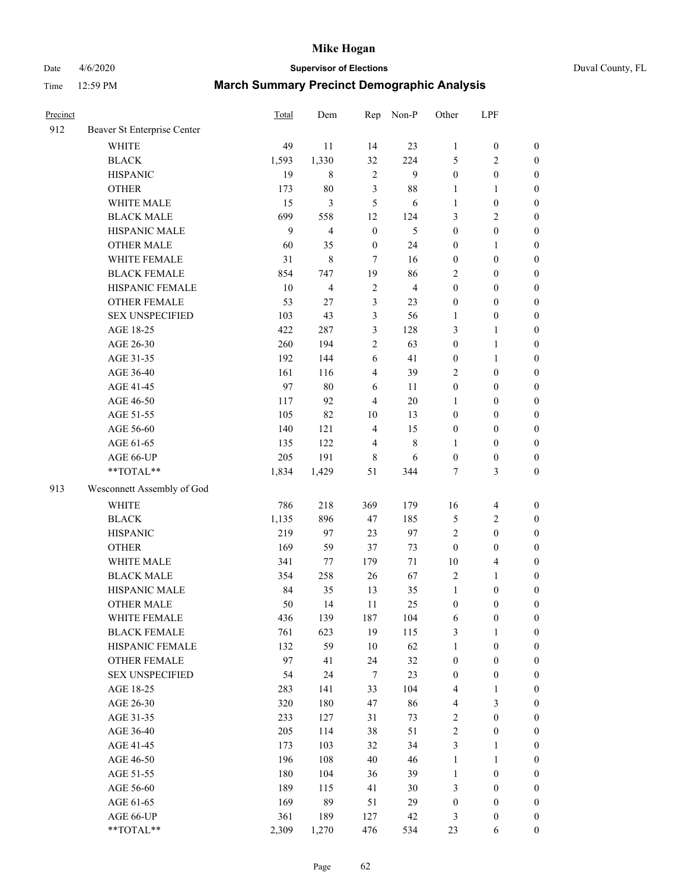# Mike Hogan

Date 4/6/2020 **Supervisor of Elections** Duval County, FL

Time 12:59 PM **March Summary Precinct Demographic Analysis**

| Precinct | | Total | Dem | Rep | Non-P | Other | LPF | |
|---|---|---|---|---|---|---|---|---|
| 912 | Beaver St Enterprise Center | | | | | | | |
| | WHITE | 49 | 11 | 14 | 23 | 1 | 0 | 0 |
| | BLACK | 1,593 | 1,330 | 32 | 224 | 5 | 2 | 0 |
| | HISPANIC | 19 | 8 | 2 | 9 | 0 | 0 | 0 |
| | OTHER | 173 | 80 | 3 | 88 | 1 | 1 | 0 |
| | WHITE MALE | 15 | 3 | 5 | 6 | 1 | 0 | 0 |
| | BLACK MALE | 699 | 558 | 12 | 124 | 3 | 2 | 0 |
| | HISPANIC MALE | 9 | 4 | 0 | 5 | 0 | 0 | 0 |
| | OTHER MALE | 60 | 35 | 0 | 24 | 0 | 1 | 0 |
| | WHITE FEMALE | 31 | 8 | 7 | 16 | 0 | 0 | 0 |
| | BLACK FEMALE | 854 | 747 | 19 | 86 | 2 | 0 | 0 |
| | HISPANIC FEMALE | 10 | 4 | 2 | 4 | 0 | 0 | 0 |
| | OTHER FEMALE | 53 | 27 | 3 | 23 | 0 | 0 | 0 |
| | SEX UNSPECIFIED | 103 | 43 | 3 | 56 | 1 | 0 | 0 |
| | AGE 18-25 | 422 | 287 | 3 | 128 | 3 | 1 | 0 |
| | AGE 26-30 | 260 | 194 | 2 | 63 | 0 | 1 | 0 |
| | AGE 31-35 | 192 | 144 | 6 | 41 | 0 | 1 | 0 |
| | AGE 36-40 | 161 | 116 | 4 | 39 | 2 | 0 | 0 |
| | AGE 41-45 | 97 | 80 | 6 | 11 | 0 | 0 | 0 |
| | AGE 46-50 | 117 | 92 | 4 | 20 | 1 | 0 | 0 |
| | AGE 51-55 | 105 | 82 | 10 | 13 | 0 | 0 | 0 |
| | AGE 56-60 | 140 | 121 | 4 | 15 | 0 | 0 | 0 |
| | AGE 61-65 | 135 | 122 | 4 | 8 | 1 | 0 | 0 |
| | AGE 66-UP | 205 | 191 | 8 | 6 | 0 | 0 | 0 |
| | **TOTAL** | 1,834 | 1,429 | 51 | 344 | 7 | 3 | 0 |
| 913 | Wesconnett Assembly of God | | | | | | | |
| | WHITE | 786 | 218 | 369 | 179 | 16 | 4 | 0 |
| | BLACK | 1,135 | 896 | 47 | 185 | 5 | 2 | 0 |
| | HISPANIC | 219 | 97 | 23 | 97 | 2 | 0 | 0 |
| | OTHER | 169 | 59 | 37 | 73 | 0 | 0 | 0 |
| | WHITE MALE | 341 | 77 | 179 | 71 | 10 | 4 | 0 |
| | BLACK MALE | 354 | 258 | 26 | 67 | 2 | 1 | 0 |
| | HISPANIC MALE | 84 | 35 | 13 | 35 | 1 | 0 | 0 |
| | OTHER MALE | 50 | 14 | 11 | 25 | 0 | 0 | 0 |
| | WHITE FEMALE | 436 | 139 | 187 | 104 | 6 | 0 | 0 |
| | BLACK FEMALE | 761 | 623 | 19 | 115 | 3 | 1 | 0 |
| | HISPANIC FEMALE | 132 | 59 | 10 | 62 | 1 | 0 | 0 |
| | OTHER FEMALE | 97 | 41 | 24 | 32 | 0 | 0 | 0 |
| | SEX UNSPECIFIED | 54 | 24 | 7 | 23 | 0 | 0 | 0 |
| | AGE 18-25 | 283 | 141 | 33 | 104 | 4 | 1 | 0 |
| | AGE 26-30 | 320 | 180 | 47 | 86 | 4 | 3 | 0 |
| | AGE 31-35 | 233 | 127 | 31 | 73 | 2 | 0 | 0 |
| | AGE 36-40 | 205 | 114 | 38 | 51 | 2 | 0 | 0 |
| | AGE 41-45 | 173 | 103 | 32 | 34 | 3 | 1 | 0 |
| | AGE 46-50 | 196 | 108 | 40 | 46 | 1 | 1 | 0 |
| | AGE 51-55 | 180 | 104 | 36 | 39 | 1 | 0 | 0 |
| | AGE 56-60 | 189 | 115 | 41 | 30 | 3 | 0 | 0 |
| | AGE 61-65 | 169 | 89 | 51 | 29 | 0 | 0 | 0 |
| | AGE 66-UP | 361 | 189 | 127 | 42 | 3 | 0 | 0 |
| | **TOTAL** | 2,309 | 1,270 | 476 | 534 | 23 | 6 | 0 |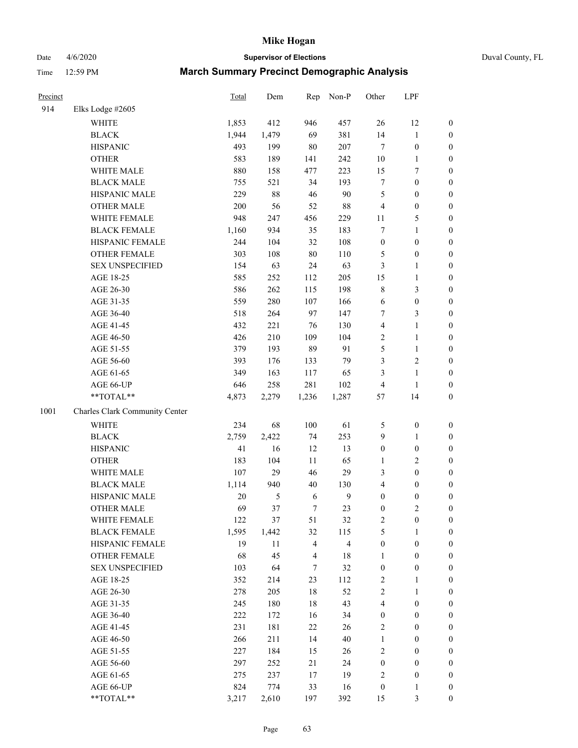# Mike Hogan

Date 4/6/2020 **Supervisor of Elections** Duval County, FL

Time 12:59 PM **March Summary Precinct Demographic Analysis**

| Precinct | | Total | Dem | Rep | Non-P | Other | LPF | |
|---|---|---|---|---|---|---|---|---|
| 914 | Elks Lodge #2605 | | | | | | | |
| | WHITE | 1,853 | 412 | 946 | 457 | 26 | 12 | 0 |
| | BLACK | 1,944 | 1,479 | 69 | 381 | 14 | 1 | 0 |
| | HISPANIC | 493 | 199 | 80 | 207 | 7 | 0 | 0 |
| | OTHER | 583 | 189 | 141 | 242 | 10 | 1 | 0 |
| | WHITE MALE | 880 | 158 | 477 | 223 | 15 | 7 | 0 |
| | BLACK MALE | 755 | 521 | 34 | 193 | 7 | 0 | 0 |
| | HISPANIC MALE | 229 | 88 | 46 | 90 | 5 | 0 | 0 |
| | OTHER MALE | 200 | 56 | 52 | 88 | 4 | 0 | 0 |
| | WHITE FEMALE | 948 | 247 | 456 | 229 | 11 | 5 | 0 |
| | BLACK FEMALE | 1,160 | 934 | 35 | 183 | 7 | 1 | 0 |
| | HISPANIC FEMALE | 244 | 104 | 32 | 108 | 0 | 0 | 0 |
| | OTHER FEMALE | 303 | 108 | 80 | 110 | 5 | 0 | 0 |
| | SEX UNSPECIFIED | 154 | 63 | 24 | 63 | 3 | 1 | 0 |
| | AGE 18-25 | 585 | 252 | 112 | 205 | 15 | 1 | 0 |
| | AGE 26-30 | 586 | 262 | 115 | 198 | 8 | 3 | 0 |
| | AGE 31-35 | 559 | 280 | 107 | 166 | 6 | 0 | 0 |
| | AGE 36-40 | 518 | 264 | 97 | 147 | 7 | 3 | 0 |
| | AGE 41-45 | 432 | 221 | 76 | 130 | 4 | 1 | 0 |
| | AGE 46-50 | 426 | 210 | 109 | 104 | 2 | 1 | 0 |
| | AGE 51-55 | 379 | 193 | 89 | 91 | 5 | 1 | 0 |
| | AGE 56-60 | 393 | 176 | 133 | 79 | 3 | 2 | 0 |
| | AGE 61-65 | 349 | 163 | 117 | 65 | 3 | 1 | 0 |
| | AGE 66-UP | 646 | 258 | 281 | 102 | 4 | 1 | 0 |
| | **TOTAL** | 4,873 | 2,279 | 1,236 | 1,287 | 57 | 14 | 0 |
| 1001 | Charles Clark Community Center | | | | | | | |
| | WHITE | 234 | 68 | 100 | 61 | 5 | 0 | 0 |
| | BLACK | 2,759 | 2,422 | 74 | 253 | 9 | 1 | 0 |
| | HISPANIC | 41 | 16 | 12 | 13 | 0 | 0 | 0 |
| | OTHER | 183 | 104 | 11 | 65 | 1 | 2 | 0 |
| | WHITE MALE | 107 | 29 | 46 | 29 | 3 | 0 | 0 |
| | BLACK MALE | 1,114 | 940 | 40 | 130 | 4 | 0 | 0 |
| | HISPANIC MALE | 20 | 5 | 6 | 9 | 0 | 0 | 0 |
| | OTHER MALE | 69 | 37 | 7 | 23 | 0 | 2 | 0 |
| | WHITE FEMALE | 122 | 37 | 51 | 32 | 2 | 0 | 0 |
| | BLACK FEMALE | 1,595 | 1,442 | 32 | 115 | 5 | 1 | 0 |
| | HISPANIC FEMALE | 19 | 11 | 4 | 4 | 0 | 0 | 0 |
| | OTHER FEMALE | 68 | 45 | 4 | 18 | 1 | 0 | 0 |
| | SEX UNSPECIFIED | 103 | 64 | 7 | 32 | 0 | 0 | 0 |
| | AGE 18-25 | 352 | 214 | 23 | 112 | 2 | 1 | 0 |
| | AGE 26-30 | 278 | 205 | 18 | 52 | 2 | 1 | 0 |
| | AGE 31-35 | 245 | 180 | 18 | 43 | 4 | 0 | 0 |
| | AGE 36-40 | 222 | 172 | 16 | 34 | 0 | 0 | 0 |
| | AGE 41-45 | 231 | 181 | 22 | 26 | 2 | 0 | 0 |
| | AGE 46-50 | 266 | 211 | 14 | 40 | 1 | 0 | 0 |
| | AGE 51-55 | 227 | 184 | 15 | 26 | 2 | 0 | 0 |
| | AGE 56-60 | 297 | 252 | 21 | 24 | 0 | 0 | 0 |
| | AGE 61-65 | 275 | 237 | 17 | 19 | 2 | 0 | 0 |
| | AGE 66-UP | 824 | 774 | 33 | 16 | 0 | 1 | 0 |
| | **TOTAL** | 3,217 | 2,610 | 197 | 392 | 15 | 3 | 0 |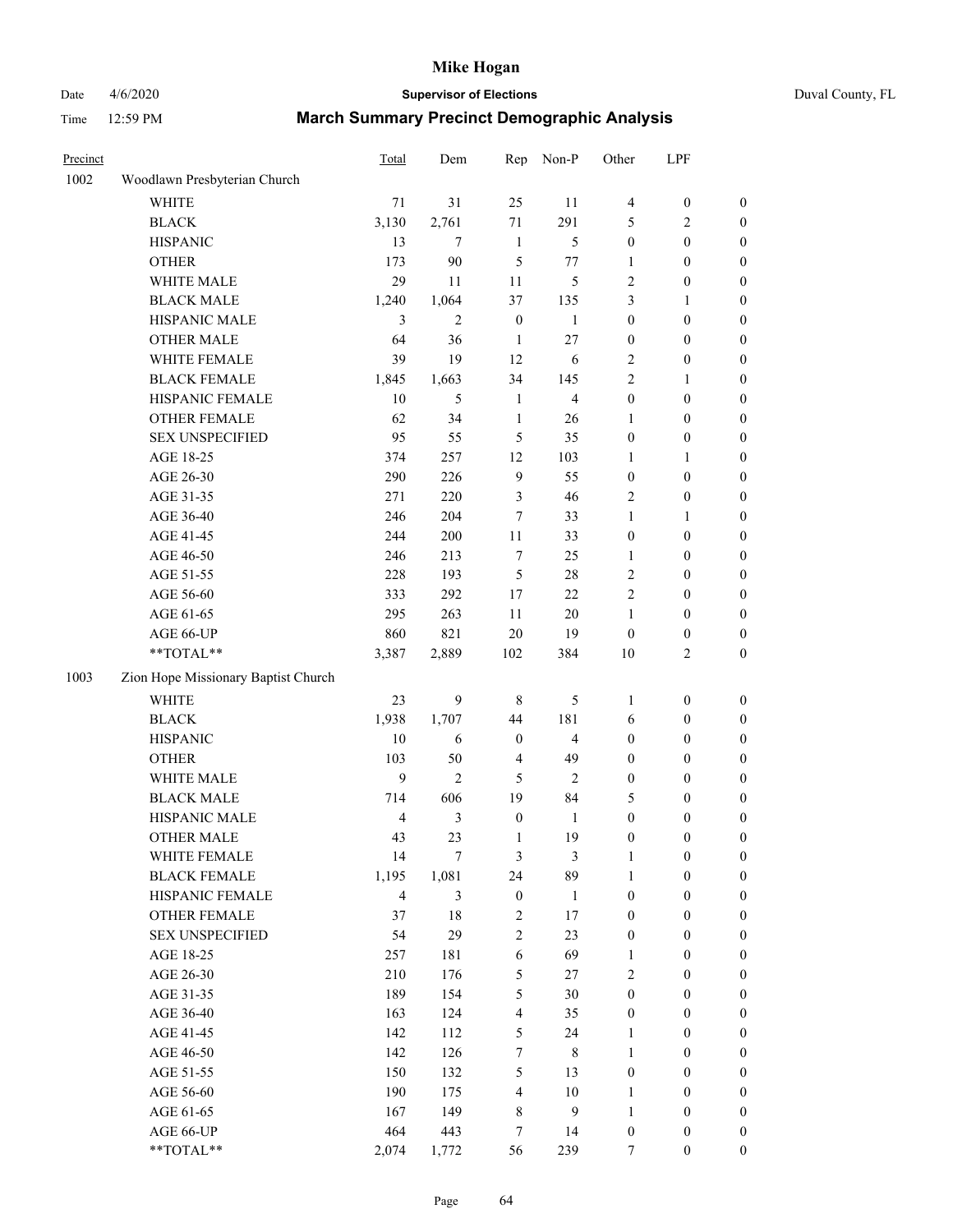# Mike Hogan

Date 4/6/2020 **Supervisor of Elections** Duval County, FL

Time 12:59 PM **March Summary Precinct Demographic Analysis**

| Precinct | | Total | Dem | Rep | Non-P | Other | LPF | |
|---|---|---|---|---|---|---|---|---|
| 1002 | Woodlawn Presbyterian Church | | | | | | | |
| | WHITE | 71 | 31 | 25 | 11 | 4 | 0 | 0 |
| | BLACK | 3,130 | 2,761 | 71 | 291 | 5 | 2 | 0 |
| | HISPANIC | 13 | 7 | 1 | 5 | 0 | 0 | 0 |
| | OTHER | 173 | 90 | 5 | 77 | 1 | 0 | 0 |
| | WHITE MALE | 29 | 11 | 11 | 5 | 2 | 0 | 0 |
| | BLACK MALE | 1,240 | 1,064 | 37 | 135 | 3 | 1 | 0 |
| | HISPANIC MALE | 3 | 2 | 0 | 1 | 0 | 0 | 0 |
| | OTHER MALE | 64 | 36 | 1 | 27 | 0 | 0 | 0 |
| | WHITE FEMALE | 39 | 19 | 12 | 6 | 2 | 0 | 0 |
| | BLACK FEMALE | 1,845 | 1,663 | 34 | 145 | 2 | 1 | 0 |
| | HISPANIC FEMALE | 10 | 5 | 1 | 4 | 0 | 0 | 0 |
| | OTHER FEMALE | 62 | 34 | 1 | 26 | 1 | 0 | 0 |
| | SEX UNSPECIFIED | 95 | 55 | 5 | 35 | 0 | 0 | 0 |
| | AGE 18-25 | 374 | 257 | 12 | 103 | 1 | 1 | 0 |
| | AGE 26-30 | 290 | 226 | 9 | 55 | 0 | 0 | 0 |
| | AGE 31-35 | 271 | 220 | 3 | 46 | 2 | 0 | 0 |
| | AGE 36-40 | 246 | 204 | 7 | 33 | 1 | 1 | 0 |
| | AGE 41-45 | 244 | 200 | 11 | 33 | 0 | 0 | 0 |
| | AGE 46-50 | 246 | 213 | 7 | 25 | 1 | 0 | 0 |
| | AGE 51-55 | 228 | 193 | 5 | 28 | 2 | 0 | 0 |
| | AGE 56-60 | 333 | 292 | 17 | 22 | 2 | 0 | 0 |
| | AGE 61-65 | 295 | 263 | 11 | 20 | 1 | 0 | 0 |
| | AGE 66-UP | 860 | 821 | 20 | 19 | 0 | 0 | 0 |
| | **TOTAL** | 3,387 | 2,889 | 102 | 384 | 10 | 2 | 0 |
| 1003 | Zion Hope Missionary Baptist Church | | | | | | | |
| | WHITE | 23 | 9 | 8 | 5 | 1 | 0 | 0 |
| | BLACK | 1,938 | 1,707 | 44 | 181 | 6 | 0 | 0 |
| | HISPANIC | 10 | 6 | 0 | 4 | 0 | 0 | 0 |
| | OTHER | 103 | 50 | 4 | 49 | 0 | 0 | 0 |
| | WHITE MALE | 9 | 2 | 5 | 2 | 0 | 0 | 0 |
| | BLACK MALE | 714 | 606 | 19 | 84 | 5 | 0 | 0 |
| | HISPANIC MALE | 4 | 3 | 0 | 1 | 0 | 0 | 0 |
| | OTHER MALE | 43 | 23 | 1 | 19 | 0 | 0 | 0 |
| | WHITE FEMALE | 14 | 7 | 3 | 3 | 1 | 0 | 0 |
| | BLACK FEMALE | 1,195 | 1,081 | 24 | 89 | 1 | 0 | 0 |
| | HISPANIC FEMALE | 4 | 3 | 0 | 1 | 0 | 0 | 0 |
| | OTHER FEMALE | 37 | 18 | 2 | 17 | 0 | 0 | 0 |
| | SEX UNSPECIFIED | 54 | 29 | 2 | 23 | 0 | 0 | 0 |
| | AGE 18-25 | 257 | 181 | 6 | 69 | 1 | 0 | 0 |
| | AGE 26-30 | 210 | 176 | 5 | 27 | 2 | 0 | 0 |
| | AGE 31-35 | 189 | 154 | 5 | 30 | 0 | 0 | 0 |
| | AGE 36-40 | 163 | 124 | 4 | 35 | 0 | 0 | 0 |
| | AGE 41-45 | 142 | 112 | 5 | 24 | 1 | 0 | 0 |
| | AGE 46-50 | 142 | 126 | 7 | 8 | 1 | 0 | 0 |
| | AGE 51-55 | 150 | 132 | 5 | 13 | 0 | 0 | 0 |
| | AGE 56-60 | 190 | 175 | 4 | 10 | 1 | 0 | 0 |
| | AGE 61-65 | 167 | 149 | 8 | 9 | 1 | 0 | 0 |
| | AGE 66-UP | 464 | 443 | 7 | 14 | 0 | 0 | 0 |
| | **TOTAL** | 2,074 | 1,772 | 56 | 239 | 7 | 0 | 0 |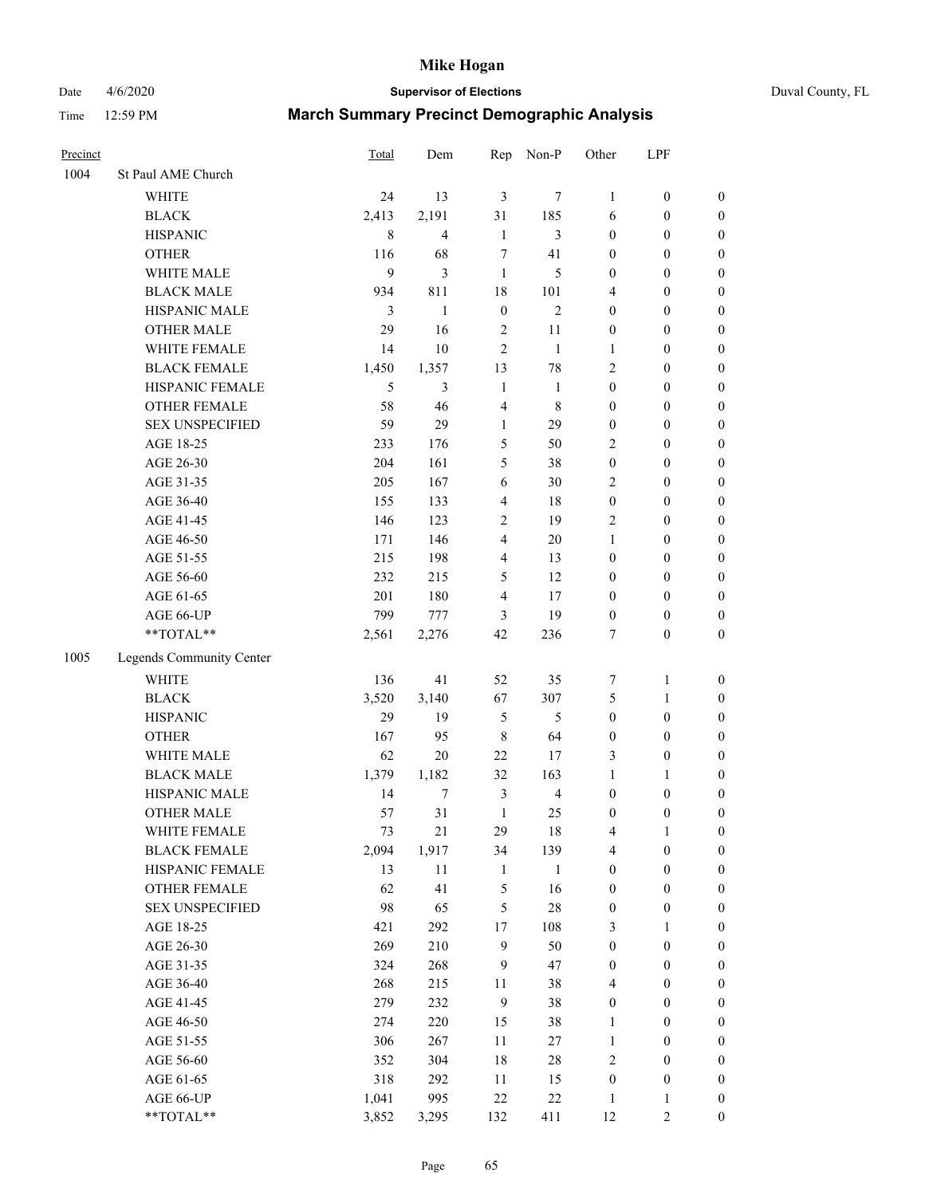# Mike Hogan

Date 4/6/2020 **Supervisor of Elections** Duval County, FL

Time 12:59 PM **March Summary Precinct Demographic Analysis**

| Precinct | | Total | Dem | Rep | Non-P | Other | LPF | |
|---|---|---|---|---|---|---|---|---|
| 1004 | St Paul AME Church | | | | | | | |
| | WHITE | 24 | 13 | 3 | 7 | 1 | 0 | 0 |
| | BLACK | 2,413 | 2,191 | 31 | 185 | 6 | 0 | 0 |
| | HISPANIC | 8 | 4 | 1 | 3 | 0 | 0 | 0 |
| | OTHER | 116 | 68 | 7 | 41 | 0 | 0 | 0 |
| | WHITE MALE | 9 | 3 | 1 | 5 | 0 | 0 | 0 |
| | BLACK MALE | 934 | 811 | 18 | 101 | 4 | 0 | 0 |
| | HISPANIC MALE | 3 | 1 | 0 | 2 | 0 | 0 | 0 |
| | OTHER MALE | 29 | 16 | 2 | 11 | 0 | 0 | 0 |
| | WHITE FEMALE | 14 | 10 | 2 | 1 | 1 | 0 | 0 |
| | BLACK FEMALE | 1,450 | 1,357 | 13 | 78 | 2 | 0 | 0 |
| | HISPANIC FEMALE | 5 | 3 | 1 | 1 | 0 | 0 | 0 |
| | OTHER FEMALE | 58 | 46 | 4 | 8 | 0 | 0 | 0 |
| | SEX UNSPECIFIED | 59 | 29 | 1 | 29 | 0 | 0 | 0 |
| | AGE 18-25 | 233 | 176 | 5 | 50 | 2 | 0 | 0 |
| | AGE 26-30 | 204 | 161 | 5 | 38 | 0 | 0 | 0 |
| | AGE 31-35 | 205 | 167 | 6 | 30 | 2 | 0 | 0 |
| | AGE 36-40 | 155 | 133 | 4 | 18 | 0 | 0 | 0 |
| | AGE 41-45 | 146 | 123 | 2 | 19 | 2 | 0 | 0 |
| | AGE 46-50 | 171 | 146 | 4 | 20 | 1 | 0 | 0 |
| | AGE 51-55 | 215 | 198 | 4 | 13 | 0 | 0 | 0 |
| | AGE 56-60 | 232 | 215 | 5 | 12 | 0 | 0 | 0 |
| | AGE 61-65 | 201 | 180 | 4 | 17 | 0 | 0 | 0 |
| | AGE 66-UP | 799 | 777 | 3 | 19 | 0 | 0 | 0 |
| | **TOTAL** | 2,561 | 2,276 | 42 | 236 | 7 | 0 | 0 |
| 1005 | Legends Community Center | | | | | | | |
| | WHITE | 136 | 41 | 52 | 35 | 7 | 1 | 0 |
| | BLACK | 3,520 | 3,140 | 67 | 307 | 5 | 1 | 0 |
| | HISPANIC | 29 | 19 | 5 | 5 | 0 | 0 | 0 |
| | OTHER | 167 | 95 | 8 | 64 | 0 | 0 | 0 |
| | WHITE MALE | 62 | 20 | 22 | 17 | 3 | 0 | 0 |
| | BLACK MALE | 1,379 | 1,182 | 32 | 163 | 1 | 1 | 0 |
| | HISPANIC MALE | 14 | 7 | 3 | 4 | 0 | 0 | 0 |
| | OTHER MALE | 57 | 31 | 1 | 25 | 0 | 0 | 0 |
| | WHITE FEMALE | 73 | 21 | 29 | 18 | 4 | 1 | 0 |
| | BLACK FEMALE | 2,094 | 1,917 | 34 | 139 | 4 | 0 | 0 |
| | HISPANIC FEMALE | 13 | 11 | 1 | 1 | 0 | 0 | 0 |
| | OTHER FEMALE | 62 | 41 | 5 | 16 | 0 | 0 | 0 |
| | SEX UNSPECIFIED | 98 | 65 | 5 | 28 | 0 | 0 | 0 |
| | AGE 18-25 | 421 | 292 | 17 | 108 | 3 | 1 | 0 |
| | AGE 26-30 | 269 | 210 | 9 | 50 | 0 | 0 | 0 |
| | AGE 31-35 | 324 | 268 | 9 | 47 | 0 | 0 | 0 |
| | AGE 36-40 | 268 | 215 | 11 | 38 | 4 | 0 | 0 |
| | AGE 41-45 | 279 | 232 | 9 | 38 | 0 | 0 | 0 |
| | AGE 46-50 | 274 | 220 | 15 | 38 | 1 | 0 | 0 |
| | AGE 51-55 | 306 | 267 | 11 | 27 | 1 | 0 | 0 |
| | AGE 56-60 | 352 | 304 | 18 | 28 | 2 | 0 | 0 |
| | AGE 61-65 | 318 | 292 | 11 | 15 | 0 | 0 | 0 |
| | AGE 66-UP | 1,041 | 995 | 22 | 22 | 1 | 1 | 0 |
| | **TOTAL** | 3,852 | 3,295 | 132 | 411 | 12 | 2 | 0 |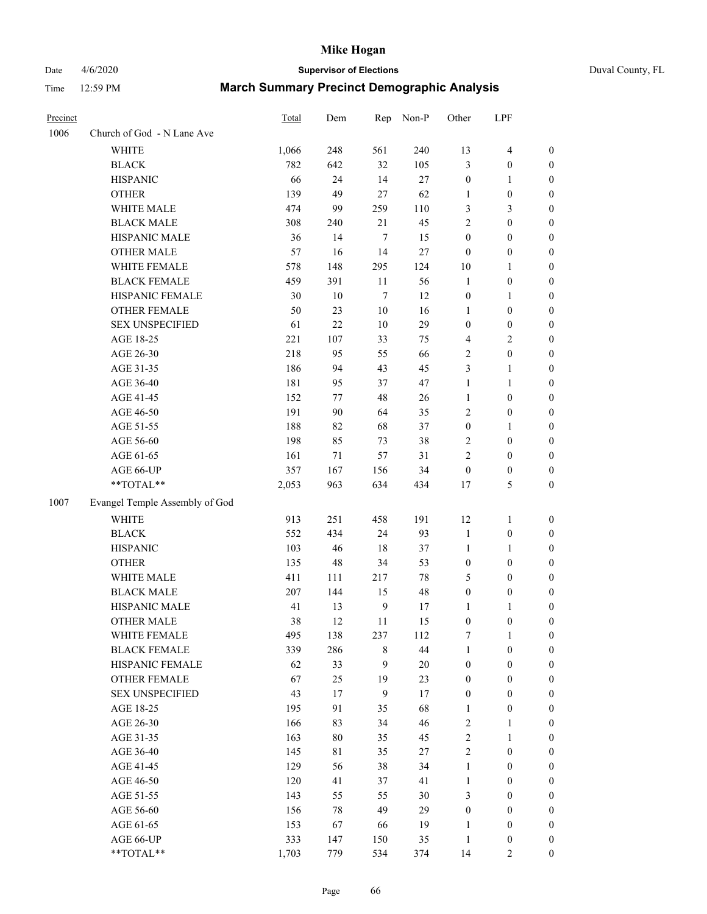# Mike Hogan

Date 4/6/2020 **Supervisor of Elections** Duval County, FL

Time 12:59 PM **March Summary Precinct Demographic Analysis**

| Precinct | | Total | Dem | Rep | Non-P | Other | LPF | |
|---|---|---|---|---|---|---|---|---|
| 1006 | Church of God - N Lane Ave | | | | | | | |
| | WHITE | 1,066 | 248 | 561 | 240 | 13 | 4 | 0 |
| | BLACK | 782 | 642 | 32 | 105 | 3 | 0 | 0 |
| | HISPANIC | 66 | 24 | 14 | 27 | 0 | 1 | 0 |
| | OTHER | 139 | 49 | 27 | 62 | 1 | 0 | 0 |
| | WHITE MALE | 474 | 99 | 259 | 110 | 3 | 3 | 0 |
| | BLACK MALE | 308 | 240 | 21 | 45 | 2 | 0 | 0 |
| | HISPANIC MALE | 36 | 14 | 7 | 15 | 0 | 0 | 0 |
| | OTHER MALE | 57 | 16 | 14 | 27 | 0 | 0 | 0 |
| | WHITE FEMALE | 578 | 148 | 295 | 124 | 10 | 1 | 0 |
| | BLACK FEMALE | 459 | 391 | 11 | 56 | 1 | 0 | 0 |
| | HISPANIC FEMALE | 30 | 10 | 7 | 12 | 0 | 1 | 0 |
| | OTHER FEMALE | 50 | 23 | 10 | 16 | 1 | 0 | 0 |
| | SEX UNSPECIFIED | 61 | 22 | 10 | 29 | 0 | 0 | 0 |
| | AGE 18-25 | 221 | 107 | 33 | 75 | 4 | 2 | 0 |
| | AGE 26-30 | 218 | 95 | 55 | 66 | 2 | 0 | 0 |
| | AGE 31-35 | 186 | 94 | 43 | 45 | 3 | 1 | 0 |
| | AGE 36-40 | 181 | 95 | 37 | 47 | 1 | 1 | 0 |
| | AGE 41-45 | 152 | 77 | 48 | 26 | 1 | 0 | 0 |
| | AGE 46-50 | 191 | 90 | 64 | 35 | 2 | 0 | 0 |
| | AGE 51-55 | 188 | 82 | 68 | 37 | 0 | 1 | 0 |
| | AGE 56-60 | 198 | 85 | 73 | 38 | 2 | 0 | 0 |
| | AGE 61-65 | 161 | 71 | 57 | 31 | 2 | 0 | 0 |
| | AGE 66-UP | 357 | 167 | 156 | 34 | 0 | 0 | 0 |
| | **TOTAL** | 2,053 | 963 | 634 | 434 | 17 | 5 | 0 |
| 1007 | Evangel Temple Assembly of God | | | | | | | |
| | WHITE | 913 | 251 | 458 | 191 | 12 | 1 | 0 |
| | BLACK | 552 | 434 | 24 | 93 | 1 | 0 | 0 |
| | HISPANIC | 103 | 46 | 18 | 37 | 1 | 1 | 0 |
| | OTHER | 135 | 48 | 34 | 53 | 0 | 0 | 0 |
| | WHITE MALE | 411 | 111 | 217 | 78 | 5 | 0 | 0 |
| | BLACK MALE | 207 | 144 | 15 | 48 | 0 | 0 | 0 |
| | HISPANIC MALE | 41 | 13 | 9 | 17 | 1 | 1 | 0 |
| | OTHER MALE | 38 | 12 | 11 | 15 | 0 | 0 | 0 |
| | WHITE FEMALE | 495 | 138 | 237 | 112 | 7 | 1 | 0 |
| | BLACK FEMALE | 339 | 286 | 8 | 44 | 1 | 0 | 0 |
| | HISPANIC FEMALE | 62 | 33 | 9 | 20 | 0 | 0 | 0 |
| | OTHER FEMALE | 67 | 25 | 19 | 23 | 0 | 0 | 0 |
| | SEX UNSPECIFIED | 43 | 17 | 9 | 17 | 0 | 0 | 0 |
| | AGE 18-25 | 195 | 91 | 35 | 68 | 1 | 0 | 0 |
| | AGE 26-30 | 166 | 83 | 34 | 46 | 2 | 1 | 0 |
| | AGE 31-35 | 163 | 80 | 35 | 45 | 2 | 1 | 0 |
| | AGE 36-40 | 145 | 81 | 35 | 27 | 2 | 0 | 0 |
| | AGE 41-45 | 129 | 56 | 38 | 34 | 1 | 0 | 0 |
| | AGE 46-50 | 120 | 41 | 37 | 41 | 1 | 0 | 0 |
| | AGE 51-55 | 143 | 55 | 55 | 30 | 3 | 0 | 0 |
| | AGE 56-60 | 156 | 78 | 49 | 29 | 0 | 0 | 0 |
| | AGE 61-65 | 153 | 67 | 66 | 19 | 1 | 0 | 0 |
| | AGE 66-UP | 333 | 147 | 150 | 35 | 1 | 0 | 0 |
| | **TOTAL** | 1,703 | 779 | 534 | 374 | 14 | 2 | 0 |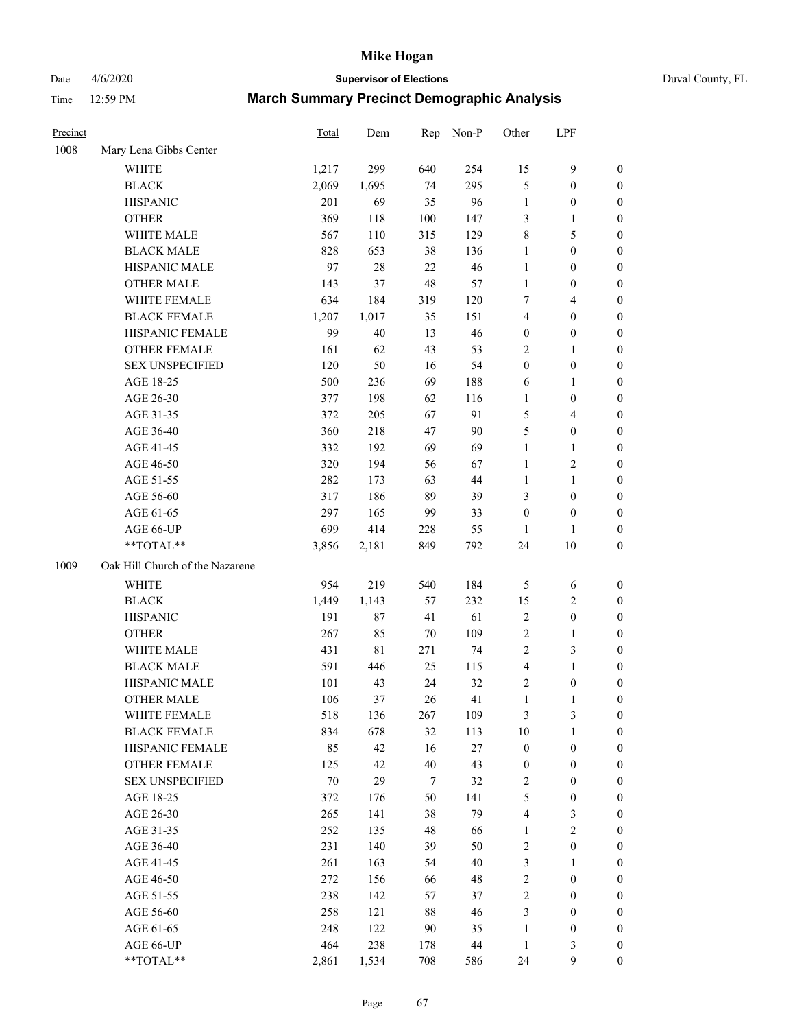# March Summary Precinct Demographic Analysis

| Precinct | | Total | Dem | Rep | Non-P | Other | LPF | |
|---|---|---|---|---|---|---|---|---|
| 1008 | Mary Lena Gibbs Center | | | | | | | |
| | WHITE | 1,217 | 299 | 640 | 254 | 15 | 9 | 0 |
| | BLACK | 2,069 | 1,695 | 74 | 295 | 5 | 0 | 0 |
| | HISPANIC | 201 | 69 | 35 | 96 | 1 | 0 | 0 |
| | OTHER | 369 | 118 | 100 | 147 | 3 | 1 | 0 |
| | WHITE MALE | 567 | 110 | 315 | 129 | 8 | 5 | 0 |
| | BLACK MALE | 828 | 653 | 38 | 136 | 1 | 0 | 0 |
| | HISPANIC MALE | 97 | 28 | 22 | 46 | 1 | 0 | 0 |
| | OTHER MALE | 143 | 37 | 48 | 57 | 1 | 0 | 0 |
| | WHITE FEMALE | 634 | 184 | 319 | 120 | 7 | 4 | 0 |
| | BLACK FEMALE | 1,207 | 1,017 | 35 | 151 | 4 | 0 | 0 |
| | HISPANIC FEMALE | 99 | 40 | 13 | 46 | 0 | 0 | 0 |
| | OTHER FEMALE | 161 | 62 | 43 | 53 | 2 | 1 | 0 |
| | SEX UNSPECIFIED | 120 | 50 | 16 | 54 | 0 | 0 | 0 |
| | AGE 18-25 | 500 | 236 | 69 | 188 | 6 | 1 | 0 |
| | AGE 26-30 | 377 | 198 | 62 | 116 | 1 | 0 | 0 |
| | AGE 31-35 | 372 | 205 | 67 | 91 | 5 | 4 | 0 |
| | AGE 36-40 | 360 | 218 | 47 | 90 | 5 | 0 | 0 |
| | AGE 41-45 | 332 | 192 | 69 | 69 | 1 | 1 | 0 |
| | AGE 46-50 | 320 | 194 | 56 | 67 | 1 | 2 | 0 |
| | AGE 51-55 | 282 | 173 | 63 | 44 | 1 | 1 | 0 |
| | AGE 56-60 | 317 | 186 | 89 | 39 | 3 | 0 | 0 |
| | AGE 61-65 | 297 | 165 | 99 | 33 | 0 | 0 | 0 |
| | AGE 66-UP | 699 | 414 | 228 | 55 | 1 | 1 | 0 |
| | **TOTAL** | 3,856 | 2,181 | 849 | 792 | 24 | 10 | 0 |
| 1009 | Oak Hill Church of the Nazarene | | | | | | | |
| | WHITE | 954 | 219 | 540 | 184 | 5 | 6 | 0 |
| | BLACK | 1,449 | 1,143 | 57 | 232 | 15 | 2 | 0 |
| | HISPANIC | 191 | 87 | 41 | 61 | 2 | 0 | 0 |
| | OTHER | 267 | 85 | 70 | 109 | 2 | 1 | 0 |
| | WHITE MALE | 431 | 81 | 271 | 74 | 2 | 3 | 0 |
| | BLACK MALE | 591 | 446 | 25 | 115 | 4 | 1 | 0 |
| | HISPANIC MALE | 101 | 43 | 24 | 32 | 2 | 0 | 0 |
| | OTHER MALE | 106 | 37 | 26 | 41 | 1 | 1 | 0 |
| | WHITE FEMALE | 518 | 136 | 267 | 109 | 3 | 3 | 0 |
| | BLACK FEMALE | 834 | 678 | 32 | 113 | 10 | 1 | 0 |
| | HISPANIC FEMALE | 85 | 42 | 16 | 27 | 0 | 0 | 0 |
| | OTHER FEMALE | 125 | 42 | 40 | 43 | 0 | 0 | 0 |
| | SEX UNSPECIFIED | 70 | 29 | 7 | 32 | 2 | 0 | 0 |
| | AGE 18-25 | 372 | 176 | 50 | 141 | 5 | 0 | 0 |
| | AGE 26-30 | 265 | 141 | 38 | 79 | 4 | 3 | 0 |
| | AGE 31-35 | 252 | 135 | 48 | 66 | 1 | 2 | 0 |
| | AGE 36-40 | 231 | 140 | 39 | 50 | 2 | 0 | 0 |
| | AGE 41-45 | 261 | 163 | 54 | 40 | 3 | 1 | 0 |
| | AGE 46-50 | 272 | 156 | 66 | 48 | 2 | 0 | 0 |
| | AGE 51-55 | 238 | 142 | 57 | 37 | 2 | 0 | 0 |
| | AGE 56-60 | 258 | 121 | 88 | 46 | 3 | 0 | 0 |
| | AGE 61-65 | 248 | 122 | 90 | 35 | 1 | 0 | 0 |
| | AGE 66-UP | 464 | 238 | 178 | 44 | 1 | 3 | 0 |
| | **TOTAL** | 2,861 | 1,534 | 708 | 586 | 24 | 9 | 0 |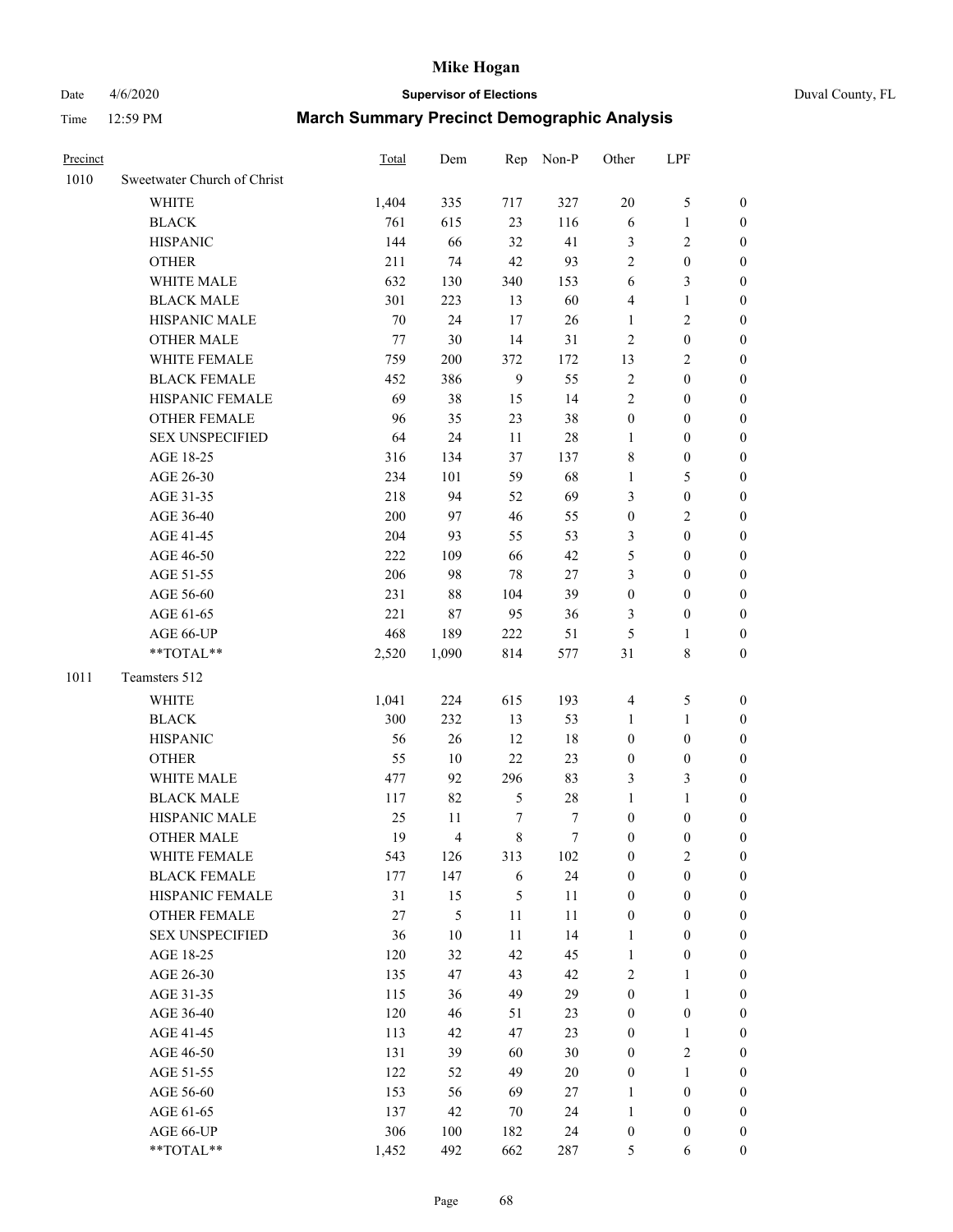# Mike Hogan

Date 4/6/2020 **Supervisor of Elections** Duval County, FL

Time 12:59 PM **March Summary Precinct Demographic Analysis**

| Precinct | | Total | Dem | Rep | Non-P | Other | LPF | |
|---|---|---|---|---|---|---|---|---|
| 1010 | Sweetwater Church of Christ | | | | | | | |
| | WHITE | 1,404 | 335 | 717 | 327 | 20 | 5 | 0 |
| | BLACK | 761 | 615 | 23 | 116 | 6 | 1 | 0 |
| | HISPANIC | 144 | 66 | 32 | 41 | 3 | 2 | 0 |
| | OTHER | 211 | 74 | 42 | 93 | 2 | 0 | 0 |
| | WHITE MALE | 632 | 130 | 340 | 153 | 6 | 3 | 0 |
| | BLACK MALE | 301 | 223 | 13 | 60 | 4 | 1 | 0 |
| | HISPANIC MALE | 70 | 24 | 17 | 26 | 1 | 2 | 0 |
| | OTHER MALE | 77 | 30 | 14 | 31 | 2 | 0 | 0 |
| | WHITE FEMALE | 759 | 200 | 372 | 172 | 13 | 2 | 0 |
| | BLACK FEMALE | 452 | 386 | 9 | 55 | 2 | 0 | 0 |
| | HISPANIC FEMALE | 69 | 38 | 15 | 14 | 2 | 0 | 0 |
| | OTHER FEMALE | 96 | 35 | 23 | 38 | 0 | 0 | 0 |
| | SEX UNSPECIFIED | 64 | 24 | 11 | 28 | 1 | 0 | 0 |
| | AGE 18-25 | 316 | 134 | 37 | 137 | 8 | 0 | 0 |
| | AGE 26-30 | 234 | 101 | 59 | 68 | 1 | 5 | 0 |
| | AGE 31-35 | 218 | 94 | 52 | 69 | 3 | 0 | 0 |
| | AGE 36-40 | 200 | 97 | 46 | 55 | 0 | 2 | 0 |
| | AGE 41-45 | 204 | 93 | 55 | 53 | 3 | 0 | 0 |
| | AGE 46-50 | 222 | 109 | 66 | 42 | 5 | 0 | 0 |
| | AGE 51-55 | 206 | 98 | 78 | 27 | 3 | 0 | 0 |
| | AGE 56-60 | 231 | 88 | 104 | 39 | 0 | 0 | 0 |
| | AGE 61-65 | 221 | 87 | 95 | 36 | 3 | 0 | 0 |
| | AGE 66-UP | 468 | 189 | 222 | 51 | 5 | 1 | 0 |
| | **TOTAL** | 2,520 | 1,090 | 814 | 577 | 31 | 8 | 0 |
| 1011 | Teamsters 512 | | | | | | | |
| | WHITE | 1,041 | 224 | 615 | 193 | 4 | 5 | 0 |
| | BLACK | 300 | 232 | 13 | 53 | 1 | 1 | 0 |
| | HISPANIC | 56 | 26 | 12 | 18 | 0 | 0 | 0 |
| | OTHER | 55 | 10 | 22 | 23 | 0 | 0 | 0 |
| | WHITE MALE | 477 | 92 | 296 | 83 | 3 | 3 | 0 |
| | BLACK MALE | 117 | 82 | 5 | 28 | 1 | 1 | 0 |
| | HISPANIC MALE | 25 | 11 | 7 | 7 | 0 | 0 | 0 |
| | OTHER MALE | 19 | 4 | 8 | 7 | 0 | 0 | 0 |
| | WHITE FEMALE | 543 | 126 | 313 | 102 | 0 | 2 | 0 |
| | BLACK FEMALE | 177 | 147 | 6 | 24 | 0 | 0 | 0 |
| | HISPANIC FEMALE | 31 | 15 | 5 | 11 | 0 | 0 | 0 |
| | OTHER FEMALE | 27 | 5 | 11 | 11 | 0 | 0 | 0 |
| | SEX UNSPECIFIED | 36 | 10 | 11 | 14 | 1 | 0 | 0 |
| | AGE 18-25 | 120 | 32 | 42 | 45 | 1 | 0 | 0 |
| | AGE 26-30 | 135 | 47 | 43 | 42 | 2 | 1 | 0 |
| | AGE 31-35 | 115 | 36 | 49 | 29 | 0 | 1 | 0 |
| | AGE 36-40 | 120 | 46 | 51 | 23 | 0 | 0 | 0 |
| | AGE 41-45 | 113 | 42 | 47 | 23 | 0 | 1 | 0 |
| | AGE 46-50 | 131 | 39 | 60 | 30 | 0 | 2 | 0 |
| | AGE 51-55 | 122 | 52 | 49 | 20 | 0 | 1 | 0 |
| | AGE 56-60 | 153 | 56 | 69 | 27 | 1 | 0 | 0 |
| | AGE 61-65 | 137 | 42 | 70 | 24 | 1 | 0 | 0 |
| | AGE 66-UP | 306 | 100 | 182 | 24 | 0 | 0 | 0 |
| | **TOTAL** | 1,452 | 492 | 662 | 287 | 5 | 6 | 0 |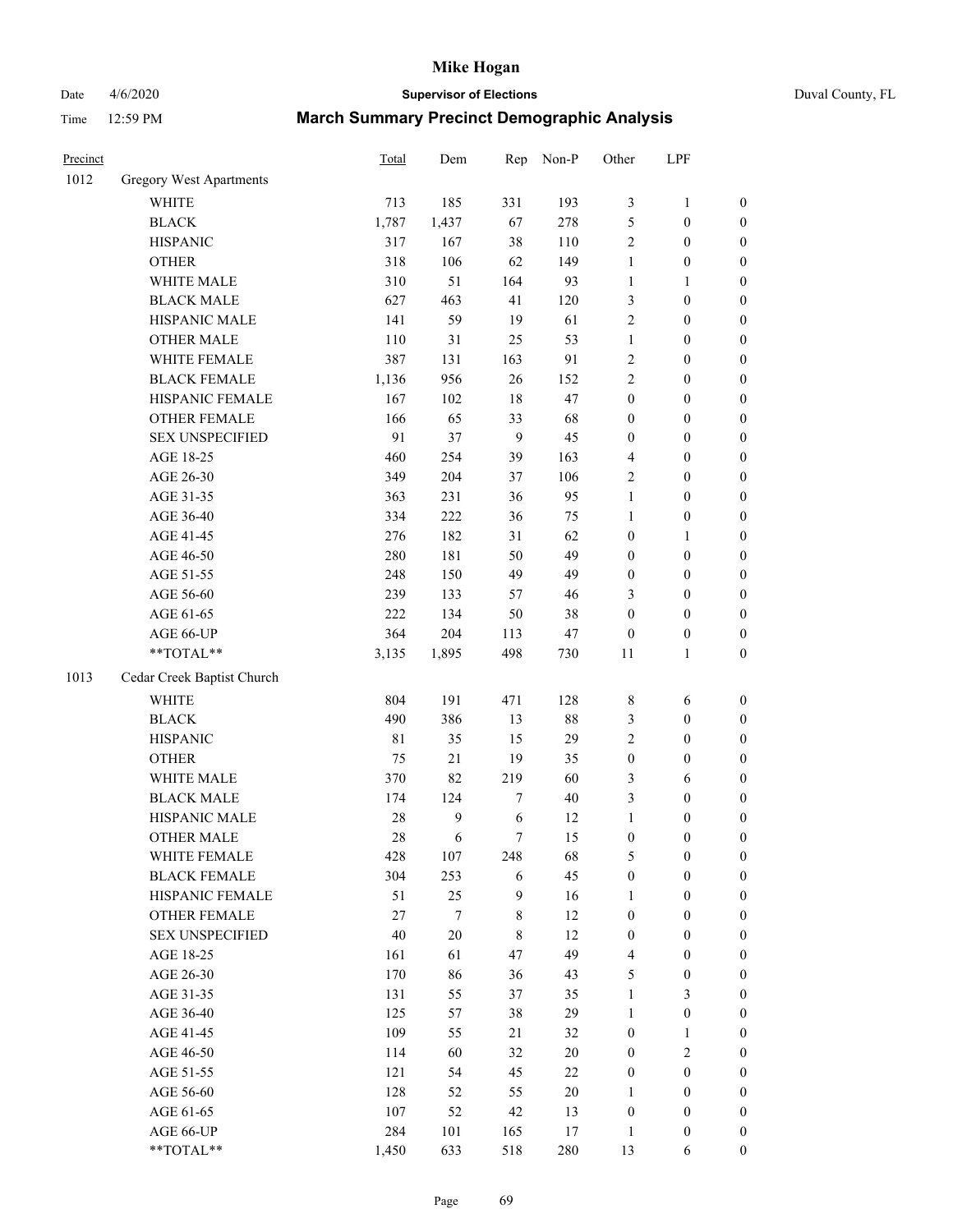| Precinct | | Total | Dem | Rep | Non-P | Other | LPF | |
|---|---|---|---|---|---|---|---|---|
| 1012 | Gregory West Apartments | | | | | | | |
| | WHITE | 713 | 185 | 331 | 193 | 3 | 1 | 0 |
| | BLACK | 1,787 | 1,437 | 67 | 278 | 5 | 0 | 0 |
| | HISPANIC | 317 | 167 | 38 | 110 | 2 | 0 | 0 |
| | OTHER | 318 | 106 | 62 | 149 | 1 | 0 | 0 |
| | WHITE MALE | 310 | 51 | 164 | 93 | 1 | 1 | 0 |
| | BLACK MALE | 627 | 463 | 41 | 120 | 3 | 0 | 0 |
| | HISPANIC MALE | 141 | 59 | 19 | 61 | 2 | 0 | 0 |
| | OTHER MALE | 110 | 31 | 25 | 53 | 1 | 0 | 0 |
| | WHITE FEMALE | 387 | 131 | 163 | 91 | 2 | 0 | 0 |
| | BLACK FEMALE | 1,136 | 956 | 26 | 152 | 2 | 0 | 0 |
| | HISPANIC FEMALE | 167 | 102 | 18 | 47 | 0 | 0 | 0 |
| | OTHER FEMALE | 166 | 65 | 33 | 68 | 0 | 0 | 0 |
| | SEX UNSPECIFIED | 91 | 37 | 9 | 45 | 0 | 0 | 0 |
| | AGE 18-25 | 460 | 254 | 39 | 163 | 4 | 0 | 0 |
| | AGE 26-30 | 349 | 204 | 37 | 106 | 2 | 0 | 0 |
| | AGE 31-35 | 363 | 231 | 36 | 95 | 1 | 0 | 0 |
| | AGE 36-40 | 334 | 222 | 36 | 75 | 1 | 0 | 0 |
| | AGE 41-45 | 276 | 182 | 31 | 62 | 0 | 1 | 0 |
| | AGE 46-50 | 280 | 181 | 50 | 49 | 0 | 0 | 0 |
| | AGE 51-55 | 248 | 150 | 49 | 49 | 0 | 0 | 0 |
| | AGE 56-60 | 239 | 133 | 57 | 46 | 3 | 0 | 0 |
| | AGE 61-65 | 222 | 134 | 50 | 38 | 0 | 0 | 0 |
| | AGE 66-UP | 364 | 204 | 113 | 47 | 0 | 0 | 0 |
| | **TOTAL** | 3,135 | 1,895 | 498 | 730 | 11 | 1 | 0 |
| 1013 | Cedar Creek Baptist Church | | | | | | | |
| | WHITE | 804 | 191 | 471 | 128 | 8 | 6 | 0 |
| | BLACK | 490 | 386 | 13 | 88 | 3 | 0 | 0 |
| | HISPANIC | 81 | 35 | 15 | 29 | 2 | 0 | 0 |
| | OTHER | 75 | 21 | 19 | 35 | 0 | 0 | 0 |
| | WHITE MALE | 370 | 82 | 219 | 60 | 3 | 6 | 0 |
| | BLACK MALE | 174 | 124 | 7 | 40 | 3 | 0 | 0 |
| | HISPANIC MALE | 28 | 9 | 6 | 12 | 1 | 0 | 0 |
| | OTHER MALE | 28 | 6 | 7 | 15 | 0 | 0 | 0 |
| | WHITE FEMALE | 428 | 107 | 248 | 68 | 5 | 0 | 0 |
| | BLACK FEMALE | 304 | 253 | 6 | 45 | 0 | 0 | 0 |
| | HISPANIC FEMALE | 51 | 25 | 9 | 16 | 1 | 0 | 0 |
| | OTHER FEMALE | 27 | 7 | 8 | 12 | 0 | 0 | 0 |
| | SEX UNSPECIFIED | 40 | 20 | 8 | 12 | 0 | 0 | 0 |
| | AGE 18-25 | 161 | 61 | 47 | 49 | 4 | 0 | 0 |
| | AGE 26-30 | 170 | 86 | 36 | 43 | 5 | 0 | 0 |
| | AGE 31-35 | 131 | 55 | 37 | 35 | 1 | 3 | 0 |
| | AGE 36-40 | 125 | 57 | 38 | 29 | 1 | 0 | 0 |
| | AGE 41-45 | 109 | 55 | 21 | 32 | 0 | 1 | 0 |
| | AGE 46-50 | 114 | 60 | 32 | 20 | 0 | 2 | 0 |
| | AGE 51-55 | 121 | 54 | 45 | 22 | 0 | 0 | 0 |
| | AGE 56-60 | 128 | 52 | 55 | 20 | 1 | 0 | 0 |
| | AGE 61-65 | 107 | 52 | 42 | 13 | 0 | 0 | 0 |
| | AGE 66-UP | 284 | 101 | 165 | 17 | 1 | 0 | 0 |
| | **TOTAL** | 1,450 | 633 | 518 | 280 | 13 | 6 | 0 |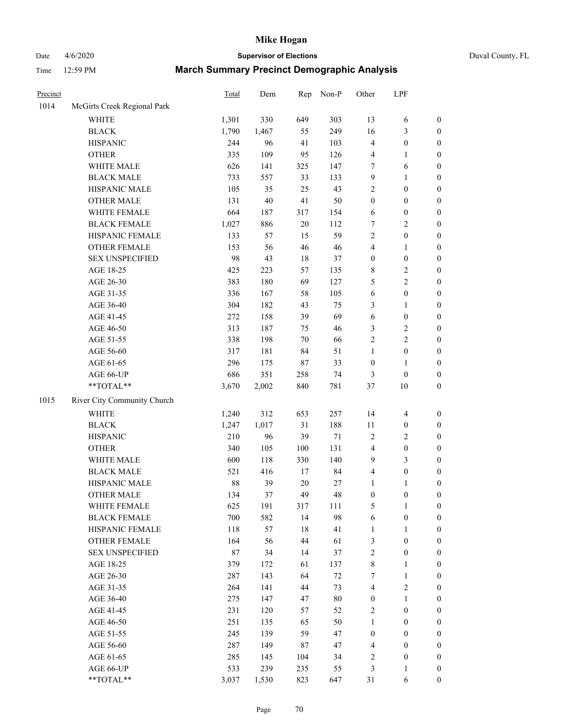# Mike Hogan

Date 4/6/2020 **Supervisor of Elections** Duval County, FL

Time 12:59 PM **March Summary Precinct Demographic Analysis**

| Precinct | | Total | Dem | Rep | Non-P | Other | LPF | |
|---|---|---|---|---|---|---|---|---|
| 1014 | McGirts Creek Regional Park | | | | | | | |
| | WHITE | 1,301 | 330 | 649 | 303 | 13 | 6 | 0 |
| | BLACK | 1,790 | 1,467 | 55 | 249 | 16 | 3 | 0 |
| | HISPANIC | 244 | 96 | 41 | 103 | 4 | 0 | 0 |
| | OTHER | 335 | 109 | 95 | 126 | 4 | 1 | 0 |
| | WHITE MALE | 626 | 141 | 325 | 147 | 7 | 6 | 0 |
| | BLACK MALE | 733 | 557 | 33 | 133 | 9 | 1 | 0 |
| | HISPANIC MALE | 105 | 35 | 25 | 43 | 2 | 0 | 0 |
| | OTHER MALE | 131 | 40 | 41 | 50 | 0 | 0 | 0 |
| | WHITE FEMALE | 664 | 187 | 317 | 154 | 6 | 0 | 0 |
| | BLACK FEMALE | 1,027 | 886 | 20 | 112 | 7 | 2 | 0 |
| | HISPANIC FEMALE | 133 | 57 | 15 | 59 | 2 | 0 | 0 |
| | OTHER FEMALE | 153 | 56 | 46 | 46 | 4 | 1 | 0 |
| | SEX UNSPECIFIED | 98 | 43 | 18 | 37 | 0 | 0 | 0 |
| | AGE 18-25 | 425 | 223 | 57 | 135 | 8 | 2 | 0 |
| | AGE 26-30 | 383 | 180 | 69 | 127 | 5 | 2 | 0 |
| | AGE 31-35 | 336 | 167 | 58 | 105 | 6 | 0 | 0 |
| | AGE 36-40 | 304 | 182 | 43 | 75 | 3 | 1 | 0 |
| | AGE 41-45 | 272 | 158 | 39 | 69 | 6 | 0 | 0 |
| | AGE 46-50 | 313 | 187 | 75 | 46 | 3 | 2 | 0 |
| | AGE 51-55 | 338 | 198 | 70 | 66 | 2 | 2 | 0 |
| | AGE 56-60 | 317 | 181 | 84 | 51 | 1 | 0 | 0 |
| | AGE 61-65 | 296 | 175 | 87 | 33 | 0 | 1 | 0 |
| | AGE 66-UP | 686 | 351 | 258 | 74 | 3 | 0 | 0 |
| | **TOTAL** | 3,670 | 2,002 | 840 | 781 | 37 | 10 | 0 |
| 1015 | River City Community Church | | | | | | | |
| | WHITE | 1,240 | 312 | 653 | 257 | 14 | 4 | 0 |
| | BLACK | 1,247 | 1,017 | 31 | 188 | 11 | 0 | 0 |
| | HISPANIC | 210 | 96 | 39 | 71 | 2 | 2 | 0 |
| | OTHER | 340 | 105 | 100 | 131 | 4 | 0 | 0 |
| | WHITE MALE | 600 | 118 | 330 | 140 | 9 | 3 | 0 |
| | BLACK MALE | 521 | 416 | 17 | 84 | 4 | 0 | 0 |
| | HISPANIC MALE | 88 | 39 | 20 | 27 | 1 | 1 | 0 |
| | OTHER MALE | 134 | 37 | 49 | 48 | 0 | 0 | 0 |
| | WHITE FEMALE | 625 | 191 | 317 | 111 | 5 | 1 | 0 |
| | BLACK FEMALE | 700 | 582 | 14 | 98 | 6 | 0 | 0 |
| | HISPANIC FEMALE | 118 | 57 | 18 | 41 | 1 | 1 | 0 |
| | OTHER FEMALE | 164 | 56 | 44 | 61 | 3 | 0 | 0 |
| | SEX UNSPECIFIED | 87 | 34 | 14 | 37 | 2 | 0 | 0 |
| | AGE 18-25 | 379 | 172 | 61 | 137 | 8 | 1 | 0 |
| | AGE 26-30 | 287 | 143 | 64 | 72 | 7 | 1 | 0 |
| | AGE 31-35 | 264 | 141 | 44 | 73 | 4 | 2 | 0 |
| | AGE 36-40 | 275 | 147 | 47 | 80 | 0 | 1 | 0 |
| | AGE 41-45 | 231 | 120 | 57 | 52 | 2 | 0 | 0 |
| | AGE 46-50 | 251 | 135 | 65 | 50 | 1 | 0 | 0 |
| | AGE 51-55 | 245 | 139 | 59 | 47 | 0 | 0 | 0 |
| | AGE 56-60 | 287 | 149 | 87 | 47 | 4 | 0 | 0 |
| | AGE 61-65 | 285 | 145 | 104 | 34 | 2 | 0 | 0 |
| | AGE 66-UP | 533 | 239 | 235 | 55 | 3 | 1 | 0 |
| | **TOTAL** | 3,037 | 1,530 | 823 | 647 | 31 | 6 | 0 |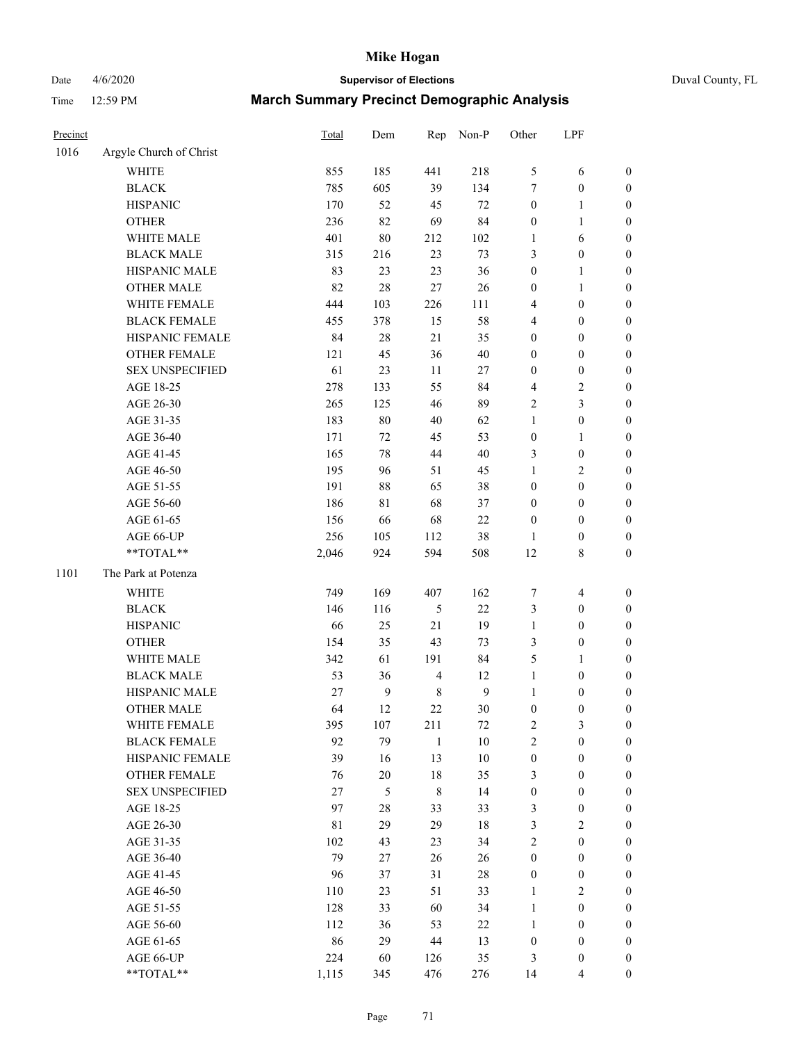# Mike Hogan

Date 4/6/2020 **Supervisor of Elections** Duval County, FL

Time 12:59 PM **March Summary Precinct Demographic Analysis**

| Precinct | | Total | Dem | Rep | Non-P | Other | LPF | |
|---|---|---|---|---|---|---|---|---|
| 1016 | Argyle Church of Christ | | | | | | | |
| | WHITE | 855 | 185 | 441 | 218 | 5 | 6 | 0 |
| | BLACK | 785 | 605 | 39 | 134 | 7 | 0 | 0 |
| | HISPANIC | 170 | 52 | 45 | 72 | 0 | 1 | 0 |
| | OTHER | 236 | 82 | 69 | 84 | 0 | 1 | 0 |
| | WHITE MALE | 401 | 80 | 212 | 102 | 1 | 6 | 0 |
| | BLACK MALE | 315 | 216 | 23 | 73 | 3 | 0 | 0 |
| | HISPANIC MALE | 83 | 23 | 23 | 36 | 0 | 1 | 0 |
| | OTHER MALE | 82 | 28 | 27 | 26 | 0 | 1 | 0 |
| | WHITE FEMALE | 444 | 103 | 226 | 111 | 4 | 0 | 0 |
| | BLACK FEMALE | 455 | 378 | 15 | 58 | 4 | 0 | 0 |
| | HISPANIC FEMALE | 84 | 28 | 21 | 35 | 0 | 0 | 0 |
| | OTHER FEMALE | 121 | 45 | 36 | 40 | 0 | 0 | 0 |
| | SEX UNSPECIFIED | 61 | 23 | 11 | 27 | 0 | 0 | 0 |
| | AGE 18-25 | 278 | 133 | 55 | 84 | 4 | 2 | 0 |
| | AGE 26-30 | 265 | 125 | 46 | 89 | 2 | 3 | 0 |
| | AGE 31-35 | 183 | 80 | 40 | 62 | 1 | 0 | 0 |
| | AGE 36-40 | 171 | 72 | 45 | 53 | 0 | 1 | 0 |
| | AGE 41-45 | 165 | 78 | 44 | 40 | 3 | 0 | 0 |
| | AGE 46-50 | 195 | 96 | 51 | 45 | 1 | 2 | 0 |
| | AGE 51-55 | 191 | 88 | 65 | 38 | 0 | 0 | 0 |
| | AGE 56-60 | 186 | 81 | 68 | 37 | 0 | 0 | 0 |
| | AGE 61-65 | 156 | 66 | 68 | 22 | 0 | 0 | 0 |
| | AGE 66-UP | 256 | 105 | 112 | 38 | 1 | 0 | 0 |
| | **TOTAL** | 2,046 | 924 | 594 | 508 | 12 | 8 | 0 |
| 1101 | The Park at Potenza | | | | | | | |
| | WHITE | 749 | 169 | 407 | 162 | 7 | 4 | 0 |
| | BLACK | 146 | 116 | 5 | 22 | 3 | 0 | 0 |
| | HISPANIC | 66 | 25 | 21 | 19 | 1 | 0 | 0 |
| | OTHER | 154 | 35 | 43 | 73 | 3 | 0 | 0 |
| | WHITE MALE | 342 | 61 | 191 | 84 | 5 | 1 | 0 |
| | BLACK MALE | 53 | 36 | 4 | 12 | 1 | 0 | 0 |
| | HISPANIC MALE | 27 | 9 | 8 | 9 | 1 | 0 | 0 |
| | OTHER MALE | 64 | 12 | 22 | 30 | 0 | 0 | 0 |
| | WHITE FEMALE | 395 | 107 | 211 | 72 | 2 | 3 | 0 |
| | BLACK FEMALE | 92 | 79 | 1 | 10 | 2 | 0 | 0 |
| | HISPANIC FEMALE | 39 | 16 | 13 | 10 | 0 | 0 | 0 |
| | OTHER FEMALE | 76 | 20 | 18 | 35 | 3 | 0 | 0 |
| | SEX UNSPECIFIED | 27 | 5 | 8 | 14 | 0 | 0 | 0 |
| | AGE 18-25 | 97 | 28 | 33 | 33 | 3 | 0 | 0 |
| | AGE 26-30 | 81 | 29 | 29 | 18 | 3 | 2 | 0 |
| | AGE 31-35 | 102 | 43 | 23 | 34 | 2 | 0 | 0 |
| | AGE 36-40 | 79 | 27 | 26 | 26 | 0 | 0 | 0 |
| | AGE 41-45 | 96 | 37 | 31 | 28 | 0 | 0 | 0 |
| | AGE 46-50 | 110 | 23 | 51 | 33 | 1 | 2 | 0 |
| | AGE 51-55 | 128 | 33 | 60 | 34 | 1 | 0 | 0 |
| | AGE 56-60 | 112 | 36 | 53 | 22 | 1 | 0 | 0 |
| | AGE 61-65 | 86 | 29 | 44 | 13 | 0 | 0 | 0 |
| | AGE 66-UP | 224 | 60 | 126 | 35 | 3 | 0 | 0 |
| | **TOTAL** | 1,115 | 345 | 476 | 276 | 14 | 4 | 0 |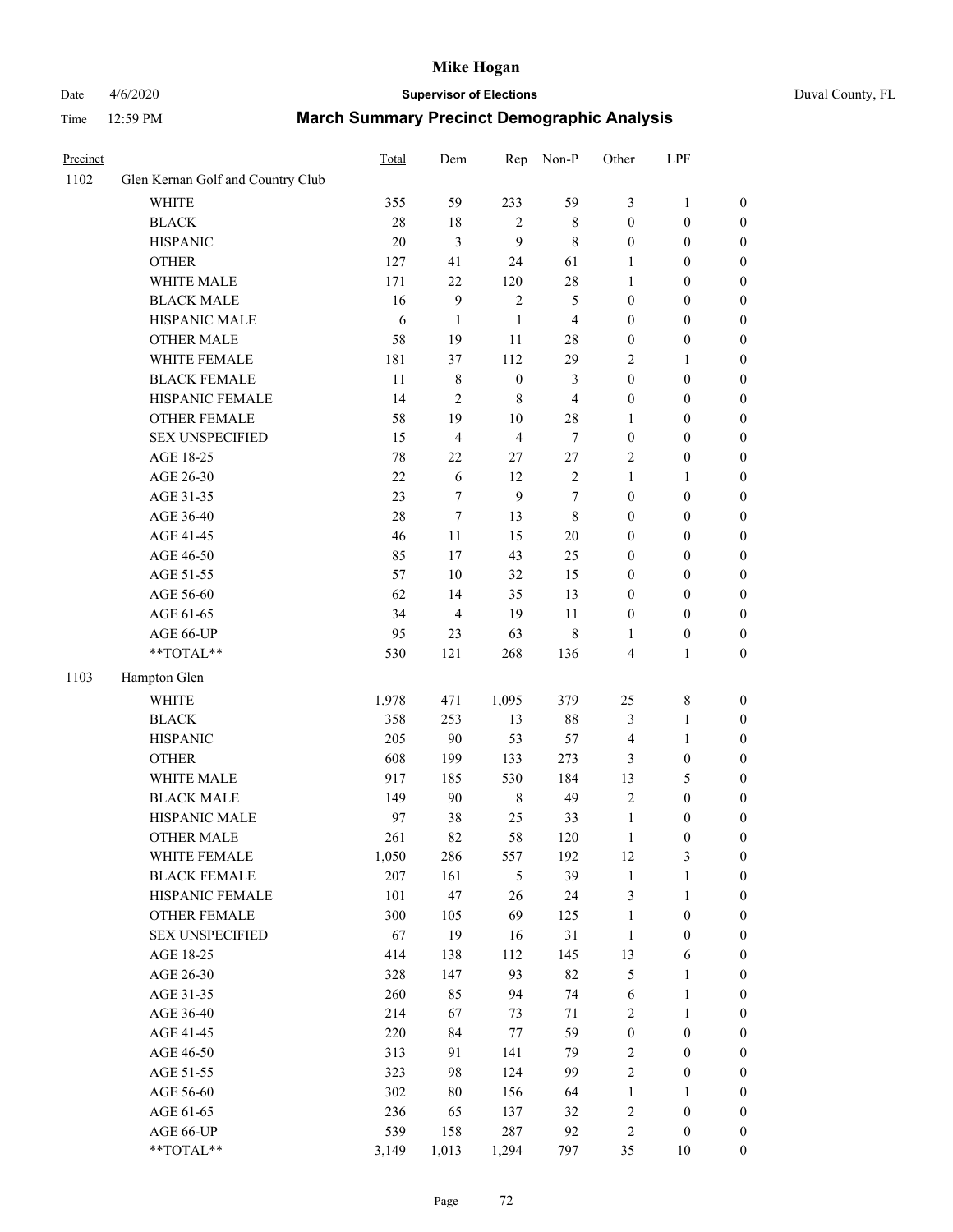# March Summary Precinct Demographic Analysis

Mike Hogan — Supervisor of Elections — Duval County, FL

Date 4/6/2020 Time 12:59 PM

| Precinct | | Total | Dem | Rep | Non-P | Other | LPF | |
|---|---|---|---|---|---|---|---|---|
| 1102 | Glen Kernan Golf and Country Club | | | | | | | |
| | WHITE | 355 | 59 | 233 | 59 | 3 | 1 | 0 |
| | BLACK | 28 | 18 | 2 | 8 | 0 | 0 | 0 |
| | HISPANIC | 20 | 3 | 9 | 8 | 0 | 0 | 0 |
| | OTHER | 127 | 41 | 24 | 61 | 1 | 0 | 0 |
| | WHITE MALE | 171 | 22 | 120 | 28 | 1 | 0 | 0 |
| | BLACK MALE | 16 | 9 | 2 | 5 | 0 | 0 | 0 |
| | HISPANIC MALE | 6 | 1 | 1 | 4 | 0 | 0 | 0 |
| | OTHER MALE | 58 | 19 | 11 | 28 | 0 | 0 | 0 |
| | WHITE FEMALE | 181 | 37 | 112 | 29 | 2 | 1 | 0 |
| | BLACK FEMALE | 11 | 8 | 0 | 3 | 0 | 0 | 0 |
| | HISPANIC FEMALE | 14 | 2 | 8 | 4 | 0 | 0 | 0 |
| | OTHER FEMALE | 58 | 19 | 10 | 28 | 1 | 0 | 0 |
| | SEX UNSPECIFIED | 15 | 4 | 4 | 7 | 0 | 0 | 0 |
| | AGE 18-25 | 78 | 22 | 27 | 27 | 2 | 0 | 0 |
| | AGE 26-30 | 22 | 6 | 12 | 2 | 1 | 1 | 0 |
| | AGE 31-35 | 23 | 7 | 9 | 7 | 0 | 0 | 0 |
| | AGE 36-40 | 28 | 7 | 13 | 8 | 0 | 0 | 0 |
| | AGE 41-45 | 46 | 11 | 15 | 20 | 0 | 0 | 0 |
| | AGE 46-50 | 85 | 17 | 43 | 25 | 0 | 0 | 0 |
| | AGE 51-55 | 57 | 10 | 32 | 15 | 0 | 0 | 0 |
| | AGE 56-60 | 62 | 14 | 35 | 13 | 0 | 0 | 0 |
| | AGE 61-65 | 34 | 4 | 19 | 11 | 0 | 0 | 0 |
| | AGE 66-UP | 95 | 23 | 63 | 8 | 1 | 0 | 0 |
| | **TOTAL** | 530 | 121 | 268 | 136 | 4 | 1 | 0 |
| 1103 | Hampton Glen | | | | | | | |
| | WHITE | 1,978 | 471 | 1,095 | 379 | 25 | 8 | 0 |
| | BLACK | 358 | 253 | 13 | 88 | 3 | 1 | 0 |
| | HISPANIC | 205 | 90 | 53 | 57 | 4 | 1 | 0 |
| | OTHER | 608 | 199 | 133 | 273 | 3 | 0 | 0 |
| | WHITE MALE | 917 | 185 | 530 | 184 | 13 | 5 | 0 |
| | BLACK MALE | 149 | 90 | 8 | 49 | 2 | 0 | 0 |
| | HISPANIC MALE | 97 | 38 | 25 | 33 | 1 | 0 | 0 |
| | OTHER MALE | 261 | 82 | 58 | 120 | 1 | 0 | 0 |
| | WHITE FEMALE | 1,050 | 286 | 557 | 192 | 12 | 3 | 0 |
| | BLACK FEMALE | 207 | 161 | 5 | 39 | 1 | 1 | 0 |
| | HISPANIC FEMALE | 101 | 47 | 26 | 24 | 3 | 1 | 0 |
| | OTHER FEMALE | 300 | 105 | 69 | 125 | 1 | 0 | 0 |
| | SEX UNSPECIFIED | 67 | 19 | 16 | 31 | 1 | 0 | 0 |
| | AGE 18-25 | 414 | 138 | 112 | 145 | 13 | 6 | 0 |
| | AGE 26-30 | 328 | 147 | 93 | 82 | 5 | 1 | 0 |
| | AGE 31-35 | 260 | 85 | 94 | 74 | 6 | 1 | 0 |
| | AGE 36-40 | 214 | 67 | 73 | 71 | 2 | 1 | 0 |
| | AGE 41-45 | 220 | 84 | 77 | 59 | 0 | 0 | 0 |
| | AGE 46-50 | 313 | 91 | 141 | 79 | 2 | 0 | 0 |
| | AGE 51-55 | 323 | 98 | 124 | 99 | 2 | 0 | 0 |
| | AGE 56-60 | 302 | 80 | 156 | 64 | 1 | 1 | 0 |
| | AGE 61-65 | 236 | 65 | 137 | 32 | 2 | 0 | 0 |
| | AGE 66-UP | 539 | 158 | 287 | 92 | 2 | 0 | 0 |
| | **TOTAL** | 3,149 | 1,013 | 1,294 | 797 | 35 | 10 | 0 |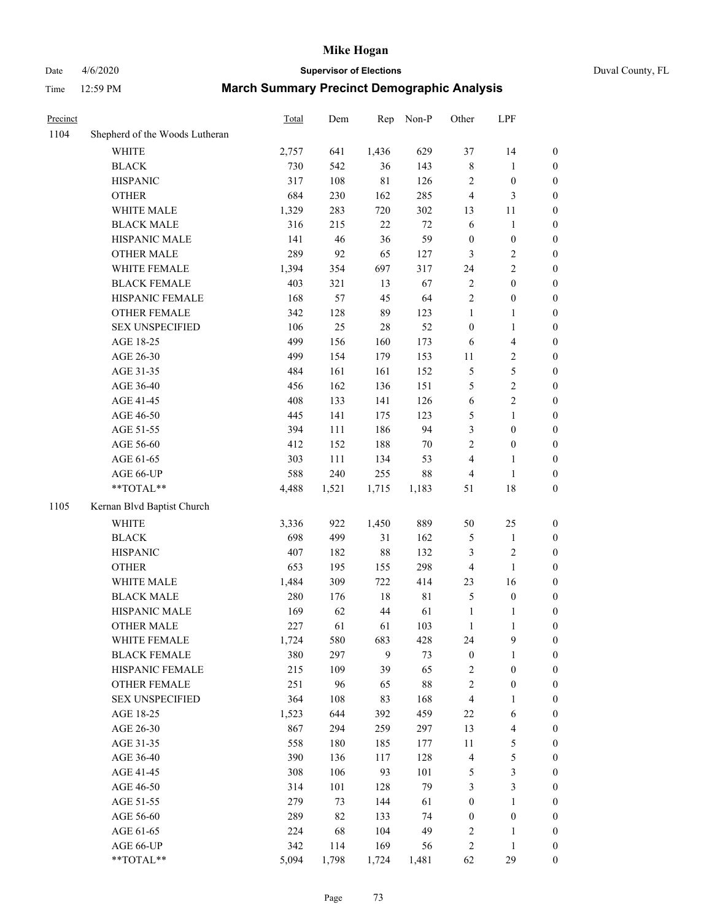# Mike Hogan

Date 4/6/2020 **Supervisor of Elections** Duval County, FL

Time 12:59 PM **March Summary Precinct Demographic Analysis**

| Precinct | | Total | Dem | Rep | Non-P | Other | LPF | |
|---|---|---|---|---|---|---|---|---|
| 1104 | Shepherd of the Woods Lutheran | | | | | | | |
| | WHITE | 2,757 | 641 | 1,436 | 629 | 37 | 14 | 0 |
| | BLACK | 730 | 542 | 36 | 143 | 8 | 1 | 0 |
| | HISPANIC | 317 | 108 | 81 | 126 | 2 | 0 | 0 |
| | OTHER | 684 | 230 | 162 | 285 | 4 | 3 | 0 |
| | WHITE MALE | 1,329 | 283 | 720 | 302 | 13 | 11 | 0 |
| | BLACK MALE | 316 | 215 | 22 | 72 | 6 | 1 | 0 |
| | HISPANIC MALE | 141 | 46 | 36 | 59 | 0 | 0 | 0 |
| | OTHER MALE | 289 | 92 | 65 | 127 | 3 | 2 | 0 |
| | WHITE FEMALE | 1,394 | 354 | 697 | 317 | 24 | 2 | 0 |
| | BLACK FEMALE | 403 | 321 | 13 | 67 | 2 | 0 | 0 |
| | HISPANIC FEMALE | 168 | 57 | 45 | 64 | 2 | 0 | 0 |
| | OTHER FEMALE | 342 | 128 | 89 | 123 | 1 | 1 | 0 |
| | SEX UNSPECIFIED | 106 | 25 | 28 | 52 | 0 | 1 | 0 |
| | AGE 18-25 | 499 | 156 | 160 | 173 | 6 | 4 | 0 |
| | AGE 26-30 | 499 | 154 | 179 | 153 | 11 | 2 | 0 |
| | AGE 31-35 | 484 | 161 | 161 | 152 | 5 | 5 | 0 |
| | AGE 36-40 | 456 | 162 | 136 | 151 | 5 | 2 | 0 |
| | AGE 41-45 | 408 | 133 | 141 | 126 | 6 | 2 | 0 |
| | AGE 46-50 | 445 | 141 | 175 | 123 | 5 | 1 | 0 |
| | AGE 51-55 | 394 | 111 | 186 | 94 | 3 | 0 | 0 |
| | AGE 56-60 | 412 | 152 | 188 | 70 | 2 | 0 | 0 |
| | AGE 61-65 | 303 | 111 | 134 | 53 | 4 | 1 | 0 |
| | AGE 66-UP | 588 | 240 | 255 | 88 | 4 | 1 | 0 |
| | **TOTAL** | 4,488 | 1,521 | 1,715 | 1,183 | 51 | 18 | 0 |
| 1105 | Kernan Blvd Baptist Church | | | | | | | |
| | WHITE | 3,336 | 922 | 1,450 | 889 | 50 | 25 | 0 |
| | BLACK | 698 | 499 | 31 | 162 | 5 | 1 | 0 |
| | HISPANIC | 407 | 182 | 88 | 132 | 3 | 2 | 0 |
| | OTHER | 653 | 195 | 155 | 298 | 4 | 1 | 0 |
| | WHITE MALE | 1,484 | 309 | 722 | 414 | 23 | 16 | 0 |
| | BLACK MALE | 280 | 176 | 18 | 81 | 5 | 0 | 0 |
| | HISPANIC MALE | 169 | 62 | 44 | 61 | 1 | 1 | 0 |
| | OTHER MALE | 227 | 61 | 61 | 103 | 1 | 1 | 0 |
| | WHITE FEMALE | 1,724 | 580 | 683 | 428 | 24 | 9 | 0 |
| | BLACK FEMALE | 380 | 297 | 9 | 73 | 0 | 1 | 0 |
| | HISPANIC FEMALE | 215 | 109 | 39 | 65 | 2 | 0 | 0 |
| | OTHER FEMALE | 251 | 96 | 65 | 88 | 2 | 0 | 0 |
| | SEX UNSPECIFIED | 364 | 108 | 83 | 168 | 4 | 1 | 0 |
| | AGE 18-25 | 1,523 | 644 | 392 | 459 | 22 | 6 | 0 |
| | AGE 26-30 | 867 | 294 | 259 | 297 | 13 | 4 | 0 |
| | AGE 31-35 | 558 | 180 | 185 | 177 | 11 | 5 | 0 |
| | AGE 36-40 | 390 | 136 | 117 | 128 | 4 | 5 | 0 |
| | AGE 41-45 | 308 | 106 | 93 | 101 | 5 | 3 | 0 |
| | AGE 46-50 | 314 | 101 | 128 | 79 | 3 | 3 | 0 |
| | AGE 51-55 | 279 | 73 | 144 | 61 | 0 | 1 | 0 |
| | AGE 56-60 | 289 | 82 | 133 | 74 | 0 | 0 | 0 |
| | AGE 61-65 | 224 | 68 | 104 | 49 | 2 | 1 | 0 |
| | AGE 66-UP | 342 | 114 | 169 | 56 | 2 | 1 | 0 |
| | **TOTAL** | 5,094 | 1,798 | 1,724 | 1,481 | 62 | 29 | 0 |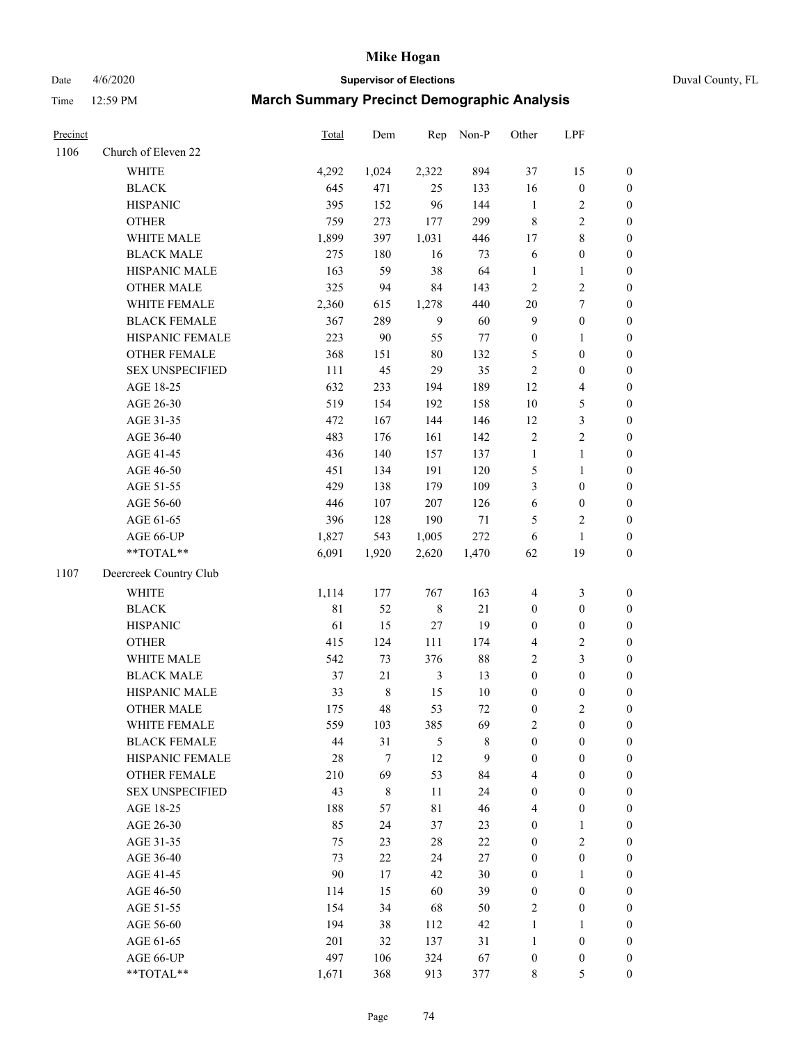| Precinct | | Total | Dem | Rep | Non-P | Other | LPF | |
|---|---|---|---|---|---|---|---|---|
| 1106 | Church of Eleven 22 | | | | | | | |
| | WHITE | 4,292 | 1,024 | 2,322 | 894 | 37 | 15 | 0 |
| | BLACK | 645 | 471 | 25 | 133 | 16 | 0 | 0 |
| | HISPANIC | 395 | 152 | 96 | 144 | 1 | 2 | 0 |
| | OTHER | 759 | 273 | 177 | 299 | 8 | 2 | 0 |
| | WHITE MALE | 1,899 | 397 | 1,031 | 446 | 17 | 8 | 0 |
| | BLACK MALE | 275 | 180 | 16 | 73 | 6 | 0 | 0 |
| | HISPANIC MALE | 163 | 59 | 38 | 64 | 1 | 1 | 0 |
| | OTHER MALE | 325 | 94 | 84 | 143 | 2 | 2 | 0 |
| | WHITE FEMALE | 2,360 | 615 | 1,278 | 440 | 20 | 7 | 0 |
| | BLACK FEMALE | 367 | 289 | 9 | 60 | 9 | 0 | 0 |
| | HISPANIC FEMALE | 223 | 90 | 55 | 77 | 0 | 1 | 0 |
| | OTHER FEMALE | 368 | 151 | 80 | 132 | 5 | 0 | 0 |
| | SEX UNSPECIFIED | 111 | 45 | 29 | 35 | 2 | 0 | 0 |
| | AGE 18-25 | 632 | 233 | 194 | 189 | 12 | 4 | 0 |
| | AGE 26-30 | 519 | 154 | 192 | 158 | 10 | 5 | 0 |
| | AGE 31-35 | 472 | 167 | 144 | 146 | 12 | 3 | 0 |
| | AGE 36-40 | 483 | 176 | 161 | 142 | 2 | 2 | 0 |
| | AGE 41-45 | 436 | 140 | 157 | 137 | 1 | 1 | 0 |
| | AGE 46-50 | 451 | 134 | 191 | 120 | 5 | 1 | 0 |
| | AGE 51-55 | 429 | 138 | 179 | 109 | 3 | 0 | 0 |
| | AGE 56-60 | 446 | 107 | 207 | 126 | 6 | 0 | 0 |
| | AGE 61-65 | 396 | 128 | 190 | 71 | 5 | 2 | 0 |
| | AGE 66-UP | 1,827 | 543 | 1,005 | 272 | 6 | 1 | 0 |
| | **TOTAL** | 6,091 | 1,920 | 2,620 | 1,470 | 62 | 19 | 0 |
| 1107 | Deercreek Country Club | | | | | | | |
| | WHITE | 1,114 | 177 | 767 | 163 | 4 | 3 | 0 |
| | BLACK | 81 | 52 | 8 | 21 | 0 | 0 | 0 |
| | HISPANIC | 61 | 15 | 27 | 19 | 0 | 0 | 0 |
| | OTHER | 415 | 124 | 111 | 174 | 4 | 2 | 0 |
| | WHITE MALE | 542 | 73 | 376 | 88 | 2 | 3 | 0 |
| | BLACK MALE | 37 | 21 | 3 | 13 | 0 | 0 | 0 |
| | HISPANIC MALE | 33 | 8 | 15 | 10 | 0 | 0 | 0 |
| | OTHER MALE | 175 | 48 | 53 | 72 | 0 | 2 | 0 |
| | WHITE FEMALE | 559 | 103 | 385 | 69 | 2 | 0 | 0 |
| | BLACK FEMALE | 44 | 31 | 5 | 8 | 0 | 0 | 0 |
| | HISPANIC FEMALE | 28 | 7 | 12 | 9 | 0 | 0 | 0 |
| | OTHER FEMALE | 210 | 69 | 53 | 84 | 4 | 0 | 0 |
| | SEX UNSPECIFIED | 43 | 8 | 11 | 24 | 0 | 0 | 0 |
| | AGE 18-25 | 188 | 57 | 81 | 46 | 4 | 0 | 0 |
| | AGE 26-30 | 85 | 24 | 37 | 23 | 0 | 1 | 0 |
| | AGE 31-35 | 75 | 23 | 28 | 22 | 0 | 2 | 0 |
| | AGE 36-40 | 73 | 22 | 24 | 27 | 0 | 0 | 0 |
| | AGE 41-45 | 90 | 17 | 42 | 30 | 0 | 1 | 0 |
| | AGE 46-50 | 114 | 15 | 60 | 39 | 0 | 0 | 0 |
| | AGE 51-55 | 154 | 34 | 68 | 50 | 2 | 0 | 0 |
| | AGE 56-60 | 194 | 38 | 112 | 42 | 1 | 1 | 0 |
| | AGE 61-65 | 201 | 32 | 137 | 31 | 1 | 0 | 0 |
| | AGE 66-UP | 497 | 106 | 324 | 67 | 0 | 0 | 0 |
| | **TOTAL** | 1,671 | 368 | 913 | 377 | 8 | 5 | 0 |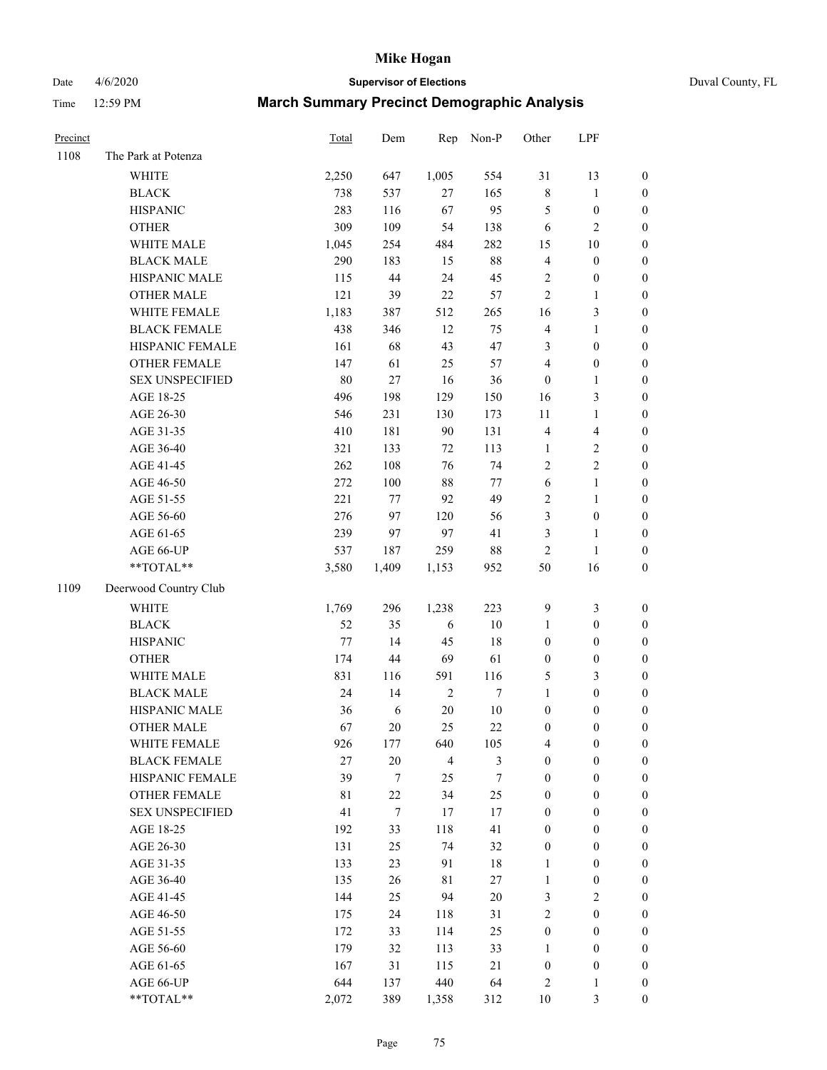# Mike Hogan

Date 4/6/2020 **Supervisor of Elections** Duval County, FL

Time 12:59 PM **March Summary Precinct Demographic Analysis**

| Precinct | | Total | Dem | Rep | Non-P | Other | LPF | |
|---|---|---|---|---|---|---|---|---|
| 1108 | The Park at Potenza | | | | | | | |
| | WHITE | 2,250 | 647 | 1,005 | 554 | 31 | 13 | 0 |
| | BLACK | 738 | 537 | 27 | 165 | 8 | 1 | 0 |
| | HISPANIC | 283 | 116 | 67 | 95 | 5 | 0 | 0 |
| | OTHER | 309 | 109 | 54 | 138 | 6 | 2 | 0 |
| | WHITE MALE | 1,045 | 254 | 484 | 282 | 15 | 10 | 0 |
| | BLACK MALE | 290 | 183 | 15 | 88 | 4 | 0 | 0 |
| | HISPANIC MALE | 115 | 44 | 24 | 45 | 2 | 0 | 0 |
| | OTHER MALE | 121 | 39 | 22 | 57 | 2 | 1 | 0 |
| | WHITE FEMALE | 1,183 | 387 | 512 | 265 | 16 | 3 | 0 |
| | BLACK FEMALE | 438 | 346 | 12 | 75 | 4 | 1 | 0 |
| | HISPANIC FEMALE | 161 | 68 | 43 | 47 | 3 | 0 | 0 |
| | OTHER FEMALE | 147 | 61 | 25 | 57 | 4 | 0 | 0 |
| | SEX UNSPECIFIED | 80 | 27 | 16 | 36 | 0 | 1 | 0 |
| | AGE 18-25 | 496 | 198 | 129 | 150 | 16 | 3 | 0 |
| | AGE 26-30 | 546 | 231 | 130 | 173 | 11 | 1 | 0 |
| | AGE 31-35 | 410 | 181 | 90 | 131 | 4 | 4 | 0 |
| | AGE 36-40 | 321 | 133 | 72 | 113 | 1 | 2 | 0 |
| | AGE 41-45 | 262 | 108 | 76 | 74 | 2 | 2 | 0 |
| | AGE 46-50 | 272 | 100 | 88 | 77 | 6 | 1 | 0 |
| | AGE 51-55 | 221 | 77 | 92 | 49 | 2 | 1 | 0 |
| | AGE 56-60 | 276 | 97 | 120 | 56 | 3 | 0 | 0 |
| | AGE 61-65 | 239 | 97 | 97 | 41 | 3 | 1 | 0 |
| | AGE 66-UP | 537 | 187 | 259 | 88 | 2 | 1 | 0 |
| | **TOTAL** | 3,580 | 1,409 | 1,153 | 952 | 50 | 16 | 0 |
| 1109 | Deerwood Country Club | | | | | | | |
| | WHITE | 1,769 | 296 | 1,238 | 223 | 9 | 3 | 0 |
| | BLACK | 52 | 35 | 6 | 10 | 1 | 0 | 0 |
| | HISPANIC | 77 | 14 | 45 | 18 | 0 | 0 | 0 |
| | OTHER | 174 | 44 | 69 | 61 | 0 | 0 | 0 |
| | WHITE MALE | 831 | 116 | 591 | 116 | 5 | 3 | 0 |
| | BLACK MALE | 24 | 14 | 2 | 7 | 1 | 0 | 0 |
| | HISPANIC MALE | 36 | 6 | 20 | 10 | 0 | 0 | 0 |
| | OTHER MALE | 67 | 20 | 25 | 22 | 0 | 0 | 0 |
| | WHITE FEMALE | 926 | 177 | 640 | 105 | 4 | 0 | 0 |
| | BLACK FEMALE | 27 | 20 | 4 | 3 | 0 | 0 | 0 |
| | HISPANIC FEMALE | 39 | 7 | 25 | 7 | 0 | 0 | 0 |
| | OTHER FEMALE | 81 | 22 | 34 | 25 | 0 | 0 | 0 |
| | SEX UNSPECIFIED | 41 | 7 | 17 | 17 | 0 | 0 | 0 |
| | AGE 18-25 | 192 | 33 | 118 | 41 | 0 | 0 | 0 |
| | AGE 26-30 | 131 | 25 | 74 | 32 | 0 | 0 | 0 |
| | AGE 31-35 | 133 | 23 | 91 | 18 | 1 | 0 | 0 |
| | AGE 36-40 | 135 | 26 | 81 | 27 | 1 | 0 | 0 |
| | AGE 41-45 | 144 | 25 | 94 | 20 | 3 | 2 | 0 |
| | AGE 46-50 | 175 | 24 | 118 | 31 | 2 | 0 | 0 |
| | AGE 51-55 | 172 | 33 | 114 | 25 | 0 | 0 | 0 |
| | AGE 56-60 | 179 | 32 | 113 | 33 | 1 | 0 | 0 |
| | AGE 61-65 | 167 | 31 | 115 | 21 | 0 | 0 | 0 |
| | AGE 66-UP | 644 | 137 | 440 | 64 | 2 | 1 | 0 |
| | **TOTAL** | 2,072 | 389 | 1,358 | 312 | 10 | 3 | 0 |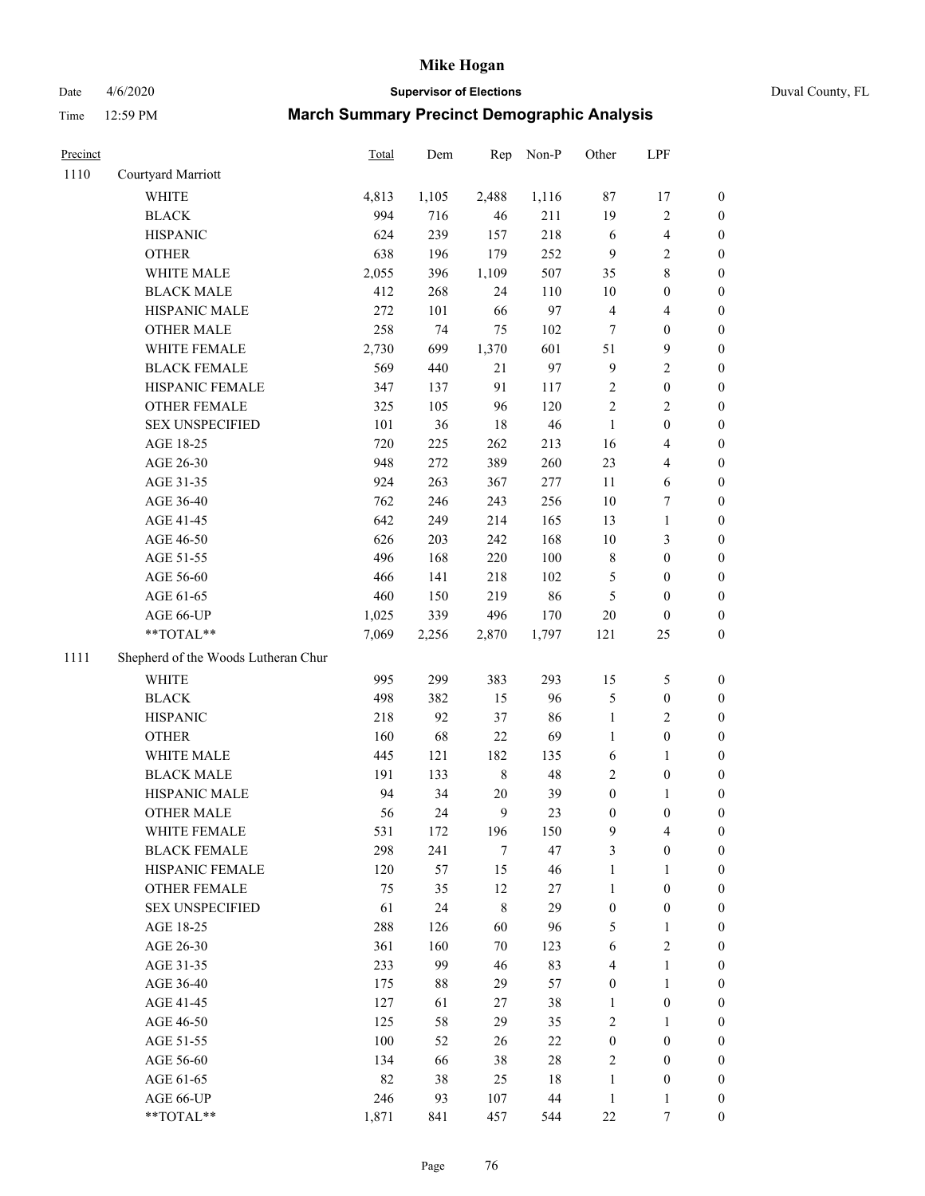# Mike Hogan

Date 4/6/2020 **Supervisor of Elections** Duval County, FL

Time 12:59 PM **March Summary Precinct Demographic Analysis**

| Precinct | | Total | Dem | Rep | Non-P | Other | LPF | |
|---|---|---|---|---|---|---|---|---|
| 1110 | Courtyard Marriott | | | | | | | |
| | WHITE | 4,813 | 1,105 | 2,488 | 1,116 | 87 | 17 | 0 |
| | BLACK | 994 | 716 | 46 | 211 | 19 | 2 | 0 |
| | HISPANIC | 624 | 239 | 157 | 218 | 6 | 4 | 0 |
| | OTHER | 638 | 196 | 179 | 252 | 9 | 2 | 0 |
| | WHITE MALE | 2,055 | 396 | 1,109 | 507 | 35 | 8 | 0 |
| | BLACK MALE | 412 | 268 | 24 | 110 | 10 | 0 | 0 |
| | HISPANIC MALE | 272 | 101 | 66 | 97 | 4 | 4 | 0 |
| | OTHER MALE | 258 | 74 | 75 | 102 | 7 | 0 | 0 |
| | WHITE FEMALE | 2,730 | 699 | 1,370 | 601 | 51 | 9 | 0 |
| | BLACK FEMALE | 569 | 440 | 21 | 97 | 9 | 2 | 0 |
| | HISPANIC FEMALE | 347 | 137 | 91 | 117 | 2 | 0 | 0 |
| | OTHER FEMALE | 325 | 105 | 96 | 120 | 2 | 2 | 0 |
| | SEX UNSPECIFIED | 101 | 36 | 18 | 46 | 1 | 0 | 0 |
| | AGE 18-25 | 720 | 225 | 262 | 213 | 16 | 4 | 0 |
| | AGE 26-30 | 948 | 272 | 389 | 260 | 23 | 4 | 0 |
| | AGE 31-35 | 924 | 263 | 367 | 277 | 11 | 6 | 0 |
| | AGE 36-40 | 762 | 246 | 243 | 256 | 10 | 7 | 0 |
| | AGE 41-45 | 642 | 249 | 214 | 165 | 13 | 1 | 0 |
| | AGE 46-50 | 626 | 203 | 242 | 168 | 10 | 3 | 0 |
| | AGE 51-55 | 496 | 168 | 220 | 100 | 8 | 0 | 0 |
| | AGE 56-60 | 466 | 141 | 218 | 102 | 5 | 0 | 0 |
| | AGE 61-65 | 460 | 150 | 219 | 86 | 5 | 0 | 0 |
| | AGE 66-UP | 1,025 | 339 | 496 | 170 | 20 | 0 | 0 |
| | **TOTAL** | 7,069 | 2,256 | 2,870 | 1,797 | 121 | 25 | 0 |
| 1111 | Shepherd of the Woods Lutheran Chur | | | | | | | |
| | WHITE | 995 | 299 | 383 | 293 | 15 | 5 | 0 |
| | BLACK | 498 | 382 | 15 | 96 | 5 | 0 | 0 |
| | HISPANIC | 218 | 92 | 37 | 86 | 1 | 2 | 0 |
| | OTHER | 160 | 68 | 22 | 69 | 1 | 0 | 0 |
| | WHITE MALE | 445 | 121 | 182 | 135 | 6 | 1 | 0 |
| | BLACK MALE | 191 | 133 | 8 | 48 | 2 | 0 | 0 |
| | HISPANIC MALE | 94 | 34 | 20 | 39 | 0 | 1 | 0 |
| | OTHER MALE | 56 | 24 | 9 | 23 | 0 | 0 | 0 |
| | WHITE FEMALE | 531 | 172 | 196 | 150 | 9 | 4 | 0 |
| | BLACK FEMALE | 298 | 241 | 7 | 47 | 3 | 0 | 0 |
| | HISPANIC FEMALE | 120 | 57 | 15 | 46 | 1 | 1 | 0 |
| | OTHER FEMALE | 75 | 35 | 12 | 27 | 1 | 0 | 0 |
| | SEX UNSPECIFIED | 61 | 24 | 8 | 29 | 0 | 0 | 0 |
| | AGE 18-25 | 288 | 126 | 60 | 96 | 5 | 1 | 0 |
| | AGE 26-30 | 361 | 160 | 70 | 123 | 6 | 2 | 0 |
| | AGE 31-35 | 233 | 99 | 46 | 83 | 4 | 1 | 0 |
| | AGE 36-40 | 175 | 88 | 29 | 57 | 0 | 1 | 0 |
| | AGE 41-45 | 127 | 61 | 27 | 38 | 1 | 0 | 0 |
| | AGE 46-50 | 125 | 58 | 29 | 35 | 2 | 1 | 0 |
| | AGE 51-55 | 100 | 52 | 26 | 22 | 0 | 0 | 0 |
| | AGE 56-60 | 134 | 66 | 38 | 28 | 2 | 0 | 0 |
| | AGE 61-65 | 82 | 38 | 25 | 18 | 1 | 0 | 0 |
| | AGE 66-UP | 246 | 93 | 107 | 44 | 1 | 1 | 0 |
| | **TOTAL** | 1,871 | 841 | 457 | 544 | 22 | 7 | 0 |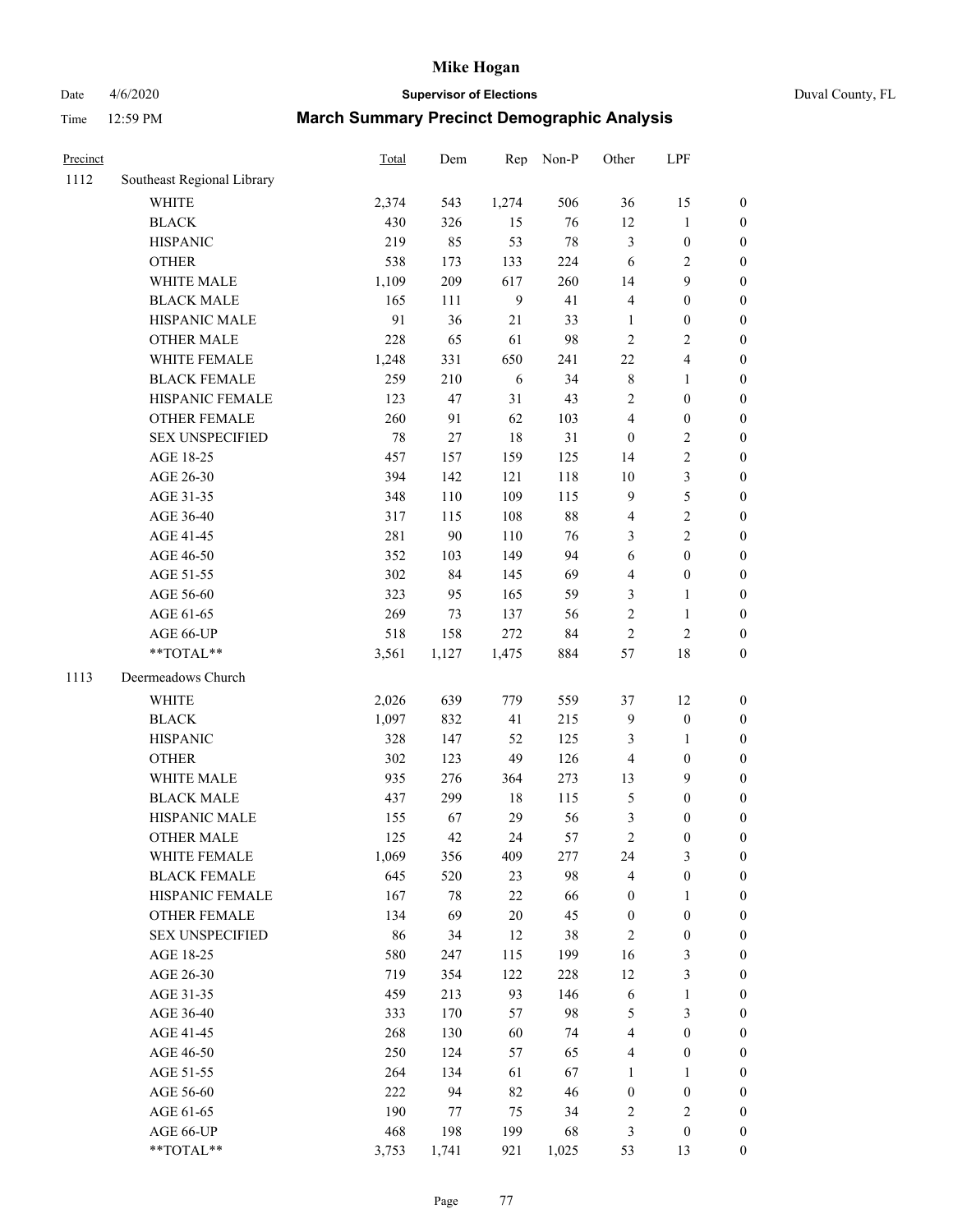# Mike Hogan

Date 4/6/2020 **Supervisor of Elections** Duval County, FL

Time 12:59 PM **March Summary Precinct Demographic Analysis**

| Precinct | | Total | Dem | Rep | Non-P | Other | LPF | |
|---|---|---|---|---|---|---|---|---|
| 1112 | Southeast Regional Library | | | | | | | |
| | WHITE | 2,374 | 543 | 1,274 | 506 | 36 | 15 | 0 |
| | BLACK | 430 | 326 | 15 | 76 | 12 | 1 | 0 |
| | HISPANIC | 219 | 85 | 53 | 78 | 3 | 0 | 0 |
| | OTHER | 538 | 173 | 133 | 224 | 6 | 2 | 0 |
| | WHITE MALE | 1,109 | 209 | 617 | 260 | 14 | 9 | 0 |
| | BLACK MALE | 165 | 111 | 9 | 41 | 4 | 0 | 0 |
| | HISPANIC MALE | 91 | 36 | 21 | 33 | 1 | 0 | 0 |
| | OTHER MALE | 228 | 65 | 61 | 98 | 2 | 2 | 0 |
| | WHITE FEMALE | 1,248 | 331 | 650 | 241 | 22 | 4 | 0 |
| | BLACK FEMALE | 259 | 210 | 6 | 34 | 8 | 1 | 0 |
| | HISPANIC FEMALE | 123 | 47 | 31 | 43 | 2 | 0 | 0 |
| | OTHER FEMALE | 260 | 91 | 62 | 103 | 4 | 0 | 0 |
| | SEX UNSPECIFIED | 78 | 27 | 18 | 31 | 0 | 2 | 0 |
| | AGE 18-25 | 457 | 157 | 159 | 125 | 14 | 2 | 0 |
| | AGE 26-30 | 394 | 142 | 121 | 118 | 10 | 3 | 0 |
| | AGE 31-35 | 348 | 110 | 109 | 115 | 9 | 5 | 0 |
| | AGE 36-40 | 317 | 115 | 108 | 88 | 4 | 2 | 0 |
| | AGE 41-45 | 281 | 90 | 110 | 76 | 3 | 2 | 0 |
| | AGE 46-50 | 352 | 103 | 149 | 94 | 6 | 0 | 0 |
| | AGE 51-55 | 302 | 84 | 145 | 69 | 4 | 0 | 0 |
| | AGE 56-60 | 323 | 95 | 165 | 59 | 3 | 1 | 0 |
| | AGE 61-65 | 269 | 73 | 137 | 56 | 2 | 1 | 0 |
| | AGE 66-UP | 518 | 158 | 272 | 84 | 2 | 2 | 0 |
| | **TOTAL** | 3,561 | 1,127 | 1,475 | 884 | 57 | 18 | 0 |
| 1113 | Deermeadows Church | | | | | | | |
| | WHITE | 2,026 | 639 | 779 | 559 | 37 | 12 | 0 |
| | BLACK | 1,097 | 832 | 41 | 215 | 9 | 0 | 0 |
| | HISPANIC | 328 | 147 | 52 | 125 | 3 | 1 | 0 |
| | OTHER | 302 | 123 | 49 | 126 | 4 | 0 | 0 |
| | WHITE MALE | 935 | 276 | 364 | 273 | 13 | 9 | 0 |
| | BLACK MALE | 437 | 299 | 18 | 115 | 5 | 0 | 0 |
| | HISPANIC MALE | 155 | 67 | 29 | 56 | 3 | 0 | 0 |
| | OTHER MALE | 125 | 42 | 24 | 57 | 2 | 0 | 0 |
| | WHITE FEMALE | 1,069 | 356 | 409 | 277 | 24 | 3 | 0 |
| | BLACK FEMALE | 645 | 520 | 23 | 98 | 4 | 0 | 0 |
| | HISPANIC FEMALE | 167 | 78 | 22 | 66 | 0 | 1 | 0 |
| | OTHER FEMALE | 134 | 69 | 20 | 45 | 0 | 0 | 0 |
| | SEX UNSPECIFIED | 86 | 34 | 12 | 38 | 2 | 0 | 0 |
| | AGE 18-25 | 580 | 247 | 115 | 199 | 16 | 3 | 0 |
| | AGE 26-30 | 719 | 354 | 122 | 228 | 12 | 3 | 0 |
| | AGE 31-35 | 459 | 213 | 93 | 146 | 6 | 1 | 0 |
| | AGE 36-40 | 333 | 170 | 57 | 98 | 5 | 3 | 0 |
| | AGE 41-45 | 268 | 130 | 60 | 74 | 4 | 0 | 0 |
| | AGE 46-50 | 250 | 124 | 57 | 65 | 4 | 0 | 0 |
| | AGE 51-55 | 264 | 134 | 61 | 67 | 1 | 1 | 0 |
| | AGE 56-60 | 222 | 94 | 82 | 46 | 0 | 0 | 0 |
| | AGE 61-65 | 190 | 77 | 75 | 34 | 2 | 2 | 0 |
| | AGE 66-UP | 468 | 198 | 199 | 68 | 3 | 0 | 0 |
| | **TOTAL** | 3,753 | 1,741 | 921 | 1,025 | 53 | 13 | 0 |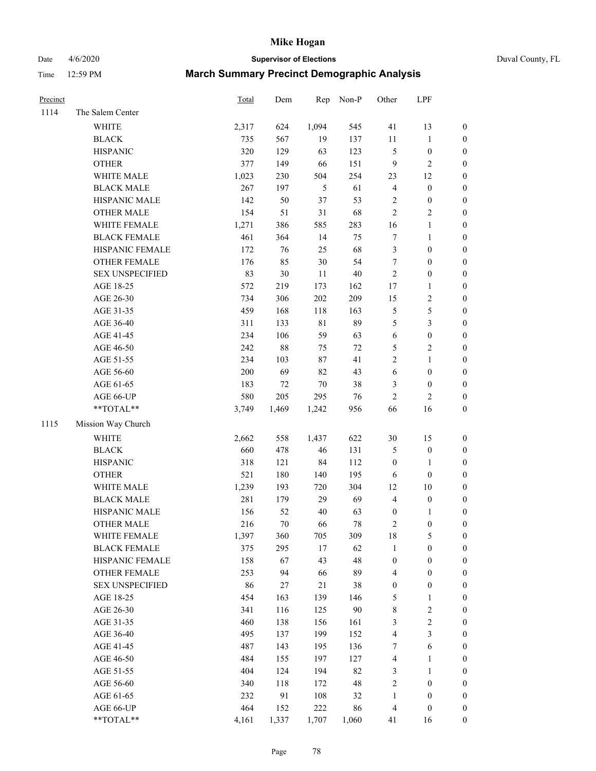# Mike Hogan

Date 4/6/2020 **Supervisor of Elections** Duval County, FL

Time 12:59 PM **March Summary Precinct Demographic Analysis**

| Precinct | | Total | Dem | Rep | Non-P | Other | LPF | |
|---|---|---|---|---|---|---|---|---|
| 1114 | The Salem Center | | | | | | | |
| | WHITE | 2,317 | 624 | 1,094 | 545 | 41 | 13 | 0 |
| | BLACK | 735 | 567 | 19 | 137 | 11 | 1 | 0 |
| | HISPANIC | 320 | 129 | 63 | 123 | 5 | 0 | 0 |
| | OTHER | 377 | 149 | 66 | 151 | 9 | 2 | 0 |
| | WHITE MALE | 1,023 | 230 | 504 | 254 | 23 | 12 | 0 |
| | BLACK MALE | 267 | 197 | 5 | 61 | 4 | 0 | 0 |
| | HISPANIC MALE | 142 | 50 | 37 | 53 | 2 | 0 | 0 |
| | OTHER MALE | 154 | 51 | 31 | 68 | 2 | 2 | 0 |
| | WHITE FEMALE | 1,271 | 386 | 585 | 283 | 16 | 1 | 0 |
| | BLACK FEMALE | 461 | 364 | 14 | 75 | 7 | 1 | 0 |
| | HISPANIC FEMALE | 172 | 76 | 25 | 68 | 3 | 0 | 0 |
| | OTHER FEMALE | 176 | 85 | 30 | 54 | 7 | 0 | 0 |
| | SEX UNSPECIFIED | 83 | 30 | 11 | 40 | 2 | 0 | 0 |
| | AGE 18-25 | 572 | 219 | 173 | 162 | 17 | 1 | 0 |
| | AGE 26-30 | 734 | 306 | 202 | 209 | 15 | 2 | 0 |
| | AGE 31-35 | 459 | 168 | 118 | 163 | 5 | 5 | 0 |
| | AGE 36-40 | 311 | 133 | 81 | 89 | 5 | 3 | 0 |
| | AGE 41-45 | 234 | 106 | 59 | 63 | 6 | 0 | 0 |
| | AGE 46-50 | 242 | 88 | 75 | 72 | 5 | 2 | 0 |
| | AGE 51-55 | 234 | 103 | 87 | 41 | 2 | 1 | 0 |
| | AGE 56-60 | 200 | 69 | 82 | 43 | 6 | 0 | 0 |
| | AGE 61-65 | 183 | 72 | 70 | 38 | 3 | 0 | 0 |
| | AGE 66-UP | 580 | 205 | 295 | 76 | 2 | 2 | 0 |
| | **TOTAL** | 3,749 | 1,469 | 1,242 | 956 | 66 | 16 | 0 |
| 1115 | Mission Way Church | | | | | | | |
| | WHITE | 2,662 | 558 | 1,437 | 622 | 30 | 15 | 0 |
| | BLACK | 660 | 478 | 46 | 131 | 5 | 0 | 0 |
| | HISPANIC | 318 | 121 | 84 | 112 | 0 | 1 | 0 |
| | OTHER | 521 | 180 | 140 | 195 | 6 | 0 | 0 |
| | WHITE MALE | 1,239 | 193 | 720 | 304 | 12 | 10 | 0 |
| | BLACK MALE | 281 | 179 | 29 | 69 | 4 | 0 | 0 |
| | HISPANIC MALE | 156 | 52 | 40 | 63 | 0 | 1 | 0 |
| | OTHER MALE | 216 | 70 | 66 | 78 | 2 | 0 | 0 |
| | WHITE FEMALE | 1,397 | 360 | 705 | 309 | 18 | 5 | 0 |
| | BLACK FEMALE | 375 | 295 | 17 | 62 | 1 | 0 | 0 |
| | HISPANIC FEMALE | 158 | 67 | 43 | 48 | 0 | 0 | 0 |
| | OTHER FEMALE | 253 | 94 | 66 | 89 | 4 | 0 | 0 |
| | SEX UNSPECIFIED | 86 | 27 | 21 | 38 | 0 | 0 | 0 |
| | AGE 18-25 | 454 | 163 | 139 | 146 | 5 | 1 | 0 |
| | AGE 26-30 | 341 | 116 | 125 | 90 | 8 | 2 | 0 |
| | AGE 31-35 | 460 | 138 | 156 | 161 | 3 | 2 | 0 |
| | AGE 36-40 | 495 | 137 | 199 | 152 | 4 | 3 | 0 |
| | AGE 41-45 | 487 | 143 | 195 | 136 | 7 | 6 | 0 |
| | AGE 46-50 | 484 | 155 | 197 | 127 | 4 | 1 | 0 |
| | AGE 51-55 | 404 | 124 | 194 | 82 | 3 | 1 | 0 |
| | AGE 56-60 | 340 | 118 | 172 | 48 | 2 | 0 | 0 |
| | AGE 61-65 | 232 | 91 | 108 | 32 | 1 | 0 | 0 |
| | AGE 66-UP | 464 | 152 | 222 | 86 | 4 | 0 | 0 |
| | **TOTAL** | 4,161 | 1,337 | 1,707 | 1,060 | 41 | 16 | 0 |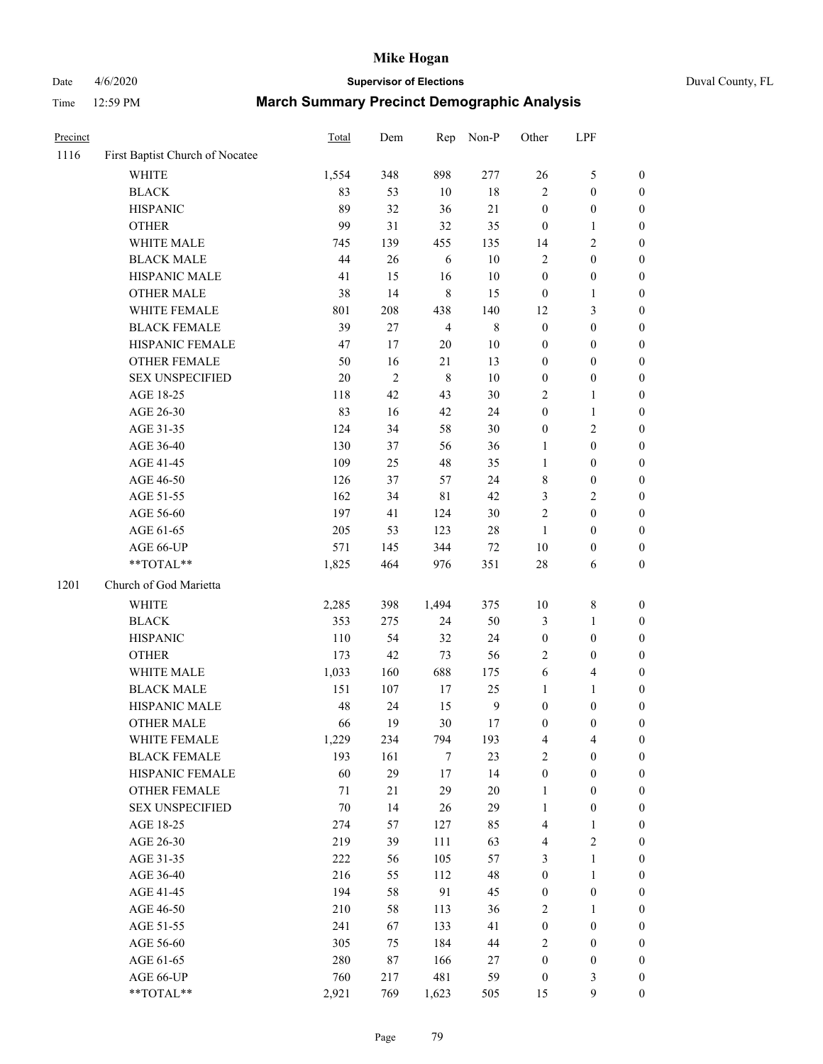# Mike Hogan

Date 4/6/2020 **Supervisor of Elections** Duval County, FL

Time 12:59 PM **March Summary Precinct Demographic Analysis**

| Precinct | | Total | Dem | Rep | Non-P | Other | LPF | |
|---|---|---|---|---|---|---|---|---|
| 1116 | First Baptist Church of Nocatee | | | | | | | |
| | WHITE | 1,554 | 348 | 898 | 277 | 26 | 5 | 0 |
| | BLACK | 83 | 53 | 10 | 18 | 2 | 0 | 0 |
| | HISPANIC | 89 | 32 | 36 | 21 | 0 | 0 | 0 |
| | OTHER | 99 | 31 | 32 | 35 | 0 | 1 | 0 |
| | WHITE MALE | 745 | 139 | 455 | 135 | 14 | 2 | 0 |
| | BLACK MALE | 44 | 26 | 6 | 10 | 2 | 0 | 0 |
| | HISPANIC MALE | 41 | 15 | 16 | 10 | 0 | 0 | 0 |
| | OTHER MALE | 38 | 14 | 8 | 15 | 0 | 1 | 0 |
| | WHITE FEMALE | 801 | 208 | 438 | 140 | 12 | 3 | 0 |
| | BLACK FEMALE | 39 | 27 | 4 | 8 | 0 | 0 | 0 |
| | HISPANIC FEMALE | 47 | 17 | 20 | 10 | 0 | 0 | 0 |
| | OTHER FEMALE | 50 | 16 | 21 | 13 | 0 | 0 | 0 |
| | SEX UNSPECIFIED | 20 | 2 | 8 | 10 | 0 | 0 | 0 |
| | AGE 18-25 | 118 | 42 | 43 | 30 | 2 | 1 | 0 |
| | AGE 26-30 | 83 | 16 | 42 | 24 | 0 | 1 | 0 |
| | AGE 31-35 | 124 | 34 | 58 | 30 | 0 | 2 | 0 |
| | AGE 36-40 | 130 | 37 | 56 | 36 | 1 | 0 | 0 |
| | AGE 41-45 | 109 | 25 | 48 | 35 | 1 | 0 | 0 |
| | AGE 46-50 | 126 | 37 | 57 | 24 | 8 | 0 | 0 |
| | AGE 51-55 | 162 | 34 | 81 | 42 | 3 | 2 | 0 |
| | AGE 56-60 | 197 | 41 | 124 | 30 | 2 | 0 | 0 |
| | AGE 61-65 | 205 | 53 | 123 | 28 | 1 | 0 | 0 |
| | AGE 66-UP | 571 | 145 | 344 | 72 | 10 | 0 | 0 |
| | **TOTAL** | 1,825 | 464 | 976 | 351 | 28 | 6 | 0 |
| 1201 | Church of God Marietta | | | | | | | |
| | WHITE | 2,285 | 398 | 1,494 | 375 | 10 | 8 | 0 |
| | BLACK | 353 | 275 | 24 | 50 | 3 | 1 | 0 |
| | HISPANIC | 110 | 54 | 32 | 24 | 0 | 0 | 0 |
| | OTHER | 173 | 42 | 73 | 56 | 2 | 0 | 0 |
| | WHITE MALE | 1,033 | 160 | 688 | 175 | 6 | 4 | 0 |
| | BLACK MALE | 151 | 107 | 17 | 25 | 1 | 1 | 0 |
| | HISPANIC MALE | 48 | 24 | 15 | 9 | 0 | 0 | 0 |
| | OTHER MALE | 66 | 19 | 30 | 17 | 0 | 0 | 0 |
| | WHITE FEMALE | 1,229 | 234 | 794 | 193 | 4 | 4 | 0 |
| | BLACK FEMALE | 193 | 161 | 7 | 23 | 2 | 0 | 0 |
| | HISPANIC FEMALE | 60 | 29 | 17 | 14 | 0 | 0 | 0 |
| | OTHER FEMALE | 71 | 21 | 29 | 20 | 1 | 0 | 0 |
| | SEX UNSPECIFIED | 70 | 14 | 26 | 29 | 1 | 0 | 0 |
| | AGE 18-25 | 274 | 57 | 127 | 85 | 4 | 1 | 0 |
| | AGE 26-30 | 219 | 39 | 111 | 63 | 4 | 2 | 0 |
| | AGE 31-35 | 222 | 56 | 105 | 57 | 3 | 1 | 0 |
| | AGE 36-40 | 216 | 55 | 112 | 48 | 0 | 1 | 0 |
| | AGE 41-45 | 194 | 58 | 91 | 45 | 0 | 0 | 0 |
| | AGE 46-50 | 210 | 58 | 113 | 36 | 2 | 1 | 0 |
| | AGE 51-55 | 241 | 67 | 133 | 41 | 0 | 0 | 0 |
| | AGE 56-60 | 305 | 75 | 184 | 44 | 2 | 0 | 0 |
| | AGE 61-65 | 280 | 87 | 166 | 27 | 0 | 0 | 0 |
| | AGE 66-UP | 760 | 217 | 481 | 59 | 0 | 3 | 0 |
| | **TOTAL** | 2,921 | 769 | 1,623 | 505 | 15 | 9 | 0 |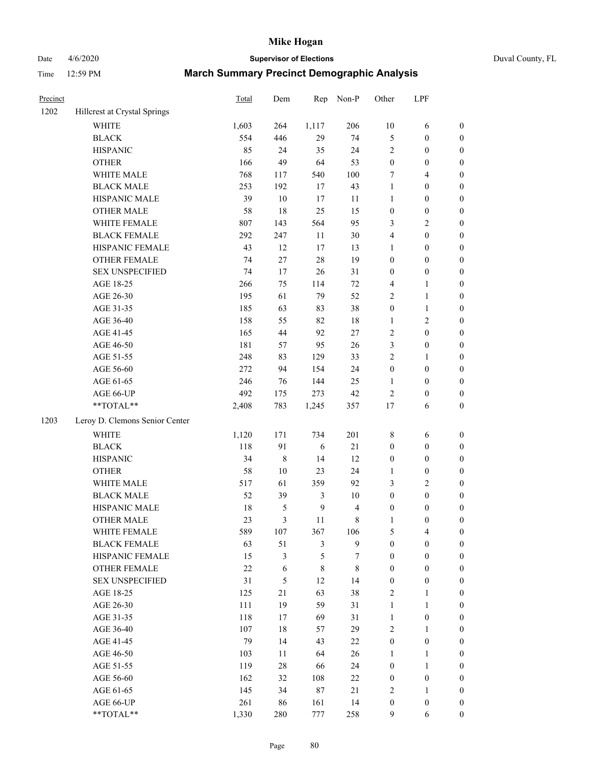# Mike Hogan

Date 4/6/2020 **Supervisor of Elections** Duval County, FL

Time 12:59 PM **March Summary Precinct Demographic Analysis**

| Precinct | | Total | Dem | Rep | Non-P | Other | LPF | |
|---|---|---|---|---|---|---|---|---|
| 1202 | Hillcrest at Crystal Springs | | | | | | | |
| | WHITE | 1,603 | 264 | 1,117 | 206 | 10 | 6 | 0 |
| | BLACK | 554 | 446 | 29 | 74 | 5 | 0 | 0 |
| | HISPANIC | 85 | 24 | 35 | 24 | 2 | 0 | 0 |
| | OTHER | 166 | 49 | 64 | 53 | 0 | 0 | 0 |
| | WHITE MALE | 768 | 117 | 540 | 100 | 7 | 4 | 0 |
| | BLACK MALE | 253 | 192 | 17 | 43 | 1 | 0 | 0 |
| | HISPANIC MALE | 39 | 10 | 17 | 11 | 1 | 0 | 0 |
| | OTHER MALE | 58 | 18 | 25 | 15 | 0 | 0 | 0 |
| | WHITE FEMALE | 807 | 143 | 564 | 95 | 3 | 2 | 0 |
| | BLACK FEMALE | 292 | 247 | 11 | 30 | 4 | 0 | 0 |
| | HISPANIC FEMALE | 43 | 12 | 17 | 13 | 1 | 0 | 0 |
| | OTHER FEMALE | 74 | 27 | 28 | 19 | 0 | 0 | 0 |
| | SEX UNSPECIFIED | 74 | 17 | 26 | 31 | 0 | 0 | 0 |
| | AGE 18-25 | 266 | 75 | 114 | 72 | 4 | 1 | 0 |
| | AGE 26-30 | 195 | 61 | 79 | 52 | 2 | 1 | 0 |
| | AGE 31-35 | 185 | 63 | 83 | 38 | 0 | 1 | 0 |
| | AGE 36-40 | 158 | 55 | 82 | 18 | 1 | 2 | 0 |
| | AGE 41-45 | 165 | 44 | 92 | 27 | 2 | 0 | 0 |
| | AGE 46-50 | 181 | 57 | 95 | 26 | 3 | 0 | 0 |
| | AGE 51-55 | 248 | 83 | 129 | 33 | 2 | 1 | 0 |
| | AGE 56-60 | 272 | 94 | 154 | 24 | 0 | 0 | 0 |
| | AGE 61-65 | 246 | 76 | 144 | 25 | 1 | 0 | 0 |
| | AGE 66-UP | 492 | 175 | 273 | 42 | 2 | 0 | 0 |
| | **TOTAL** | 2,408 | 783 | 1,245 | 357 | 17 | 6 | 0 |
| 1203 | Leroy D. Clemons Senior Center | | | | | | | |
| | WHITE | 1,120 | 171 | 734 | 201 | 8 | 6 | 0 |
| | BLACK | 118 | 91 | 6 | 21 | 0 | 0 | 0 |
| | HISPANIC | 34 | 8 | 14 | 12 | 0 | 0 | 0 |
| | OTHER | 58 | 10 | 23 | 24 | 1 | 0 | 0 |
| | WHITE MALE | 517 | 61 | 359 | 92 | 3 | 2 | 0 |
| | BLACK MALE | 52 | 39 | 3 | 10 | 0 | 0 | 0 |
| | HISPANIC MALE | 18 | 5 | 9 | 4 | 0 | 0 | 0 |
| | OTHER MALE | 23 | 3 | 11 | 8 | 1 | 0 | 0 |
| | WHITE FEMALE | 589 | 107 | 367 | 106 | 5 | 4 | 0 |
| | BLACK FEMALE | 63 | 51 | 3 | 9 | 0 | 0 | 0 |
| | HISPANIC FEMALE | 15 | 3 | 5 | 7 | 0 | 0 | 0 |
| | OTHER FEMALE | 22 | 6 | 8 | 8 | 0 | 0 | 0 |
| | SEX UNSPECIFIED | 31 | 5 | 12 | 14 | 0 | 0 | 0 |
| | AGE 18-25 | 125 | 21 | 63 | 38 | 2 | 1 | 0 |
| | AGE 26-30 | 111 | 19 | 59 | 31 | 1 | 1 | 0 |
| | AGE 31-35 | 118 | 17 | 69 | 31 | 1 | 0 | 0 |
| | AGE 36-40 | 107 | 18 | 57 | 29 | 2 | 1 | 0 |
| | AGE 41-45 | 79 | 14 | 43 | 22 | 0 | 0 | 0 |
| | AGE 46-50 | 103 | 11 | 64 | 26 | 1 | 1 | 0 |
| | AGE 51-55 | 119 | 28 | 66 | 24 | 0 | 1 | 0 |
| | AGE 56-60 | 162 | 32 | 108 | 22 | 0 | 0 | 0 |
| | AGE 61-65 | 145 | 34 | 87 | 21 | 2 | 1 | 0 |
| | AGE 66-UP | 261 | 86 | 161 | 14 | 0 | 0 | 0 |
| | **TOTAL** | 1,330 | 280 | 777 | 258 | 9 | 6 | 0 |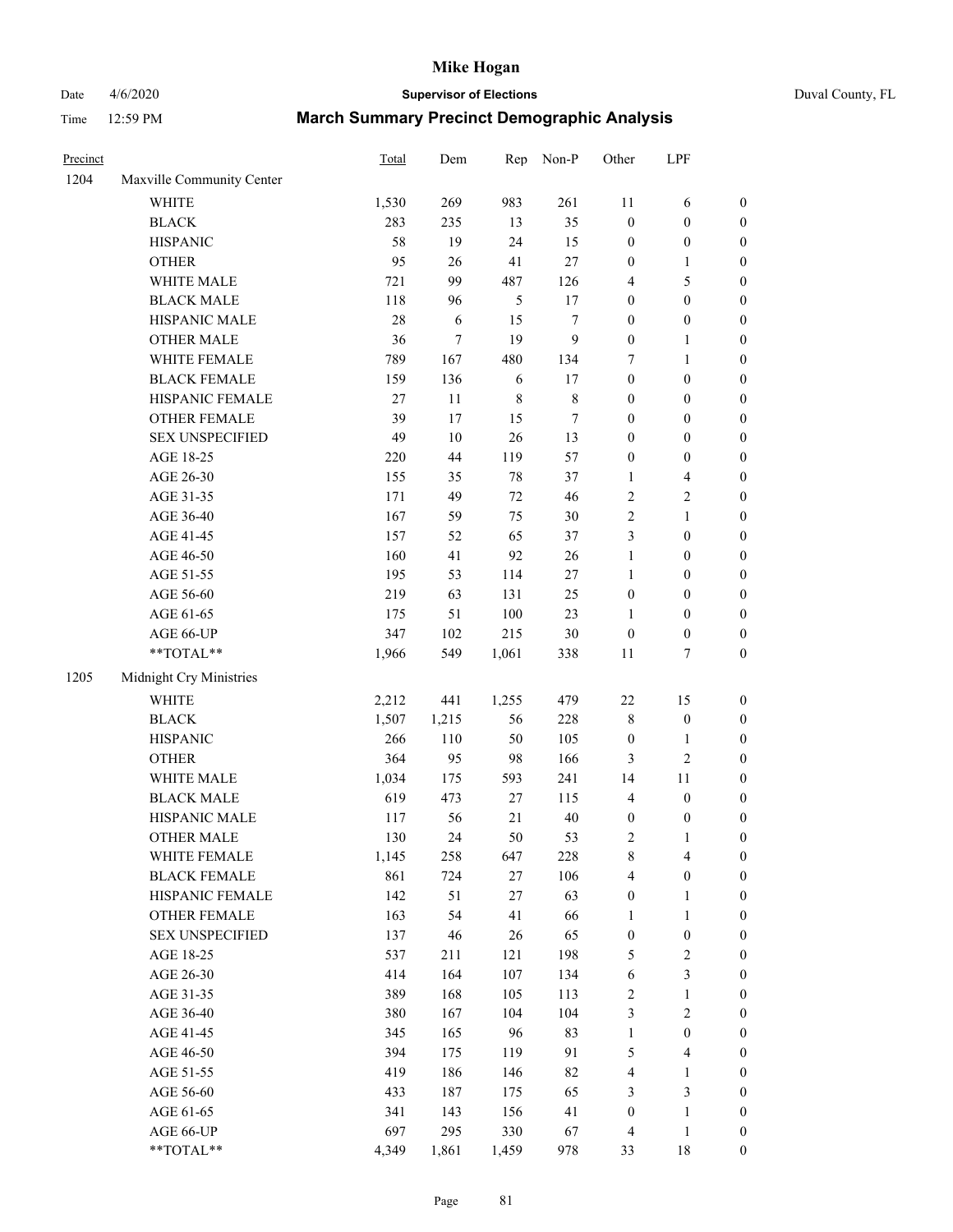| Precinct | | Total | Dem | Rep | Non-P | Other | LPF | |
|---|---|---|---|---|---|---|---|---|
| 1204 | Maxville Community Center | | | | | | | |
| | WHITE | 1,530 | 269 | 983 | 261 | 11 | 6 | 0 |
| | BLACK | 283 | 235 | 13 | 35 | 0 | 0 | 0 |
| | HISPANIC | 58 | 19 | 24 | 15 | 0 | 0 | 0 |
| | OTHER | 95 | 26 | 41 | 27 | 0 | 1 | 0 |
| | WHITE MALE | 721 | 99 | 487 | 126 | 4 | 5 | 0 |
| | BLACK MALE | 118 | 96 | 5 | 17 | 0 | 0 | 0 |
| | HISPANIC MALE | 28 | 6 | 15 | 7 | 0 | 0 | 0 |
| | OTHER MALE | 36 | 7 | 19 | 9 | 0 | 1 | 0 |
| | WHITE FEMALE | 789 | 167 | 480 | 134 | 7 | 1 | 0 |
| | BLACK FEMALE | 159 | 136 | 6 | 17 | 0 | 0 | 0 |
| | HISPANIC FEMALE | 27 | 11 | 8 | 8 | 0 | 0 | 0 |
| | OTHER FEMALE | 39 | 17 | 15 | 7 | 0 | 0 | 0 |
| | SEX UNSPECIFIED | 49 | 10 | 26 | 13 | 0 | 0 | 0 |
| | AGE 18-25 | 220 | 44 | 119 | 57 | 0 | 0 | 0 |
| | AGE 26-30 | 155 | 35 | 78 | 37 | 1 | 4 | 0 |
| | AGE 31-35 | 171 | 49 | 72 | 46 | 2 | 2 | 0 |
| | AGE 36-40 | 167 | 59 | 75 | 30 | 2 | 1 | 0 |
| | AGE 41-45 | 157 | 52 | 65 | 37 | 3 | 0 | 0 |
| | AGE 46-50 | 160 | 41 | 92 | 26 | 1 | 0 | 0 |
| | AGE 51-55 | 195 | 53 | 114 | 27 | 1 | 0 | 0 |
| | AGE 56-60 | 219 | 63 | 131 | 25 | 0 | 0 | 0 |
| | AGE 61-65 | 175 | 51 | 100 | 23 | 1 | 0 | 0 |
| | AGE 66-UP | 347 | 102 | 215 | 30 | 0 | 0 | 0 |
| | **TOTAL** | 1,966 | 549 | 1,061 | 338 | 11 | 7 | 0 |
| 1205 | Midnight Cry Ministries | | | | | | | |
| | WHITE | 2,212 | 441 | 1,255 | 479 | 22 | 15 | 0 |
| | BLACK | 1,507 | 1,215 | 56 | 228 | 8 | 0 | 0 |
| | HISPANIC | 266 | 110 | 50 | 105 | 0 | 1 | 0 |
| | OTHER | 364 | 95 | 98 | 166 | 3 | 2 | 0 |
| | WHITE MALE | 1,034 | 175 | 593 | 241 | 14 | 11 | 0 |
| | BLACK MALE | 619 | 473 | 27 | 115 | 4 | 0 | 0 |
| | HISPANIC MALE | 117 | 56 | 21 | 40 | 0 | 0 | 0 |
| | OTHER MALE | 130 | 24 | 50 | 53 | 2 | 1 | 0 |
| | WHITE FEMALE | 1,145 | 258 | 647 | 228 | 8 | 4 | 0 |
| | BLACK FEMALE | 861 | 724 | 27 | 106 | 4 | 0 | 0 |
| | HISPANIC FEMALE | 142 | 51 | 27 | 63 | 0 | 1 | 0 |
| | OTHER FEMALE | 163 | 54 | 41 | 66 | 1 | 1 | 0 |
| | SEX UNSPECIFIED | 137 | 46 | 26 | 65 | 0 | 0 | 0 |
| | AGE 18-25 | 537 | 211 | 121 | 198 | 5 | 2 | 0 |
| | AGE 26-30 | 414 | 164 | 107 | 134 | 6 | 3 | 0 |
| | AGE 31-35 | 389 | 168 | 105 | 113 | 2 | 1 | 0 |
| | AGE 36-40 | 380 | 167 | 104 | 104 | 3 | 2 | 0 |
| | AGE 41-45 | 345 | 165 | 96 | 83 | 1 | 0 | 0 |
| | AGE 46-50 | 394 | 175 | 119 | 91 | 5 | 4 | 0 |
| | AGE 51-55 | 419 | 186 | 146 | 82 | 4 | 1 | 0 |
| | AGE 56-60 | 433 | 187 | 175 | 65 | 3 | 3 | 0 |
| | AGE 61-65 | 341 | 143 | 156 | 41 | 0 | 1 | 0 |
| | AGE 66-UP | 697 | 295 | 330 | 67 | 4 | 1 | 0 |
| | **TOTAL** | 4,349 | 1,861 | 1,459 | 978 | 33 | 18 | 0 |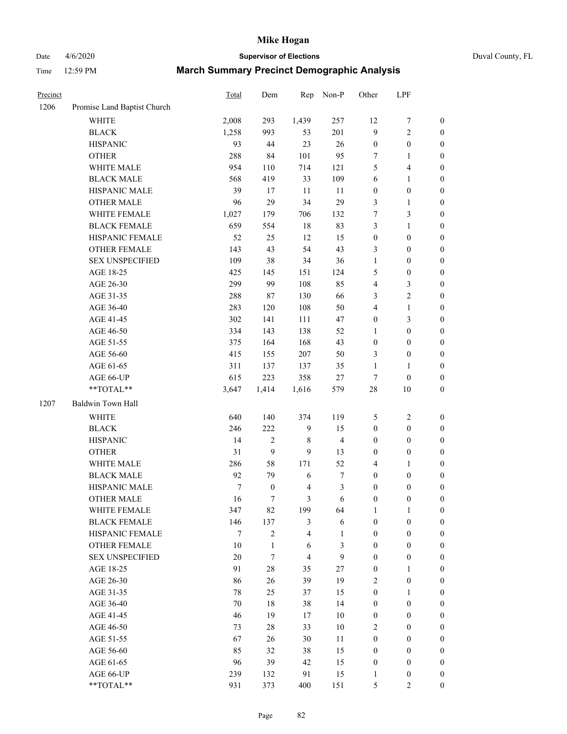| Precinct | | Total | Dem | Rep | Non-P | Other | LPF | |
|---|---|---|---|---|---|---|---|---|
| 1206 | Promise Land Baptist Church | | | | | | | |
| | WHITE | 2,008 | 293 | 1,439 | 257 | 12 | 7 | 0 |
| | BLACK | 1,258 | 993 | 53 | 201 | 9 | 2 | 0 |
| | HISPANIC | 93 | 44 | 23 | 26 | 0 | 0 | 0 |
| | OTHER | 288 | 84 | 101 | 95 | 7 | 1 | 0 |
| | WHITE MALE | 954 | 110 | 714 | 121 | 5 | 4 | 0 |
| | BLACK MALE | 568 | 419 | 33 | 109 | 6 | 1 | 0 |
| | HISPANIC MALE | 39 | 17 | 11 | 11 | 0 | 0 | 0 |
| | OTHER MALE | 96 | 29 | 34 | 29 | 3 | 1 | 0 |
| | WHITE FEMALE | 1,027 | 179 | 706 | 132 | 7 | 3 | 0 |
| | BLACK FEMALE | 659 | 554 | 18 | 83 | 3 | 1 | 0 |
| | HISPANIC FEMALE | 52 | 25 | 12 | 15 | 0 | 0 | 0 |
| | OTHER FEMALE | 143 | 43 | 54 | 43 | 3 | 0 | 0 |
| | SEX UNSPECIFIED | 109 | 38 | 34 | 36 | 1 | 0 | 0 |
| | AGE 18-25 | 425 | 145 | 151 | 124 | 5 | 0 | 0 |
| | AGE 26-30 | 299 | 99 | 108 | 85 | 4 | 3 | 0 |
| | AGE 31-35 | 288 | 87 | 130 | 66 | 3 | 2 | 0 |
| | AGE 36-40 | 283 | 120 | 108 | 50 | 4 | 1 | 0 |
| | AGE 41-45 | 302 | 141 | 111 | 47 | 0 | 3 | 0 |
| | AGE 46-50 | 334 | 143 | 138 | 52 | 1 | 0 | 0 |
| | AGE 51-55 | 375 | 164 | 168 | 43 | 0 | 0 | 0 |
| | AGE 56-60 | 415 | 155 | 207 | 50 | 3 | 0 | 0 |
| | AGE 61-65 | 311 | 137 | 137 | 35 | 1 | 1 | 0 |
| | AGE 66-UP | 615 | 223 | 358 | 27 | 7 | 0 | 0 |
| | **TOTAL** | 3,647 | 1,414 | 1,616 | 579 | 28 | 10 | 0 |
| 1207 | Baldwin Town Hall | | | | | | | |
| | WHITE | 640 | 140 | 374 | 119 | 5 | 2 | 0 |
| | BLACK | 246 | 222 | 9 | 15 | 0 | 0 | 0 |
| | HISPANIC | 14 | 2 | 8 | 4 | 0 | 0 | 0 |
| | OTHER | 31 | 9 | 9 | 13 | 0 | 0 | 0 |
| | WHITE MALE | 286 | 58 | 171 | 52 | 4 | 1 | 0 |
| | BLACK MALE | 92 | 79 | 6 | 7 | 0 | 0 | 0 |
| | HISPANIC MALE | 7 | 0 | 4 | 3 | 0 | 0 | 0 |
| | OTHER MALE | 16 | 7 | 3 | 6 | 0 | 0 | 0 |
| | WHITE FEMALE | 347 | 82 | 199 | 64 | 1 | 1 | 0 |
| | BLACK FEMALE | 146 | 137 | 3 | 6 | 0 | 0 | 0 |
| | HISPANIC FEMALE | 7 | 2 | 4 | 1 | 0 | 0 | 0 |
| | OTHER FEMALE | 10 | 1 | 6 | 3 | 0 | 0 | 0 |
| | SEX UNSPECIFIED | 20 | 7 | 4 | 9 | 0 | 0 | 0 |
| | AGE 18-25 | 91 | 28 | 35 | 27 | 0 | 1 | 0 |
| | AGE 26-30 | 86 | 26 | 39 | 19 | 2 | 0 | 0 |
| | AGE 31-35 | 78 | 25 | 37 | 15 | 0 | 1 | 0 |
| | AGE 36-40 | 70 | 18 | 38 | 14 | 0 | 0 | 0 |
| | AGE 41-45 | 46 | 19 | 17 | 10 | 0 | 0 | 0 |
| | AGE 46-50 | 73 | 28 | 33 | 10 | 2 | 0 | 0 |
| | AGE 51-55 | 67 | 26 | 30 | 11 | 0 | 0 | 0 |
| | AGE 56-60 | 85 | 32 | 38 | 15 | 0 | 0 | 0 |
| | AGE 61-65 | 96 | 39 | 42 | 15 | 0 | 0 | 0 |
| | AGE 66-UP | 239 | 132 | 91 | 15 | 1 | 0 | 0 |
| | **TOTAL** | 931 | 373 | 400 | 151 | 5 | 2 | 0 |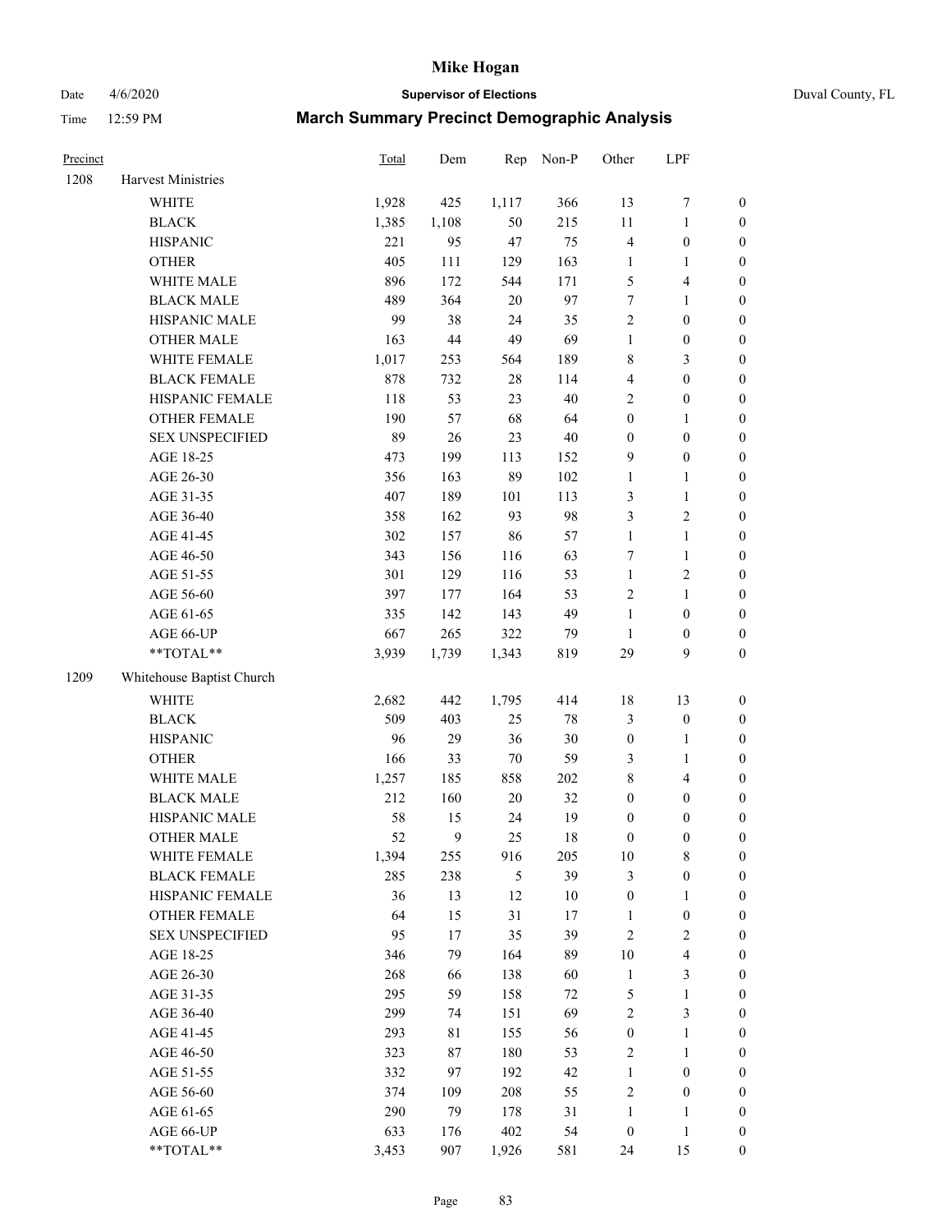| Precinct | | Total | Dem | Rep | Non-P | Other | LPF | |
|---|---|---|---|---|---|---|---|---|
| 1208 | Harvest Ministries | | | | | | | |
| | WHITE | 1,928 | 425 | 1,117 | 366 | 13 | 7 | 0 |
| | BLACK | 1,385 | 1,108 | 50 | 215 | 11 | 1 | 0 |
| | HISPANIC | 221 | 95 | 47 | 75 | 4 | 0 | 0 |
| | OTHER | 405 | 111 | 129 | 163 | 1 | 1 | 0 |
| | WHITE MALE | 896 | 172 | 544 | 171 | 5 | 4 | 0 |
| | BLACK MALE | 489 | 364 | 20 | 97 | 7 | 1 | 0 |
| | HISPANIC MALE | 99 | 38 | 24 | 35 | 2 | 0 | 0 |
| | OTHER MALE | 163 | 44 | 49 | 69 | 1 | 0 | 0 |
| | WHITE FEMALE | 1,017 | 253 | 564 | 189 | 8 | 3 | 0 |
| | BLACK FEMALE | 878 | 732 | 28 | 114 | 4 | 0 | 0 |
| | HISPANIC FEMALE | 118 | 53 | 23 | 40 | 2 | 0 | 0 |
| | OTHER FEMALE | 190 | 57 | 68 | 64 | 0 | 1 | 0 |
| | SEX UNSPECIFIED | 89 | 26 | 23 | 40 | 0 | 0 | 0 |
| | AGE 18-25 | 473 | 199 | 113 | 152 | 9 | 0 | 0 |
| | AGE 26-30 | 356 | 163 | 89 | 102 | 1 | 1 | 0 |
| | AGE 31-35 | 407 | 189 | 101 | 113 | 3 | 1 | 0 |
| | AGE 36-40 | 358 | 162 | 93 | 98 | 3 | 2 | 0 |
| | AGE 41-45 | 302 | 157 | 86 | 57 | 1 | 1 | 0 |
| | AGE 46-50 | 343 | 156 | 116 | 63 | 7 | 1 | 0 |
| | AGE 51-55 | 301 | 129 | 116 | 53 | 1 | 2 | 0 |
| | AGE 56-60 | 397 | 177 | 164 | 53 | 2 | 1 | 0 |
| | AGE 61-65 | 335 | 142 | 143 | 49 | 1 | 0 | 0 |
| | AGE 66-UP | 667 | 265 | 322 | 79 | 1 | 0 | 0 |
| | **TOTAL** | 3,939 | 1,739 | 1,343 | 819 | 29 | 9 | 0 |
| 1209 | Whitehouse Baptist Church | | | | | | | |
| | WHITE | 2,682 | 442 | 1,795 | 414 | 18 | 13 | 0 |
| | BLACK | 509 | 403 | 25 | 78 | 3 | 0 | 0 |
| | HISPANIC | 96 | 29 | 36 | 30 | 0 | 1 | 0 |
| | OTHER | 166 | 33 | 70 | 59 | 3 | 1 | 0 |
| | WHITE MALE | 1,257 | 185 | 858 | 202 | 8 | 4 | 0 |
| | BLACK MALE | 212 | 160 | 20 | 32 | 0 | 0 | 0 |
| | HISPANIC MALE | 58 | 15 | 24 | 19 | 0 | 0 | 0 |
| | OTHER MALE | 52 | 9 | 25 | 18 | 0 | 0 | 0 |
| | WHITE FEMALE | 1,394 | 255 | 916 | 205 | 10 | 8 | 0 |
| | BLACK FEMALE | 285 | 238 | 5 | 39 | 3 | 0 | 0 |
| | HISPANIC FEMALE | 36 | 13 | 12 | 10 | 0 | 1 | 0 |
| | OTHER FEMALE | 64 | 15 | 31 | 17 | 1 | 0 | 0 |
| | SEX UNSPECIFIED | 95 | 17 | 35 | 39 | 2 | 2 | 0 |
| | AGE 18-25 | 346 | 79 | 164 | 89 | 10 | 4 | 0 |
| | AGE 26-30 | 268 | 66 | 138 | 60 | 1 | 3 | 0 |
| | AGE 31-35 | 295 | 59 | 158 | 72 | 5 | 1 | 0 |
| | AGE 36-40 | 299 | 74 | 151 | 69 | 2 | 3 | 0 |
| | AGE 41-45 | 293 | 81 | 155 | 56 | 0 | 1 | 0 |
| | AGE 46-50 | 323 | 87 | 180 | 53 | 2 | 1 | 0 |
| | AGE 51-55 | 332 | 97 | 192 | 42 | 1 | 0 | 0 |
| | AGE 56-60 | 374 | 109 | 208 | 55 | 2 | 0 | 0 |
| | AGE 61-65 | 290 | 79 | 178 | 31 | 1 | 1 | 0 |
| | AGE 66-UP | 633 | 176 | 402 | 54 | 0 | 1 | 0 |
| | **TOTAL** | 3,453 | 907 | 1,926 | 581 | 24 | 15 | 0 |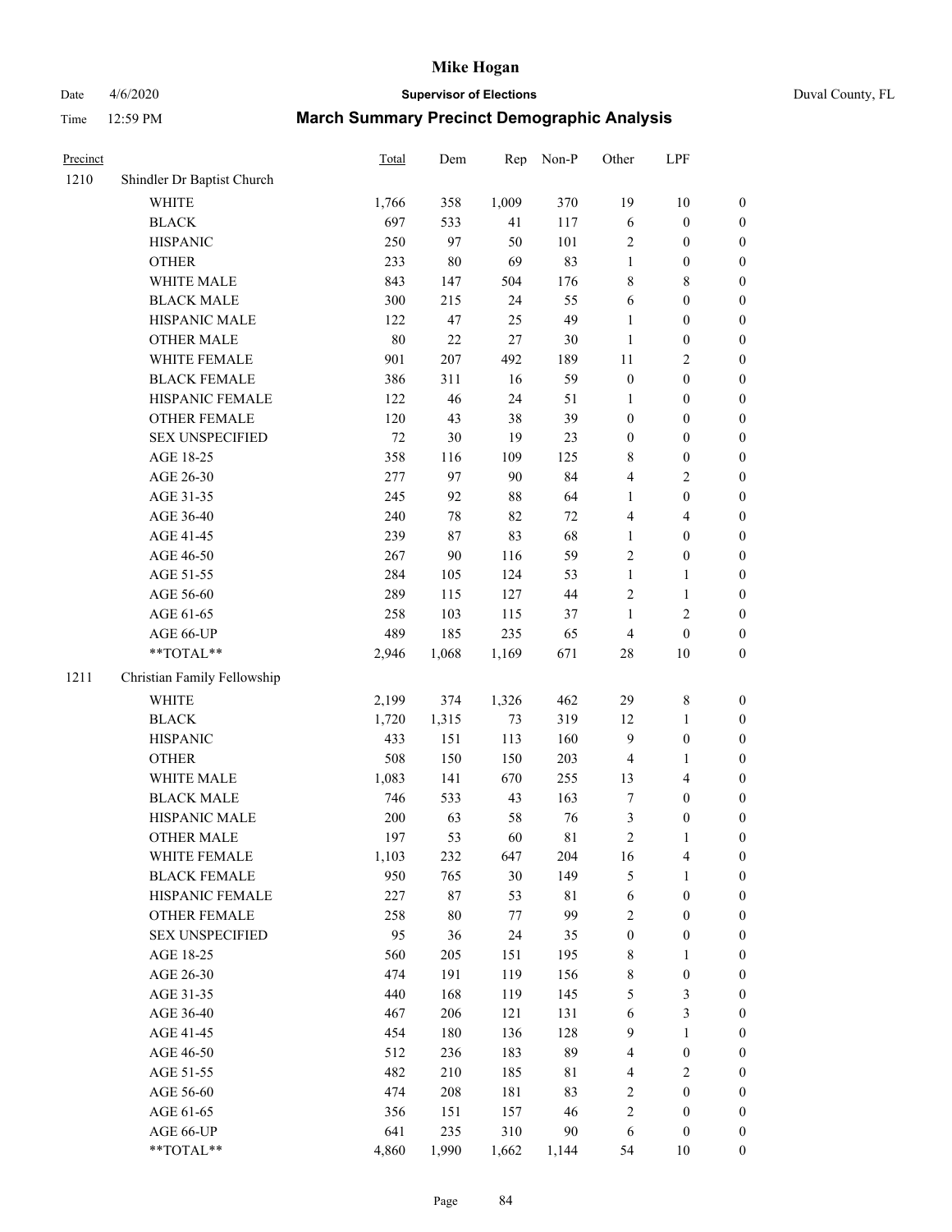# March Summary Precinct Demographic Analysis

| Precinct | | Total | Dem | Rep | Non-P | Other | LPF | |
|---|---|---|---|---|---|---|---|---|
| 1210 | Shindler Dr Baptist Church | | | | | | | |
| | WHITE | 1,766 | 358 | 1,009 | 370 | 19 | 10 | 0 |
| | BLACK | 697 | 533 | 41 | 117 | 6 | 0 | 0 |
| | HISPANIC | 250 | 97 | 50 | 101 | 2 | 0 | 0 |
| | OTHER | 233 | 80 | 69 | 83 | 1 | 0 | 0 |
| | WHITE MALE | 843 | 147 | 504 | 176 | 8 | 8 | 0 |
| | BLACK MALE | 300 | 215 | 24 | 55 | 6 | 0 | 0 |
| | HISPANIC MALE | 122 | 47 | 25 | 49 | 1 | 0 | 0 |
| | OTHER MALE | 80 | 22 | 27 | 30 | 1 | 0 | 0 |
| | WHITE FEMALE | 901 | 207 | 492 | 189 | 11 | 2 | 0 |
| | BLACK FEMALE | 386 | 311 | 16 | 59 | 0 | 0 | 0 |
| | HISPANIC FEMALE | 122 | 46 | 24 | 51 | 1 | 0 | 0 |
| | OTHER FEMALE | 120 | 43 | 38 | 39 | 0 | 0 | 0 |
| | SEX UNSPECIFIED | 72 | 30 | 19 | 23 | 0 | 0 | 0 |
| | AGE 18-25 | 358 | 116 | 109 | 125 | 8 | 0 | 0 |
| | AGE 26-30 | 277 | 97 | 90 | 84 | 4 | 2 | 0 |
| | AGE 31-35 | 245 | 92 | 88 | 64 | 1 | 0 | 0 |
| | AGE 36-40 | 240 | 78 | 82 | 72 | 4 | 4 | 0 |
| | AGE 41-45 | 239 | 87 | 83 | 68 | 1 | 0 | 0 |
| | AGE 46-50 | 267 | 90 | 116 | 59 | 2 | 0 | 0 |
| | AGE 51-55 | 284 | 105 | 124 | 53 | 1 | 1 | 0 |
| | AGE 56-60 | 289 | 115 | 127 | 44 | 2 | 1 | 0 |
| | AGE 61-65 | 258 | 103 | 115 | 37 | 1 | 2 | 0 |
| | AGE 66-UP | 489 | 185 | 235 | 65 | 4 | 0 | 0 |
| | **TOTAL** | 2,946 | 1,068 | 1,169 | 671 | 28 | 10 | 0 |
| 1211 | Christian Family Fellowship | | | | | | | |
| | WHITE | 2,199 | 374 | 1,326 | 462 | 29 | 8 | 0 |
| | BLACK | 1,720 | 1,315 | 73 | 319 | 12 | 1 | 0 |
| | HISPANIC | 433 | 151 | 113 | 160 | 9 | 0 | 0 |
| | OTHER | 508 | 150 | 150 | 203 | 4 | 1 | 0 |
| | WHITE MALE | 1,083 | 141 | 670 | 255 | 13 | 4 | 0 |
| | BLACK MALE | 746 | 533 | 43 | 163 | 7 | 0 | 0 |
| | HISPANIC MALE | 200 | 63 | 58 | 76 | 3 | 0 | 0 |
| | OTHER MALE | 197 | 53 | 60 | 81 | 2 | 1 | 0 |
| | WHITE FEMALE | 1,103 | 232 | 647 | 204 | 16 | 4 | 0 |
| | BLACK FEMALE | 950 | 765 | 30 | 149 | 5 | 1 | 0 |
| | HISPANIC FEMALE | 227 | 87 | 53 | 81 | 6 | 0 | 0 |
| | OTHER FEMALE | 258 | 80 | 77 | 99 | 2 | 0 | 0 |
| | SEX UNSPECIFIED | 95 | 36 | 24 | 35 | 0 | 0 | 0 |
| | AGE 18-25 | 560 | 205 | 151 | 195 | 8 | 1 | 0 |
| | AGE 26-30 | 474 | 191 | 119 | 156 | 8 | 0 | 0 |
| | AGE 31-35 | 440 | 168 | 119 | 145 | 5 | 3 | 0 |
| | AGE 36-40 | 467 | 206 | 121 | 131 | 6 | 3 | 0 |
| | AGE 41-45 | 454 | 180 | 136 | 128 | 9 | 1 | 0 |
| | AGE 46-50 | 512 | 236 | 183 | 89 | 4 | 0 | 0 |
| | AGE 51-55 | 482 | 210 | 185 | 81 | 4 | 2 | 0 |
| | AGE 56-60 | 474 | 208 | 181 | 83 | 2 | 0 | 0 |
| | AGE 61-65 | 356 | 151 | 157 | 46 | 2 | 0 | 0 |
| | AGE 66-UP | 641 | 235 | 310 | 90 | 6 | 0 | 0 |
| | **TOTAL** | 4,860 | 1,990 | 1,662 | 1,144 | 54 | 10 | 0 |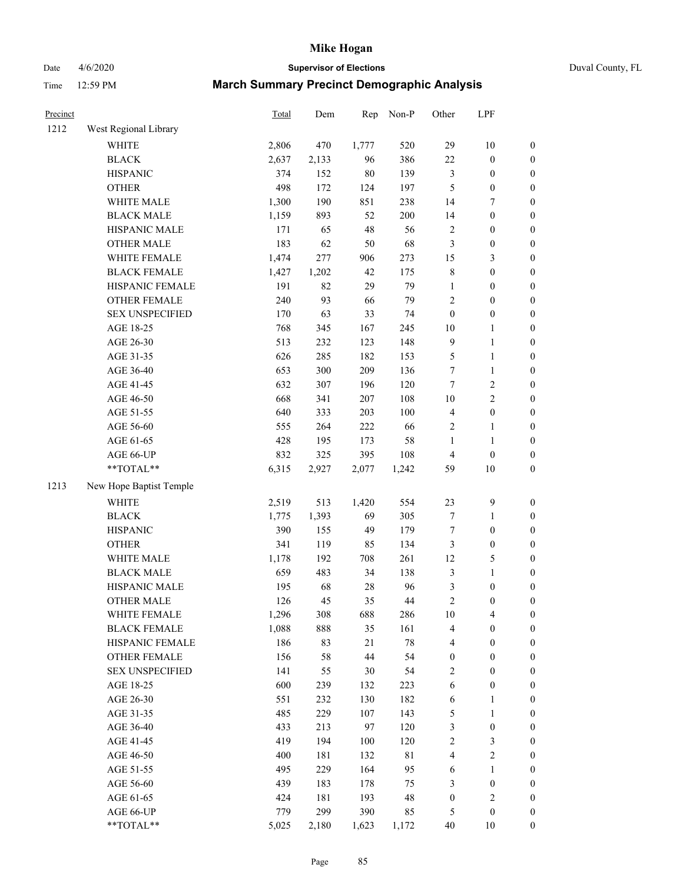# Mike Hogan

Date 4/6/2020 **Supervisor of Elections** Duval County, FL

Time 12:59 PM **March Summary Precinct Demographic Analysis**

| Precinct | | Total | Dem | Rep | Non-P | Other | LPF | |
|---|---|---|---|---|---|---|---|---|
| 1212 | West Regional Library | | | | | | | |
| | WHITE | 2,806 | 470 | 1,777 | 520 | 29 | 10 | 0 |
| | BLACK | 2,637 | 2,133 | 96 | 386 | 22 | 0 | 0 |
| | HISPANIC | 374 | 152 | 80 | 139 | 3 | 0 | 0 |
| | OTHER | 498 | 172 | 124 | 197 | 5 | 0 | 0 |
| | WHITE MALE | 1,300 | 190 | 851 | 238 | 14 | 7 | 0 |
| | BLACK MALE | 1,159 | 893 | 52 | 200 | 14 | 0 | 0 |
| | HISPANIC MALE | 171 | 65 | 48 | 56 | 2 | 0 | 0 |
| | OTHER MALE | 183 | 62 | 50 | 68 | 3 | 0 | 0 |
| | WHITE FEMALE | 1,474 | 277 | 906 | 273 | 15 | 3 | 0 |
| | BLACK FEMALE | 1,427 | 1,202 | 42 | 175 | 8 | 0 | 0 |
| | HISPANIC FEMALE | 191 | 82 | 29 | 79 | 1 | 0 | 0 |
| | OTHER FEMALE | 240 | 93 | 66 | 79 | 2 | 0 | 0 |
| | SEX UNSPECIFIED | 170 | 63 | 33 | 74 | 0 | 0 | 0 |
| | AGE 18-25 | 768 | 345 | 167 | 245 | 10 | 1 | 0 |
| | AGE 26-30 | 513 | 232 | 123 | 148 | 9 | 1 | 0 |
| | AGE 31-35 | 626 | 285 | 182 | 153 | 5 | 1 | 0 |
| | AGE 36-40 | 653 | 300 | 209 | 136 | 7 | 1 | 0 |
| | AGE 41-45 | 632 | 307 | 196 | 120 | 7 | 2 | 0 |
| | AGE 46-50 | 668 | 341 | 207 | 108 | 10 | 2 | 0 |
| | AGE 51-55 | 640 | 333 | 203 | 100 | 4 | 0 | 0 |
| | AGE 56-60 | 555 | 264 | 222 | 66 | 2 | 1 | 0 |
| | AGE 61-65 | 428 | 195 | 173 | 58 | 1 | 1 | 0 |
| | AGE 66-UP | 832 | 325 | 395 | 108 | 4 | 0 | 0 |
| | **TOTAL** | 6,315 | 2,927 | 2,077 | 1,242 | 59 | 10 | 0 |
| 1213 | New Hope Baptist Temple | | | | | | | |
| | WHITE | 2,519 | 513 | 1,420 | 554 | 23 | 9 | 0 |
| | BLACK | 1,775 | 1,393 | 69 | 305 | 7 | 1 | 0 |
| | HISPANIC | 390 | 155 | 49 | 179 | 7 | 0 | 0 |
| | OTHER | 341 | 119 | 85 | 134 | 3 | 0 | 0 |
| | WHITE MALE | 1,178 | 192 | 708 | 261 | 12 | 5 | 0 |
| | BLACK MALE | 659 | 483 | 34 | 138 | 3 | 1 | 0 |
| | HISPANIC MALE | 195 | 68 | 28 | 96 | 3 | 0 | 0 |
| | OTHER MALE | 126 | 45 | 35 | 44 | 2 | 0 | 0 |
| | WHITE FEMALE | 1,296 | 308 | 688 | 286 | 10 | 4 | 0 |
| | BLACK FEMALE | 1,088 | 888 | 35 | 161 | 4 | 0 | 0 |
| | HISPANIC FEMALE | 186 | 83 | 21 | 78 | 4 | 0 | 0 |
| | OTHER FEMALE | 156 | 58 | 44 | 54 | 0 | 0 | 0 |
| | SEX UNSPECIFIED | 141 | 55 | 30 | 54 | 2 | 0 | 0 |
| | AGE 18-25 | 600 | 239 | 132 | 223 | 6 | 0 | 0 |
| | AGE 26-30 | 551 | 232 | 130 | 182 | 6 | 1 | 0 |
| | AGE 31-35 | 485 | 229 | 107 | 143 | 5 | 1 | 0 |
| | AGE 36-40 | 433 | 213 | 97 | 120 | 3 | 0 | 0 |
| | AGE 41-45 | 419 | 194 | 100 | 120 | 2 | 3 | 0 |
| | AGE 46-50 | 400 | 181 | 132 | 81 | 4 | 2 | 0 |
| | AGE 51-55 | 495 | 229 | 164 | 95 | 6 | 1 | 0 |
| | AGE 56-60 | 439 | 183 | 178 | 75 | 3 | 0 | 0 |
| | AGE 61-65 | 424 | 181 | 193 | 48 | 0 | 2 | 0 |
| | AGE 66-UP | 779 | 299 | 390 | 85 | 5 | 0 | 0 |
| | **TOTAL** | 5,025 | 2,180 | 1,623 | 1,172 | 40 | 10 | 0 |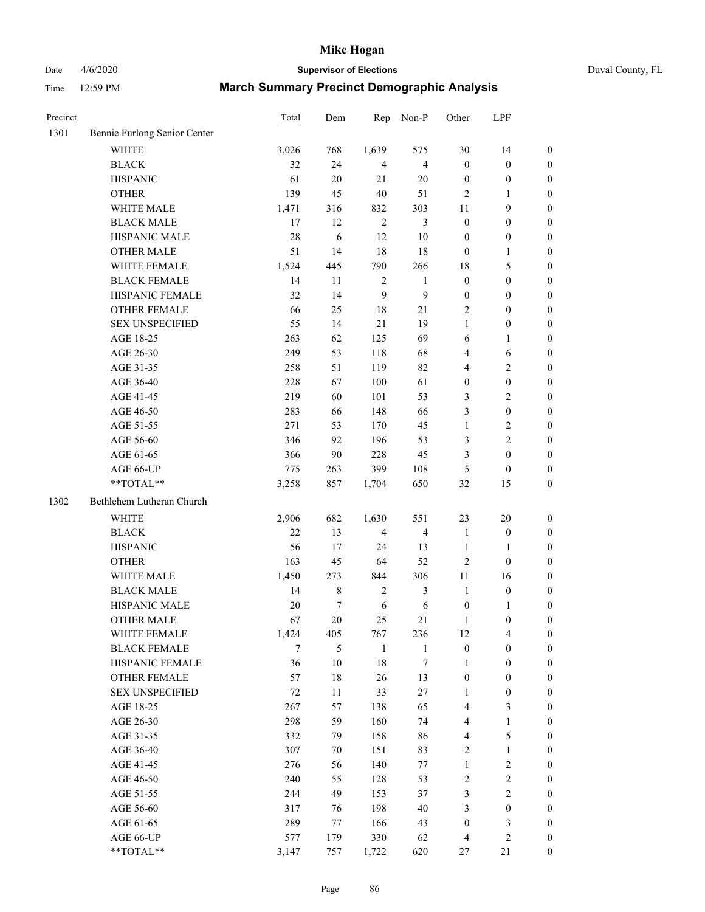# Mike Hogan

Date 4/6/2020 **Supervisor of Elections** Duval County, FL

Time 12:59 PM **March Summary Precinct Demographic Analysis**

| Precinct | | Total | Dem | Rep | Non-P | Other | LPF | |
|---|---|---|---|---|---|---|---|---|
| 1301 | Bennie Furlong Senior Center | | | | | | | |
| | WHITE | 3,026 | 768 | 1,639 | 575 | 30 | 14 | 0 |
| | BLACK | 32 | 24 | 4 | 4 | 0 | 0 | 0 |
| | HISPANIC | 61 | 20 | 21 | 20 | 0 | 0 | 0 |
| | OTHER | 139 | 45 | 40 | 51 | 2 | 1 | 0 |
| | WHITE MALE | 1,471 | 316 | 832 | 303 | 11 | 9 | 0 |
| | BLACK MALE | 17 | 12 | 2 | 3 | 0 | 0 | 0 |
| | HISPANIC MALE | 28 | 6 | 12 | 10 | 0 | 0 | 0 |
| | OTHER MALE | 51 | 14 | 18 | 18 | 0 | 1 | 0 |
| | WHITE FEMALE | 1,524 | 445 | 790 | 266 | 18 | 5 | 0 |
| | BLACK FEMALE | 14 | 11 | 2 | 1 | 0 | 0 | 0 |
| | HISPANIC FEMALE | 32 | 14 | 9 | 9 | 0 | 0 | 0 |
| | OTHER FEMALE | 66 | 25 | 18 | 21 | 2 | 0 | 0 |
| | SEX UNSPECIFIED | 55 | 14 | 21 | 19 | 1 | 0 | 0 |
| | AGE 18-25 | 263 | 62 | 125 | 69 | 6 | 1 | 0 |
| | AGE 26-30 | 249 | 53 | 118 | 68 | 4 | 6 | 0 |
| | AGE 31-35 | 258 | 51 | 119 | 82 | 4 | 2 | 0 |
| | AGE 36-40 | 228 | 67 | 100 | 61 | 0 | 0 | 0 |
| | AGE 41-45 | 219 | 60 | 101 | 53 | 3 | 2 | 0 |
| | AGE 46-50 | 283 | 66 | 148 | 66 | 3 | 0 | 0 |
| | AGE 51-55 | 271 | 53 | 170 | 45 | 1 | 2 | 0 |
| | AGE 56-60 | 346 | 92 | 196 | 53 | 3 | 2 | 0 |
| | AGE 61-65 | 366 | 90 | 228 | 45 | 3 | 0 | 0 |
| | AGE 66-UP | 775 | 263 | 399 | 108 | 5 | 0 | 0 |
| | **TOTAL** | 3,258 | 857 | 1,704 | 650 | 32 | 15 | 0 |
| 1302 | Bethlehem Lutheran Church | | | | | | | |
| | WHITE | 2,906 | 682 | 1,630 | 551 | 23 | 20 | 0 |
| | BLACK | 22 | 13 | 4 | 4 | 1 | 0 | 0 |
| | HISPANIC | 56 | 17 | 24 | 13 | 1 | 1 | 0 |
| | OTHER | 163 | 45 | 64 | 52 | 2 | 0 | 0 |
| | WHITE MALE | 1,450 | 273 | 844 | 306 | 11 | 16 | 0 |
| | BLACK MALE | 14 | 8 | 2 | 3 | 1 | 0 | 0 |
| | HISPANIC MALE | 20 | 7 | 6 | 6 | 0 | 1 | 0 |
| | OTHER MALE | 67 | 20 | 25 | 21 | 1 | 0 | 0 |
| | WHITE FEMALE | 1,424 | 405 | 767 | 236 | 12 | 4 | 0 |
| | BLACK FEMALE | 7 | 5 | 1 | 1 | 0 | 0 | 0 |
| | HISPANIC FEMALE | 36 | 10 | 18 | 7 | 1 | 0 | 0 |
| | OTHER FEMALE | 57 | 18 | 26 | 13 | 0 | 0 | 0 |
| | SEX UNSPECIFIED | 72 | 11 | 33 | 27 | 1 | 0 | 0 |
| | AGE 18-25 | 267 | 57 | 138 | 65 | 4 | 3 | 0 |
| | AGE 26-30 | 298 | 59 | 160 | 74 | 4 | 1 | 0 |
| | AGE 31-35 | 332 | 79 | 158 | 86 | 4 | 5 | 0 |
| | AGE 36-40 | 307 | 70 | 151 | 83 | 2 | 1 | 0 |
| | AGE 41-45 | 276 | 56 | 140 | 77 | 1 | 2 | 0 |
| | AGE 46-50 | 240 | 55 | 128 | 53 | 2 | 2 | 0 |
| | AGE 51-55 | 244 | 49 | 153 | 37 | 3 | 2 | 0 |
| | AGE 56-60 | 317 | 76 | 198 | 40 | 3 | 0 | 0 |
| | AGE 61-65 | 289 | 77 | 166 | 43 | 0 | 3 | 0 |
| | AGE 66-UP | 577 | 179 | 330 | 62 | 4 | 2 | 0 |
| | **TOTAL** | 3,147 | 757 | 1,722 | 620 | 27 | 21 | 0 |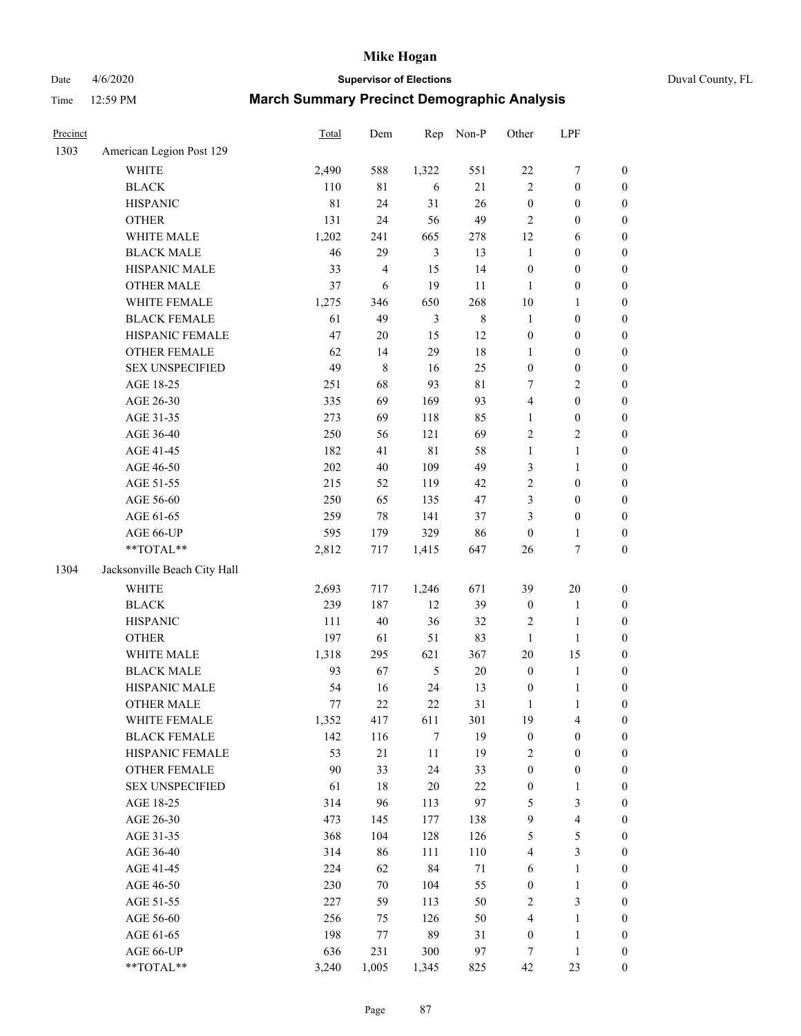# March Summary Precinct Demographic Analysis

| Precinct | | Total | Dem | Rep | Non-P | Other | LPF | |
|---|---|---|---|---|---|---|---|---|
| 1303 | American Legion Post 129 | | | | | | | |
| | WHITE | 2,490 | 588 | 1,322 | 551 | 22 | 7 | 0 |
| | BLACK | 110 | 81 | 6 | 21 | 2 | 0 | 0 |
| | HISPANIC | 81 | 24 | 31 | 26 | 0 | 0 | 0 |
| | OTHER | 131 | 24 | 56 | 49 | 2 | 0 | 0 |
| | WHITE MALE | 1,202 | 241 | 665 | 278 | 12 | 6 | 0 |
| | BLACK MALE | 46 | 29 | 3 | 13 | 1 | 0 | 0 |
| | HISPANIC MALE | 33 | 4 | 15 | 14 | 0 | 0 | 0 |
| | OTHER MALE | 37 | 6 | 19 | 11 | 1 | 0 | 0 |
| | WHITE FEMALE | 1,275 | 346 | 650 | 268 | 10 | 1 | 0 |
| | BLACK FEMALE | 61 | 49 | 3 | 8 | 1 | 0 | 0 |
| | HISPANIC FEMALE | 47 | 20 | 15 | 12 | 0 | 0 | 0 |
| | OTHER FEMALE | 62 | 14 | 29 | 18 | 1 | 0 | 0 |
| | SEX UNSPECIFIED | 49 | 8 | 16 | 25 | 0 | 0 | 0 |
| | AGE 18-25 | 251 | 68 | 93 | 81 | 7 | 2 | 0 |
| | AGE 26-30 | 335 | 69 | 169 | 93 | 4 | 0 | 0 |
| | AGE 31-35 | 273 | 69 | 118 | 85 | 1 | 0 | 0 |
| | AGE 36-40 | 250 | 56 | 121 | 69 | 2 | 2 | 0 |
| | AGE 41-45 | 182 | 41 | 81 | 58 | 1 | 1 | 0 |
| | AGE 46-50 | 202 | 40 | 109 | 49 | 3 | 1 | 0 |
| | AGE 51-55 | 215 | 52 | 119 | 42 | 2 | 0 | 0 |
| | AGE 56-60 | 250 | 65 | 135 | 47 | 3 | 0 | 0 |
| | AGE 61-65 | 259 | 78 | 141 | 37 | 3 | 0 | 0 |
| | AGE 66-UP | 595 | 179 | 329 | 86 | 0 | 1 | 0 |
| | **TOTAL** | 2,812 | 717 | 1,415 | 647 | 26 | 7 | 0 |
| 1304 | Jacksonville Beach City Hall | | | | | | | |
| | WHITE | 2,693 | 717 | 1,246 | 671 | 39 | 20 | 0 |
| | BLACK | 239 | 187 | 12 | 39 | 0 | 1 | 0 |
| | HISPANIC | 111 | 40 | 36 | 32 | 2 | 1 | 0 |
| | OTHER | 197 | 61 | 51 | 83 | 1 | 1 | 0 |
| | WHITE MALE | 1,318 | 295 | 621 | 367 | 20 | 15 | 0 |
| | BLACK MALE | 93 | 67 | 5 | 20 | 0 | 1 | 0 |
| | HISPANIC MALE | 54 | 16 | 24 | 13 | 0 | 1 | 0 |
| | OTHER MALE | 77 | 22 | 22 | 31 | 1 | 1 | 0 |
| | WHITE FEMALE | 1,352 | 417 | 611 | 301 | 19 | 4 | 0 |
| | BLACK FEMALE | 142 | 116 | 7 | 19 | 0 | 0 | 0 |
| | HISPANIC FEMALE | 53 | 21 | 11 | 19 | 2 | 0 | 0 |
| | OTHER FEMALE | 90 | 33 | 24 | 33 | 0 | 0 | 0 |
| | SEX UNSPECIFIED | 61 | 18 | 20 | 22 | 0 | 1 | 0 |
| | AGE 18-25 | 314 | 96 | 113 | 97 | 5 | 3 | 0 |
| | AGE 26-30 | 473 | 145 | 177 | 138 | 9 | 4 | 0 |
| | AGE 31-35 | 368 | 104 | 128 | 126 | 5 | 5 | 0 |
| | AGE 36-40 | 314 | 86 | 111 | 110 | 4 | 3 | 0 |
| | AGE 41-45 | 224 | 62 | 84 | 71 | 6 | 1 | 0 |
| | AGE 46-50 | 230 | 70 | 104 | 55 | 0 | 1 | 0 |
| | AGE 51-55 | 227 | 59 | 113 | 50 | 2 | 3 | 0 |
| | AGE 56-60 | 256 | 75 | 126 | 50 | 4 | 1 | 0 |
| | AGE 61-65 | 198 | 77 | 89 | 31 | 0 | 1 | 0 |
| | AGE 66-UP | 636 | 231 | 300 | 97 | 7 | 1 | 0 |
| | **TOTAL** | 3,240 | 1,005 | 1,345 | 825 | 42 | 23 | 0 |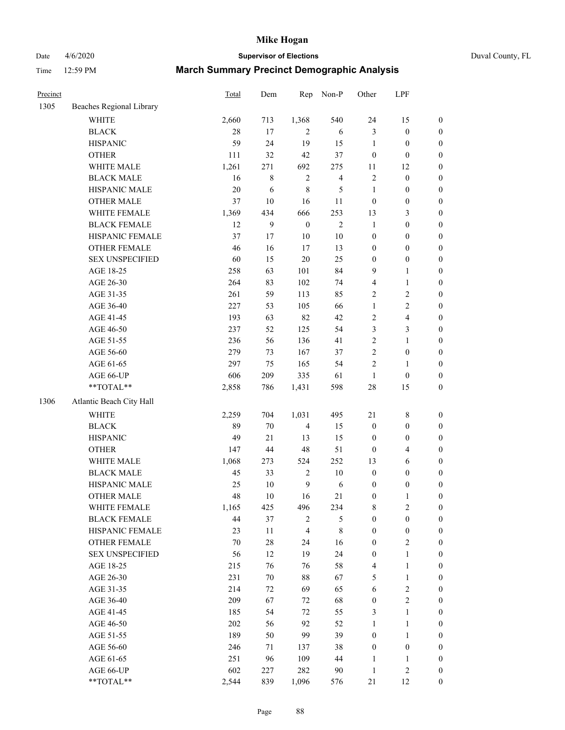# Mike Hogan

Date 4/6/2020 **Supervisor of Elections** Duval County, FL

Time 12:59 PM **March Summary Precinct Demographic Analysis**

| Precinct | | Total | Dem | Rep | Non-P | Other | LPF | |
|---|---|---|---|---|---|---|---|---|
| 1305 | Beaches Regional Library | | | | | | | |
| | WHITE | 2,660 | 713 | 1,368 | 540 | 24 | 15 | 0 |
| | BLACK | 28 | 17 | 2 | 6 | 3 | 0 | 0 |
| | HISPANIC | 59 | 24 | 19 | 15 | 1 | 0 | 0 |
| | OTHER | 111 | 32 | 42 | 37 | 0 | 0 | 0 |
| | WHITE MALE | 1,261 | 271 | 692 | 275 | 11 | 12 | 0 |
| | BLACK MALE | 16 | 8 | 2 | 4 | 2 | 0 | 0 |
| | HISPANIC MALE | 20 | 6 | 8 | 5 | 1 | 0 | 0 |
| | OTHER MALE | 37 | 10 | 16 | 11 | 0 | 0 | 0 |
| | WHITE FEMALE | 1,369 | 434 | 666 | 253 | 13 | 3 | 0 |
| | BLACK FEMALE | 12 | 9 | 0 | 2 | 1 | 0 | 0 |
| | HISPANIC FEMALE | 37 | 17 | 10 | 10 | 0 | 0 | 0 |
| | OTHER FEMALE | 46 | 16 | 17 | 13 | 0 | 0 | 0 |
| | SEX UNSPECIFIED | 60 | 15 | 20 | 25 | 0 | 0 | 0 |
| | AGE 18-25 | 258 | 63 | 101 | 84 | 9 | 1 | 0 |
| | AGE 26-30 | 264 | 83 | 102 | 74 | 4 | 1 | 0 |
| | AGE 31-35 | 261 | 59 | 113 | 85 | 2 | 2 | 0 |
| | AGE 36-40 | 227 | 53 | 105 | 66 | 1 | 2 | 0 |
| | AGE 41-45 | 193 | 63 | 82 | 42 | 2 | 4 | 0 |
| | AGE 46-50 | 237 | 52 | 125 | 54 | 3 | 3 | 0 |
| | AGE 51-55 | 236 | 56 | 136 | 41 | 2 | 1 | 0 |
| | AGE 56-60 | 279 | 73 | 167 | 37 | 2 | 0 | 0 |
| | AGE 61-65 | 297 | 75 | 165 | 54 | 2 | 1 | 0 |
| | AGE 66-UP | 606 | 209 | 335 | 61 | 1 | 0 | 0 |
| | **TOTAL** | 2,858 | 786 | 1,431 | 598 | 28 | 15 | 0 |
| 1306 | Atlantic Beach City Hall | | | | | | | |
| | WHITE | 2,259 | 704 | 1,031 | 495 | 21 | 8 | 0 |
| | BLACK | 89 | 70 | 4 | 15 | 0 | 0 | 0 |
| | HISPANIC | 49 | 21 | 13 | 15 | 0 | 0 | 0 |
| | OTHER | 147 | 44 | 48 | 51 | 0 | 4 | 0 |
| | WHITE MALE | 1,068 | 273 | 524 | 252 | 13 | 6 | 0 |
| | BLACK MALE | 45 | 33 | 2 | 10 | 0 | 0 | 0 |
| | HISPANIC MALE | 25 | 10 | 9 | 6 | 0 | 0 | 0 |
| | OTHER MALE | 48 | 10 | 16 | 21 | 0 | 1 | 0 |
| | WHITE FEMALE | 1,165 | 425 | 496 | 234 | 8 | 2 | 0 |
| | BLACK FEMALE | 44 | 37 | 2 | 5 | 0 | 0 | 0 |
| | HISPANIC FEMALE | 23 | 11 | 4 | 8 | 0 | 0 | 0 |
| | OTHER FEMALE | 70 | 28 | 24 | 16 | 0 | 2 | 0 |
| | SEX UNSPECIFIED | 56 | 12 | 19 | 24 | 0 | 1 | 0 |
| | AGE 18-25 | 215 | 76 | 76 | 58 | 4 | 1 | 0 |
| | AGE 26-30 | 231 | 70 | 88 | 67 | 5 | 1 | 0 |
| | AGE 31-35 | 214 | 72 | 69 | 65 | 6 | 2 | 0 |
| | AGE 36-40 | 209 | 67 | 72 | 68 | 0 | 2 | 0 |
| | AGE 41-45 | 185 | 54 | 72 | 55 | 3 | 1 | 0 |
| | AGE 46-50 | 202 | 56 | 92 | 52 | 1 | 1 | 0 |
| | AGE 51-55 | 189 | 50 | 99 | 39 | 0 | 1 | 0 |
| | AGE 56-60 | 246 | 71 | 137 | 38 | 0 | 0 | 0 |
| | AGE 61-65 | 251 | 96 | 109 | 44 | 1 | 1 | 0 |
| | AGE 66-UP | 602 | 227 | 282 | 90 | 1 | 2 | 0 |
| | **TOTAL** | 2,544 | 839 | 1,096 | 576 | 21 | 12 | 0 |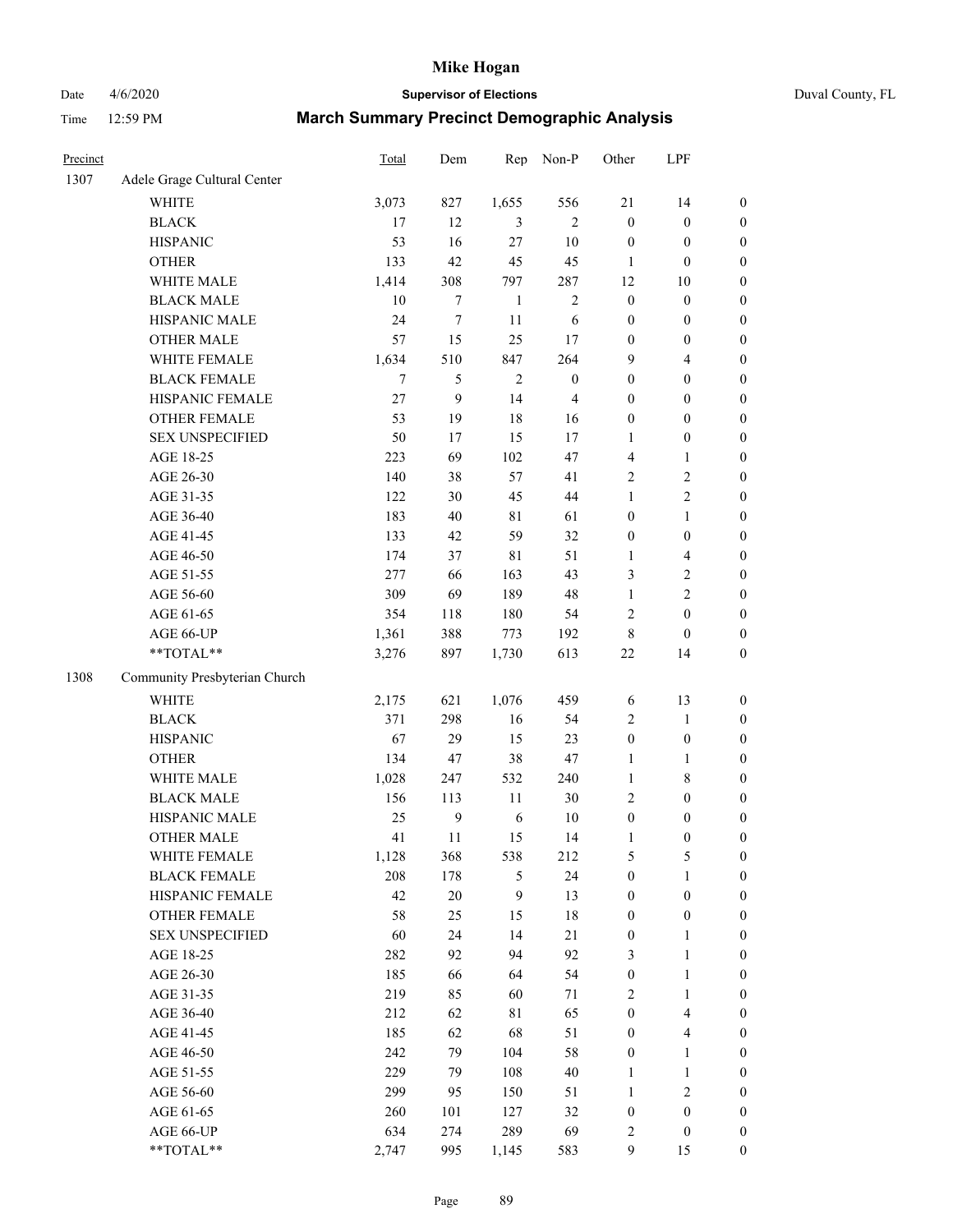# Mike Hogan

Date 4/6/2020 **Supervisor of Elections** Duval County, FL

Time 12:59 PM **March Summary Precinct Demographic Analysis**

| Precinct | | Total | Dem | Rep | Non-P | Other | LPF | |
|---|---|---|---|---|---|---|---|---|
| 1307 | Adele Grage Cultural Center | | | | | | | |
| | WHITE | 3,073 | 827 | 1,655 | 556 | 21 | 14 | 0 |
| | BLACK | 17 | 12 | 3 | 2 | 0 | 0 | 0 |
| | HISPANIC | 53 | 16 | 27 | 10 | 0 | 0 | 0 |
| | OTHER | 133 | 42 | 45 | 45 | 1 | 0 | 0 |
| | WHITE MALE | 1,414 | 308 | 797 | 287 | 12 | 10 | 0 |
| | BLACK MALE | 10 | 7 | 1 | 2 | 0 | 0 | 0 |
| | HISPANIC MALE | 24 | 7 | 11 | 6 | 0 | 0 | 0 |
| | OTHER MALE | 57 | 15 | 25 | 17 | 0 | 0 | 0 |
| | WHITE FEMALE | 1,634 | 510 | 847 | 264 | 9 | 4 | 0 |
| | BLACK FEMALE | 7 | 5 | 2 | 0 | 0 | 0 | 0 |
| | HISPANIC FEMALE | 27 | 9 | 14 | 4 | 0 | 0 | 0 |
| | OTHER FEMALE | 53 | 19 | 18 | 16 | 0 | 0 | 0 |
| | SEX UNSPECIFIED | 50 | 17 | 15 | 17 | 1 | 0 | 0 |
| | AGE 18-25 | 223 | 69 | 102 | 47 | 4 | 1 | 0 |
| | AGE 26-30 | 140 | 38 | 57 | 41 | 2 | 2 | 0 |
| | AGE 31-35 | 122 | 30 | 45 | 44 | 1 | 2 | 0 |
| | AGE 36-40 | 183 | 40 | 81 | 61 | 0 | 1 | 0 |
| | AGE 41-45 | 133 | 42 | 59 | 32 | 0 | 0 | 0 |
| | AGE 46-50 | 174 | 37 | 81 | 51 | 1 | 4 | 0 |
| | AGE 51-55 | 277 | 66 | 163 | 43 | 3 | 2 | 0 |
| | AGE 56-60 | 309 | 69 | 189 | 48 | 1 | 2 | 0 |
| | AGE 61-65 | 354 | 118 | 180 | 54 | 2 | 0 | 0 |
| | AGE 66-UP | 1,361 | 388 | 773 | 192 | 8 | 0 | 0 |
| | **TOTAL** | 3,276 | 897 | 1,730 | 613 | 22 | 14 | 0 |
| 1308 | Community Presbyterian Church | | | | | | | |
| | WHITE | 2,175 | 621 | 1,076 | 459 | 6 | 13 | 0 |
| | BLACK | 371 | 298 | 16 | 54 | 2 | 1 | 0 |
| | HISPANIC | 67 | 29 | 15 | 23 | 0 | 0 | 0 |
| | OTHER | 134 | 47 | 38 | 47 | 1 | 1 | 0 |
| | WHITE MALE | 1,028 | 247 | 532 | 240 | 1 | 8 | 0 |
| | BLACK MALE | 156 | 113 | 11 | 30 | 2 | 0 | 0 |
| | HISPANIC MALE | 25 | 9 | 6 | 10 | 0 | 0 | 0 |
| | OTHER MALE | 41 | 11 | 15 | 14 | 1 | 0 | 0 |
| | WHITE FEMALE | 1,128 | 368 | 538 | 212 | 5 | 5 | 0 |
| | BLACK FEMALE | 208 | 178 | 5 | 24 | 0 | 1 | 0 |
| | HISPANIC FEMALE | 42 | 20 | 9 | 13 | 0 | 0 | 0 |
| | OTHER FEMALE | 58 | 25 | 15 | 18 | 0 | 0 | 0 |
| | SEX UNSPECIFIED | 60 | 24 | 14 | 21 | 0 | 1 | 0 |
| | AGE 18-25 | 282 | 92 | 94 | 92 | 3 | 1 | 0 |
| | AGE 26-30 | 185 | 66 | 64 | 54 | 0 | 1 | 0 |
| | AGE 31-35 | 219 | 85 | 60 | 71 | 2 | 1 | 0 |
| | AGE 36-40 | 212 | 62 | 81 | 65 | 0 | 4 | 0 |
| | AGE 41-45 | 185 | 62 | 68 | 51 | 0 | 4 | 0 |
| | AGE 46-50 | 242 | 79 | 104 | 58 | 0 | 1 | 0 |
| | AGE 51-55 | 229 | 79 | 108 | 40 | 1 | 1 | 0 |
| | AGE 56-60 | 299 | 95 | 150 | 51 | 1 | 2 | 0 |
| | AGE 61-65 | 260 | 101 | 127 | 32 | 0 | 0 | 0 |
| | AGE 66-UP | 634 | 274 | 289 | 69 | 2 | 0 | 0 |
| | **TOTAL** | 2,747 | 995 | 1,145 | 583 | 9 | 15 | 0 |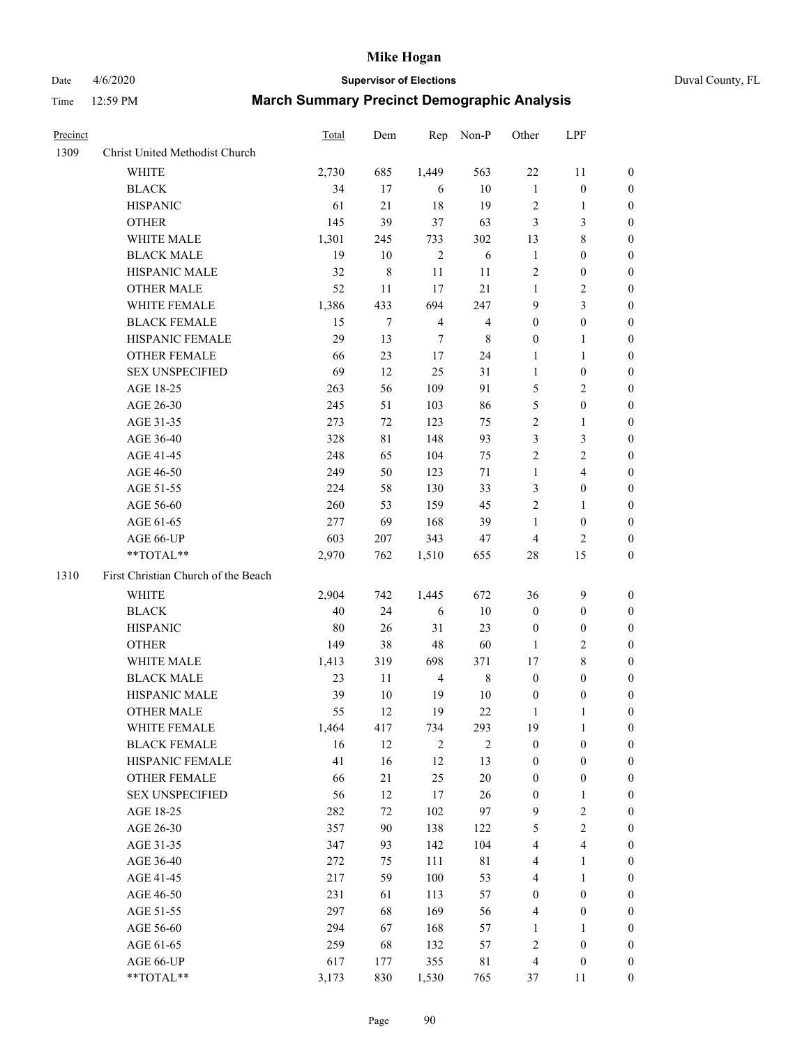# Mike Hogan

Date 4/6/2020 **Supervisor of Elections** Duval County, FL

Time 12:59 PM **March Summary Precinct Demographic Analysis**

| Precinct | | Total | Dem | Rep | Non-P | Other | LPF | |
|---|---|---|---|---|---|---|---|---|
| 1309 | Christ United Methodist Church | | | | | | | |
| | WHITE | 2,730 | 685 | 1,449 | 563 | 22 | 11 | 0 |
| | BLACK | 34 | 17 | 6 | 10 | 1 | 0 | 0 |
| | HISPANIC | 61 | 21 | 18 | 19 | 2 | 1 | 0 |
| | OTHER | 145 | 39 | 37 | 63 | 3 | 3 | 0 |
| | WHITE MALE | 1,301 | 245 | 733 | 302 | 13 | 8 | 0 |
| | BLACK MALE | 19 | 10 | 2 | 6 | 1 | 0 | 0 |
| | HISPANIC MALE | 32 | 8 | 11 | 11 | 2 | 0 | 0 |
| | OTHER MALE | 52 | 11 | 17 | 21 | 1 | 2 | 0 |
| | WHITE FEMALE | 1,386 | 433 | 694 | 247 | 9 | 3 | 0 |
| | BLACK FEMALE | 15 | 7 | 4 | 4 | 0 | 0 | 0 |
| | HISPANIC FEMALE | 29 | 13 | 7 | 8 | 0 | 1 | 0 |
| | OTHER FEMALE | 66 | 23 | 17 | 24 | 1 | 1 | 0 |
| | SEX UNSPECIFIED | 69 | 12 | 25 | 31 | 1 | 0 | 0 |
| | AGE 18-25 | 263 | 56 | 109 | 91 | 5 | 2 | 0 |
| | AGE 26-30 | 245 | 51 | 103 | 86 | 5 | 0 | 0 |
| | AGE 31-35 | 273 | 72 | 123 | 75 | 2 | 1 | 0 |
| | AGE 36-40 | 328 | 81 | 148 | 93 | 3 | 3 | 0 |
| | AGE 41-45 | 248 | 65 | 104 | 75 | 2 | 2 | 0 |
| | AGE 46-50 | 249 | 50 | 123 | 71 | 1 | 4 | 0 |
| | AGE 51-55 | 224 | 58 | 130 | 33 | 3 | 0 | 0 |
| | AGE 56-60 | 260 | 53 | 159 | 45 | 2 | 1 | 0 |
| | AGE 61-65 | 277 | 69 | 168 | 39 | 1 | 0 | 0 |
| | AGE 66-UP | 603 | 207 | 343 | 47 | 4 | 2 | 0 |
| | **TOTAL** | 2,970 | 762 | 1,510 | 655 | 28 | 15 | 0 |
| 1310 | First Christian Church of the Beach | | | | | | | |
| | WHITE | 2,904 | 742 | 1,445 | 672 | 36 | 9 | 0 |
| | BLACK | 40 | 24 | 6 | 10 | 0 | 0 | 0 |
| | HISPANIC | 80 | 26 | 31 | 23 | 0 | 0 | 0 |
| | OTHER | 149 | 38 | 48 | 60 | 1 | 2 | 0 |
| | WHITE MALE | 1,413 | 319 | 698 | 371 | 17 | 8 | 0 |
| | BLACK MALE | 23 | 11 | 4 | 8 | 0 | 0 | 0 |
| | HISPANIC MALE | 39 | 10 | 19 | 10 | 0 | 0 | 0 |
| | OTHER MALE | 55 | 12 | 19 | 22 | 1 | 1 | 0 |
| | WHITE FEMALE | 1,464 | 417 | 734 | 293 | 19 | 1 | 0 |
| | BLACK FEMALE | 16 | 12 | 2 | 2 | 0 | 0 | 0 |
| | HISPANIC FEMALE | 41 | 16 | 12 | 13 | 0 | 0 | 0 |
| | OTHER FEMALE | 66 | 21 | 25 | 20 | 0 | 0 | 0 |
| | SEX UNSPECIFIED | 56 | 12 | 17 | 26 | 0 | 1 | 0 |
| | AGE 18-25 | 282 | 72 | 102 | 97 | 9 | 2 | 0 |
| | AGE 26-30 | 357 | 90 | 138 | 122 | 5 | 2 | 0 |
| | AGE 31-35 | 347 | 93 | 142 | 104 | 4 | 4 | 0 |
| | AGE 36-40 | 272 | 75 | 111 | 81 | 4 | 1 | 0 |
| | AGE 41-45 | 217 | 59 | 100 | 53 | 4 | 1 | 0 |
| | AGE 46-50 | 231 | 61 | 113 | 57 | 0 | 0 | 0 |
| | AGE 51-55 | 297 | 68 | 169 | 56 | 4 | 0 | 0 |
| | AGE 56-60 | 294 | 67 | 168 | 57 | 1 | 1 | 0 |
| | AGE 61-65 | 259 | 68 | 132 | 57 | 2 | 0 | 0 |
| | AGE 66-UP | 617 | 177 | 355 | 81 | 4 | 0 | 0 |
| | **TOTAL** | 3,173 | 830 | 1,530 | 765 | 37 | 11 | 0 |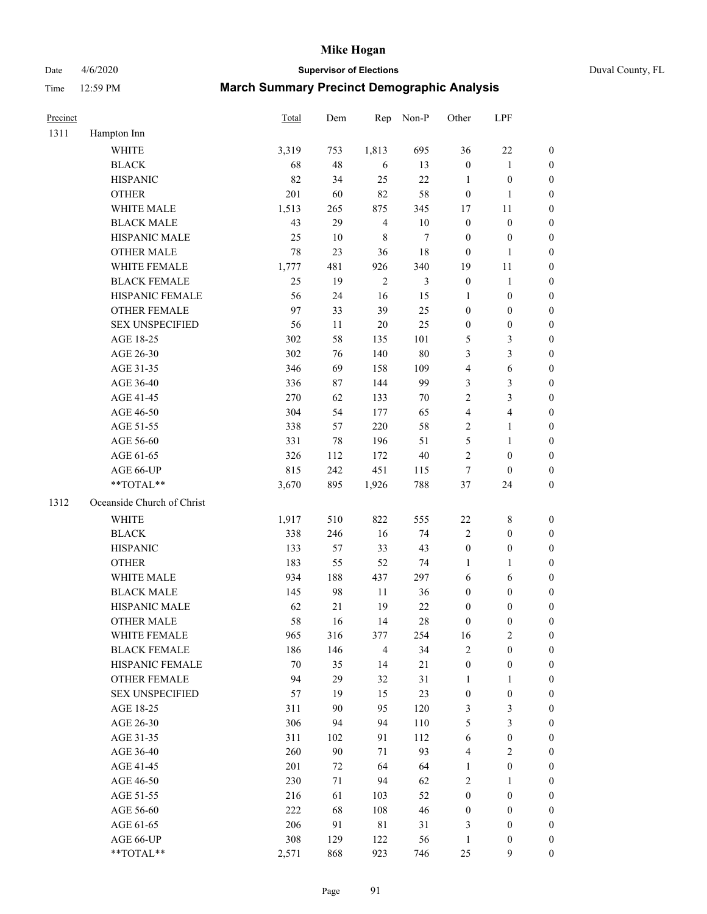# Mike Hogan

Date 4/6/2020 — **Supervisor of Elections** — Duval County, FL

Time 12:59 PM — **March Summary Precinct Demographic Analysis**

| Precinct | | Total | Dem | Rep | Non-P | Other | LPF | |
|---|---|---|---|---|---|---|---|---|
| 1311 | Hampton Inn | | | | | | | |
| | WHITE | 3,319 | 753 | 1,813 | 695 | 36 | 22 | 0 |
| | BLACK | 68 | 48 | 6 | 13 | 0 | 1 | 0 |
| | HISPANIC | 82 | 34 | 25 | 22 | 1 | 0 | 0 |
| | OTHER | 201 | 60 | 82 | 58 | 0 | 1 | 0 |
| | WHITE MALE | 1,513 | 265 | 875 | 345 | 17 | 11 | 0 |
| | BLACK MALE | 43 | 29 | 4 | 10 | 0 | 0 | 0 |
| | HISPANIC MALE | 25 | 10 | 8 | 7 | 0 | 0 | 0 |
| | OTHER MALE | 78 | 23 | 36 | 18 | 0 | 1 | 0 |
| | WHITE FEMALE | 1,777 | 481 | 926 | 340 | 19 | 11 | 0 |
| | BLACK FEMALE | 25 | 19 | 2 | 3 | 0 | 1 | 0 |
| | HISPANIC FEMALE | 56 | 24 | 16 | 15 | 1 | 0 | 0 |
| | OTHER FEMALE | 97 | 33 | 39 | 25 | 0 | 0 | 0 |
| | SEX UNSPECIFIED | 56 | 11 | 20 | 25 | 0 | 0 | 0 |
| | AGE 18-25 | 302 | 58 | 135 | 101 | 5 | 3 | 0 |
| | AGE 26-30 | 302 | 76 | 140 | 80 | 3 | 3 | 0 |
| | AGE 31-35 | 346 | 69 | 158 | 109 | 4 | 6 | 0 |
| | AGE 36-40 | 336 | 87 | 144 | 99 | 3 | 3 | 0 |
| | AGE 41-45 | 270 | 62 | 133 | 70 | 2 | 3 | 0 |
| | AGE 46-50 | 304 | 54 | 177 | 65 | 4 | 4 | 0 |
| | AGE 51-55 | 338 | 57 | 220 | 58 | 2 | 1 | 0 |
| | AGE 56-60 | 331 | 78 | 196 | 51 | 5 | 1 | 0 |
| | AGE 61-65 | 326 | 112 | 172 | 40 | 2 | 0 | 0 |
| | AGE 66-UP | 815 | 242 | 451 | 115 | 7 | 0 | 0 |
| | **TOTAL** | 3,670 | 895 | 1,926 | 788 | 37 | 24 | 0 |
| 1312 | Oceanside Church of Christ | | | | | | | |
| | WHITE | 1,917 | 510 | 822 | 555 | 22 | 8 | 0 |
| | BLACK | 338 | 246 | 16 | 74 | 2 | 0 | 0 |
| | HISPANIC | 133 | 57 | 33 | 43 | 0 | 0 | 0 |
| | OTHER | 183 | 55 | 52 | 74 | 1 | 1 | 0 |
| | WHITE MALE | 934 | 188 | 437 | 297 | 6 | 6 | 0 |
| | BLACK MALE | 145 | 98 | 11 | 36 | 0 | 0 | 0 |
| | HISPANIC MALE | 62 | 21 | 19 | 22 | 0 | 0 | 0 |
| | OTHER MALE | 58 | 16 | 14 | 28 | 0 | 0 | 0 |
| | WHITE FEMALE | 965 | 316 | 377 | 254 | 16 | 2 | 0 |
| | BLACK FEMALE | 186 | 146 | 4 | 34 | 2 | 0 | 0 |
| | HISPANIC FEMALE | 70 | 35 | 14 | 21 | 0 | 0 | 0 |
| | OTHER FEMALE | 94 | 29 | 32 | 31 | 1 | 1 | 0 |
| | SEX UNSPECIFIED | 57 | 19 | 15 | 23 | 0 | 0 | 0 |
| | AGE 18-25 | 311 | 90 | 95 | 120 | 3 | 3 | 0 |
| | AGE 26-30 | 306 | 94 | 94 | 110 | 5 | 3 | 0 |
| | AGE 31-35 | 311 | 102 | 91 | 112 | 6 | 0 | 0 |
| | AGE 36-40 | 260 | 90 | 71 | 93 | 4 | 2 | 0 |
| | AGE 41-45 | 201 | 72 | 64 | 64 | 1 | 0 | 0 |
| | AGE 46-50 | 230 | 71 | 94 | 62 | 2 | 1 | 0 |
| | AGE 51-55 | 216 | 61 | 103 | 52 | 0 | 0 | 0 |
| | AGE 56-60 | 222 | 68 | 108 | 46 | 0 | 0 | 0 |
| | AGE 61-65 | 206 | 91 | 81 | 31 | 3 | 0 | 0 |
| | AGE 66-UP | 308 | 129 | 122 | 56 | 1 | 0 | 0 |
| | **TOTAL** | 2,571 | 868 | 923 | 746 | 25 | 9 | 0 |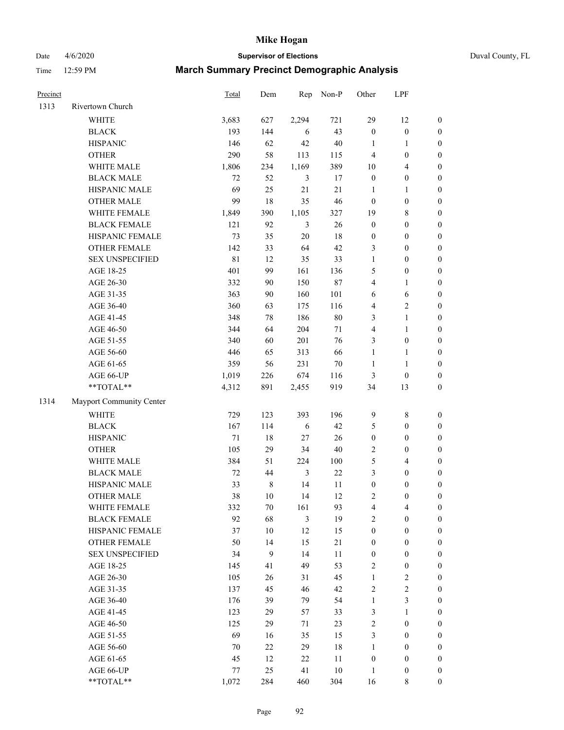| Precinct | | Total | Dem | Rep | Non-P | Other | LPF | |
|---|---|---|---|---|---|---|---|---|
| 1313 | Rivertown Church | | | | | | | |
| | WHITE | 3,683 | 627 | 2,294 | 721 | 29 | 12 | 0 |
| | BLACK | 193 | 144 | 6 | 43 | 0 | 0 | 0 |
| | HISPANIC | 146 | 62 | 42 | 40 | 1 | 1 | 0 |
| | OTHER | 290 | 58 | 113 | 115 | 4 | 0 | 0 |
| | WHITE MALE | 1,806 | 234 | 1,169 | 389 | 10 | 4 | 0 |
| | BLACK MALE | 72 | 52 | 3 | 17 | 0 | 0 | 0 |
| | HISPANIC MALE | 69 | 25 | 21 | 21 | 1 | 1 | 0 |
| | OTHER MALE | 99 | 18 | 35 | 46 | 0 | 0 | 0 |
| | WHITE FEMALE | 1,849 | 390 | 1,105 | 327 | 19 | 8 | 0 |
| | BLACK FEMALE | 121 | 92 | 3 | 26 | 0 | 0 | 0 |
| | HISPANIC FEMALE | 73 | 35 | 20 | 18 | 0 | 0 | 0 |
| | OTHER FEMALE | 142 | 33 | 64 | 42 | 3 | 0 | 0 |
| | SEX UNSPECIFIED | 81 | 12 | 35 | 33 | 1 | 0 | 0 |
| | AGE 18-25 | 401 | 99 | 161 | 136 | 5 | 0 | 0 |
| | AGE 26-30 | 332 | 90 | 150 | 87 | 4 | 1 | 0 |
| | AGE 31-35 | 363 | 90 | 160 | 101 | 6 | 6 | 0 |
| | AGE 36-40 | 360 | 63 | 175 | 116 | 4 | 2 | 0 |
| | AGE 41-45 | 348 | 78 | 186 | 80 | 3 | 1 | 0 |
| | AGE 46-50 | 344 | 64 | 204 | 71 | 4 | 1 | 0 |
| | AGE 51-55 | 340 | 60 | 201 | 76 | 3 | 0 | 0 |
| | AGE 56-60 | 446 | 65 | 313 | 66 | 1 | 1 | 0 |
| | AGE 61-65 | 359 | 56 | 231 | 70 | 1 | 1 | 0 |
| | AGE 66-UP | 1,019 | 226 | 674 | 116 | 3 | 0 | 0 |
| | **TOTAL** | 4,312 | 891 | 2,455 | 919 | 34 | 13 | 0 |
| 1314 | Mayport Community Center | | | | | | | |
| | WHITE | 729 | 123 | 393 | 196 | 9 | 8 | 0 |
| | BLACK | 167 | 114 | 6 | 42 | 5 | 0 | 0 |
| | HISPANIC | 71 | 18 | 27 | 26 | 0 | 0 | 0 |
| | OTHER | 105 | 29 | 34 | 40 | 2 | 0 | 0 |
| | WHITE MALE | 384 | 51 | 224 | 100 | 5 | 4 | 0 |
| | BLACK MALE | 72 | 44 | 3 | 22 | 3 | 0 | 0 |
| | HISPANIC MALE | 33 | 8 | 14 | 11 | 0 | 0 | 0 |
| | OTHER MALE | 38 | 10 | 14 | 12 | 2 | 0 | 0 |
| | WHITE FEMALE | 332 | 70 | 161 | 93 | 4 | 4 | 0 |
| | BLACK FEMALE | 92 | 68 | 3 | 19 | 2 | 0 | 0 |
| | HISPANIC FEMALE | 37 | 10 | 12 | 15 | 0 | 0 | 0 |
| | OTHER FEMALE | 50 | 14 | 15 | 21 | 0 | 0 | 0 |
| | SEX UNSPECIFIED | 34 | 9 | 14 | 11 | 0 | 0 | 0 |
| | AGE 18-25 | 145 | 41 | 49 | 53 | 2 | 0 | 0 |
| | AGE 26-30 | 105 | 26 | 31 | 45 | 1 | 2 | 0 |
| | AGE 31-35 | 137 | 45 | 46 | 42 | 2 | 2 | 0 |
| | AGE 36-40 | 176 | 39 | 79 | 54 | 1 | 3 | 0 |
| | AGE 41-45 | 123 | 29 | 57 | 33 | 3 | 1 | 0 |
| | AGE 46-50 | 125 | 29 | 71 | 23 | 2 | 0 | 0 |
| | AGE 51-55 | 69 | 16 | 35 | 15 | 3 | 0 | 0 |
| | AGE 56-60 | 70 | 22 | 29 | 18 | 1 | 0 | 0 |
| | AGE 61-65 | 45 | 12 | 22 | 11 | 0 | 0 | 0 |
| | AGE 66-UP | 77 | 25 | 41 | 10 | 1 | 0 | 0 |
| | **TOTAL** | 1,072 | 284 | 460 | 304 | 16 | 8 | 0 |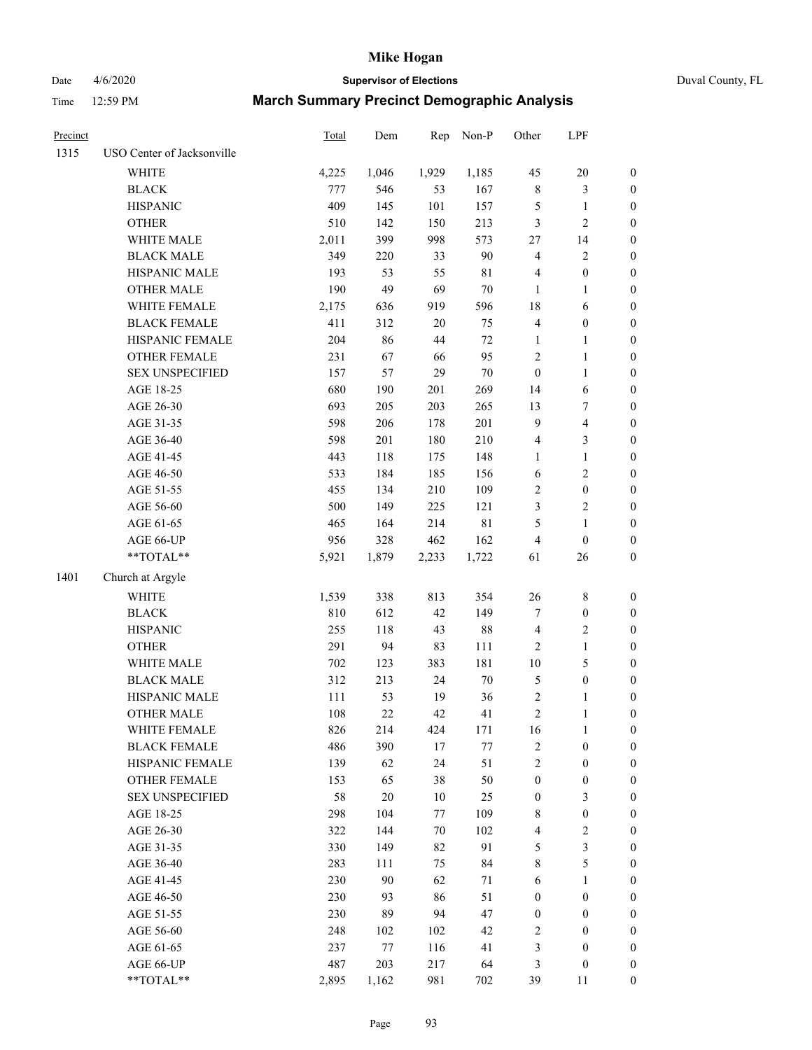# Mike Hogan

Date 4/6/2020 **Supervisor of Elections** Duval County, FL

Time 12:59 PM **March Summary Precinct Demographic Analysis**

| Precinct | | Total | Dem | Rep | Non-P | Other | LPF | |
|---|---|---|---|---|---|---|---|---|
| 1315 | USO Center of Jacksonville | | | | | | | |
| | WHITE | 4,225 | 1,046 | 1,929 | 1,185 | 45 | 20 | 0 |
| | BLACK | 777 | 546 | 53 | 167 | 8 | 3 | 0 |
| | HISPANIC | 409 | 145 | 101 | 157 | 5 | 1 | 0 |
| | OTHER | 510 | 142 | 150 | 213 | 3 | 2 | 0 |
| | WHITE MALE | 2,011 | 399 | 998 | 573 | 27 | 14 | 0 |
| | BLACK MALE | 349 | 220 | 33 | 90 | 4 | 2 | 0 |
| | HISPANIC MALE | 193 | 53 | 55 | 81 | 4 | 0 | 0 |
| | OTHER MALE | 190 | 49 | 69 | 70 | 1 | 1 | 0 |
| | WHITE FEMALE | 2,175 | 636 | 919 | 596 | 18 | 6 | 0 |
| | BLACK FEMALE | 411 | 312 | 20 | 75 | 4 | 0 | 0 |
| | HISPANIC FEMALE | 204 | 86 | 44 | 72 | 1 | 1 | 0 |
| | OTHER FEMALE | 231 | 67 | 66 | 95 | 2 | 1 | 0 |
| | SEX UNSPECIFIED | 157 | 57 | 29 | 70 | 0 | 1 | 0 |
| | AGE 18-25 | 680 | 190 | 201 | 269 | 14 | 6 | 0 |
| | AGE 26-30 | 693 | 205 | 203 | 265 | 13 | 7 | 0 |
| | AGE 31-35 | 598 | 206 | 178 | 201 | 9 | 4 | 0 |
| | AGE 36-40 | 598 | 201 | 180 | 210 | 4 | 3 | 0 |
| | AGE 41-45 | 443 | 118 | 175 | 148 | 1 | 1 | 0 |
| | AGE 46-50 | 533 | 184 | 185 | 156 | 6 | 2 | 0 |
| | AGE 51-55 | 455 | 134 | 210 | 109 | 2 | 0 | 0 |
| | AGE 56-60 | 500 | 149 | 225 | 121 | 3 | 2 | 0 |
| | AGE 61-65 | 465 | 164 | 214 | 81 | 5 | 1 | 0 |
| | AGE 66-UP | 956 | 328 | 462 | 162 | 4 | 0 | 0 |
| | **TOTAL** | 5,921 | 1,879 | 2,233 | 1,722 | 61 | 26 | 0 |
| 1401 | Church at Argyle | | | | | | | |
| | WHITE | 1,539 | 338 | 813 | 354 | 26 | 8 | 0 |
| | BLACK | 810 | 612 | 42 | 149 | 7 | 0 | 0 |
| | HISPANIC | 255 | 118 | 43 | 88 | 4 | 2 | 0 |
| | OTHER | 291 | 94 | 83 | 111 | 2 | 1 | 0 |
| | WHITE MALE | 702 | 123 | 383 | 181 | 10 | 5 | 0 |
| | BLACK MALE | 312 | 213 | 24 | 70 | 5 | 0 | 0 |
| | HISPANIC MALE | 111 | 53 | 19 | 36 | 2 | 1 | 0 |
| | OTHER MALE | 108 | 22 | 42 | 41 | 2 | 1 | 0 |
| | WHITE FEMALE | 826 | 214 | 424 | 171 | 16 | 1 | 0 |
| | BLACK FEMALE | 486 | 390 | 17 | 77 | 2 | 0 | 0 |
| | HISPANIC FEMALE | 139 | 62 | 24 | 51 | 2 | 0 | 0 |
| | OTHER FEMALE | 153 | 65 | 38 | 50 | 0 | 0 | 0 |
| | SEX UNSPECIFIED | 58 | 20 | 10 | 25 | 0 | 3 | 0 |
| | AGE 18-25 | 298 | 104 | 77 | 109 | 8 | 0 | 0 |
| | AGE 26-30 | 322 | 144 | 70 | 102 | 4 | 2 | 0 |
| | AGE 31-35 | 330 | 149 | 82 | 91 | 5 | 3 | 0 |
| | AGE 36-40 | 283 | 111 | 75 | 84 | 8 | 5 | 0 |
| | AGE 41-45 | 230 | 90 | 62 | 71 | 6 | 1 | 0 |
| | AGE 46-50 | 230 | 93 | 86 | 51 | 0 | 0 | 0 |
| | AGE 51-55 | 230 | 89 | 94 | 47 | 0 | 0 | 0 |
| | AGE 56-60 | 248 | 102 | 102 | 42 | 2 | 0 | 0 |
| | AGE 61-65 | 237 | 77 | 116 | 41 | 3 | 0 | 0 |
| | AGE 66-UP | 487 | 203 | 217 | 64 | 3 | 0 | 0 |
| | **TOTAL** | 2,895 | 1,162 | 981 | 702 | 39 | 11 | 0 |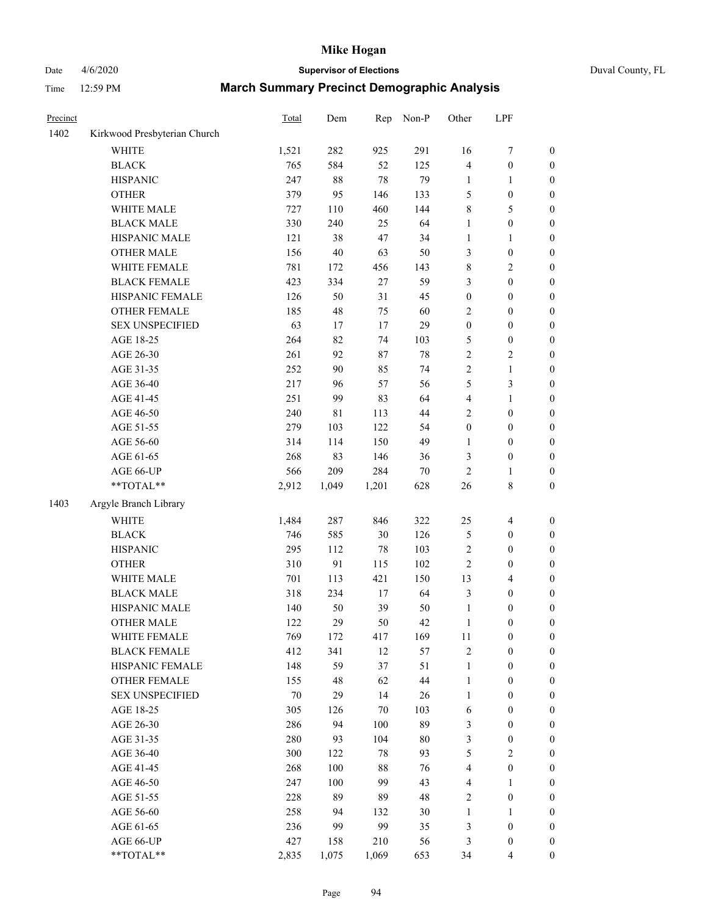# Mike Hogan

Date 4/6/2020 **Supervisor of Elections** Duval County, FL

Time 12:59 PM **March Summary Precinct Demographic Analysis**

| Precinct | | Total | Dem | Rep | Non-P | Other | LPF | |
|---|---|---|---|---|---|---|---|---|
| 1402 | Kirkwood Presbyterian Church | | | | | | | |
| | WHITE | 1,521 | 282 | 925 | 291 | 16 | 7 | 0 |
| | BLACK | 765 | 584 | 52 | 125 | 4 | 0 | 0 |
| | HISPANIC | 247 | 88 | 78 | 79 | 1 | 1 | 0 |
| | OTHER | 379 | 95 | 146 | 133 | 5 | 0 | 0 |
| | WHITE MALE | 727 | 110 | 460 | 144 | 8 | 5 | 0 |
| | BLACK MALE | 330 | 240 | 25 | 64 | 1 | 0 | 0 |
| | HISPANIC MALE | 121 | 38 | 47 | 34 | 1 | 1 | 0 |
| | OTHER MALE | 156 | 40 | 63 | 50 | 3 | 0 | 0 |
| | WHITE FEMALE | 781 | 172 | 456 | 143 | 8 | 2 | 0 |
| | BLACK FEMALE | 423 | 334 | 27 | 59 | 3 | 0 | 0 |
| | HISPANIC FEMALE | 126 | 50 | 31 | 45 | 0 | 0 | 0 |
| | OTHER FEMALE | 185 | 48 | 75 | 60 | 2 | 0 | 0 |
| | SEX UNSPECIFIED | 63 | 17 | 17 | 29 | 0 | 0 | 0 |
| | AGE 18-25 | 264 | 82 | 74 | 103 | 5 | 0 | 0 |
| | AGE 26-30 | 261 | 92 | 87 | 78 | 2 | 2 | 0 |
| | AGE 31-35 | 252 | 90 | 85 | 74 | 2 | 1 | 0 |
| | AGE 36-40 | 217 | 96 | 57 | 56 | 5 | 3 | 0 |
| | AGE 41-45 | 251 | 99 | 83 | 64 | 4 | 1 | 0 |
| | AGE 46-50 | 240 | 81 | 113 | 44 | 2 | 0 | 0 |
| | AGE 51-55 | 279 | 103 | 122 | 54 | 0 | 0 | 0 |
| | AGE 56-60 | 314 | 114 | 150 | 49 | 1 | 0 | 0 |
| | AGE 61-65 | 268 | 83 | 146 | 36 | 3 | 0 | 0 |
| | AGE 66-UP | 566 | 209 | 284 | 70 | 2 | 1 | 0 |
| | **TOTAL** | 2,912 | 1,049 | 1,201 | 628 | 26 | 8 | 0 |
| 1403 | Argyle Branch Library | | | | | | | |
| | WHITE | 1,484 | 287 | 846 | 322 | 25 | 4 | 0 |
| | BLACK | 746 | 585 | 30 | 126 | 5 | 0 | 0 |
| | HISPANIC | 295 | 112 | 78 | 103 | 2 | 0 | 0 |
| | OTHER | 310 | 91 | 115 | 102 | 2 | 0 | 0 |
| | WHITE MALE | 701 | 113 | 421 | 150 | 13 | 4 | 0 |
| | BLACK MALE | 318 | 234 | 17 | 64 | 3 | 0 | 0 |
| | HISPANIC MALE | 140 | 50 | 39 | 50 | 1 | 0 | 0 |
| | OTHER MALE | 122 | 29 | 50 | 42 | 1 | 0 | 0 |
| | WHITE FEMALE | 769 | 172 | 417 | 169 | 11 | 0 | 0 |
| | BLACK FEMALE | 412 | 341 | 12 | 57 | 2 | 0 | 0 |
| | HISPANIC FEMALE | 148 | 59 | 37 | 51 | 1 | 0 | 0 |
| | OTHER FEMALE | 155 | 48 | 62 | 44 | 1 | 0 | 0 |
| | SEX UNSPECIFIED | 70 | 29 | 14 | 26 | 1 | 0 | 0 |
| | AGE 18-25 | 305 | 126 | 70 | 103 | 6 | 0 | 0 |
| | AGE 26-30 | 286 | 94 | 100 | 89 | 3 | 0 | 0 |
| | AGE 31-35 | 280 | 93 | 104 | 80 | 3 | 0 | 0 |
| | AGE 36-40 | 300 | 122 | 78 | 93 | 5 | 2 | 0 |
| | AGE 41-45 | 268 | 100 | 88 | 76 | 4 | 0 | 0 |
| | AGE 46-50 | 247 | 100 | 99 | 43 | 4 | 1 | 0 |
| | AGE 51-55 | 228 | 89 | 89 | 48 | 2 | 0 | 0 |
| | AGE 56-60 | 258 | 94 | 132 | 30 | 1 | 1 | 0 |
| | AGE 61-65 | 236 | 99 | 99 | 35 | 3 | 0 | 0 |
| | AGE 66-UP | 427 | 158 | 210 | 56 | 3 | 0 | 0 |
| | **TOTAL** | 2,835 | 1,075 | 1,069 | 653 | 34 | 4 | 0 |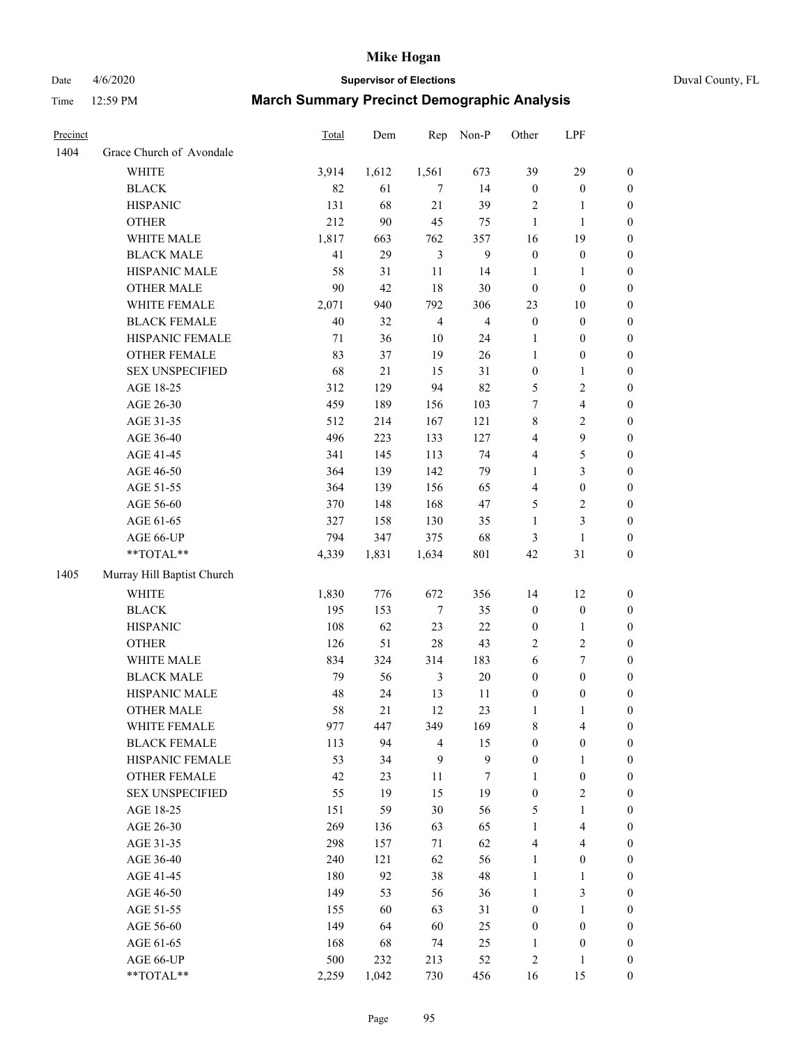# Mike Hogan

Date 4/6/2020 **Supervisor of Elections** Duval County, FL

Time 12:59 PM **March Summary Precinct Demographic Analysis**

| Precinct | | Total | Dem | Rep | Non-P | Other | LPF | |
|---|---|---|---|---|---|---|---|---|
| 1404 | Grace Church of Avondale | | | | | | | |
| | WHITE | 3,914 | 1,612 | 1,561 | 673 | 39 | 29 | 0 |
| | BLACK | 82 | 61 | 7 | 14 | 0 | 0 | 0 |
| | HISPANIC | 131 | 68 | 21 | 39 | 2 | 1 | 0 |
| | OTHER | 212 | 90 | 45 | 75 | 1 | 1 | 0 |
| | WHITE MALE | 1,817 | 663 | 762 | 357 | 16 | 19 | 0 |
| | BLACK MALE | 41 | 29 | 3 | 9 | 0 | 0 | 0 |
| | HISPANIC MALE | 58 | 31 | 11 | 14 | 1 | 1 | 0 |
| | OTHER MALE | 90 | 42 | 18 | 30 | 0 | 0 | 0 |
| | WHITE FEMALE | 2,071 | 940 | 792 | 306 | 23 | 10 | 0 |
| | BLACK FEMALE | 40 | 32 | 4 | 4 | 0 | 0 | 0 |
| | HISPANIC FEMALE | 71 | 36 | 10 | 24 | 1 | 0 | 0 |
| | OTHER FEMALE | 83 | 37 | 19 | 26 | 1 | 0 | 0 |
| | SEX UNSPECIFIED | 68 | 21 | 15 | 31 | 0 | 1 | 0 |
| | AGE 18-25 | 312 | 129 | 94 | 82 | 5 | 2 | 0 |
| | AGE 26-30 | 459 | 189 | 156 | 103 | 7 | 4 | 0 |
| | AGE 31-35 | 512 | 214 | 167 | 121 | 8 | 2 | 0 |
| | AGE 36-40 | 496 | 223 | 133 | 127 | 4 | 9 | 0 |
| | AGE 41-45 | 341 | 145 | 113 | 74 | 4 | 5 | 0 |
| | AGE 46-50 | 364 | 139 | 142 | 79 | 1 | 3 | 0 |
| | AGE 51-55 | 364 | 139 | 156 | 65 | 4 | 0 | 0 |
| | AGE 56-60 | 370 | 148 | 168 | 47 | 5 | 2 | 0 |
| | AGE 61-65 | 327 | 158 | 130 | 35 | 1 | 3 | 0 |
| | AGE 66-UP | 794 | 347 | 375 | 68 | 3 | 1 | 0 |
| | **TOTAL** | 4,339 | 1,831 | 1,634 | 801 | 42 | 31 | 0 |
| 1405 | Murray Hill Baptist Church | | | | | | | |
| | WHITE | 1,830 | 776 | 672 | 356 | 14 | 12 | 0 |
| | BLACK | 195 | 153 | 7 | 35 | 0 | 0 | 0 |
| | HISPANIC | 108 | 62 | 23 | 22 | 0 | 1 | 0 |
| | OTHER | 126 | 51 | 28 | 43 | 2 | 2 | 0 |
| | WHITE MALE | 834 | 324 | 314 | 183 | 6 | 7 | 0 |
| | BLACK MALE | 79 | 56 | 3 | 20 | 0 | 0 | 0 |
| | HISPANIC MALE | 48 | 24 | 13 | 11 | 0 | 0 | 0 |
| | OTHER MALE | 58 | 21 | 12 | 23 | 1 | 1 | 0 |
| | WHITE FEMALE | 977 | 447 | 349 | 169 | 8 | 4 | 0 |
| | BLACK FEMALE | 113 | 94 | 4 | 15 | 0 | 0 | 0 |
| | HISPANIC FEMALE | 53 | 34 | 9 | 9 | 0 | 1 | 0 |
| | OTHER FEMALE | 42 | 23 | 11 | 7 | 1 | 0 | 0 |
| | SEX UNSPECIFIED | 55 | 19 | 15 | 19 | 0 | 2 | 0 |
| | AGE 18-25 | 151 | 59 | 30 | 56 | 5 | 1 | 0 |
| | AGE 26-30 | 269 | 136 | 63 | 65 | 1 | 4 | 0 |
| | AGE 31-35 | 298 | 157 | 71 | 62 | 4 | 4 | 0 |
| | AGE 36-40 | 240 | 121 | 62 | 56 | 1 | 0 | 0 |
| | AGE 41-45 | 180 | 92 | 38 | 48 | 1 | 1 | 0 |
| | AGE 46-50 | 149 | 53 | 56 | 36 | 1 | 3 | 0 |
| | AGE 51-55 | 155 | 60 | 63 | 31 | 0 | 1 | 0 |
| | AGE 56-60 | 149 | 64 | 60 | 25 | 0 | 0 | 0 |
| | AGE 61-65 | 168 | 68 | 74 | 25 | 1 | 0 | 0 |
| | AGE 66-UP | 500 | 232 | 213 | 52 | 2 | 1 | 0 |
| | **TOTAL** | 2,259 | 1,042 | 730 | 456 | 16 | 15 | 0 |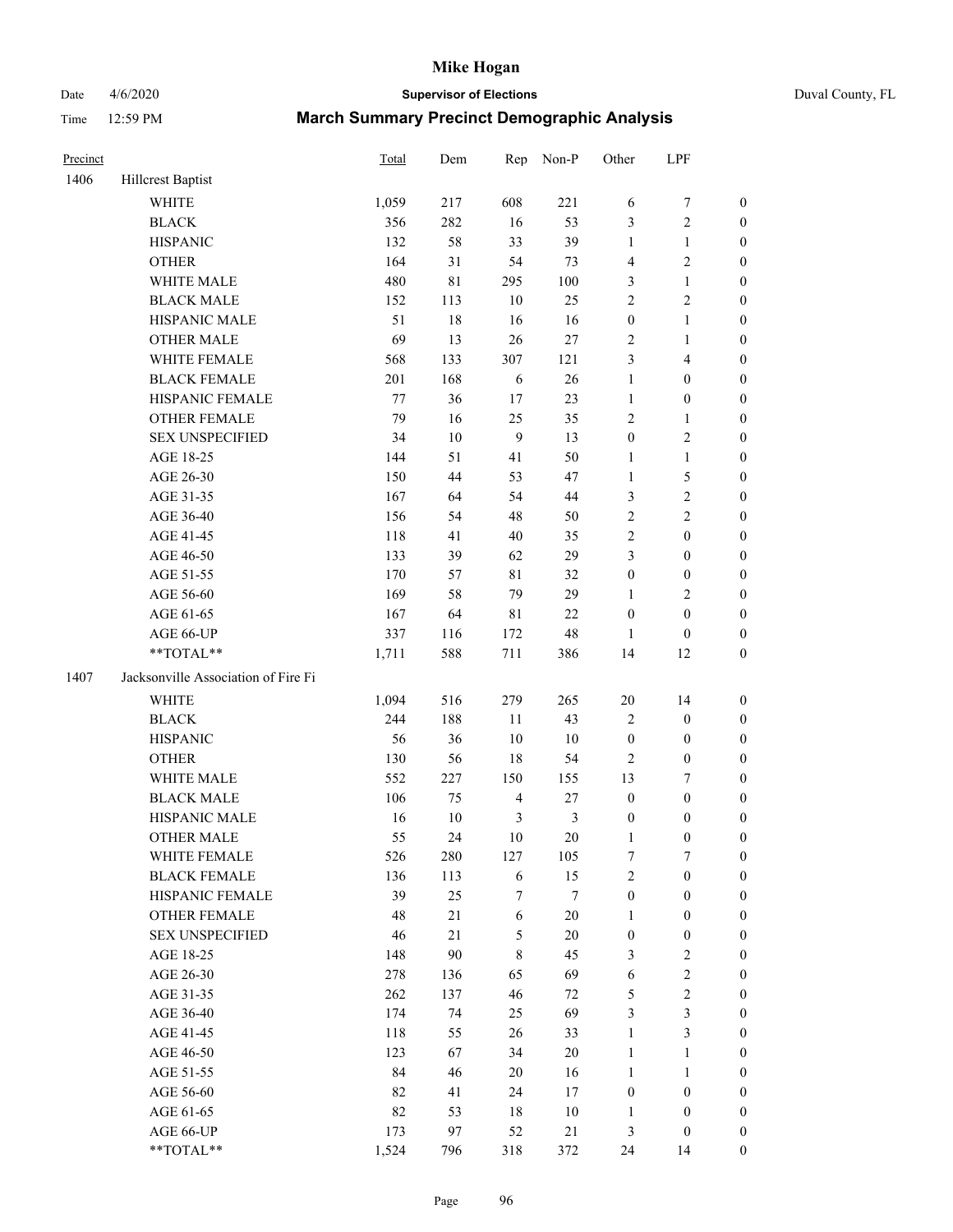| Precinct | | Total | Dem | Rep | Non-P | Other | LPF | |
|---|---|---|---|---|---|---|---|---|
| 1406 | Hillcrest Baptist | | | | | | | |
| | WHITE | 1,059 | 217 | 608 | 221 | 6 | 7 | 0 |
| | BLACK | 356 | 282 | 16 | 53 | 3 | 2 | 0 |
| | HISPANIC | 132 | 58 | 33 | 39 | 1 | 1 | 0 |
| | OTHER | 164 | 31 | 54 | 73 | 4 | 2 | 0 |
| | WHITE MALE | 480 | 81 | 295 | 100 | 3 | 1 | 0 |
| | BLACK MALE | 152 | 113 | 10 | 25 | 2 | 2 | 0 |
| | HISPANIC MALE | 51 | 18 | 16 | 16 | 0 | 1 | 0 |
| | OTHER MALE | 69 | 13 | 26 | 27 | 2 | 1 | 0 |
| | WHITE FEMALE | 568 | 133 | 307 | 121 | 3 | 4 | 0 |
| | BLACK FEMALE | 201 | 168 | 6 | 26 | 1 | 0 | 0 |
| | HISPANIC FEMALE | 77 | 36 | 17 | 23 | 1 | 0 | 0 |
| | OTHER FEMALE | 79 | 16 | 25 | 35 | 2 | 1 | 0 |
| | SEX UNSPECIFIED | 34 | 10 | 9 | 13 | 0 | 2 | 0 |
| | AGE 18-25 | 144 | 51 | 41 | 50 | 1 | 1 | 0 |
| | AGE 26-30 | 150 | 44 | 53 | 47 | 1 | 5 | 0 |
| | AGE 31-35 | 167 | 64 | 54 | 44 | 3 | 2 | 0 |
| | AGE 36-40 | 156 | 54 | 48 | 50 | 2 | 2 | 0 |
| | AGE 41-45 | 118 | 41 | 40 | 35 | 2 | 0 | 0 |
| | AGE 46-50 | 133 | 39 | 62 | 29 | 3 | 0 | 0 |
| | AGE 51-55 | 170 | 57 | 81 | 32 | 0 | 0 | 0 |
| | AGE 56-60 | 169 | 58 | 79 | 29 | 1 | 2 | 0 |
| | AGE 61-65 | 167 | 64 | 81 | 22 | 0 | 0 | 0 |
| | AGE 66-UP | 337 | 116 | 172 | 48 | 1 | 0 | 0 |
| | **TOTAL** | 1,711 | 588 | 711 | 386 | 14 | 12 | 0 |
| 1407 | Jacksonville Association of Fire Fi | | | | | | | |
| | WHITE | 1,094 | 516 | 279 | 265 | 20 | 14 | 0 |
| | BLACK | 244 | 188 | 11 | 43 | 2 | 0 | 0 |
| | HISPANIC | 56 | 36 | 10 | 10 | 0 | 0 | 0 |
| | OTHER | 130 | 56 | 18 | 54 | 2 | 0 | 0 |
| | WHITE MALE | 552 | 227 | 150 | 155 | 13 | 7 | 0 |
| | BLACK MALE | 106 | 75 | 4 | 27 | 0 | 0 | 0 |
| | HISPANIC MALE | 16 | 10 | 3 | 3 | 0 | 0 | 0 |
| | OTHER MALE | 55 | 24 | 10 | 20 | 1 | 0 | 0 |
| | WHITE FEMALE | 526 | 280 | 127 | 105 | 7 | 7 | 0 |
| | BLACK FEMALE | 136 | 113 | 6 | 15 | 2 | 0 | 0 |
| | HISPANIC FEMALE | 39 | 25 | 7 | 7 | 0 | 0 | 0 |
| | OTHER FEMALE | 48 | 21 | 6 | 20 | 1 | 0 | 0 |
| | SEX UNSPECIFIED | 46 | 21 | 5 | 20 | 0 | 0 | 0 |
| | AGE 18-25 | 148 | 90 | 8 | 45 | 3 | 2 | 0 |
| | AGE 26-30 | 278 | 136 | 65 | 69 | 6 | 2 | 0 |
| | AGE 31-35 | 262 | 137 | 46 | 72 | 5 | 2 | 0 |
| | AGE 36-40 | 174 | 74 | 25 | 69 | 3 | 3 | 0 |
| | AGE 41-45 | 118 | 55 | 26 | 33 | 1 | 3 | 0 |
| | AGE 46-50 | 123 | 67 | 34 | 20 | 1 | 1 | 0 |
| | AGE 51-55 | 84 | 46 | 20 | 16 | 1 | 1 | 0 |
| | AGE 56-60 | 82 | 41 | 24 | 17 | 0 | 0 | 0 |
| | AGE 61-65 | 82 | 53 | 18 | 10 | 1 | 0 | 0 |
| | AGE 66-UP | 173 | 97 | 52 | 21 | 3 | 0 | 0 |
| | **TOTAL** | 1,524 | 796 | 318 | 372 | 24 | 14 | 0 |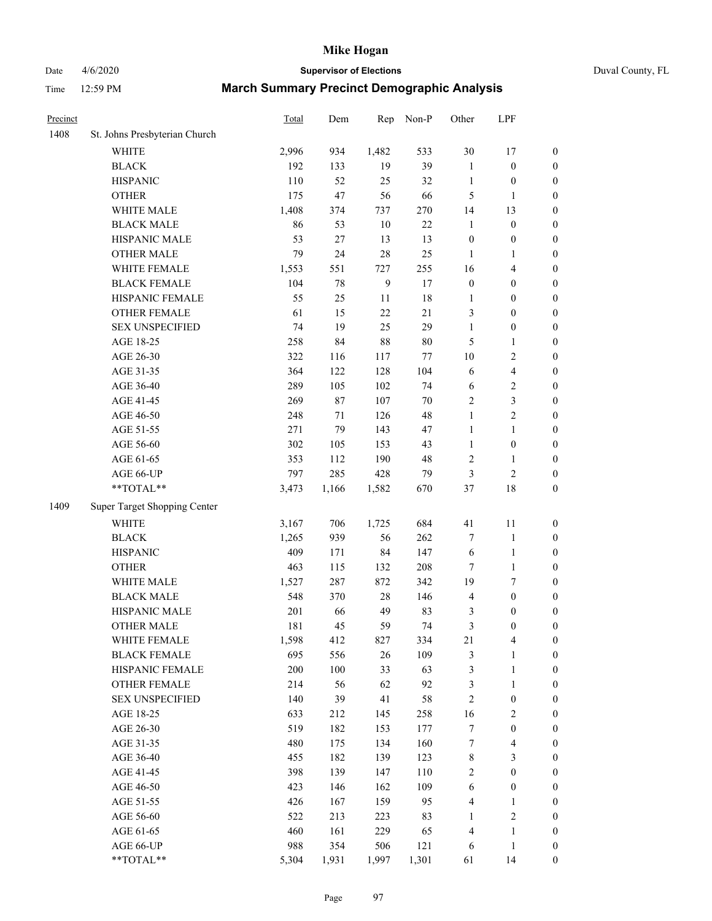# Mike Hogan

Date 4/6/2020 **Supervisor of Elections** Duval County, FL

Time 12:59 PM **March Summary Precinct Demographic Analysis**

| Precinct | | Total | Dem | Rep | Non-P | Other | LPF | |
|---|---|---|---|---|---|---|---|---|
| 1408 | St. Johns Presbyterian Church | | | | | | | |
| | WHITE | 2,996 | 934 | 1,482 | 533 | 30 | 17 | 0 |
| | BLACK | 192 | 133 | 19 | 39 | 1 | 0 | 0 |
| | HISPANIC | 110 | 52 | 25 | 32 | 1 | 0 | 0 |
| | OTHER | 175 | 47 | 56 | 66 | 5 | 1 | 0 |
| | WHITE MALE | 1,408 | 374 | 737 | 270 | 14 | 13 | 0 |
| | BLACK MALE | 86 | 53 | 10 | 22 | 1 | 0 | 0 |
| | HISPANIC MALE | 53 | 27 | 13 | 13 | 0 | 0 | 0 |
| | OTHER MALE | 79 | 24 | 28 | 25 | 1 | 1 | 0 |
| | WHITE FEMALE | 1,553 | 551 | 727 | 255 | 16 | 4 | 0 |
| | BLACK FEMALE | 104 | 78 | 9 | 17 | 0 | 0 | 0 |
| | HISPANIC FEMALE | 55 | 25 | 11 | 18 | 1 | 0 | 0 |
| | OTHER FEMALE | 61 | 15 | 22 | 21 | 3 | 0 | 0 |
| | SEX UNSPECIFIED | 74 | 19 | 25 | 29 | 1 | 0 | 0 |
| | AGE 18-25 | 258 | 84 | 88 | 80 | 5 | 1 | 0 |
| | AGE 26-30 | 322 | 116 | 117 | 77 | 10 | 2 | 0 |
| | AGE 31-35 | 364 | 122 | 128 | 104 | 6 | 4 | 0 |
| | AGE 36-40 | 289 | 105 | 102 | 74 | 6 | 2 | 0 |
| | AGE 41-45 | 269 | 87 | 107 | 70 | 2 | 3 | 0 |
| | AGE 46-50 | 248 | 71 | 126 | 48 | 1 | 2 | 0 |
| | AGE 51-55 | 271 | 79 | 143 | 47 | 1 | 1 | 0 |
| | AGE 56-60 | 302 | 105 | 153 | 43 | 1 | 0 | 0 |
| | AGE 61-65 | 353 | 112 | 190 | 48 | 2 | 1 | 0 |
| | AGE 66-UP | 797 | 285 | 428 | 79 | 3 | 2 | 0 |
| | **TOTAL** | 3,473 | 1,166 | 1,582 | 670 | 37 | 18 | 0 |
| 1409 | Super Target Shopping Center | | | | | | | |
| | WHITE | 3,167 | 706 | 1,725 | 684 | 41 | 11 | 0 |
| | BLACK | 1,265 | 939 | 56 | 262 | 7 | 1 | 0 |
| | HISPANIC | 409 | 171 | 84 | 147 | 6 | 1 | 0 |
| | OTHER | 463 | 115 | 132 | 208 | 7 | 1 | 0 |
| | WHITE MALE | 1,527 | 287 | 872 | 342 | 19 | 7 | 0 |
| | BLACK MALE | 548 | 370 | 28 | 146 | 4 | 0 | 0 |
| | HISPANIC MALE | 201 | 66 | 49 | 83 | 3 | 0 | 0 |
| | OTHER MALE | 181 | 45 | 59 | 74 | 3 | 0 | 0 |
| | WHITE FEMALE | 1,598 | 412 | 827 | 334 | 21 | 4 | 0 |
| | BLACK FEMALE | 695 | 556 | 26 | 109 | 3 | 1 | 0 |
| | HISPANIC FEMALE | 200 | 100 | 33 | 63 | 3 | 1 | 0 |
| | OTHER FEMALE | 214 | 56 | 62 | 92 | 3 | 1 | 0 |
| | SEX UNSPECIFIED | 140 | 39 | 41 | 58 | 2 | 0 | 0 |
| | AGE 18-25 | 633 | 212 | 145 | 258 | 16 | 2 | 0 |
| | AGE 26-30 | 519 | 182 | 153 | 177 | 7 | 0 | 0 |
| | AGE 31-35 | 480 | 175 | 134 | 160 | 7 | 4 | 0 |
| | AGE 36-40 | 455 | 182 | 139 | 123 | 8 | 3 | 0 |
| | AGE 41-45 | 398 | 139 | 147 | 110 | 2 | 0 | 0 |
| | AGE 46-50 | 423 | 146 | 162 | 109 | 6 | 0 | 0 |
| | AGE 51-55 | 426 | 167 | 159 | 95 | 4 | 1 | 0 |
| | AGE 56-60 | 522 | 213 | 223 | 83 | 1 | 2 | 0 |
| | AGE 61-65 | 460 | 161 | 229 | 65 | 4 | 1 | 0 |
| | AGE 66-UP | 988 | 354 | 506 | 121 | 6 | 1 | 0 |
| | **TOTAL** | 5,304 | 1,931 | 1,997 | 1,301 | 61 | 14 | 0 |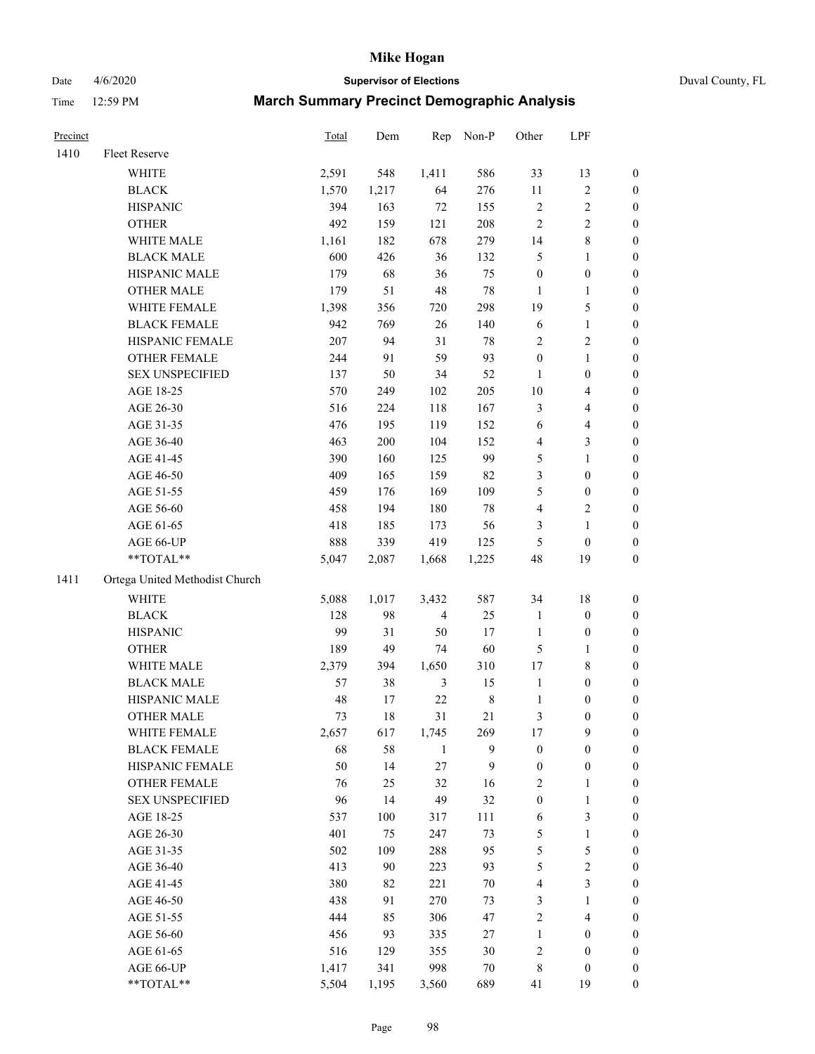# Mike Hogan

Date 4/6/2020 — **Supervisor of Elections** — Duval County, FL

Time 12:59 PM — **March Summary Precinct Demographic Analysis**

| Precinct | | Total | Dem | Rep | Non-P | Other | LPF | |
|---|---|---|---|---|---|---|---|---|
| 1410 | Fleet Reserve | | | | | | | |
| | WHITE | 2,591 | 548 | 1,411 | 586 | 33 | 13 | 0 |
| | BLACK | 1,570 | 1,217 | 64 | 276 | 11 | 2 | 0 |
| | HISPANIC | 394 | 163 | 72 | 155 | 2 | 2 | 0 |
| | OTHER | 492 | 159 | 121 | 208 | 2 | 2 | 0 |
| | WHITE MALE | 1,161 | 182 | 678 | 279 | 14 | 8 | 0 |
| | BLACK MALE | 600 | 426 | 36 | 132 | 5 | 1 | 0 |
| | HISPANIC MALE | 179 | 68 | 36 | 75 | 0 | 0 | 0 |
| | OTHER MALE | 179 | 51 | 48 | 78 | 1 | 1 | 0 |
| | WHITE FEMALE | 1,398 | 356 | 720 | 298 | 19 | 5 | 0 |
| | BLACK FEMALE | 942 | 769 | 26 | 140 | 6 | 1 | 0 |
| | HISPANIC FEMALE | 207 | 94 | 31 | 78 | 2 | 2 | 0 |
| | OTHER FEMALE | 244 | 91 | 59 | 93 | 0 | 1 | 0 |
| | SEX UNSPECIFIED | 137 | 50 | 34 | 52 | 1 | 0 | 0 |
| | AGE 18-25 | 570 | 249 | 102 | 205 | 10 | 4 | 0 |
| | AGE 26-30 | 516 | 224 | 118 | 167 | 3 | 4 | 0 |
| | AGE 31-35 | 476 | 195 | 119 | 152 | 6 | 4 | 0 |
| | AGE 36-40 | 463 | 200 | 104 | 152 | 4 | 3 | 0 |
| | AGE 41-45 | 390 | 160 | 125 | 99 | 5 | 1 | 0 |
| | AGE 46-50 | 409 | 165 | 159 | 82 | 3 | 0 | 0 |
| | AGE 51-55 | 459 | 176 | 169 | 109 | 5 | 0 | 0 |
| | AGE 56-60 | 458 | 194 | 180 | 78 | 4 | 2 | 0 |
| | AGE 61-65 | 418 | 185 | 173 | 56 | 3 | 1 | 0 |
| | AGE 66-UP | 888 | 339 | 419 | 125 | 5 | 0 | 0 |
| | **TOTAL** | 5,047 | 2,087 | 1,668 | 1,225 | 48 | 19 | 0 |
| 1411 | Ortega United Methodist Church | | | | | | | |
| | WHITE | 5,088 | 1,017 | 3,432 | 587 | 34 | 18 | 0 |
| | BLACK | 128 | 98 | 4 | 25 | 1 | 0 | 0 |
| | HISPANIC | 99 | 31 | 50 | 17 | 1 | 0 | 0 |
| | OTHER | 189 | 49 | 74 | 60 | 5 | 1 | 0 |
| | WHITE MALE | 2,379 | 394 | 1,650 | 310 | 17 | 8 | 0 |
| | BLACK MALE | 57 | 38 | 3 | 15 | 1 | 0 | 0 |
| | HISPANIC MALE | 48 | 17 | 22 | 8 | 1 | 0 | 0 |
| | OTHER MALE | 73 | 18 | 31 | 21 | 3 | 0 | 0 |
| | WHITE FEMALE | 2,657 | 617 | 1,745 | 269 | 17 | 9 | 0 |
| | BLACK FEMALE | 68 | 58 | 1 | 9 | 0 | 0 | 0 |
| | HISPANIC FEMALE | 50 | 14 | 27 | 9 | 0 | 0 | 0 |
| | OTHER FEMALE | 76 | 25 | 32 | 16 | 2 | 1 | 0 |
| | SEX UNSPECIFIED | 96 | 14 | 49 | 32 | 0 | 1 | 0 |
| | AGE 18-25 | 537 | 100 | 317 | 111 | 6 | 3 | 0 |
| | AGE 26-30 | 401 | 75 | 247 | 73 | 5 | 1 | 0 |
| | AGE 31-35 | 502 | 109 | 288 | 95 | 5 | 5 | 0 |
| | AGE 36-40 | 413 | 90 | 223 | 93 | 5 | 2 | 0 |
| | AGE 41-45 | 380 | 82 | 221 | 70 | 4 | 3 | 0 |
| | AGE 46-50 | 438 | 91 | 270 | 73 | 3 | 1 | 0 |
| | AGE 51-55 | 444 | 85 | 306 | 47 | 2 | 4 | 0 |
| | AGE 56-60 | 456 | 93 | 335 | 27 | 1 | 0 | 0 |
| | AGE 61-65 | 516 | 129 | 355 | 30 | 2 | 0 | 0 |
| | AGE 66-UP | 1,417 | 341 | 998 | 70 | 8 | 0 | 0 |
| | **TOTAL** | 5,504 | 1,195 | 3,560 | 689 | 41 | 19 | 0 |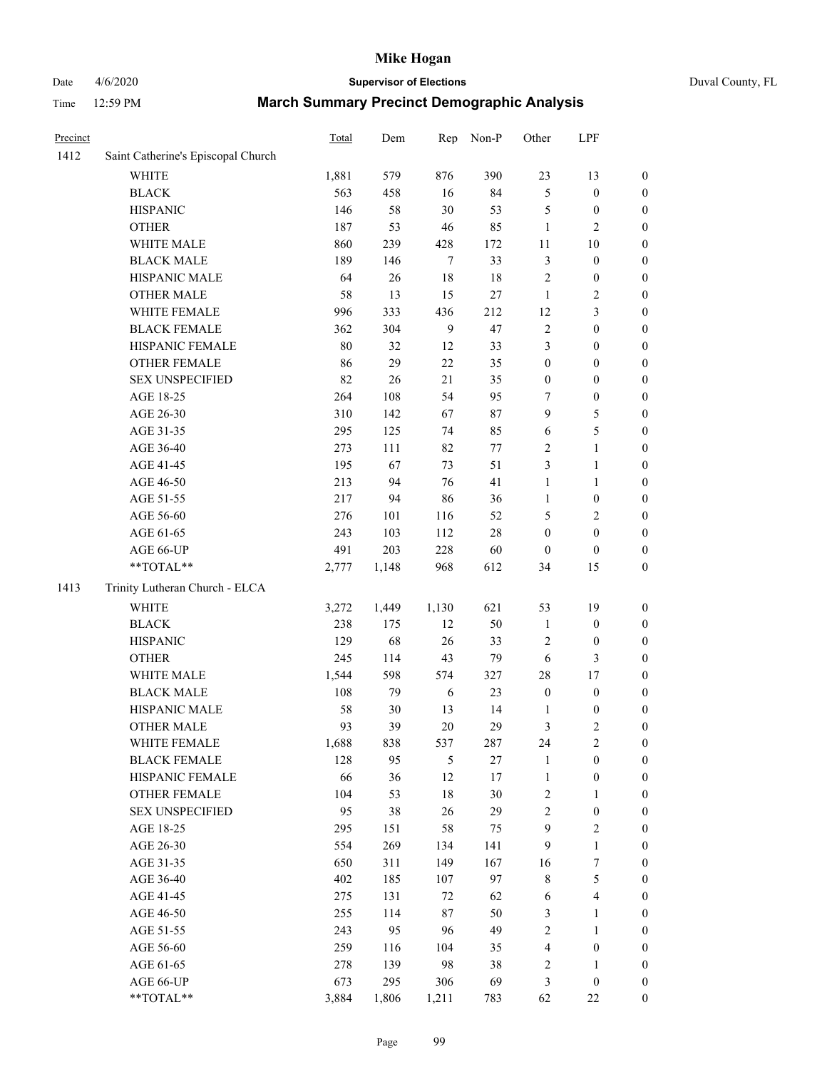# Mike Hogan

Date 4/6/2020 **Supervisor of Elections** Duval County, FL

Time 12:59 PM **March Summary Precinct Demographic Analysis**

| Precinct | | Total | Dem | Rep | Non-P | Other | LPF | |
|---|---|---|---|---|---|---|---|---|
| 1412 | Saint Catherine's Episcopal Church | | | | | | | |
| | WHITE | 1,881 | 579 | 876 | 390 | 23 | 13 | 0 |
| | BLACK | 563 | 458 | 16 | 84 | 5 | 0 | 0 |
| | HISPANIC | 146 | 58 | 30 | 53 | 5 | 0 | 0 |
| | OTHER | 187 | 53 | 46 | 85 | 1 | 2 | 0 |
| | WHITE MALE | 860 | 239 | 428 | 172 | 11 | 10 | 0 |
| | BLACK MALE | 189 | 146 | 7 | 33 | 3 | 0 | 0 |
| | HISPANIC MALE | 64 | 26 | 18 | 18 | 2 | 0 | 0 |
| | OTHER MALE | 58 | 13 | 15 | 27 | 1 | 2 | 0 |
| | WHITE FEMALE | 996 | 333 | 436 | 212 | 12 | 3 | 0 |
| | BLACK FEMALE | 362 | 304 | 9 | 47 | 2 | 0 | 0 |
| | HISPANIC FEMALE | 80 | 32 | 12 | 33 | 3 | 0 | 0 |
| | OTHER FEMALE | 86 | 29 | 22 | 35 | 0 | 0 | 0 |
| | SEX UNSPECIFIED | 82 | 26 | 21 | 35 | 0 | 0 | 0 |
| | AGE 18-25 | 264 | 108 | 54 | 95 | 7 | 0 | 0 |
| | AGE 26-30 | 310 | 142 | 67 | 87 | 9 | 5 | 0 |
| | AGE 31-35 | 295 | 125 | 74 | 85 | 6 | 5 | 0 |
| | AGE 36-40 | 273 | 111 | 82 | 77 | 2 | 1 | 0 |
| | AGE 41-45 | 195 | 67 | 73 | 51 | 3 | 1 | 0 |
| | AGE 46-50 | 213 | 94 | 76 | 41 | 1 | 1 | 0 |
| | AGE 51-55 | 217 | 94 | 86 | 36 | 1 | 0 | 0 |
| | AGE 56-60 | 276 | 101 | 116 | 52 | 5 | 2 | 0 |
| | AGE 61-65 | 243 | 103 | 112 | 28 | 0 | 0 | 0 |
| | AGE 66-UP | 491 | 203 | 228 | 60 | 0 | 0 | 0 |
| | **TOTAL** | 2,777 | 1,148 | 968 | 612 | 34 | 15 | 0 |
| 1413 | Trinity Lutheran Church - ELCA | | | | | | | |
| | WHITE | 3,272 | 1,449 | 1,130 | 621 | 53 | 19 | 0 |
| | BLACK | 238 | 175 | 12 | 50 | 1 | 0 | 0 |
| | HISPANIC | 129 | 68 | 26 | 33 | 2 | 0 | 0 |
| | OTHER | 245 | 114 | 43 | 79 | 6 | 3 | 0 |
| | WHITE MALE | 1,544 | 598 | 574 | 327 | 28 | 17 | 0 |
| | BLACK MALE | 108 | 79 | 6 | 23 | 0 | 0 | 0 |
| | HISPANIC MALE | 58 | 30 | 13 | 14 | 1 | 0 | 0 |
| | OTHER MALE | 93 | 39 | 20 | 29 | 3 | 2 | 0 |
| | WHITE FEMALE | 1,688 | 838 | 537 | 287 | 24 | 2 | 0 |
| | BLACK FEMALE | 128 | 95 | 5 | 27 | 1 | 0 | 0 |
| | HISPANIC FEMALE | 66 | 36 | 12 | 17 | 1 | 0 | 0 |
| | OTHER FEMALE | 104 | 53 | 18 | 30 | 2 | 1 | 0 |
| | SEX UNSPECIFIED | 95 | 38 | 26 | 29 | 2 | 0 | 0 |
| | AGE 18-25 | 295 | 151 | 58 | 75 | 9 | 2 | 0 |
| | AGE 26-30 | 554 | 269 | 134 | 141 | 9 | 1 | 0 |
| | AGE 31-35 | 650 | 311 | 149 | 167 | 16 | 7 | 0 |
| | AGE 36-40 | 402 | 185 | 107 | 97 | 8 | 5 | 0 |
| | AGE 41-45 | 275 | 131 | 72 | 62 | 6 | 4 | 0 |
| | AGE 46-50 | 255 | 114 | 87 | 50 | 3 | 1 | 0 |
| | AGE 51-55 | 243 | 95 | 96 | 49 | 2 | 1 | 0 |
| | AGE 56-60 | 259 | 116 | 104 | 35 | 4 | 0 | 0 |
| | AGE 61-65 | 278 | 139 | 98 | 38 | 2 | 1 | 0 |
| | AGE 66-UP | 673 | 295 | 306 | 69 | 3 | 0 | 0 |
| | **TOTAL** | 3,884 | 1,806 | 1,211 | 783 | 62 | 22 | 0 |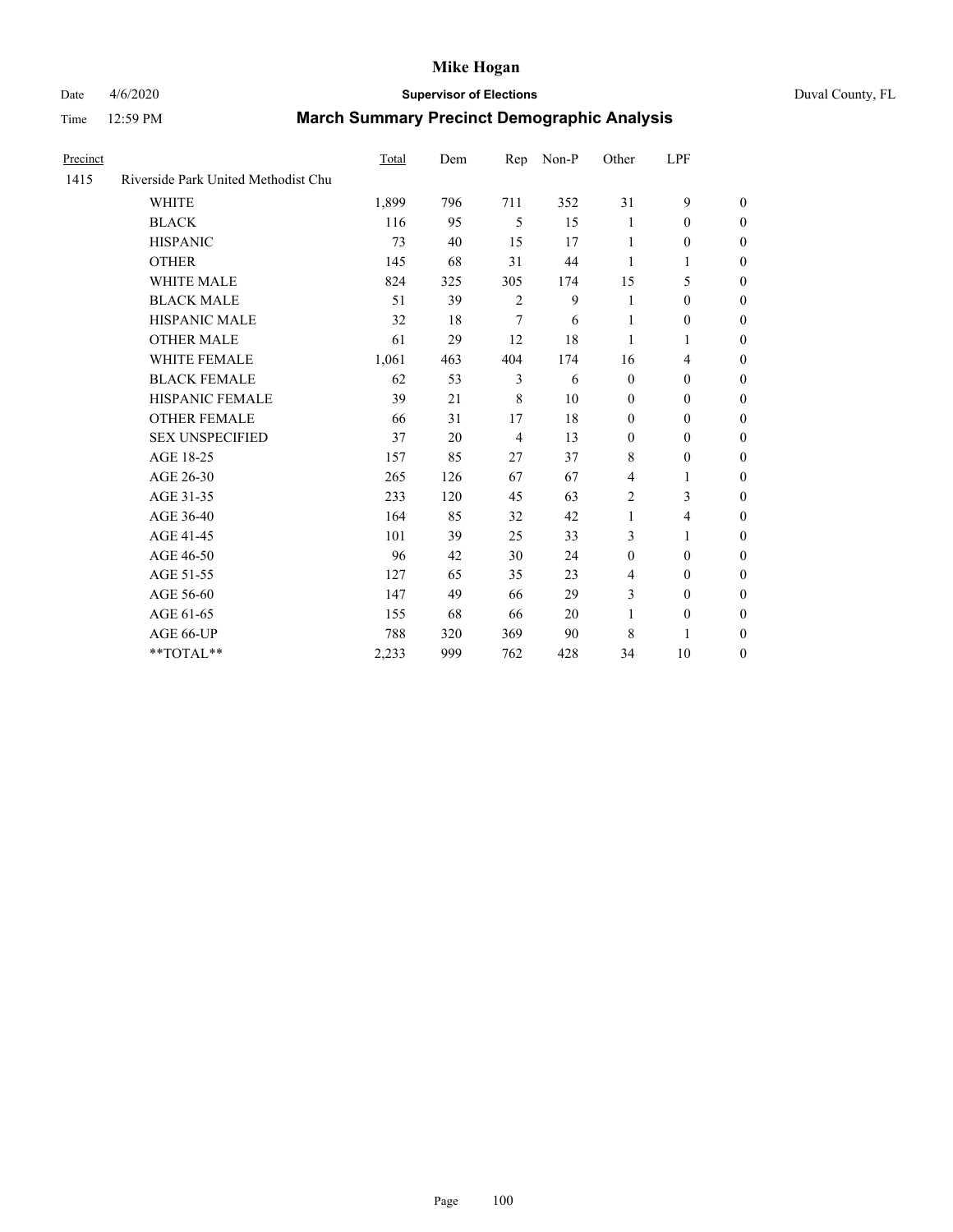# Mike Hogan

Date 4/6/2020 **Supervisor of Elections** Duval County, FL

Time 12:59 PM **March Summary Precinct Demographic Analysis**

| Precinct | | Total | Dem | Rep | Non-P | Other | LPF | |
|---|---|---|---|---|---|---|---|---|
| 1415 | Riverside Park United Methodist Chu | | | | | | | |
| | WHITE | 1,899 | 796 | 711 | 352 | 31 | 9 | 0 |
| | BLACK | 116 | 95 | 5 | 15 | 1 | 0 | 0 |
| | HISPANIC | 73 | 40 | 15 | 17 | 1 | 0 | 0 |
| | OTHER | 145 | 68 | 31 | 44 | 1 | 1 | 0 |
| | WHITE MALE | 824 | 325 | 305 | 174 | 15 | 5 | 0 |
| | BLACK MALE | 51 | 39 | 2 | 9 | 1 | 0 | 0 |
| | HISPANIC MALE | 32 | 18 | 7 | 6 | 1 | 0 | 0 |
| | OTHER MALE | 61 | 29 | 12 | 18 | 1 | 1 | 0 |
| | WHITE FEMALE | 1,061 | 463 | 404 | 174 | 16 | 4 | 0 |
| | BLACK FEMALE | 62 | 53 | 3 | 6 | 0 | 0 | 0 |
| | HISPANIC FEMALE | 39 | 21 | 8 | 10 | 0 | 0 | 0 |
| | OTHER FEMALE | 66 | 31 | 17 | 18 | 0 | 0 | 0 |
| | SEX UNSPECIFIED | 37 | 20 | 4 | 13 | 0 | 0 | 0 |
| | AGE 18-25 | 157 | 85 | 27 | 37 | 8 | 0 | 0 |
| | AGE 26-30 | 265 | 126 | 67 | 67 | 4 | 1 | 0 |
| | AGE 31-35 | 233 | 120 | 45 | 63 | 2 | 3 | 0 |
| | AGE 36-40 | 164 | 85 | 32 | 42 | 1 | 4 | 0 |
| | AGE 41-45 | 101 | 39 | 25 | 33 | 3 | 1 | 0 |
| | AGE 46-50 | 96 | 42 | 30 | 24 | 0 | 0 | 0 |
| | AGE 51-55 | 127 | 65 | 35 | 23 | 4 | 0 | 0 |
| | AGE 56-60 | 147 | 49 | 66 | 29 | 3 | 0 | 0 |
| | AGE 61-65 | 155 | 68 | 66 | 20 | 1 | 0 | 0 |
| | AGE 66-UP | 788 | 320 | 369 | 90 | 8 | 1 | 0 |
| | **TOTAL** | 2,233 | 999 | 762 | 428 | 34 | 10 | 0 |